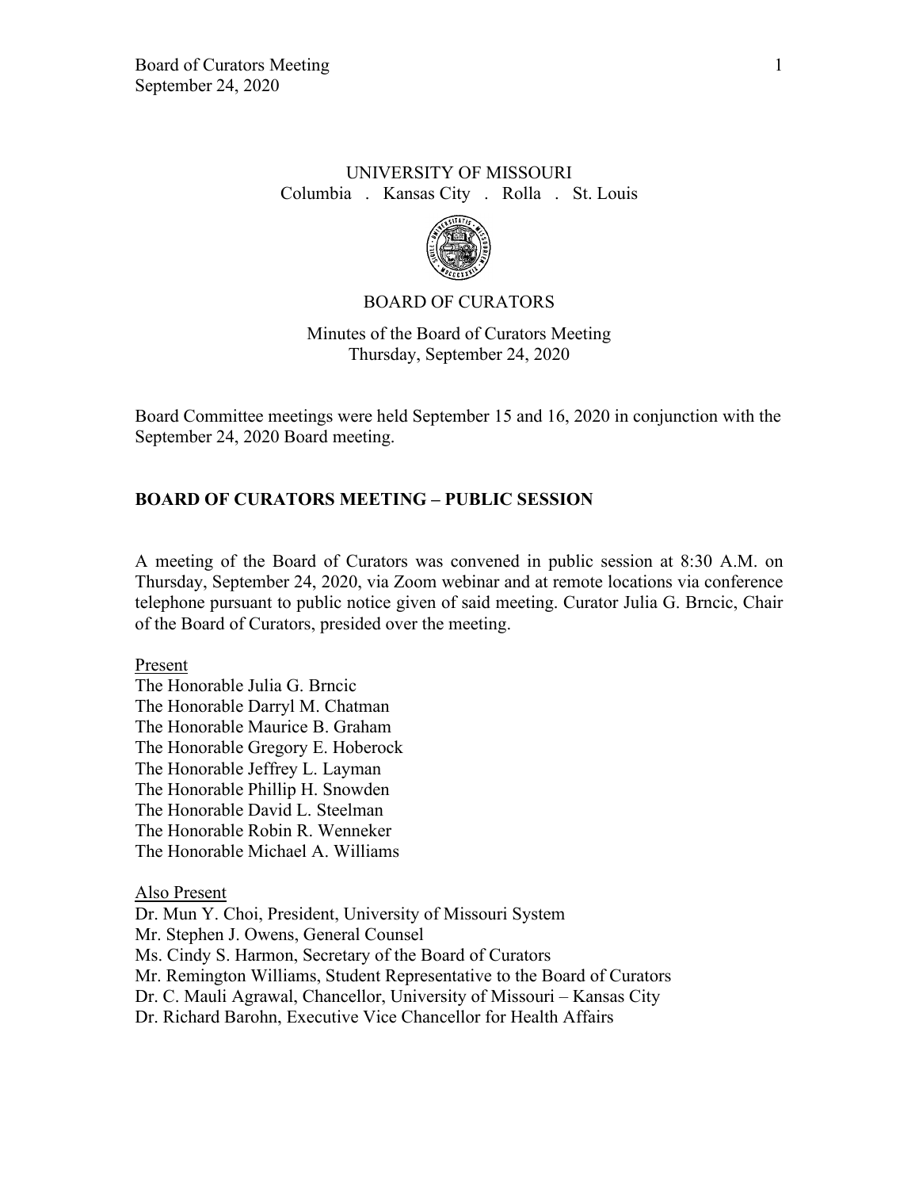UNIVERSITY OF MISSOURI

Columbia . Kansas City . Rolla . St. Louis

BOARD OF CURATORS

Minutes of the Board of Curators Meeting
Thursday, September 24, 2020

Board Committee meetings were held September 15 and 16, 2020 in conjunction with the September 24, 2020 Board meeting.

**BOARD OF CURATORS MEETING – PUBLIC SESSION**

A meeting of the Board of Curators was convened in public session at 8:30 A.M. on Thursday, September 24, 2020, via Zoom webinar and at remote locations via conference telephone pursuant to public notice given of said meeting. Curator Julia G. Brncic, Chair of the Board of Curators, presided over the meeting.

Present

The Honorable Julia G. Brncic
The Honorable Darryl M. Chatman
The Honorable Maurice B. Graham
The Honorable Gregory E. Hoberock
The Honorable Jeffrey L. Layman
The Honorable Phillip H. Snowden
The Honorable David L. Steelman
The Honorable Robin R. Wenneker
The Honorable Michael A. Williams

Also Present

Dr. Mun Y. Choi, President, University of Missouri System
Mr. Stephen J. Owens, General Counsel
Ms. Cindy S. Harmon, Secretary of the Board of Curators
Mr. Remington Williams, Student Representative to the Board of Curators
Dr. C. Mauli Agrawal, Chancellor, University of Missouri – Kansas City
Dr. Richard Barohn, Executive Vice Chancellor for Health Affairs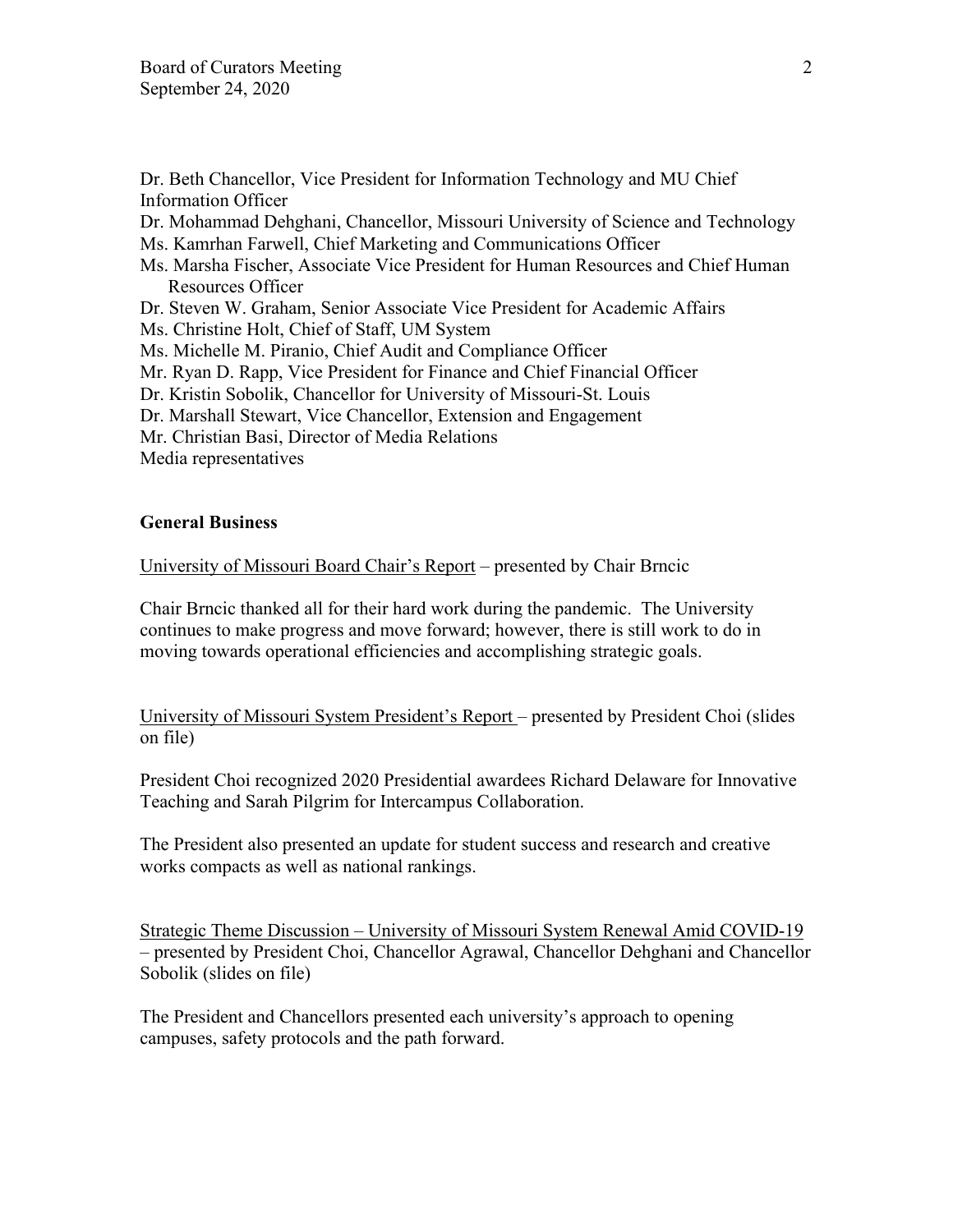Dr. Beth Chancellor, Vice President for Information Technology and MU Chief Information Officer
Dr. Mohammad Dehghani, Chancellor, Missouri University of Science and Technology
Ms. Kamrhan Farwell, Chief Marketing and Communications Officer
Ms. Marsha Fischer, Associate Vice President for Human Resources and Chief Human Resources Officer
Dr. Steven W. Graham, Senior Associate Vice President for Academic Affairs
Ms. Christine Holt, Chief of Staff, UM System
Ms. Michelle M. Piranio, Chief Audit and Compliance Officer
Mr. Ryan D. Rapp, Vice President for Finance and Chief Financial Officer
Dr. Kristin Sobolik, Chancellor for University of Missouri-St. Louis
Dr. Marshall Stewart, Vice Chancellor, Extension and Engagement
Mr. Christian Basi, Director of Media Relations
Media representatives

**General Business**

University of Missouri Board Chair's Report – presented by Chair Brncic

Chair Brncic thanked all for their hard work during the pandemic. The University continues to make progress and move forward; however, there is still work to do in moving towards operational efficiencies and accomplishing strategic goals.

University of Missouri System President's Report – presented by President Choi (slides on file)

President Choi recognized 2020 Presidential awardees Richard Delaware for Innovative Teaching and Sarah Pilgrim for Intercampus Collaboration.

The President also presented an update for student success and research and creative works compacts as well as national rankings.

Strategic Theme Discussion – University of Missouri System Renewal Amid COVID-19 – presented by President Choi, Chancellor Agrawal, Chancellor Dehghani and Chancellor Sobolik (slides on file)

The President and Chancellors presented each university's approach to opening campuses, safety protocols and the path forward.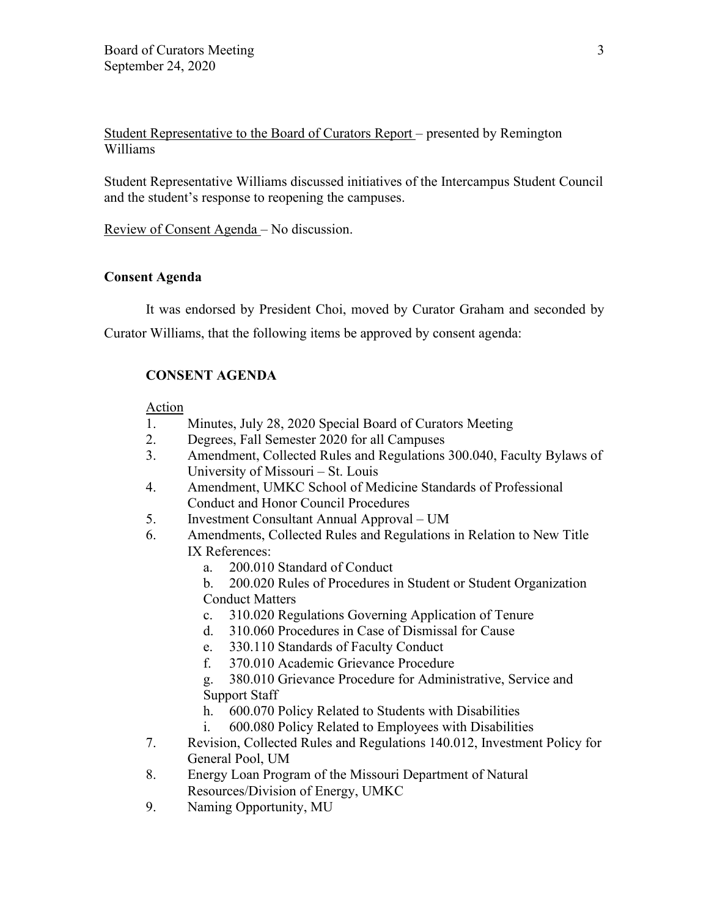Student Representative to the Board of Curators Report – presented by Remington Williams

Student Representative Williams discussed initiatives of the Intercampus Student Council and the student's response to reopening the campuses.

Review of Consent Agenda – No discussion.

**Consent Agenda**

It was endorsed by President Choi, moved by Curator Graham and seconded by Curator Williams, that the following items be approved by consent agenda:

**CONSENT AGENDA**

Action

1. Minutes, July 28, 2020 Special Board of Curators Meeting
2. Degrees, Fall Semester 2020 for all Campuses
3. Amendment, Collected Rules and Regulations 300.040, Faculty Bylaws of University of Missouri – St. Louis
4. Amendment, UMKC School of Medicine Standards of Professional Conduct and Honor Council Procedures
5. Investment Consultant Annual Approval – UM
6. Amendments, Collected Rules and Regulations in Relation to New Title IX References:
   a. 200.010 Standard of Conduct
   b. 200.020 Rules of Procedures in Student or Student Organization Conduct Matters
   c. 310.020 Regulations Governing Application of Tenure
   d. 310.060 Procedures in Case of Dismissal for Cause
   e. 330.110 Standards of Faculty Conduct
   f. 370.010 Academic Grievance Procedure
   g. 380.010 Grievance Procedure for Administrative, Service and Support Staff
   h. 600.070 Policy Related to Students with Disabilities
   i. 600.080 Policy Related to Employees with Disabilities
7. Revision, Collected Rules and Regulations 140.012, Investment Policy for General Pool, UM
8. Energy Loan Program of the Missouri Department of Natural Resources/Division of Energy, UMKC
9. Naming Opportunity, MU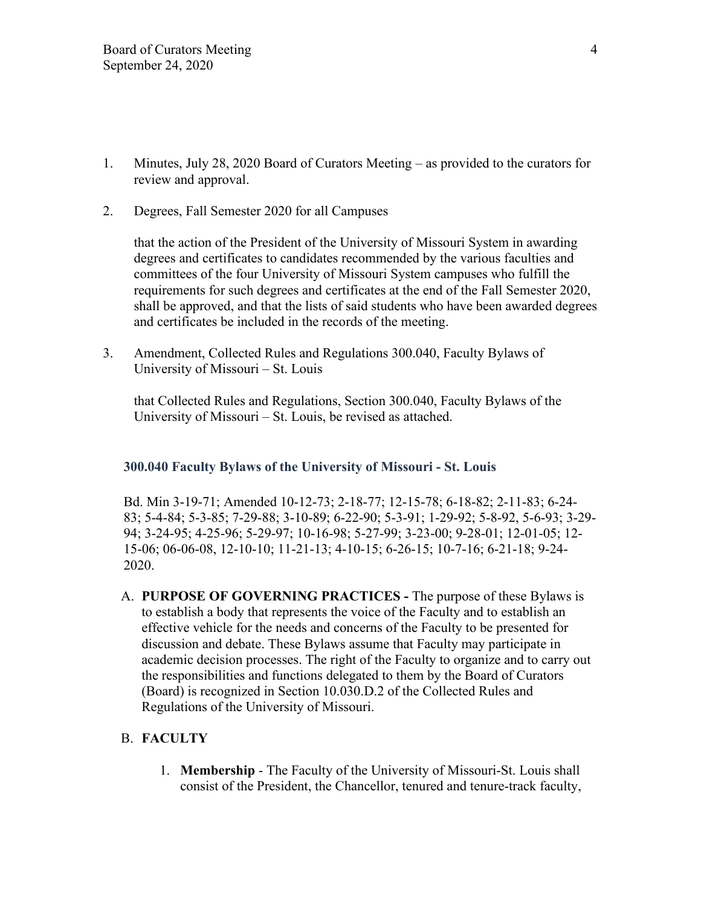1. Minutes, July 28, 2020 Board of Curators Meeting – as provided to the curators for review and approval.

2. Degrees, Fall Semester 2020 for all Campuses

   that the action of the President of the University of Missouri System in awarding degrees and certificates to candidates recommended by the various faculties and committees of the four University of Missouri System campuses who fulfill the requirements for such degrees and certificates at the end of the Fall Semester 2020, shall be approved, and that the lists of said students who have been awarded degrees and certificates be included in the records of the meeting.

3. Amendment, Collected Rules and Regulations 300.040, Faculty Bylaws of University of Missouri – St. Louis

   that Collected Rules and Regulations, Section 300.040, Faculty Bylaws of the University of Missouri – St. Louis, be revised as attached.

### 300.040 Faculty Bylaws of the University of Missouri - St. Louis

Bd. Min 3-19-71; Amended 10-12-73; 2-18-77; 12-15-78; 6-18-82; 2-11-83; 6-24-83; 5-4-84; 5-3-85; 7-29-88; 3-10-89; 6-22-90; 5-3-91; 1-29-92; 5-8-92, 5-6-93; 3-29-94; 3-24-95; 4-25-96; 5-29-97; 10-16-98; 5-27-99; 3-23-00; 9-28-01; 12-01-05; 12-15-06; 06-06-08, 12-10-10; 11-21-13; 4-10-15; 6-26-15; 10-7-16; 6-21-18; 9-24-2020.

A. **PURPOSE OF GOVERNING PRACTICES -** The purpose of these Bylaws is to establish a body that represents the voice of the Faculty and to establish an effective vehicle for the needs and concerns of the Faculty to be presented for discussion and debate. These Bylaws assume that Faculty may participate in academic decision processes. The right of the Faculty to organize and to carry out the responsibilities and functions delegated to them by the Board of Curators (Board) is recognized in Section 10.030.D.2 of the Collected Rules and Regulations of the University of Missouri.

B. **FACULTY**

   1. **Membership** - The Faculty of the University of Missouri-St. Louis shall consist of the President, the Chancellor, tenured and tenure-track faculty,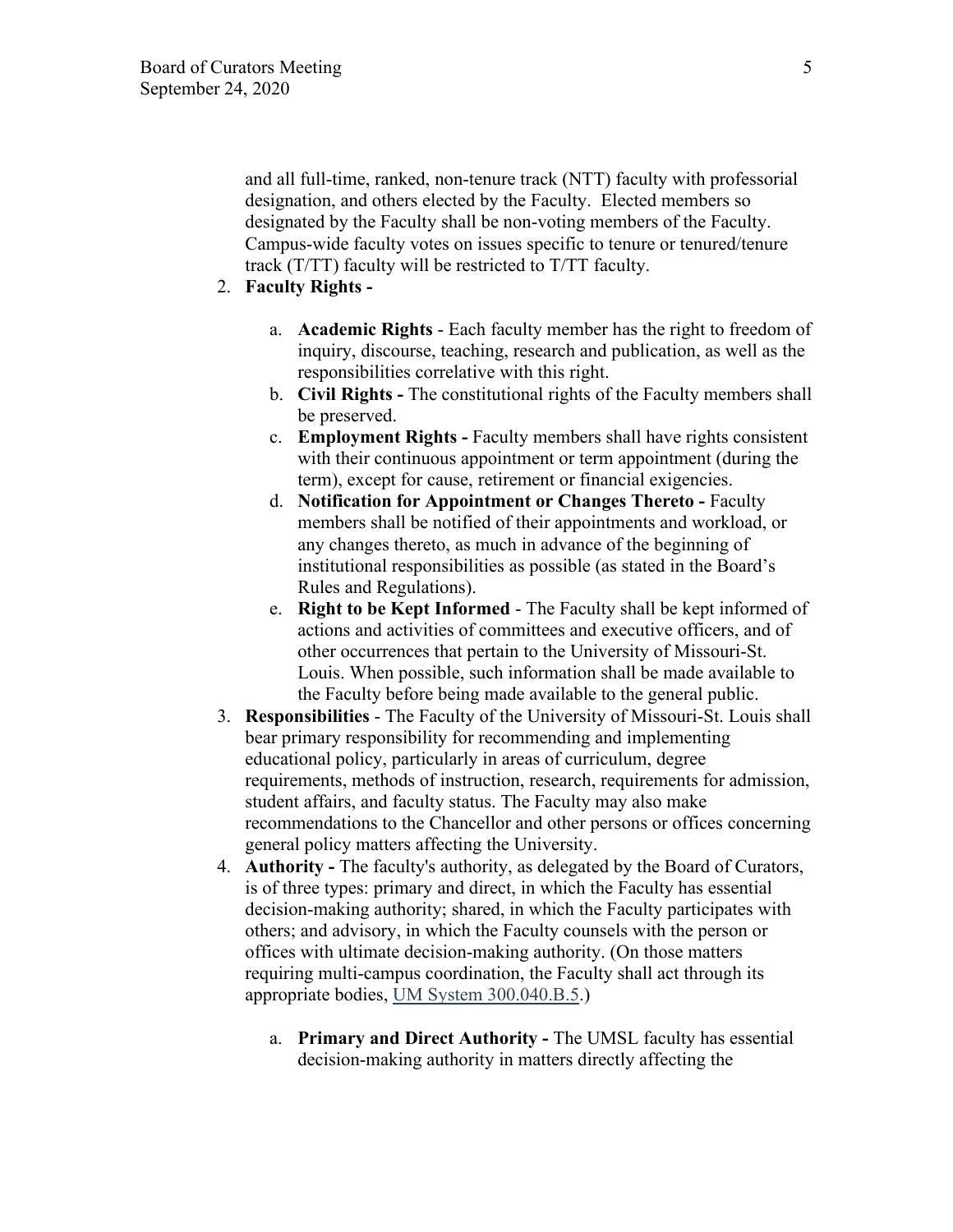and all full-time, ranked, non-tenure track (NTT) faculty with professorial designation, and others elected by the Faculty. Elected members so designated by the Faculty shall be non-voting members of the Faculty. Campus-wide faculty votes on issues specific to tenure or tenured/tenure track (T/TT) faculty will be restricted to T/TT faculty.

2. **Faculty Rights -**

    a. **Academic Rights** - Each faculty member has the right to freedom of inquiry, discourse, teaching, research and publication, as well as the responsibilities correlative with this right.
    b. **Civil Rights -** The constitutional rights of the Faculty members shall be preserved.
    c. **Employment Rights -** Faculty members shall have rights consistent with their continuous appointment or term appointment (during the term), except for cause, retirement or financial exigencies.
    d. **Notification for Appointment or Changes Thereto -** Faculty members shall be notified of their appointments and workload, or any changes thereto, as much in advance of the beginning of institutional responsibilities as possible (as stated in the Board's Rules and Regulations).
    e. **Right to be Kept Informed** - The Faculty shall be kept informed of actions and activities of committees and executive officers, and of other occurrences that pertain to the University of Missouri-St. Louis. When possible, such information shall be made available to the Faculty before being made available to the general public.

3. **Responsibilities** - The Faculty of the University of Missouri-St. Louis shall bear primary responsibility for recommending and implementing educational policy, particularly in areas of curriculum, degree requirements, methods of instruction, research, requirements for admission, student affairs, and faculty status. The Faculty may also make recommendations to the Chancellor and other persons or offices concerning general policy matters affecting the University.

4. **Authority -** The faculty's authority, as delegated by the Board of Curators, is of three types: primary and direct, in which the Faculty has essential decision-making authority; shared, in which the Faculty participates with others; and advisory, in which the Faculty counsels with the person or offices with ultimate decision-making authority. (On those matters requiring multi-campus coordination, the Faculty shall act through its appropriate bodies, UM System 300.040.B.5.)

    a. **Primary and Direct Authority -** The UMSL faculty has essential decision-making authority in matters directly affecting the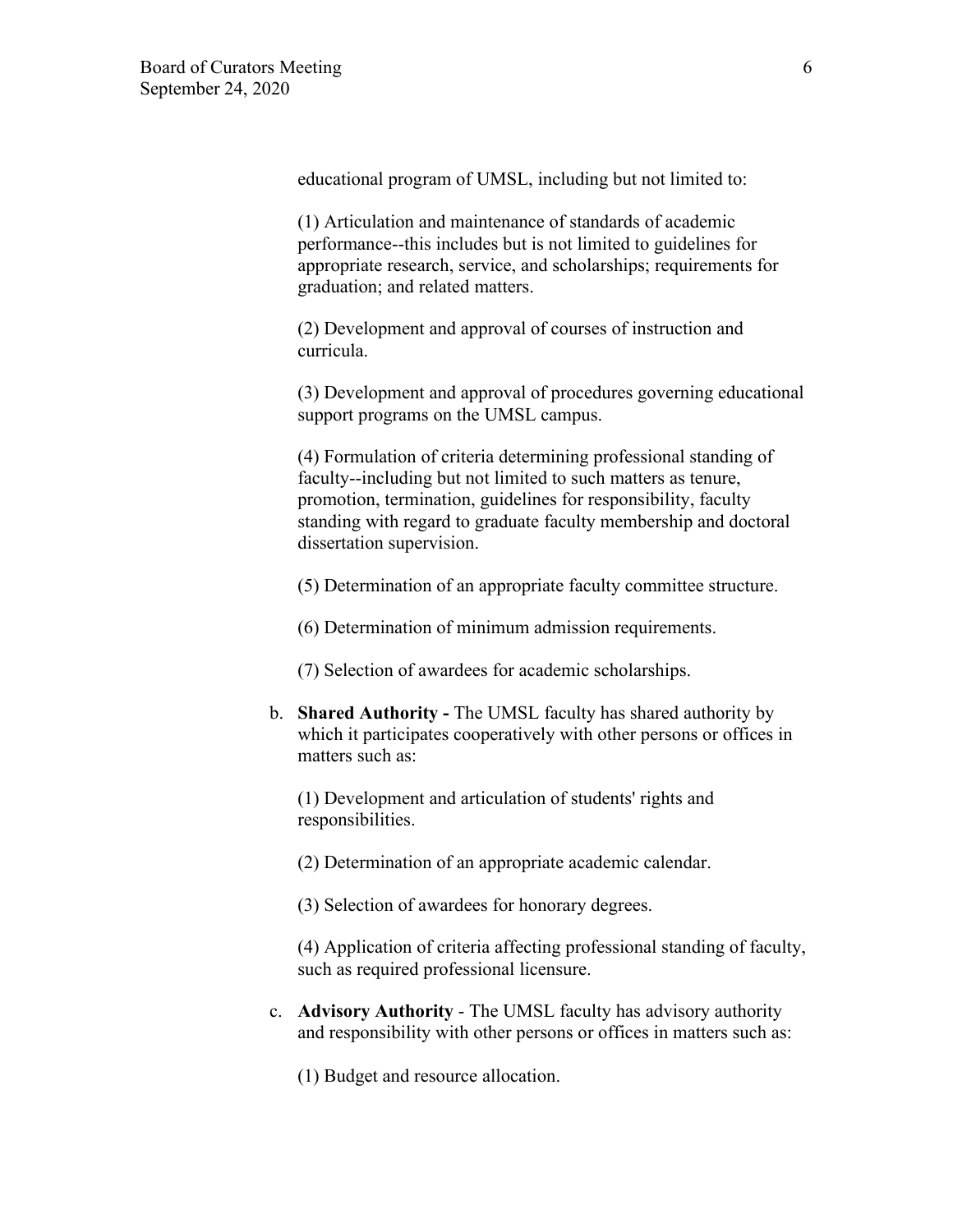educational program of UMSL, including but not limited to:

(1) Articulation and maintenance of standards of academic performance--this includes but is not limited to guidelines for appropriate research, service, and scholarships; requirements for graduation; and related matters.

(2) Development and approval of courses of instruction and curricula.

(3) Development and approval of procedures governing educational support programs on the UMSL campus.

(4) Formulation of criteria determining professional standing of faculty--including but not limited to such matters as tenure, promotion, termination, guidelines for responsibility, faculty standing with regard to graduate faculty membership and doctoral dissertation supervision.

(5) Determination of an appropriate faculty committee structure.

(6) Determination of minimum admission requirements.

(7) Selection of awardees for academic scholarships.

b. **Shared Authority -** The UMSL faculty has shared authority by which it participates cooperatively with other persons or offices in matters such as:

(1) Development and articulation of students' rights and responsibilities.

(2) Determination of an appropriate academic calendar.

(3) Selection of awardees for honorary degrees.

(4) Application of criteria affecting professional standing of faculty, such as required professional licensure.

c. **Advisory Authority** - The UMSL faculty has advisory authority and responsibility with other persons or offices in matters such as:

(1) Budget and resource allocation.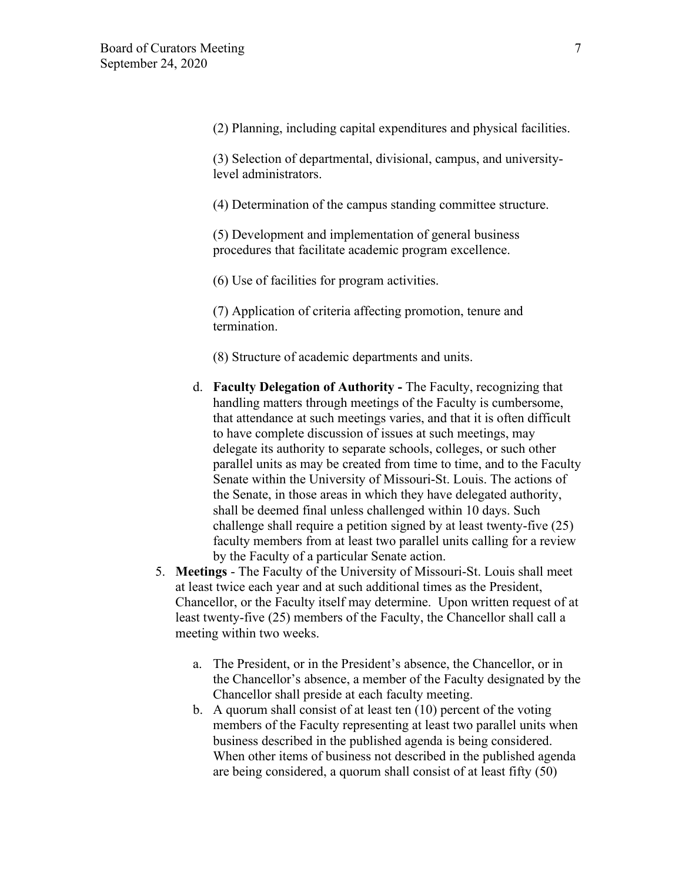(2) Planning, including capital expenditures and physical facilities.

(3) Selection of departmental, divisional, campus, and university-level administrators.

(4) Determination of the campus standing committee structure.

(5) Development and implementation of general business procedures that facilitate academic program excellence.

(6) Use of facilities for program activities.

(7) Application of criteria affecting promotion, tenure and termination.

(8) Structure of academic departments and units.

d. **Faculty Delegation of Authority -** The Faculty, recognizing that handling matters through meetings of the Faculty is cumbersome, that attendance at such meetings varies, and that it is often difficult to have complete discussion of issues at such meetings, may delegate its authority to separate schools, colleges, or such other parallel units as may be created from time to time, and to the Faculty Senate within the University of Missouri-St. Louis. The actions of the Senate, in those areas in which they have delegated authority, shall be deemed final unless challenged within 10 days. Such challenge shall require a petition signed by at least twenty-five (25) faculty members from at least two parallel units calling for a review by the Faculty of a particular Senate action.

5. **Meetings** - The Faculty of the University of Missouri-St. Louis shall meet at least twice each year and at such additional times as the President, Chancellor, or the Faculty itself may determine. Upon written request of at least twenty-five (25) members of the Faculty, the Chancellor shall call a meeting within two weeks.

   a. The President, or in the President's absence, the Chancellor, or in the Chancellor's absence, a member of the Faculty designated by the Chancellor shall preside at each faculty meeting.
   b. A quorum shall consist of at least ten (10) percent of the voting members of the Faculty representing at least two parallel units when business described in the published agenda is being considered. When other items of business not described in the published agenda are being considered, a quorum shall consist of at least fifty (50)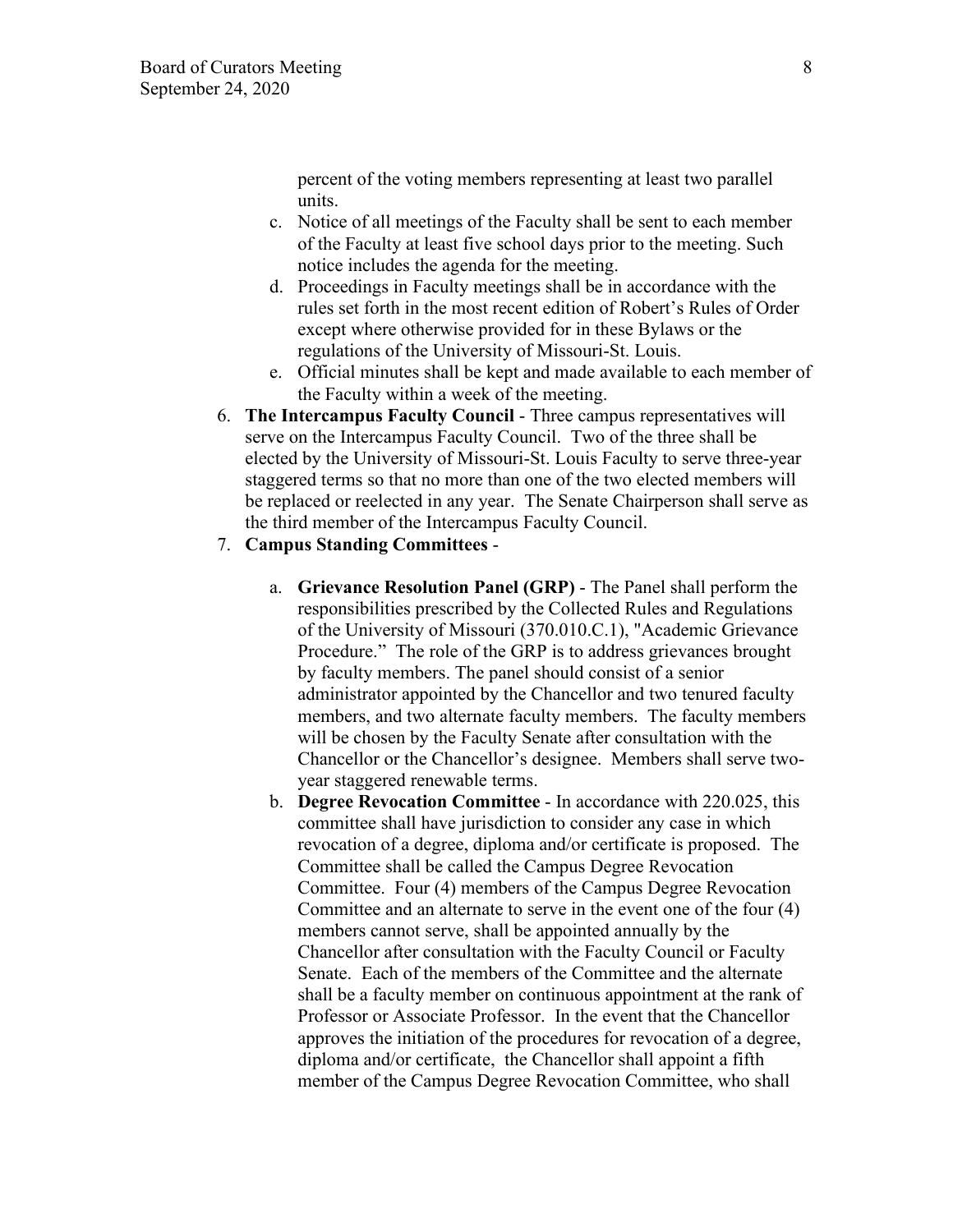percent of the voting members representing at least two parallel units.

   c. Notice of all meetings of the Faculty shall be sent to each member of the Faculty at least five school days prior to the meeting. Such notice includes the agenda for the meeting.
   d. Proceedings in Faculty meetings shall be in accordance with the rules set forth in the most recent edition of Robert's Rules of Order except where otherwise provided for in these Bylaws or the regulations of the University of Missouri-St. Louis.
   e. Official minutes shall be kept and made available to each member of the Faculty within a week of the meeting.

6. **The Intercampus Faculty Council** - Three campus representatives will serve on the Intercampus Faculty Council. Two of the three shall be elected by the University of Missouri-St. Louis Faculty to serve three-year staggered terms so that no more than one of the two elected members will be replaced or reelected in any year. The Senate Chairperson shall serve as the third member of the Intercampus Faculty Council.
7. **Campus Standing Committees** -

   a. **Grievance Resolution Panel (GRP)** - The Panel shall perform the responsibilities prescribed by the Collected Rules and Regulations of the University of Missouri (370.010.C.1), "Academic Grievance Procedure." The role of the GRP is to address grievances brought by faculty members. The panel should consist of a senior administrator appointed by the Chancellor and two tenured faculty members, and two alternate faculty members. The faculty members will be chosen by the Faculty Senate after consultation with the Chancellor or the Chancellor's designee. Members shall serve two-year staggered renewable terms.
   b. **Degree Revocation Committee** - In accordance with 220.025, this committee shall have jurisdiction to consider any case in which revocation of a degree, diploma and/or certificate is proposed. The Committee shall be called the Campus Degree Revocation Committee. Four (4) members of the Campus Degree Revocation Committee and an alternate to serve in the event one of the four (4) members cannot serve, shall be appointed annually by the Chancellor after consultation with the Faculty Council or Faculty Senate. Each of the members of the Committee and the alternate shall be a faculty member on continuous appointment at the rank of Professor or Associate Professor. In the event that the Chancellor approves the initiation of the procedures for revocation of a degree, diploma and/or certificate, the Chancellor shall appoint a fifth member of the Campus Degree Revocation Committee, who shall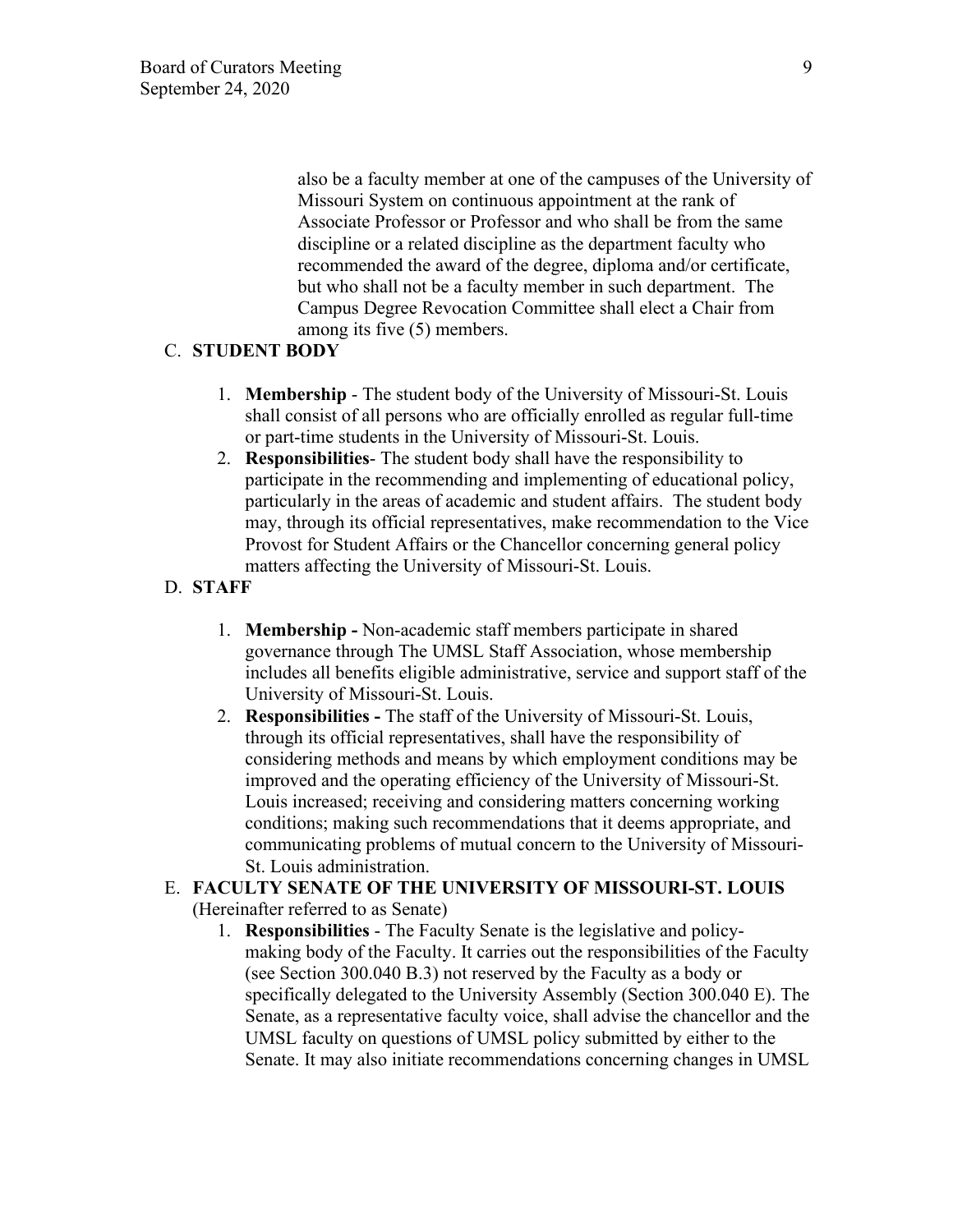also be a faculty member at one of the campuses of the University of Missouri System on continuous appointment at the rank of Associate Professor or Professor and who shall be from the same discipline or a related discipline as the department faculty who recommended the award of the degree, diploma and/or certificate, but who shall not be a faculty member in such department. The Campus Degree Revocation Committee shall elect a Chair from among its five (5) members.

C. **STUDENT BODY**

1. **Membership** - The student body of the University of Missouri-St. Louis shall consist of all persons who are officially enrolled as regular full-time or part-time students in the University of Missouri-St. Louis.
2. **Responsibilities**- The student body shall have the responsibility to participate in the recommending and implementing of educational policy, particularly in the areas of academic and student affairs. The student body may, through its official representatives, make recommendation to the Vice Provost for Student Affairs or the Chancellor concerning general policy matters affecting the University of Missouri-St. Louis.

D. **STAFF**

1. **Membership -** Non-academic staff members participate in shared governance through The UMSL Staff Association, whose membership includes all benefits eligible administrative, service and support staff of the University of Missouri-St. Louis.
2. **Responsibilities -** The staff of the University of Missouri-St. Louis, through its official representatives, shall have the responsibility of considering methods and means by which employment conditions may be improved and the operating efficiency of the University of Missouri-St. Louis increased; receiving and considering matters concerning working conditions; making such recommendations that it deems appropriate, and communicating problems of mutual concern to the University of Missouri-St. Louis administration.

E. **FACULTY SENATE OF THE UNIVERSITY OF MISSOURI-ST. LOUIS** (Hereinafter referred to as Senate)

1. **Responsibilities** - The Faculty Senate is the legislative and policy-making body of the Faculty. It carries out the responsibilities of the Faculty (see Section 300.040 B.3) not reserved by the Faculty as a body or specifically delegated to the University Assembly (Section 300.040 E). The Senate, as a representative faculty voice, shall advise the chancellor and the UMSL faculty on questions of UMSL policy submitted by either to the Senate. It may also initiate recommendations concerning changes in UMSL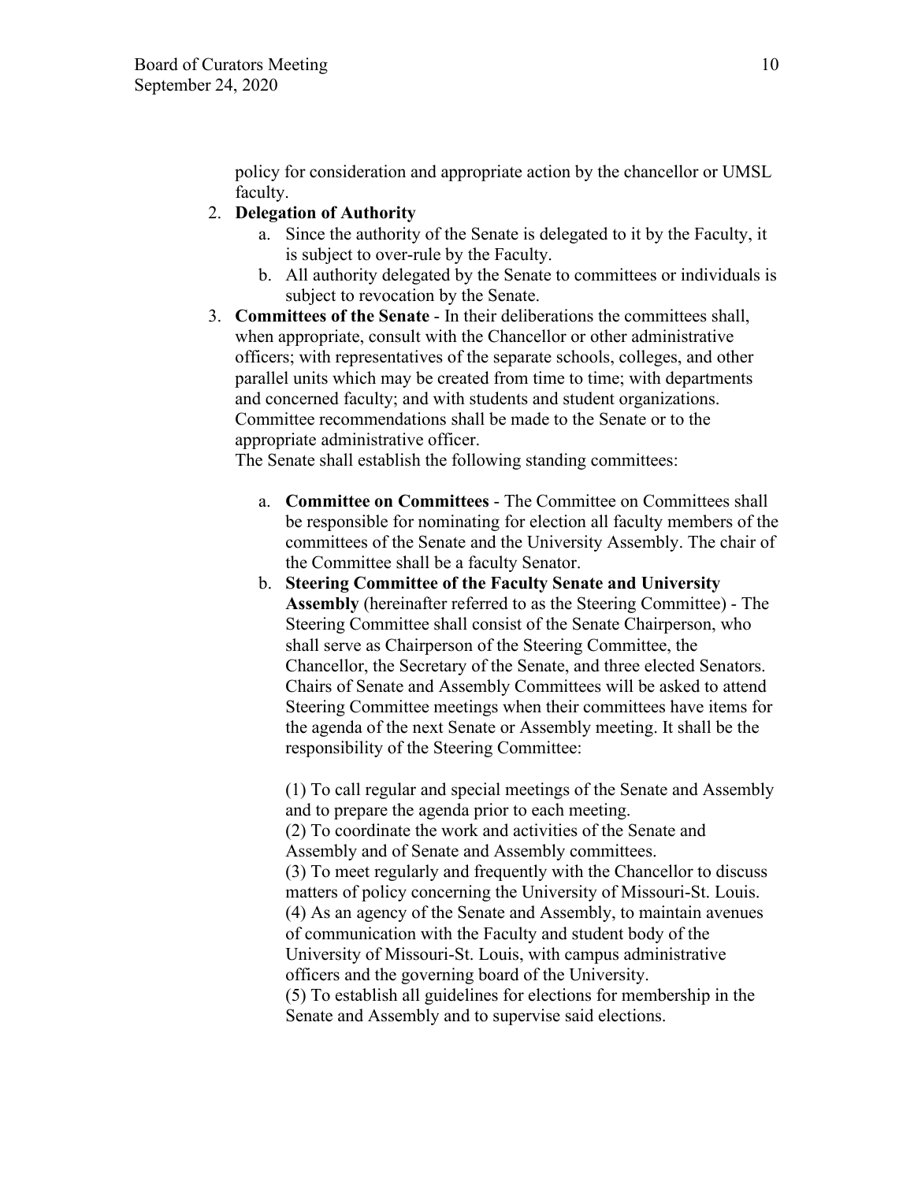policy for consideration and appropriate action by the chancellor or UMSL faculty.

2. **Delegation of Authority**
   a. Since the authority of the Senate is delegated to it by the Faculty, it is subject to over-rule by the Faculty.
   b. All authority delegated by the Senate to committees or individuals is subject to revocation by the Senate.
3. **Committees of the Senate** - In their deliberations the committees shall, when appropriate, consult with the Chancellor or other administrative officers; with representatives of the separate schools, colleges, and other parallel units which may be created from time to time; with departments and concerned faculty; and with students and student organizations. Committee recommendations shall be made to the Senate or to the appropriate administrative officer.
   The Senate shall establish the following standing committees:

   a. **Committee on Committees** - The Committee on Committees shall be responsible for nominating for election all faculty members of the committees of the Senate and the University Assembly. The chair of the Committee shall be a faculty Senator.
   b. **Steering Committee of the Faculty Senate and University Assembly** (hereinafter referred to as the Steering Committee) - The Steering Committee shall consist of the Senate Chairperson, who shall serve as Chairperson of the Steering Committee, the Chancellor, the Secretary of the Senate, and three elected Senators. Chairs of Senate and Assembly Committees will be asked to attend Steering Committee meetings when their committees have items for the agenda of the next Senate or Assembly meeting. It shall be the responsibility of the Steering Committee:

      (1) To call regular and special meetings of the Senate and Assembly and to prepare the agenda prior to each meeting.
      (2) To coordinate the work and activities of the Senate and Assembly and of Senate and Assembly committees.
      (3) To meet regularly and frequently with the Chancellor to discuss matters of policy concerning the University of Missouri-St. Louis.
      (4) As an agency of the Senate and Assembly, to maintain avenues of communication with the Faculty and student body of the University of Missouri-St. Louis, with campus administrative officers and the governing board of the University.
      (5) To establish all guidelines for elections for membership in the Senate and Assembly and to supervise said elections.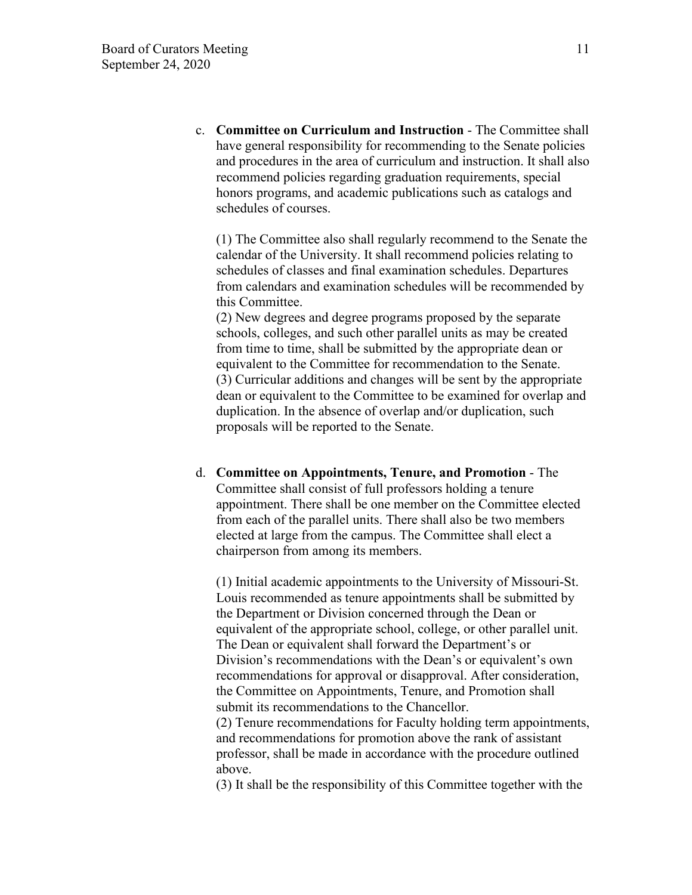c. **Committee on Curriculum and Instruction** - The Committee shall have general responsibility for recommending to the Senate policies and procedures in the area of curriculum and instruction. It shall also recommend policies regarding graduation requirements, special honors programs, and academic publications such as catalogs and schedules of courses.

   (1) The Committee also shall regularly recommend to the Senate the calendar of the University. It shall recommend policies relating to schedules of classes and final examination schedules. Departures from calendars and examination schedules will be recommended by this Committee.
   (2) New degrees and degree programs proposed by the separate schools, colleges, and such other parallel units as may be created from time to time, shall be submitted by the appropriate dean or equivalent to the Committee for recommendation to the Senate.
   (3) Curricular additions and changes will be sent by the appropriate dean or equivalent to the Committee to be examined for overlap and duplication. In the absence of overlap and/or duplication, such proposals will be reported to the Senate.

d. **Committee on Appointments, Tenure, and Promotion** - The Committee shall consist of full professors holding a tenure appointment. There shall be one member on the Committee elected from each of the parallel units. There shall also be two members elected at large from the campus. The Committee shall elect a chairperson from among its members.

   (1) Initial academic appointments to the University of Missouri-St. Louis recommended as tenure appointments shall be submitted by the Department or Division concerned through the Dean or equivalent of the appropriate school, college, or other parallel unit. The Dean or equivalent shall forward the Department's or Division's recommendations with the Dean's or equivalent's own recommendations for approval or disapproval. After consideration, the Committee on Appointments, Tenure, and Promotion shall submit its recommendations to the Chancellor.
   (2) Tenure recommendations for Faculty holding term appointments, and recommendations for promotion above the rank of assistant professor, shall be made in accordance with the procedure outlined above.
   (3) It shall be the responsibility of this Committee together with the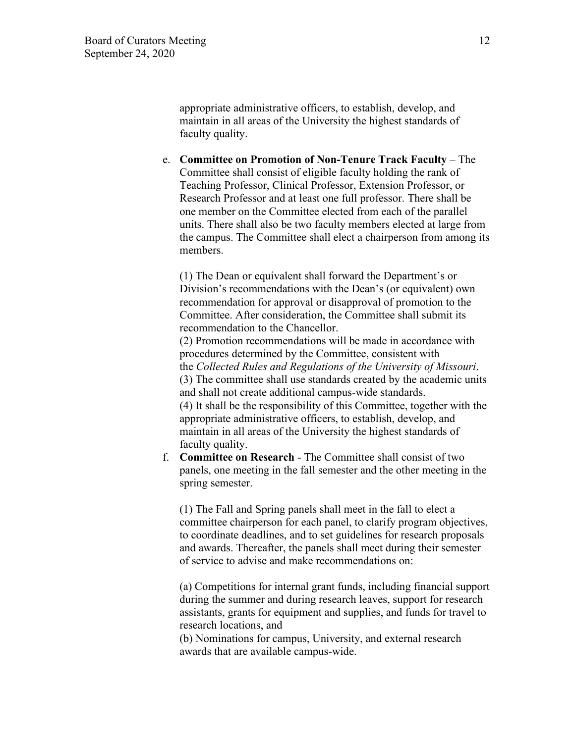appropriate administrative officers, to establish, develop, and maintain in all areas of the University the highest standards of faculty quality.

e. **Committee on Promotion of Non-Tenure Track Faculty** – The Committee shall consist of eligible faculty holding the rank of Teaching Professor, Clinical Professor, Extension Professor, or Research Professor and at least one full professor. There shall be one member on the Committee elected from each of the parallel units. There shall also be two faculty members elected at large from the campus. The Committee shall elect a chairperson from among its members.

   (1) The Dean or equivalent shall forward the Department's or Division's recommendations with the Dean's (or equivalent) own recommendation for approval or disapproval of promotion to the Committee. After consideration, the Committee shall submit its recommendation to the Chancellor.
   (2) Promotion recommendations will be made in accordance with procedures determined by the Committee, consistent with the *Collected Rules and Regulations of the University of Missouri*.
   (3) The committee shall use standards created by the academic units and shall not create additional campus-wide standards.
   (4) It shall be the responsibility of this Committee, together with the appropriate administrative officers, to establish, develop, and maintain in all areas of the University the highest standards of faculty quality.

f. **Committee on Research** - The Committee shall consist of two panels, one meeting in the fall semester and the other meeting in the spring semester.

   (1) The Fall and Spring panels shall meet in the fall to elect a committee chairperson for each panel, to clarify program objectives, to coordinate deadlines, and to set guidelines for research proposals and awards. Thereafter, the panels shall meet during their semester of service to advise and make recommendations on:

   (a) Competitions for internal grant funds, including financial support during the summer and during research leaves, support for research assistants, grants for equipment and supplies, and funds for travel to research locations, and
   (b) Nominations for campus, University, and external research awards that are available campus-wide.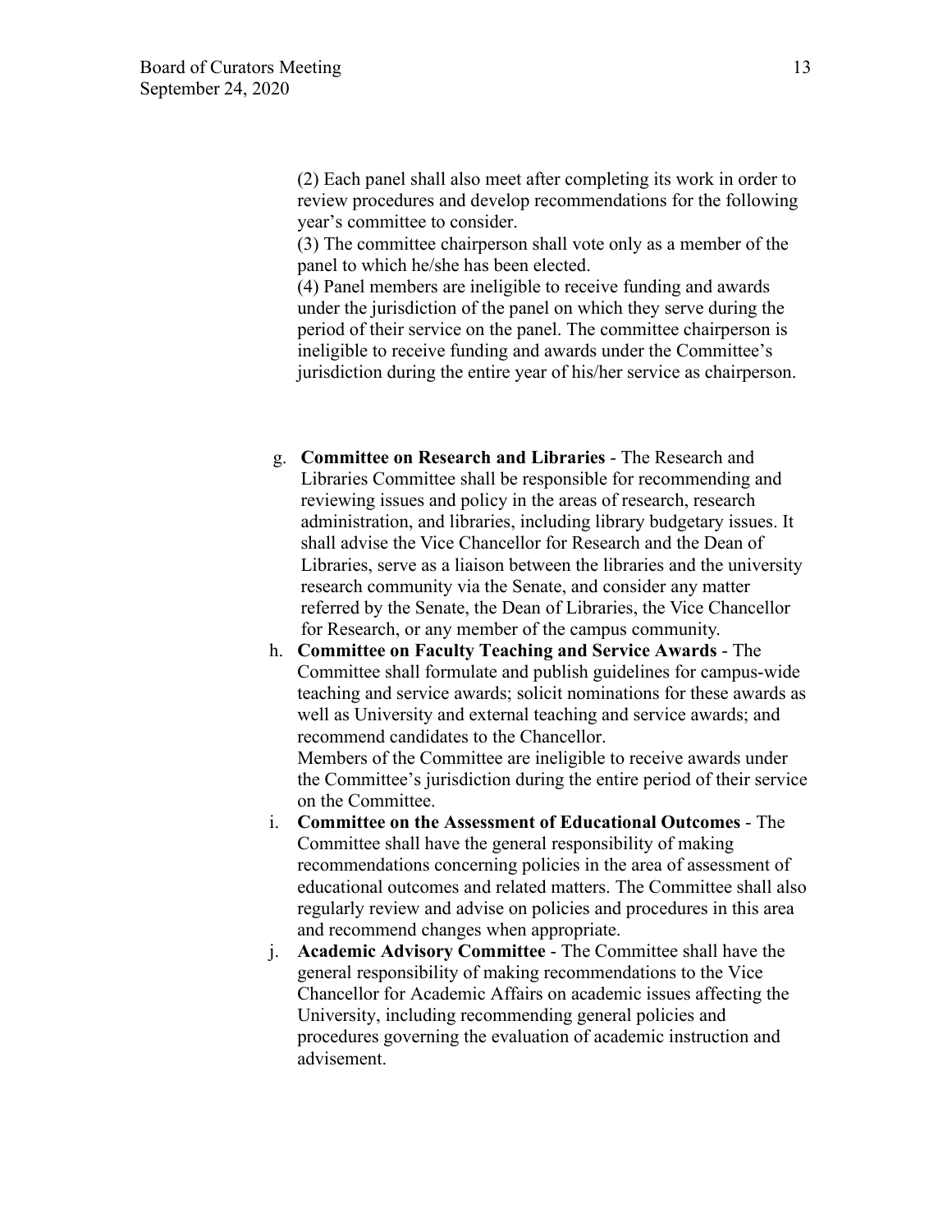(2) Each panel shall also meet after completing its work in order to review procedures and develop recommendations for the following year's committee to consider.

(3) The committee chairperson shall vote only as a member of the panel to which he/she has been elected.

(4) Panel members are ineligible to receive funding and awards under the jurisdiction of the panel on which they serve during the period of their service on the panel. The committee chairperson is ineligible to receive funding and awards under the Committee's jurisdiction during the entire year of his/her service as chairperson.

g. **Committee on Research and Libraries** - The Research and Libraries Committee shall be responsible for recommending and reviewing issues and policy in the areas of research, research administration, and libraries, including library budgetary issues. It shall advise the Vice Chancellor for Research and the Dean of Libraries, serve as a liaison between the libraries and the university research community via the Senate, and consider any matter referred by the Senate, the Dean of Libraries, the Vice Chancellor for Research, or any member of the campus community.

h. **Committee on Faculty Teaching and Service Awards** - The Committee shall formulate and publish guidelines for campus-wide teaching and service awards; solicit nominations for these awards as well as University and external teaching and service awards; and recommend candidates to the Chancellor.
Members of the Committee are ineligible to receive awards under the Committee's jurisdiction during the entire period of their service on the Committee.

i. **Committee on the Assessment of Educational Outcomes** - The Committee shall have the general responsibility of making recommendations concerning policies in the area of assessment of educational outcomes and related matters. The Committee shall also regularly review and advise on policies and procedures in this area and recommend changes when appropriate.

j. **Academic Advisory Committee** - The Committee shall have the general responsibility of making recommendations to the Vice Chancellor for Academic Affairs on academic issues affecting the University, including recommending general policies and procedures governing the evaluation of academic instruction and advisement.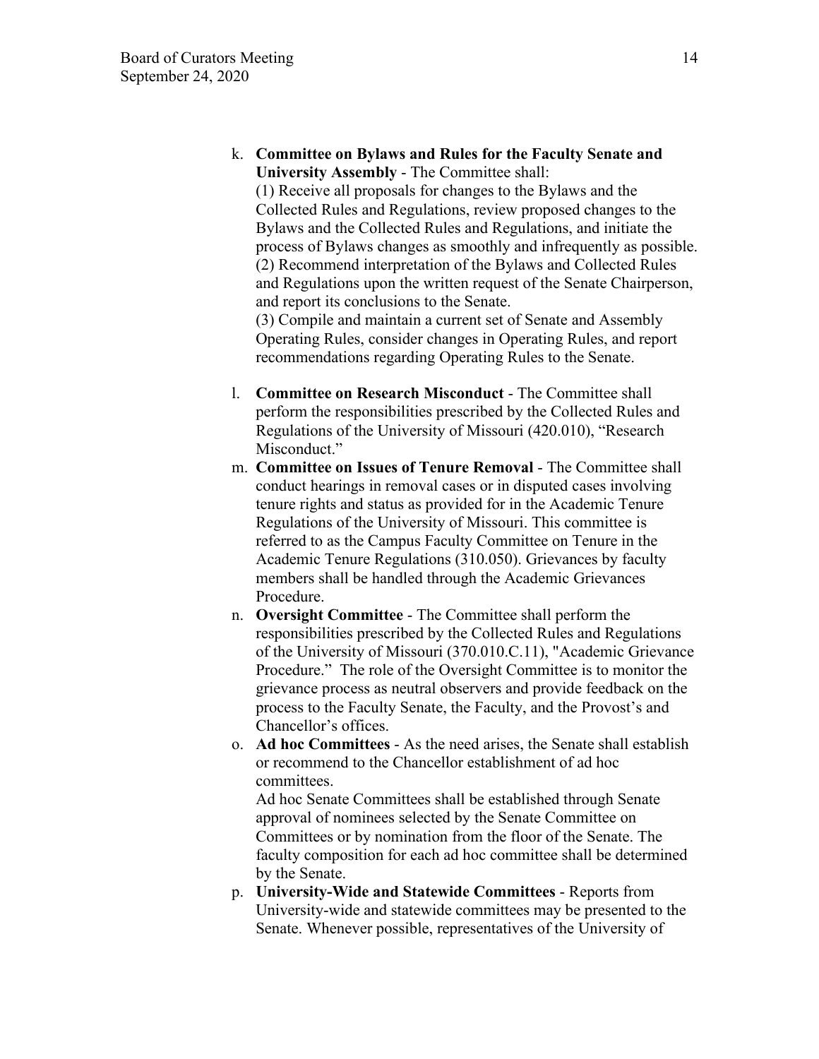k. **Committee on Bylaws and Rules for the Faculty Senate and University Assembly** - The Committee shall:
(1) Receive all proposals for changes to the Bylaws and the Collected Rules and Regulations, review proposed changes to the Bylaws and the Collected Rules and Regulations, and initiate the process of Bylaws changes as smoothly and infrequently as possible.
(2) Recommend interpretation of the Bylaws and Collected Rules and Regulations upon the written request of the Senate Chairperson, and report its conclusions to the Senate.
(3) Compile and maintain a current set of Senate and Assembly Operating Rules, consider changes in Operating Rules, and report recommendations regarding Operating Rules to the Senate.

l. **Committee on Research Misconduct** - The Committee shall perform the responsibilities prescribed by the Collected Rules and Regulations of the University of Missouri (420.010), "Research Misconduct."

m. **Committee on Issues of Tenure Removal** - The Committee shall conduct hearings in removal cases or in disputed cases involving tenure rights and status as provided for in the Academic Tenure Regulations of the University of Missouri. This committee is referred to as the Campus Faculty Committee on Tenure in the Academic Tenure Regulations (310.050). Grievances by faculty members shall be handled through the Academic Grievances Procedure.

n. **Oversight Committee** - The Committee shall perform the responsibilities prescribed by the Collected Rules and Regulations of the University of Missouri (370.010.C.11), "Academic Grievance Procedure." The role of the Oversight Committee is to monitor the grievance process as neutral observers and provide feedback on the process to the Faculty Senate, the Faculty, and the Provost's and Chancellor's offices.

o. **Ad hoc Committees** - As the need arises, the Senate shall establish or recommend to the Chancellor establishment of ad hoc committees.
Ad hoc Senate Committees shall be established through Senate approval of nominees selected by the Senate Committee on Committees or by nomination from the floor of the Senate. The faculty composition for each ad hoc committee shall be determined by the Senate.

p. **University-Wide and Statewide Committees** - Reports from University-wide and statewide committees may be presented to the Senate. Whenever possible, representatives of the University of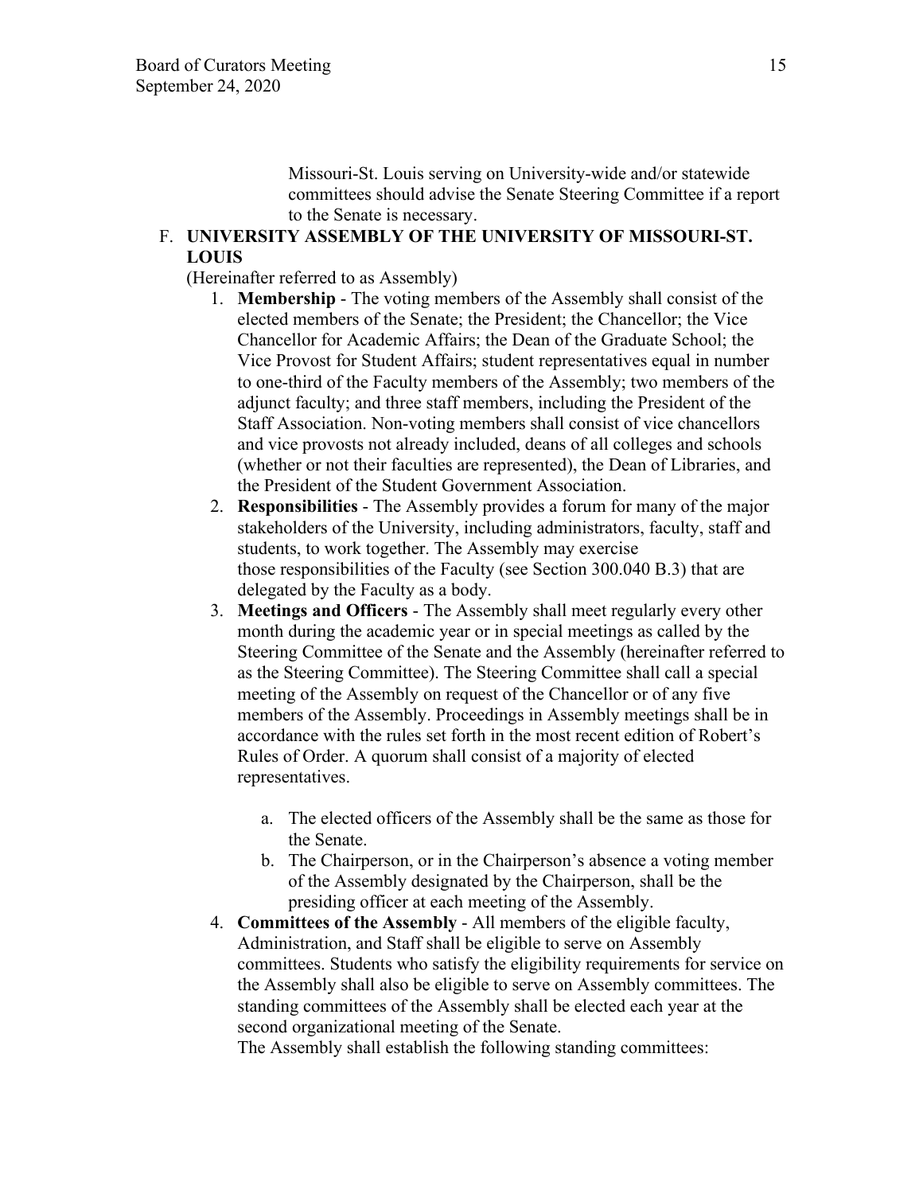Missouri-St. Louis serving on University-wide and/or statewide committees should advise the Senate Steering Committee if a report to the Senate is necessary.

F. **UNIVERSITY ASSEMBLY OF THE UNIVERSITY OF MISSOURI-ST. LOUIS**

(Hereinafter referred to as Assembly)

1. **Membership** - The voting members of the Assembly shall consist of the elected members of the Senate; the President; the Chancellor; the Vice Chancellor for Academic Affairs; the Dean of the Graduate School; the Vice Provost for Student Affairs; student representatives equal in number to one-third of the Faculty members of the Assembly; two members of the adjunct faculty; and three staff members, including the President of the Staff Association. Non-voting members shall consist of vice chancellors and vice provosts not already included, deans of all colleges and schools (whether or not their faculties are represented), the Dean of Libraries, and the President of the Student Government Association.
2. **Responsibilities** - The Assembly provides a forum for many of the major stakeholders of the University, including administrators, faculty, staff and students, to work together. The Assembly may exercise those responsibilities of the Faculty (see Section 300.040 B.3) that are delegated by the Faculty as a body.
3. **Meetings and Officers** - The Assembly shall meet regularly every other month during the academic year or in special meetings as called by the Steering Committee of the Senate and the Assembly (hereinafter referred to as the Steering Committee). The Steering Committee shall call a special meeting of the Assembly on request of the Chancellor or of any five members of the Assembly. Proceedings in Assembly meetings shall be in accordance with the rules set forth in the most recent edition of Robert's Rules of Order. A quorum shall consist of a majority of elected representatives.
    a. The elected officers of the Assembly shall be the same as those for the Senate.
    b. The Chairperson, or in the Chairperson's absence a voting member of the Assembly designated by the Chairperson, shall be the presiding officer at each meeting of the Assembly.
4. **Committees of the Assembly** - All members of the eligible faculty, Administration, and Staff shall be eligible to serve on Assembly committees. Students who satisfy the eligibility requirements for service on the Assembly shall also be eligible to serve on Assembly committees. The standing committees of the Assembly shall be elected each year at the second organizational meeting of the Senate.
   
   The Assembly shall establish the following standing committees: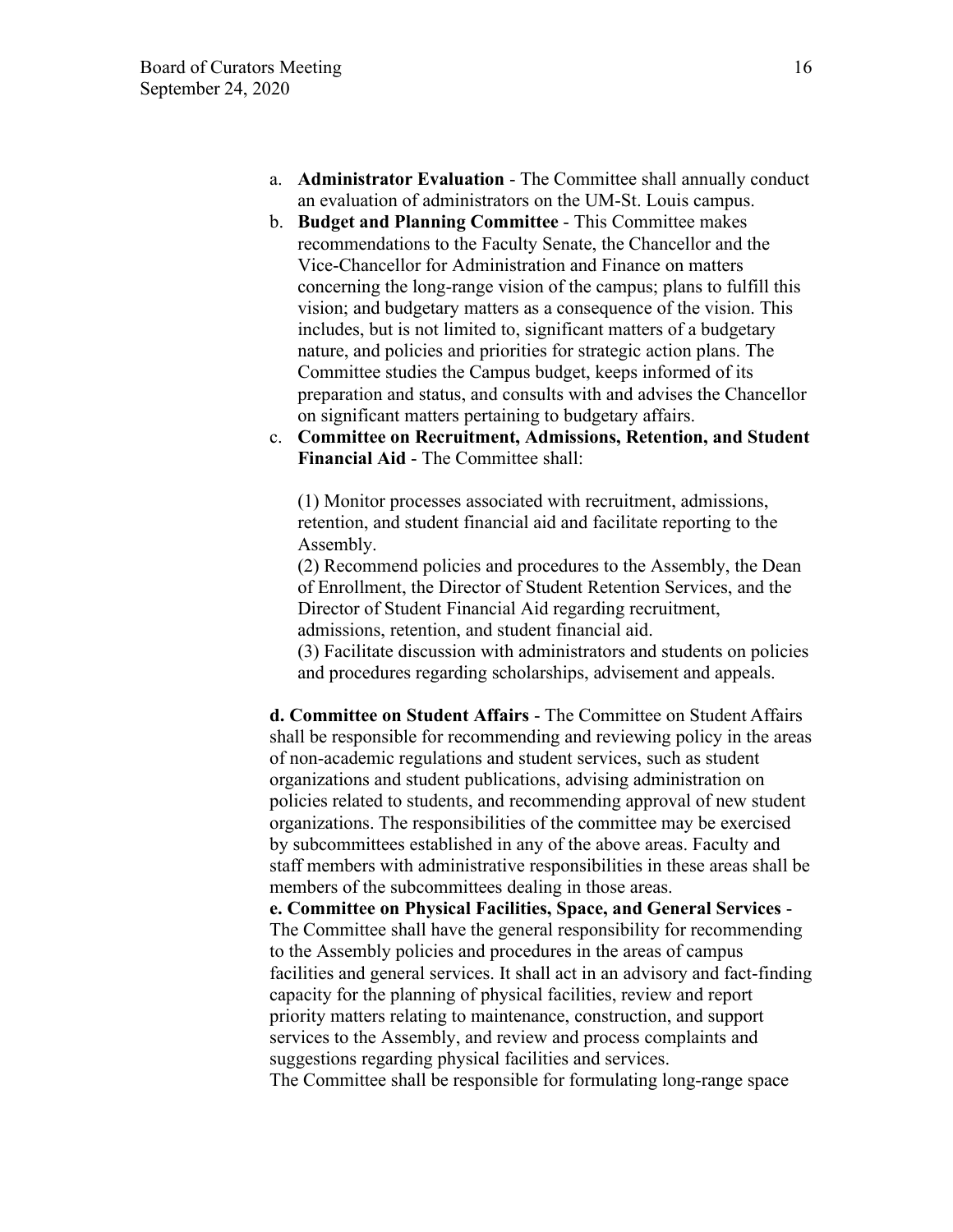a. **Administrator Evaluation** - The Committee shall annually conduct an evaluation of administrators on the UM-St. Louis campus.
b. **Budget and Planning Committee** - This Committee makes recommendations to the Faculty Senate, the Chancellor and the Vice-Chancellor for Administration and Finance on matters concerning the long-range vision of the campus; plans to fulfill this vision; and budgetary matters as a consequence of the vision. This includes, but is not limited to, significant matters of a budgetary nature, and policies and priorities for strategic action plans. The Committee studies the Campus budget, keeps informed of its preparation and status, and consults with and advises the Chancellor on significant matters pertaining to budgetary affairs.
c. **Committee on Recruitment, Admissions, Retention, and Student Financial Aid** - The Committee shall:

   (1) Monitor processes associated with recruitment, admissions, retention, and student financial aid and facilitate reporting to the Assembly.
   (2) Recommend policies and procedures to the Assembly, the Dean of Enrollment, the Director of Student Retention Services, and the Director of Student Financial Aid regarding recruitment, admissions, retention, and student financial aid.
   (3) Facilitate discussion with administrators and students on policies and procedures regarding scholarships, advisement and appeals.

**d. Committee on Student Affairs** - The Committee on Student Affairs shall be responsible for recommending and reviewing policy in the areas of non-academic regulations and student services, such as student organizations and student publications, advising administration on policies related to students, and recommending approval of new student organizations. The responsibilities of the committee may be exercised by subcommittees established in any of the above areas. Faculty and staff members with administrative responsibilities in these areas shall be members of the subcommittees dealing in those areas.

**e. Committee on Physical Facilities, Space, and General Services** - The Committee shall have the general responsibility for recommending to the Assembly policies and procedures in the areas of campus facilities and general services. It shall act in an advisory and fact-finding capacity for the planning of physical facilities, review and report priority matters relating to maintenance, construction, and support services to the Assembly, and review and process complaints and suggestions regarding physical facilities and services.

The Committee shall be responsible for formulating long-range space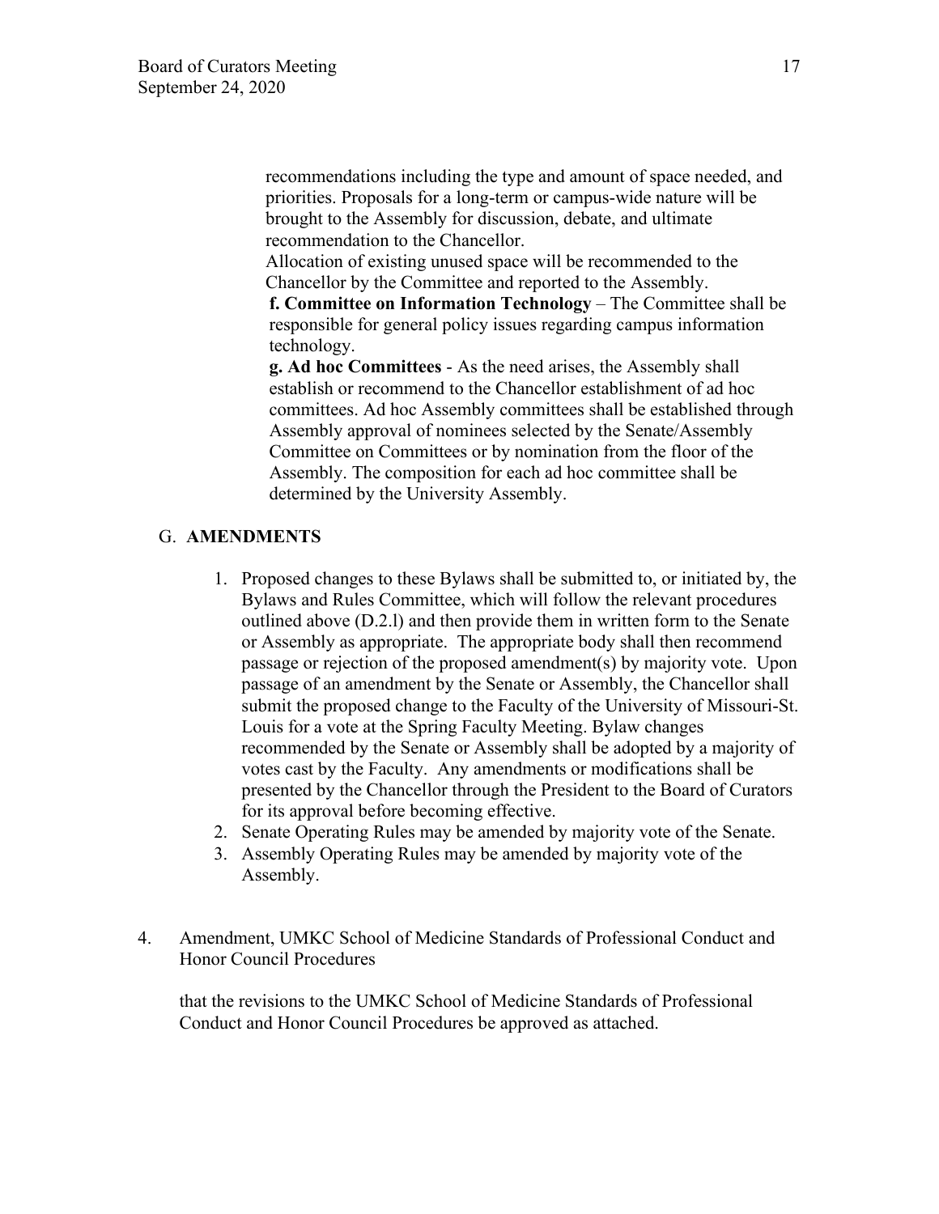recommendations including the type and amount of space needed, and priorities. Proposals for a long-term or campus-wide nature will be brought to the Assembly for discussion, debate, and ultimate recommendation to the Chancellor.

Allocation of existing unused space will be recommended to the Chancellor by the Committee and reported to the Assembly.

**f. Committee on Information Technology** – The Committee shall be responsible for general policy issues regarding campus information technology.

**g. Ad hoc Committees** - As the need arises, the Assembly shall establish or recommend to the Chancellor establishment of ad hoc committees. Ad hoc Assembly committees shall be established through Assembly approval of nominees selected by the Senate/Assembly Committee on Committees or by nomination from the floor of the Assembly. The composition for each ad hoc committee shall be determined by the University Assembly.

G. **AMENDMENTS**

1. Proposed changes to these Bylaws shall be submitted to, or initiated by, the Bylaws and Rules Committee, which will follow the relevant procedures outlined above (D.2.l) and then provide them in written form to the Senate or Assembly as appropriate. The appropriate body shall then recommend passage or rejection of the proposed amendment(s) by majority vote. Upon passage of an amendment by the Senate or Assembly, the Chancellor shall submit the proposed change to the Faculty of the University of Missouri-St. Louis for a vote at the Spring Faculty Meeting. Bylaw changes recommended by the Senate or Assembly shall be adopted by a majority of votes cast by the Faculty. Any amendments or modifications shall be presented by the Chancellor through the President to the Board of Curators for its approval before becoming effective.
2. Senate Operating Rules may be amended by majority vote of the Senate.
3. Assembly Operating Rules may be amended by majority vote of the Assembly.

4. Amendment, UMKC School of Medicine Standards of Professional Conduct and Honor Council Procedures

that the revisions to the UMKC School of Medicine Standards of Professional Conduct and Honor Council Procedures be approved as attached.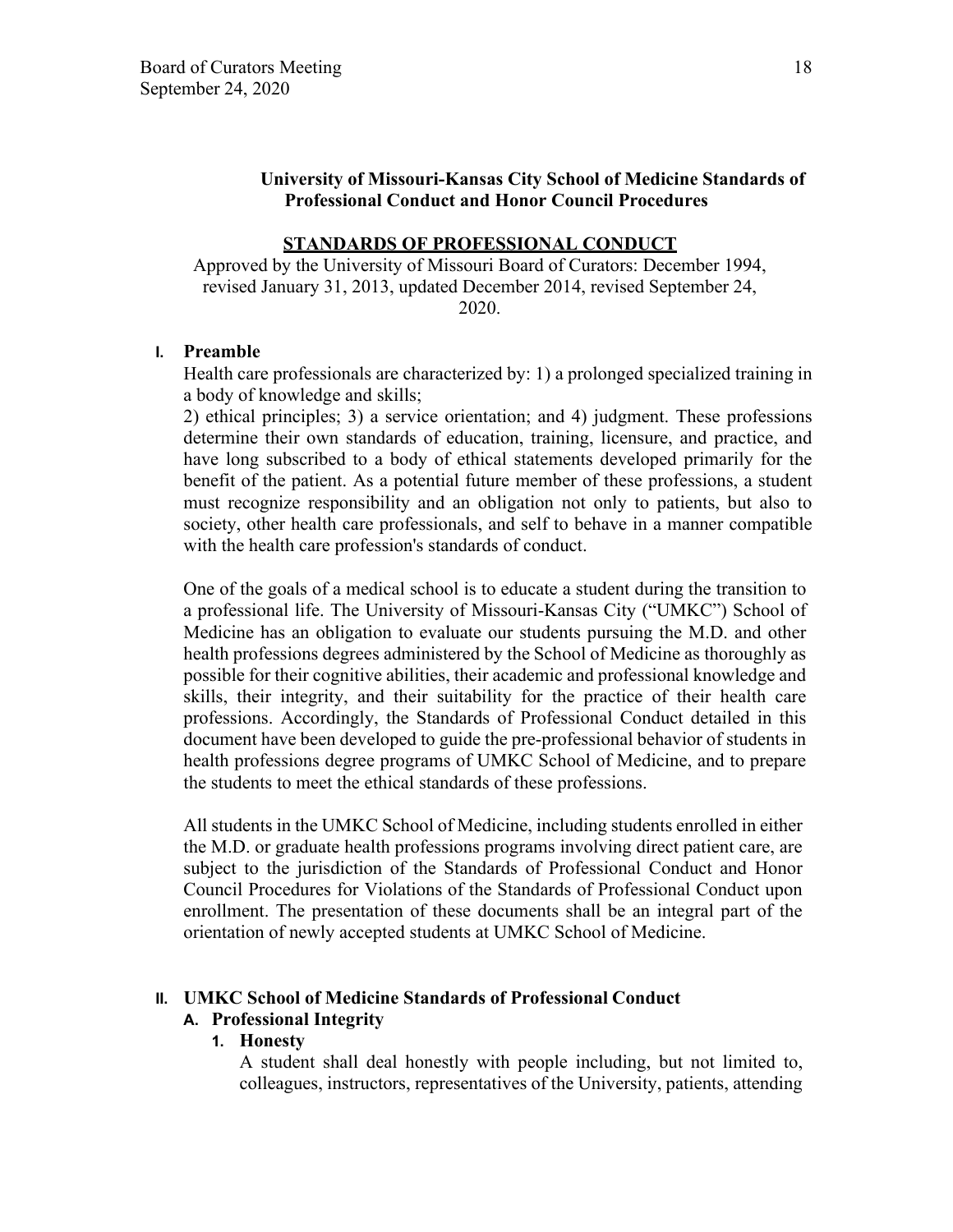## University of Missouri-Kansas City School of Medicine Standards of Professional Conduct and Honor Council Procedures

### STANDARDS OF PROFESSIONAL CONDUCT

Approved by the University of Missouri Board of Curators: December 1994, revised January 31, 2013, updated December 2014, revised September 24, 2020.

#### I. Preamble

Health care professionals are characterized by: 1) a prolonged specialized training in a body of knowledge and skills;
2) ethical principles; 3) a service orientation; and 4) judgment. These professions determine their own standards of education, training, licensure, and practice, and have long subscribed to a body of ethical statements developed primarily for the benefit of the patient. As a potential future member of these professions, a student must recognize responsibility and an obligation not only to patients, but also to society, other health care professionals, and self to behave in a manner compatible with the health care profession's standards of conduct.

One of the goals of a medical school is to educate a student during the transition to a professional life. The University of Missouri-Kansas City ("UMKC") School of Medicine has an obligation to evaluate our students pursuing the M.D. and other health professions degrees administered by the School of Medicine as thoroughly as possible for their cognitive abilities, their academic and professional knowledge and skills, their integrity, and their suitability for the practice of their health care professions. Accordingly, the Standards of Professional Conduct detailed in this document have been developed to guide the pre-professional behavior of students in health professions degree programs of UMKC School of Medicine, and to prepare the students to meet the ethical standards of these professions.

All students in the UMKC School of Medicine, including students enrolled in either the M.D. or graduate health professions programs involving direct patient care, are subject to the jurisdiction of the Standards of Professional Conduct and Honor Council Procedures for Violations of the Standards of Professional Conduct upon enrollment. The presentation of these documents shall be an integral part of the orientation of newly accepted students at UMKC School of Medicine.

#### II. UMKC School of Medicine Standards of Professional Conduct

##### A. Professional Integrity

###### 1. Honesty

A student shall deal honestly with people including, but not limited to, colleagues, instructors, representatives of the University, patients, attending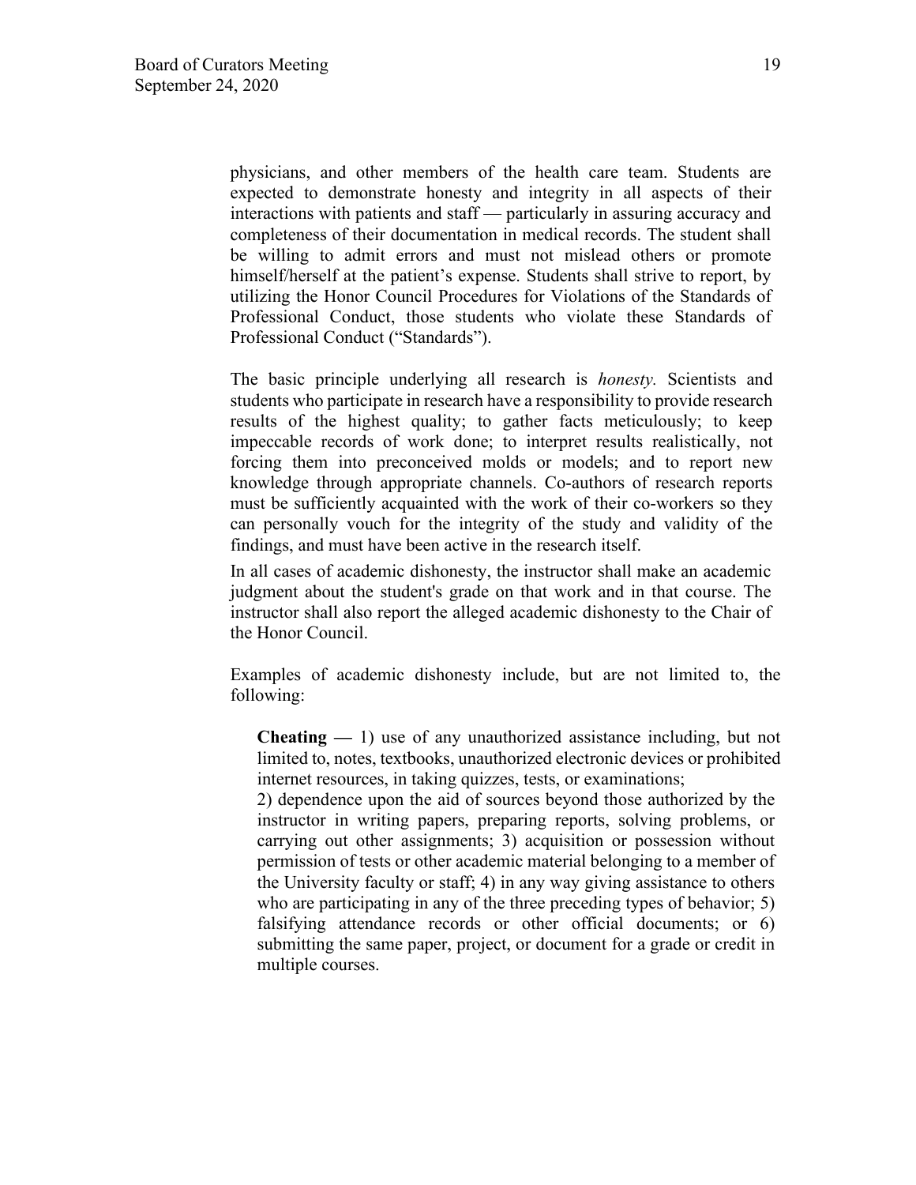physicians, and other members of the health care team. Students are expected to demonstrate honesty and integrity in all aspects of their interactions with patients and staff — particularly in assuring accuracy and completeness of their documentation in medical records. The student shall be willing to admit errors and must not mislead others or promote himself/herself at the patient's expense. Students shall strive to report, by utilizing the Honor Council Procedures for Violations of the Standards of Professional Conduct, those students who violate these Standards of Professional Conduct ("Standards").

The basic principle underlying all research is *honesty.* Scientists and students who participate in research have a responsibility to provide research results of the highest quality; to gather facts meticulously; to keep impeccable records of work done; to interpret results realistically, not forcing them into preconceived molds or models; and to report new knowledge through appropriate channels. Co-authors of research reports must be sufficiently acquainted with the work of their co-workers so they can personally vouch for the integrity of the study and validity of the findings, and must have been active in the research itself.

In all cases of academic dishonesty, the instructor shall make an academic judgment about the student's grade on that work and in that course. The instructor shall also report the alleged academic dishonesty to the Chair of the Honor Council.

Examples of academic dishonesty include, but are not limited to, the following:

**Cheating —** 1) use of any unauthorized assistance including, but not limited to, notes, textbooks, unauthorized electronic devices or prohibited internet resources, in taking quizzes, tests, or examinations;
2) dependence upon the aid of sources beyond those authorized by the instructor in writing papers, preparing reports, solving problems, or carrying out other assignments; 3) acquisition or possession without permission of tests or other academic material belonging to a member of the University faculty or staff; 4) in any way giving assistance to others who are participating in any of the three preceding types of behavior; 5) falsifying attendance records or other official documents; or 6) submitting the same paper, project, or document for a grade or credit in multiple courses.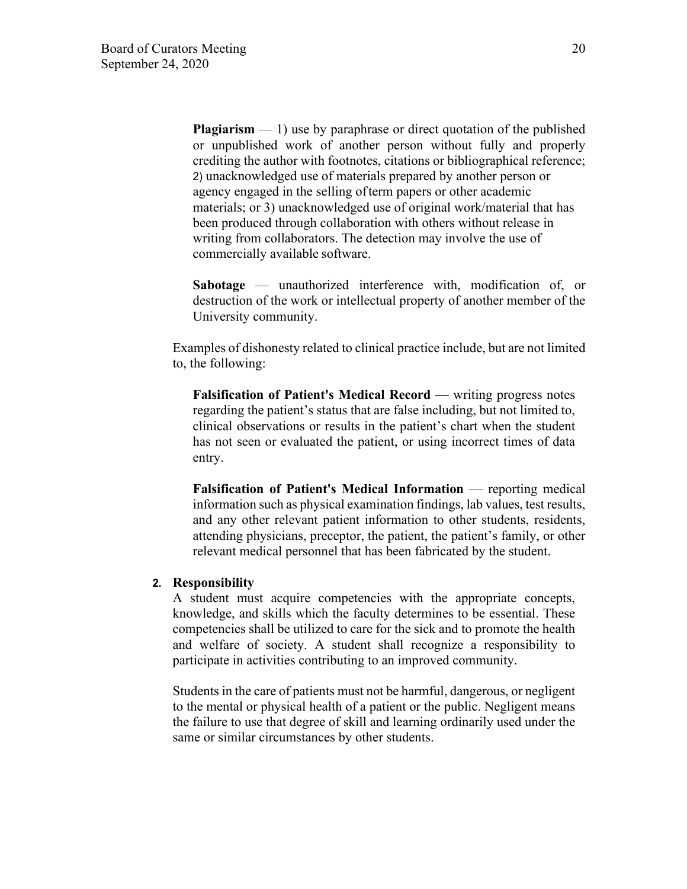**Plagiarism** — 1) use by paraphrase or direct quotation of the published or unpublished work of another person without fully and properly crediting the author with footnotes, citations or bibliographical reference; 2) unacknowledged use of materials prepared by another person or agency engaged in the selling of term papers or other academic materials; or 3) unacknowledged use of original work/material that has been produced through collaboration with others without release in writing from collaborators. The detection may involve the use of commercially available software.

**Sabotage** — unauthorized interference with, modification of, or destruction of the work or intellectual property of another member of the University community.

Examples of dishonesty related to clinical practice include, but are not limited to, the following:

**Falsification of Patient's Medical Record** — writing progress notes regarding the patient's status that are false including, but not limited to, clinical observations or results in the patient's chart when the student has not seen or evaluated the patient, or using incorrect times of data entry.

**Falsification of Patient's Medical Information** — reporting medical information such as physical examination findings, lab values, test results, and any other relevant patient information to other students, residents, attending physicians, preceptor, the patient, the patient's family, or other relevant medical personnel that has been fabricated by the student.

**2. Responsibility**

A student must acquire competencies with the appropriate concepts, knowledge, and skills which the faculty determines to be essential. These competencies shall be utilized to care for the sick and to promote the health and welfare of society. A student shall recognize a responsibility to participate in activities contributing to an improved community.

Students in the care of patients must not be harmful, dangerous, or negligent to the mental or physical health of a patient or the public. Negligent means the failure to use that degree of skill and learning ordinarily used under the same or similar circumstances by other students.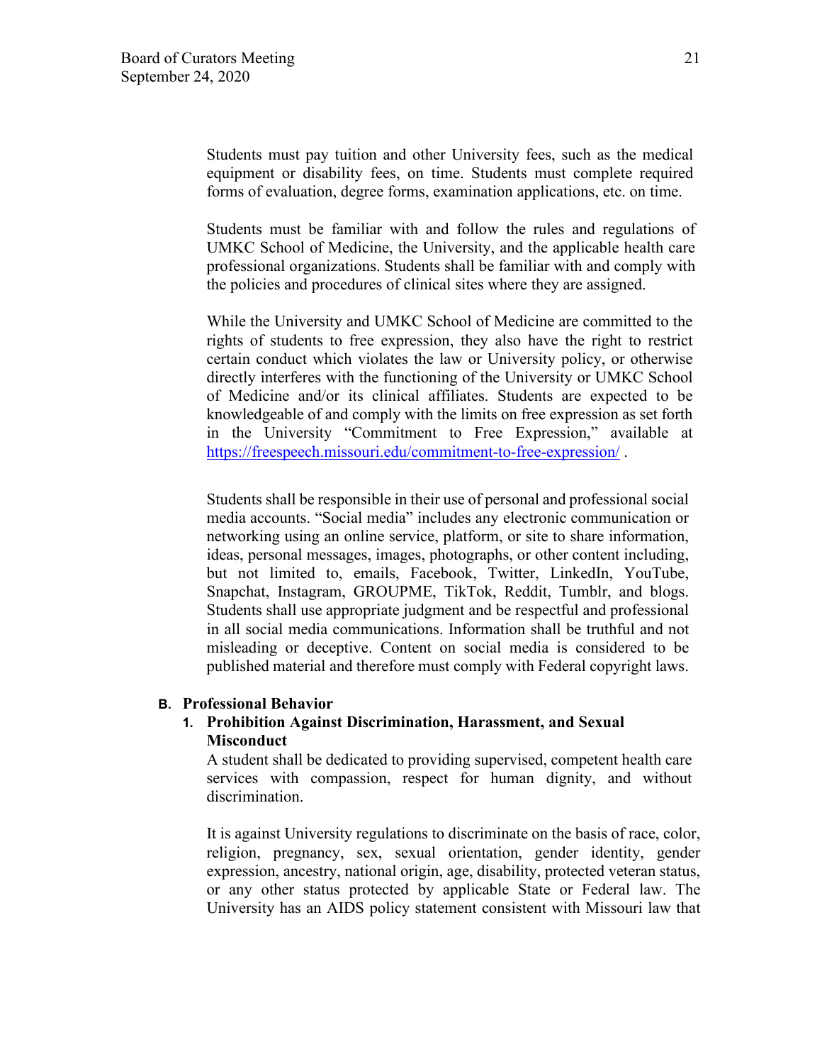Students must pay tuition and other University fees, such as the medical equipment or disability fees, on time. Students must complete required forms of evaluation, degree forms, examination applications, etc. on time.

Students must be familiar with and follow the rules and regulations of UMKC School of Medicine, the University, and the applicable health care professional organizations. Students shall be familiar with and comply with the policies and procedures of clinical sites where they are assigned.

While the University and UMKC School of Medicine are committed to the rights of students to free expression, they also have the right to restrict certain conduct which violates the law or University policy, or otherwise directly interferes with the functioning of the University or UMKC School of Medicine and/or its clinical affiliates. Students are expected to be knowledgeable of and comply with the limits on free expression as set forth in the University "Commitment to Free Expression," available at https://freespeech.missouri.edu/commitment-to-free-expression/ .

Students shall be responsible in their use of personal and professional social media accounts. "Social media" includes any electronic communication or networking using an online service, platform, or site to share information, ideas, personal messages, images, photographs, or other content including, but not limited to, emails, Facebook, Twitter, LinkedIn, YouTube, Snapchat, Instagram, GROUPME, TikTok, Reddit, Tumblr, and blogs. Students shall use appropriate judgment and be respectful and professional in all social media communications. Information shall be truthful and not misleading or deceptive. Content on social media is considered to be published material and therefore must comply with Federal copyright laws.

**B. Professional Behavior**

**1. Prohibition Against Discrimination, Harassment, and Sexual Misconduct**

A student shall be dedicated to providing supervised, competent health care services with compassion, respect for human dignity, and without discrimination.

It is against University regulations to discriminate on the basis of race, color, religion, pregnancy, sex, sexual orientation, gender identity, gender expression, ancestry, national origin, age, disability, protected veteran status, or any other status protected by applicable State or Federal law. The University has an AIDS policy statement consistent with Missouri law that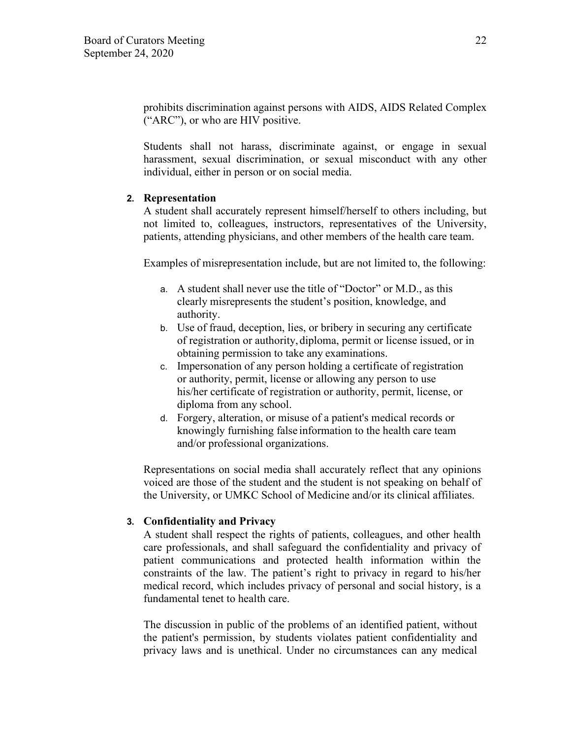prohibits discrimination against persons with AIDS, AIDS Related Complex ("ARC"), or who are HIV positive.

Students shall not harass, discriminate against, or engage in sexual harassment, sexual discrimination, or sexual misconduct with any other individual, either in person or on social media.

2. **Representation**

A student shall accurately represent himself/herself to others including, but not limited to, colleagues, instructors, representatives of the University, patients, attending physicians, and other members of the health care team.

Examples of misrepresentation include, but are not limited to, the following:

a. A student shall never use the title of "Doctor" or M.D., as this clearly misrepresents the student's position, knowledge, and authority.
b. Use of fraud, deception, lies, or bribery in securing any certificate of registration or authority, diploma, permit or license issued, or in obtaining permission to take any examinations.
c. Impersonation of any person holding a certificate of registration or authority, permit, license or allowing any person to use his/her certificate of registration or authority, permit, license, or diploma from any school.
d. Forgery, alteration, or misuse of a patient's medical records or knowingly furnishing false information to the health care team and/or professional organizations.

Representations on social media shall accurately reflect that any opinions voiced are those of the student and the student is not speaking on behalf of the University, or UMKC School of Medicine and/or its clinical affiliates.

3. **Confidentiality and Privacy**

A student shall respect the rights of patients, colleagues, and other health care professionals, and shall safeguard the confidentiality and privacy of patient communications and protected health information within the constraints of the law. The patient's right to privacy in regard to his/her medical record, which includes privacy of personal and social history, is a fundamental tenet to health care.

The discussion in public of the problems of an identified patient, without the patient's permission, by students violates patient confidentiality and privacy laws and is unethical. Under no circumstances can any medical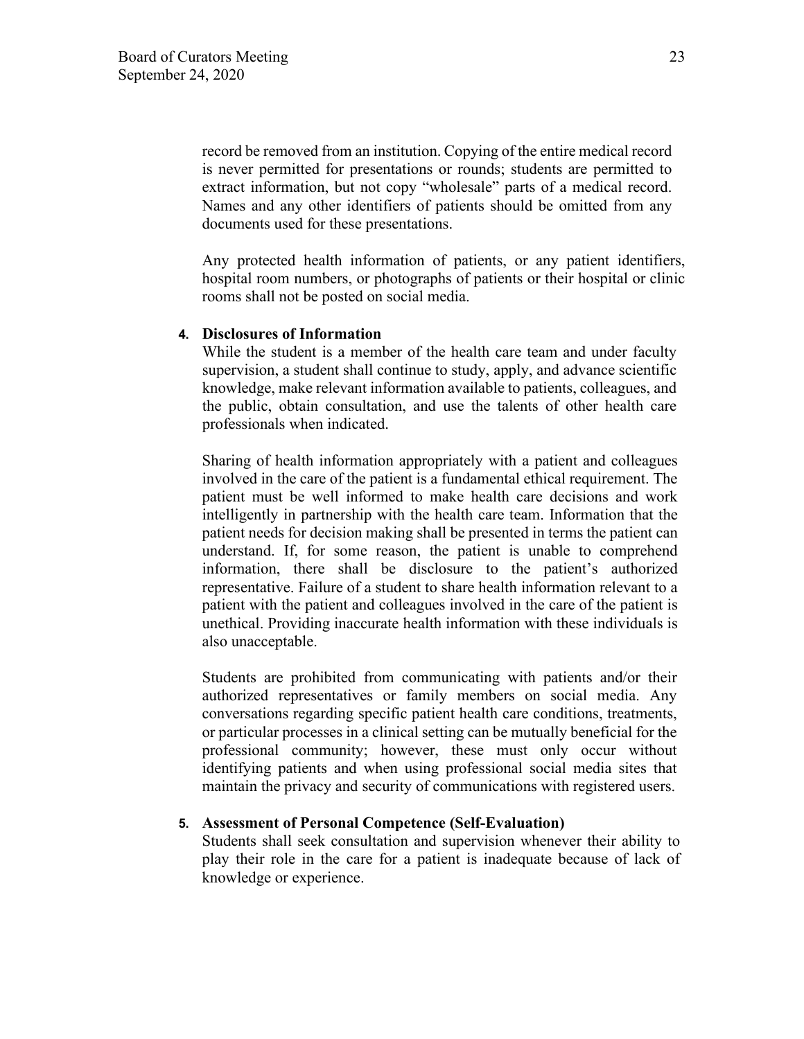record be removed from an institution. Copying of the entire medical record is never permitted for presentations or rounds; students are permitted to extract information, but not copy "wholesale" parts of a medical record. Names and any other identifiers of patients should be omitted from any documents used for these presentations.

Any protected health information of patients, or any patient identifiers, hospital room numbers, or photographs of patients or their hospital or clinic rooms shall not be posted on social media.

4. **Disclosures of Information**

While the student is a member of the health care team and under faculty supervision, a student shall continue to study, apply, and advance scientific knowledge, make relevant information available to patients, colleagues, and the public, obtain consultation, and use the talents of other health care professionals when indicated.

Sharing of health information appropriately with a patient and colleagues involved in the care of the patient is a fundamental ethical requirement. The patient must be well informed to make health care decisions and work intelligently in partnership with the health care team. Information that the patient needs for decision making shall be presented in terms the patient can understand. If, for some reason, the patient is unable to comprehend information, there shall be disclosure to the patient's authorized representative. Failure of a student to share health information relevant to a patient with the patient and colleagues involved in the care of the patient is unethical. Providing inaccurate health information with these individuals is also unacceptable.

Students are prohibited from communicating with patients and/or their authorized representatives or family members on social media. Any conversations regarding specific patient health care conditions, treatments, or particular processes in a clinical setting can be mutually beneficial for the professional community; however, these must only occur without identifying patients and when using professional social media sites that maintain the privacy and security of communications with registered users.

5. **Assessment of Personal Competence (Self-Evaluation)**

Students shall seek consultation and supervision whenever their ability to play their role in the care for a patient is inadequate because of lack of knowledge or experience.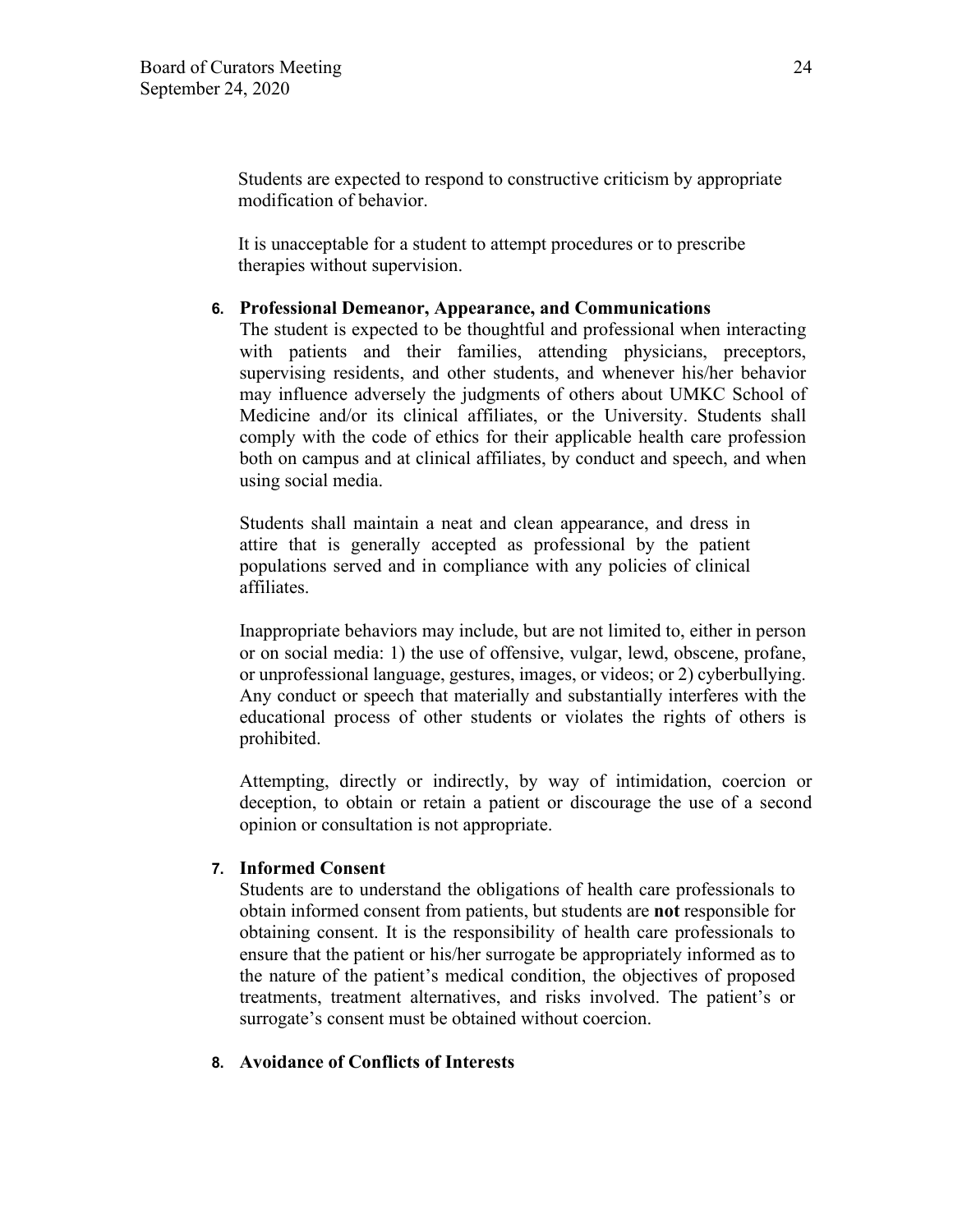Students are expected to respond to constructive criticism by appropriate modification of behavior.

It is unacceptable for a student to attempt procedures or to prescribe therapies without supervision.

6. **Professional Demeanor, Appearance, and Communications**

   The student is expected to be thoughtful and professional when interacting with patients and their families, attending physicians, preceptors, supervising residents, and other students, and whenever his/her behavior may influence adversely the judgments of others about UMKC School of Medicine and/or its clinical affiliates, or the University. Students shall comply with the code of ethics for their applicable health care profession both on campus and at clinical affiliates, by conduct and speech, and when using social media.

   Students shall maintain a neat and clean appearance, and dress in attire that is generally accepted as professional by the patient populations served and in compliance with any policies of clinical affiliates.

   Inappropriate behaviors may include, but are not limited to, either in person or on social media: 1) the use of offensive, vulgar, lewd, obscene, profane, or unprofessional language, gestures, images, or videos; or 2) cyberbullying. Any conduct or speech that materially and substantially interferes with the educational process of other students or violates the rights of others is prohibited.

   Attempting, directly or indirectly, by way of intimidation, coercion or deception, to obtain or retain a patient or discourage the use of a second opinion or consultation is not appropriate.

7. **Informed Consent**

   Students are to understand the obligations of health care professionals to obtain informed consent from patients, but students are **not** responsible for obtaining consent. It is the responsibility of health care professionals to ensure that the patient or his/her surrogate be appropriately informed as to the nature of the patient's medical condition, the objectives of proposed treatments, treatment alternatives, and risks involved. The patient's or surrogate's consent must be obtained without coercion.

8. **Avoidance of Conflicts of Interests**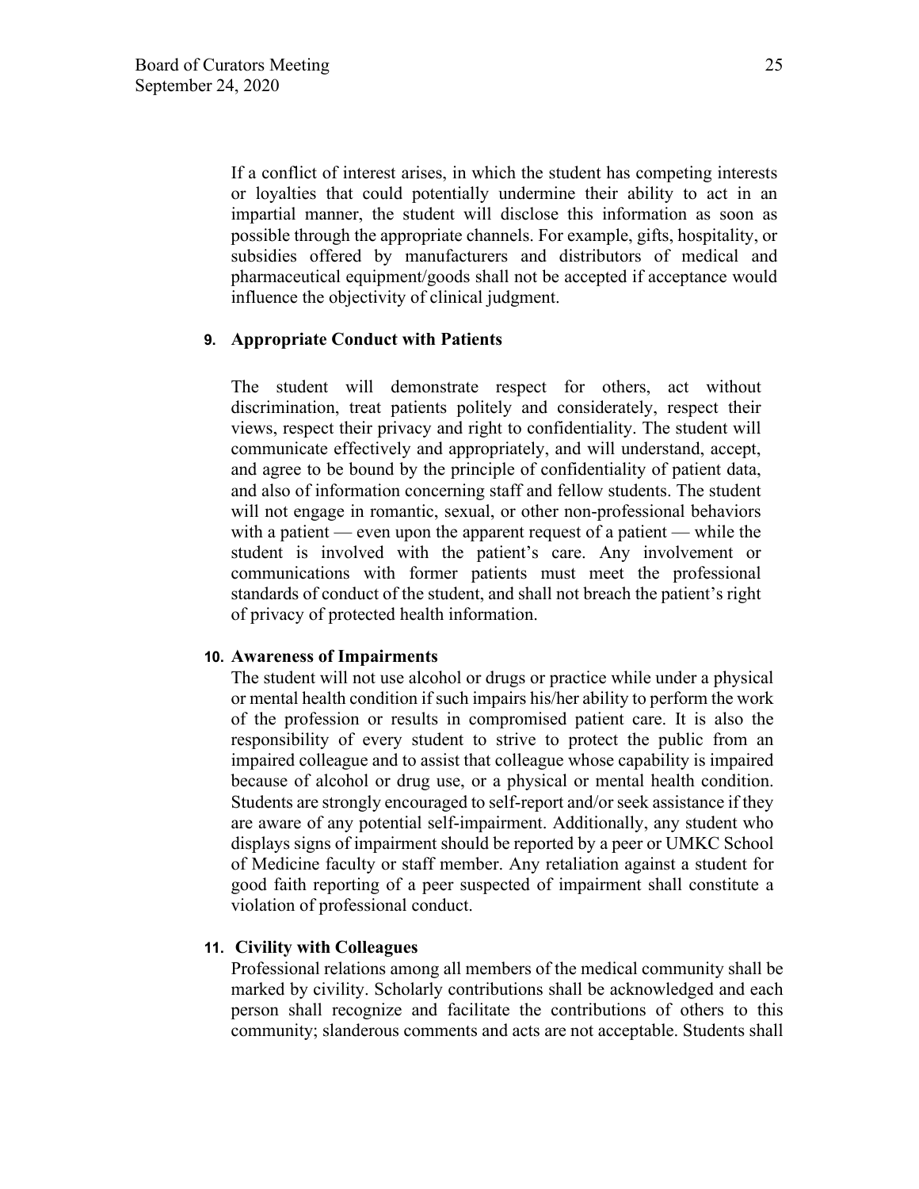If a conflict of interest arises, in which the student has competing interests or loyalties that could potentially undermine their ability to act in an impartial manner, the student will disclose this information as soon as possible through the appropriate channels. For example, gifts, hospitality, or subsidies offered by manufacturers and distributors of medical and pharmaceutical equipment/goods shall not be accepted if acceptance would influence the objectivity of clinical judgment.

9. **Appropriate Conduct with Patients**

The student will demonstrate respect for others, act without discrimination, treat patients politely and considerately, respect their views, respect their privacy and right to confidentiality. The student will communicate effectively and appropriately, and will understand, accept, and agree to be bound by the principle of confidentiality of patient data, and also of information concerning staff and fellow students. The student will not engage in romantic, sexual, or other non-professional behaviors with a patient — even upon the apparent request of a patient — while the student is involved with the patient's care. Any involvement or communications with former patients must meet the professional standards of conduct of the student, and shall not breach the patient's right of privacy of protected health information.

10. **Awareness of Impairments**

The student will not use alcohol or drugs or practice while under a physical or mental health condition if such impairs his/her ability to perform the work of the profession or results in compromised patient care. It is also the responsibility of every student to strive to protect the public from an impaired colleague and to assist that colleague whose capability is impaired because of alcohol or drug use, or a physical or mental health condition. Students are strongly encouraged to self-report and/or seek assistance if they are aware of any potential self-impairment. Additionally, any student who displays signs of impairment should be reported by a peer or UMKC School of Medicine faculty or staff member. Any retaliation against a student for good faith reporting of a peer suspected of impairment shall constitute a violation of professional conduct.

11. **Civility with Colleagues**

Professional relations among all members of the medical community shall be marked by civility. Scholarly contributions shall be acknowledged and each person shall recognize and facilitate the contributions of others to this community; slanderous comments and acts are not acceptable. Students shall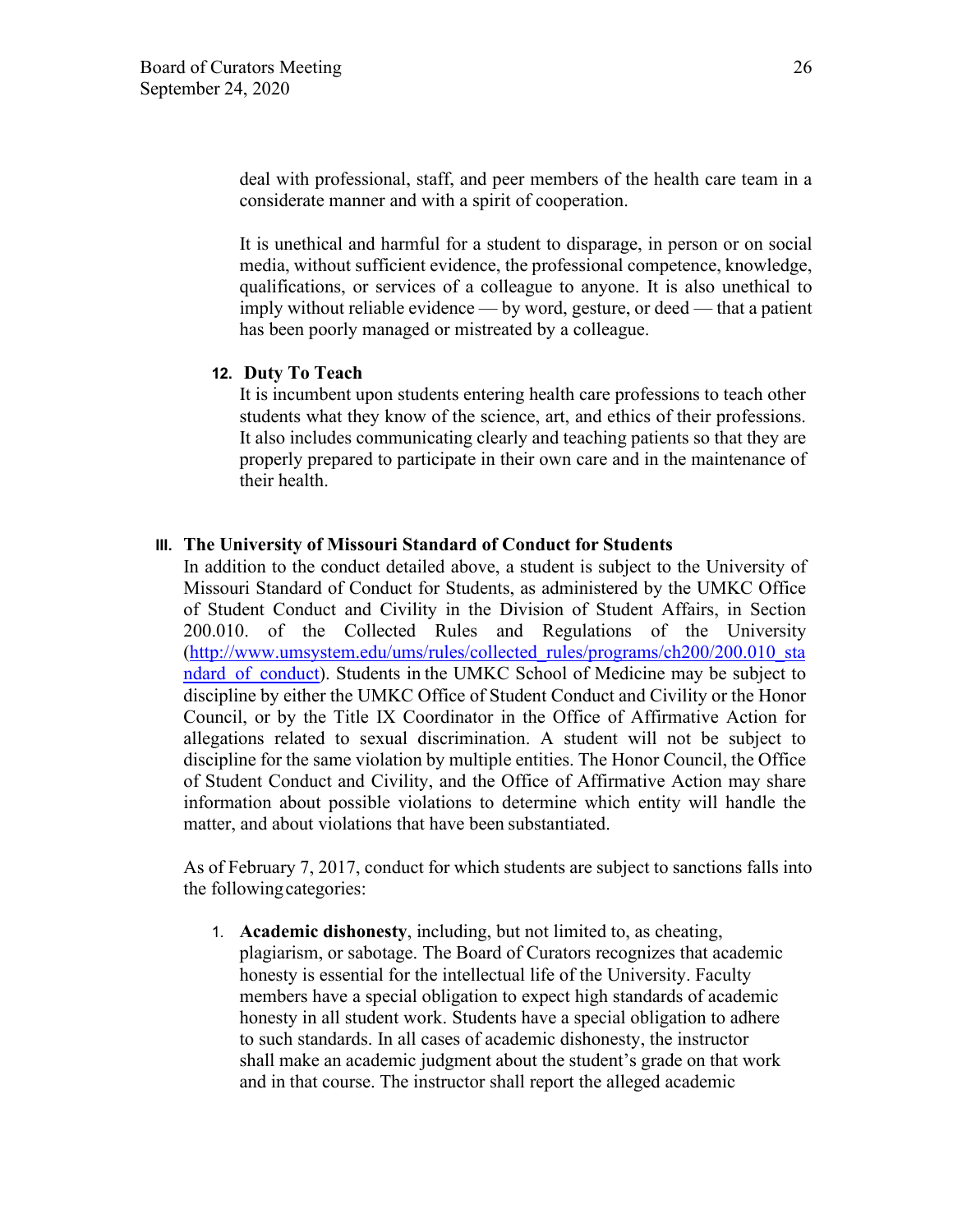deal with professional, staff, and peer members of the health care team in a considerate manner and with a spirit of cooperation.

It is unethical and harmful for a student to disparage, in person or on social media, without sufficient evidence, the professional competence, knowledge, qualifications, or services of a colleague to anyone. It is also unethical to imply without reliable evidence — by word, gesture, or deed — that a patient has been poorly managed or mistreated by a colleague.

**12. Duty To Teach**

It is incumbent upon students entering health care professions to teach other students what they know of the science, art, and ethics of their professions. It also includes communicating clearly and teaching patients so that they are properly prepared to participate in their own care and in the maintenance of their health.

## III. The University of Missouri Standard of Conduct for Students

In addition to the conduct detailed above, a student is subject to the University of Missouri Standard of Conduct for Students, as administered by the UMKC Office of Student Conduct and Civility in the Division of Student Affairs, in Section 200.010. of the Collected Rules and Regulations of the University (http://www.umsystem.edu/ums/rules/collected_rules/programs/ch200/200.010_standard_of_conduct). Students in the UMKC School of Medicine may be subject to discipline by either the UMKC Office of Student Conduct and Civility or the Honor Council, or by the Title IX Coordinator in the Office of Affirmative Action for allegations related to sexual discrimination. A student will not be subject to discipline for the same violation by multiple entities. The Honor Council, the Office of Student Conduct and Civility, and the Office of Affirmative Action may share information about possible violations to determine which entity will handle the matter, and about violations that have been substantiated.

As of February 7, 2017, conduct for which students are subject to sanctions falls into the following categories:

1. **Academic dishonesty**, including, but not limited to, as cheating, plagiarism, or sabotage. The Board of Curators recognizes that academic honesty is essential for the intellectual life of the University. Faculty members have a special obligation to expect high standards of academic honesty in all student work. Students have a special obligation to adhere to such standards. In all cases of academic dishonesty, the instructor shall make an academic judgment about the student's grade on that work and in that course. The instructor shall report the alleged academic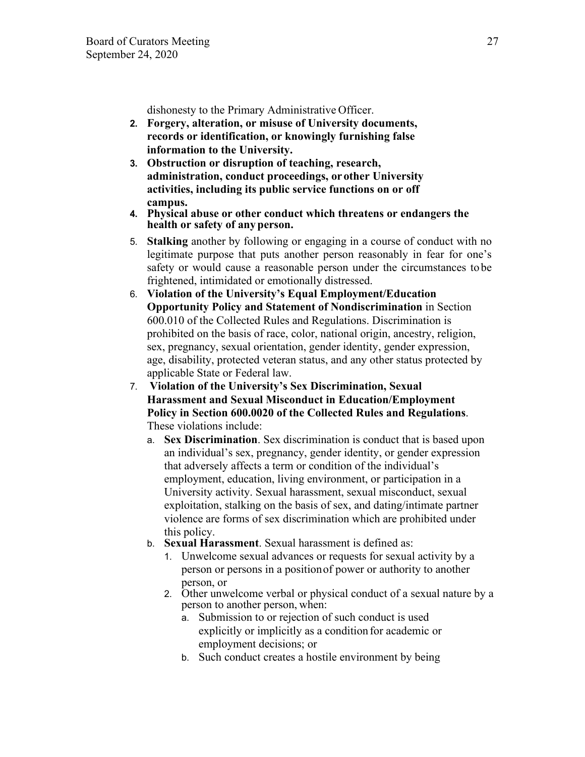dishonesty to the Primary Administrative Officer.

2. **Forgery, alteration, or misuse of University documents, records or identification, or knowingly furnishing false information to the University.**
3. **Obstruction or disruption of teaching, research, administration, conduct proceedings, or other University activities, including its public service functions on or off campus.**
4. **Physical abuse or other conduct which threatens or endangers the health or safety of any person.**
5. **Stalking** another by following or engaging in a course of conduct with no legitimate purpose that puts another person reasonably in fear for one's safety or would cause a reasonable person under the circumstances to be frightened, intimidated or emotionally distressed.
6. **Violation of the University's Equal Employment/Education Opportunity Policy and Statement of Nondiscrimination** in Section 600.010 of the Collected Rules and Regulations. Discrimination is prohibited on the basis of race, color, national origin, ancestry, religion, sex, pregnancy, sexual orientation, gender identity, gender expression, age, disability, protected veteran status, and any other status protected by applicable State or Federal law.
7. **Violation of the University's Sex Discrimination, Sexual Harassment and Sexual Misconduct in Education/Employment Policy in Section 600.0020 of the Collected Rules and Regulations**. These violations include:
   a. **Sex Discrimination**. Sex discrimination is conduct that is based upon an individual's sex, pregnancy, gender identity, or gender expression that adversely affects a term or condition of the individual's employment, education, living environment, or participation in a University activity. Sexual harassment, sexual misconduct, sexual exploitation, stalking on the basis of sex, and dating/intimate partner violence are forms of sex discrimination which are prohibited under this policy.
   b. **Sexual Harassment**. Sexual harassment is defined as:
      1. Unwelcome sexual advances or requests for sexual activity by a person or persons in a position of power or authority to another person, or
      2. Other unwelcome verbal or physical conduct of a sexual nature by a person to another person, when:
         a. Submission to or rejection of such conduct is used explicitly or implicitly as a condition for academic or employment decisions; or
         b. Such conduct creates a hostile environment by being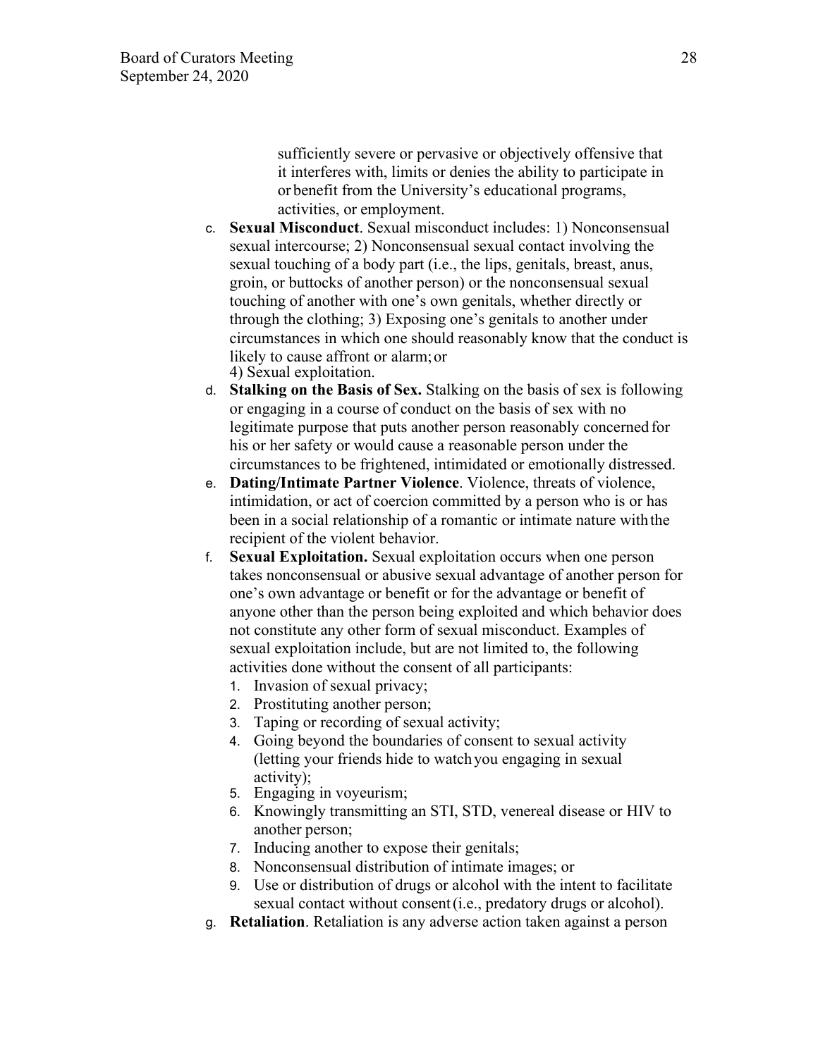sufficiently severe or pervasive or objectively offensive that it interferes with, limits or denies the ability to participate in or benefit from the University's educational programs, activities, or employment.

c. **Sexual Misconduct**. Sexual misconduct includes: 1) Nonconsensual sexual intercourse; 2) Nonconsensual sexual contact involving the sexual touching of a body part (i.e., the lips, genitals, breast, anus, groin, or buttocks of another person) or the nonconsensual sexual touching of another with one's own genitals, whether directly or through the clothing; 3) Exposing one's genitals to another under circumstances in which one should reasonably know that the conduct is likely to cause affront or alarm; or
4) Sexual exploitation.

d. **Stalking on the Basis of Sex.** Stalking on the basis of sex is following or engaging in a course of conduct on the basis of sex with no legitimate purpose that puts another person reasonably concerned for his or her safety or would cause a reasonable person under the circumstances to be frightened, intimidated or emotionally distressed.

e. **Dating/Intimate Partner Violence**. Violence, threats of violence, intimidation, or act of coercion committed by a person who is or has been in a social relationship of a romantic or intimate nature with the recipient of the violent behavior.

f. **Sexual Exploitation.** Sexual exploitation occurs when one person takes nonconsensual or abusive sexual advantage of another person for one's own advantage or benefit or for the advantage or benefit of anyone other than the person being exploited and which behavior does not constitute any other form of sexual misconduct. Examples of sexual exploitation include, but are not limited to, the following activities done without the consent of all participants:
   1. Invasion of sexual privacy;
   2. Prostituting another person;
   3. Taping or recording of sexual activity;
   4. Going beyond the boundaries of consent to sexual activity (letting your friends hide to watch you engaging in sexual activity);
   5. Engaging in voyeurism;
   6. Knowingly transmitting an STI, STD, venereal disease or HIV to another person;
   7. Inducing another to expose their genitals;
   8. Nonconsensual distribution of intimate images; or
   9. Use or distribution of drugs or alcohol with the intent to facilitate sexual contact without consent (i.e., predatory drugs or alcohol).

g. **Retaliation**. Retaliation is any adverse action taken against a person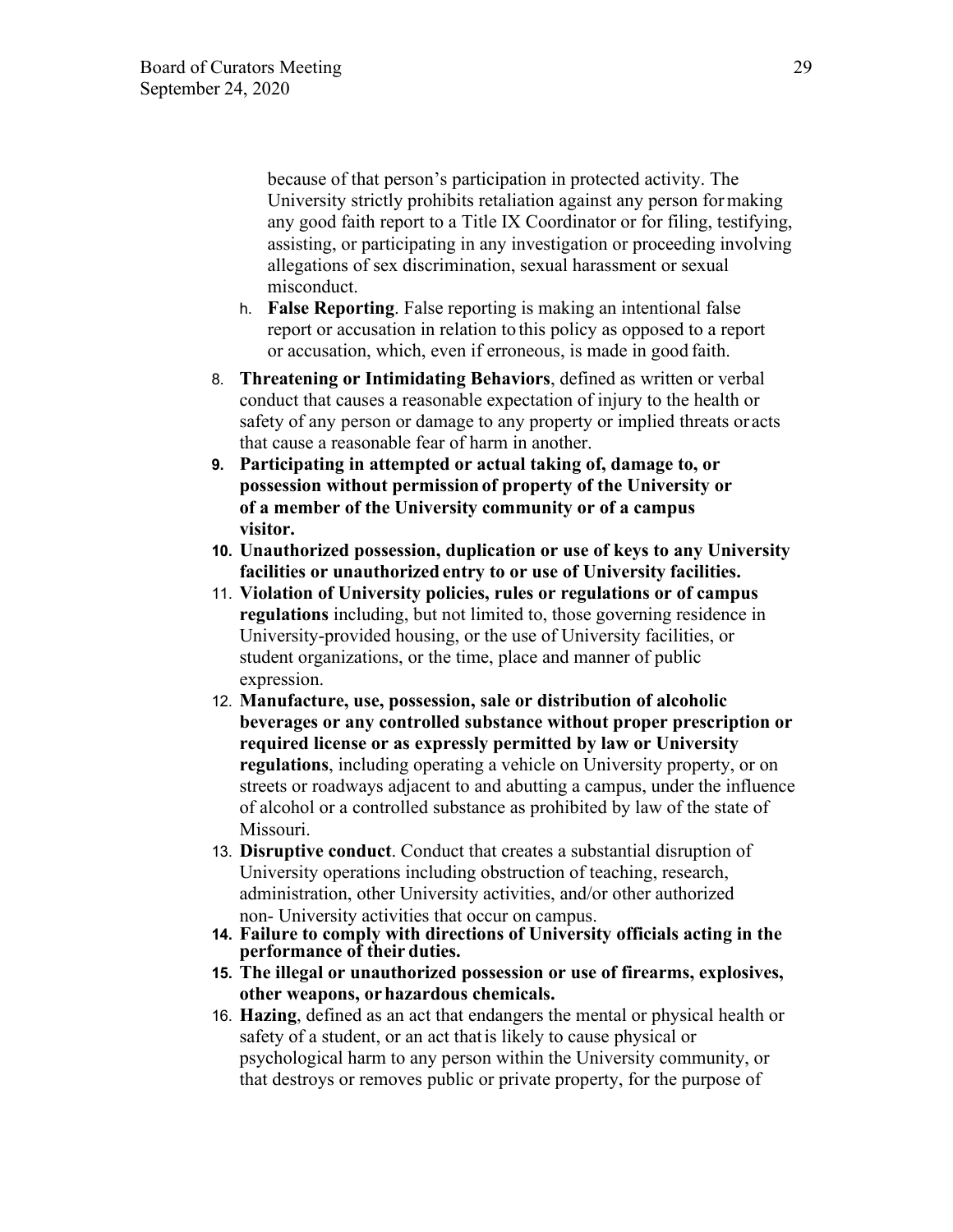because of that person's participation in protected activity. The University strictly prohibits retaliation against any person for making any good faith report to a Title IX Coordinator or for filing, testifying, assisting, or participating in any investigation or proceeding involving allegations of sex discrimination, sexual harassment or sexual misconduct.

h. **False Reporting**. False reporting is making an intentional false report or accusation in relation to this policy as opposed to a report or accusation, which, even if erroneous, is made in good faith.

8. **Threatening or Intimidating Behaviors**, defined as written or verbal conduct that causes a reasonable expectation of injury to the health or safety of any person or damage to any property or implied threats or acts that cause a reasonable fear of harm in another.
9. **Participating in attempted or actual taking of, damage to, or possession without permission of property of the University or of a member of the University community or of a campus visitor.**
10. **Unauthorized possession, duplication or use of keys to any University facilities or unauthorized entry to or use of University facilities.**
11. **Violation of University policies, rules or regulations or of campus regulations** including, but not limited to, those governing residence in University-provided housing, or the use of University facilities, or student organizations, or the time, place and manner of public expression.
12. **Manufacture, use, possession, sale or distribution of alcoholic beverages or any controlled substance without proper prescription or required license or as expressly permitted by law or University regulations**, including operating a vehicle on University property, or on streets or roadways adjacent to and abutting a campus, under the influence of alcohol or a controlled substance as prohibited by law of the state of Missouri.
13. **Disruptive conduct**. Conduct that creates a substantial disruption of University operations including obstruction of teaching, research, administration, other University activities, and/or other authorized non- University activities that occur on campus.
14. **Failure to comply with directions of University officials acting in the performance of their duties.**
15. **The illegal or unauthorized possession or use of firearms, explosives, other weapons, or hazardous chemicals.**
16. **Hazing**, defined as an act that endangers the mental or physical health or safety of a student, or an act that is likely to cause physical or psychological harm to any person within the University community, or that destroys or removes public or private property, for the purpose of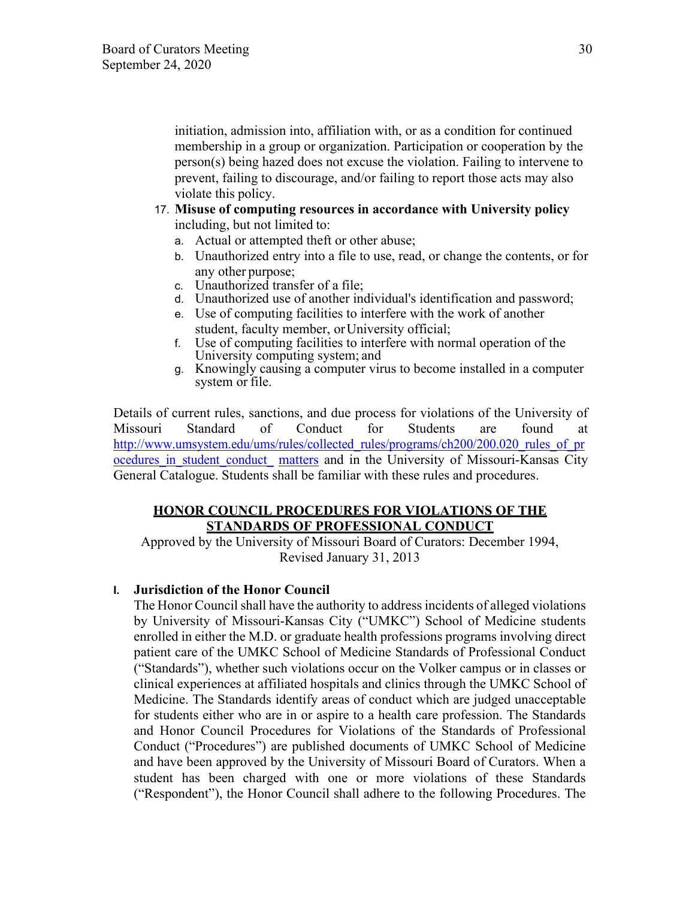initiation, admission into, affiliation with, or as a condition for continued membership in a group or organization. Participation or cooperation by the person(s) being hazed does not excuse the violation. Failing to intervene to prevent, failing to discourage, and/or failing to report those acts may also violate this policy.

17. **Misuse of computing resources in accordance with University policy** including, but not limited to:
    a. Actual or attempted theft or other abuse;
    b. Unauthorized entry into a file to use, read, or change the contents, or for any other purpose;
    c. Unauthorized transfer of a file;
    d. Unauthorized use of another individual's identification and password;
    e. Use of computing facilities to interfere with the work of another student, faculty member, or University official;
    f. Use of computing facilities to interfere with normal operation of the University computing system; and
    g. Knowingly causing a computer virus to become installed in a computer system or file.

Details of current rules, sanctions, and due process for violations of the University of Missouri Standard of Conduct for Students are found at http://www.umsystem.edu/ums/rules/collected_rules/programs/ch200/200.020_rules_of_procedures_in_student_conduct_ matters and in the University of Missouri-Kansas City General Catalogue. Students shall be familiar with these rules and procedures.

## HONOR COUNCIL PROCEDURES FOR VIOLATIONS OF THE STANDARDS OF PROFESSIONAL CONDUCT

Approved by the University of Missouri Board of Curators: December 1994, Revised January 31, 2013

### I. Jurisdiction of the Honor Council

The Honor Council shall have the authority to address incidents of alleged violations by University of Missouri-Kansas City ("UMKC") School of Medicine students enrolled in either the M.D. or graduate health professions programs involving direct patient care of the UMKC School of Medicine Standards of Professional Conduct ("Standards"), whether such violations occur on the Volker campus or in classes or clinical experiences at affiliated hospitals and clinics through the UMKC School of Medicine. The Standards identify areas of conduct which are judged unacceptable for students either who are in or aspire to a health care profession. The Standards and Honor Council Procedures for Violations of the Standards of Professional Conduct ("Procedures") are published documents of UMKC School of Medicine and have been approved by the University of Missouri Board of Curators. When a student has been charged with one or more violations of these Standards ("Respondent"), the Honor Council shall adhere to the following Procedures. The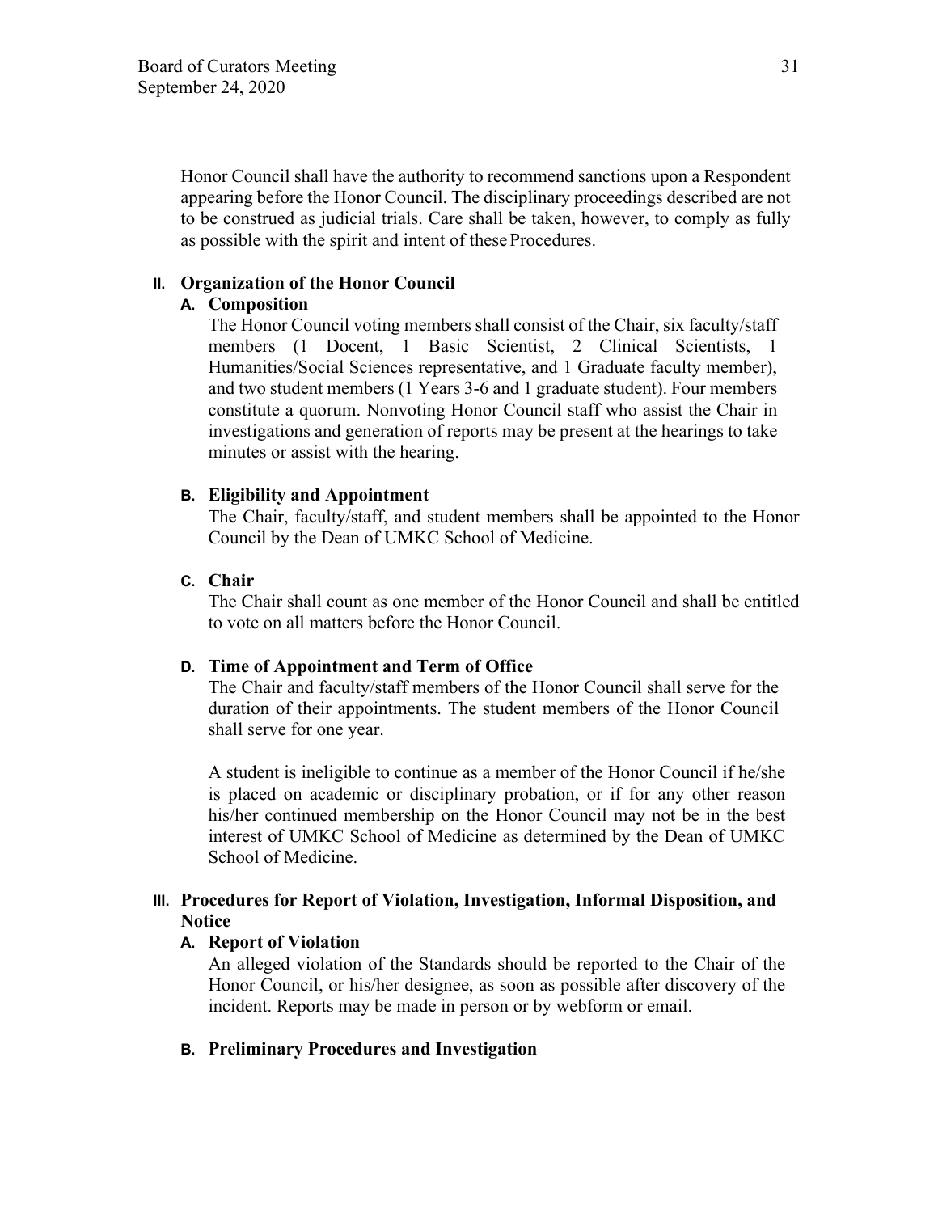Honor Council shall have the authority to recommend sanctions upon a Respondent appearing before the Honor Council. The disciplinary proceedings described are not to be construed as judicial trials. Care shall be taken, however, to comply as fully as possible with the spirit and intent of these Procedures.

## II. Organization of the Honor Council

### A. Composition

The Honor Council voting members shall consist of the Chair, six faculty/staff members (1 Docent, 1 Basic Scientist, 2 Clinical Scientists, 1 Humanities/Social Sciences representative, and 1 Graduate faculty member), and two student members (1 Years 3-6 and 1 graduate student). Four members constitute a quorum. Nonvoting Honor Council staff who assist the Chair in investigations and generation of reports may be present at the hearings to take minutes or assist with the hearing.

### B. Eligibility and Appointment

The Chair, faculty/staff, and student members shall be appointed to the Honor Council by the Dean of UMKC School of Medicine.

### C. Chair

The Chair shall count as one member of the Honor Council and shall be entitled to vote on all matters before the Honor Council.

### D. Time of Appointment and Term of Office

The Chair and faculty/staff members of the Honor Council shall serve for the duration of their appointments. The student members of the Honor Council shall serve for one year.

A student is ineligible to continue as a member of the Honor Council if he/she is placed on academic or disciplinary probation, or if for any other reason his/her continued membership on the Honor Council may not be in the best interest of UMKC School of Medicine as determined by the Dean of UMKC School of Medicine.

## III. Procedures for Report of Violation, Investigation, Informal Disposition, and Notice

### A. Report of Violation

An alleged violation of the Standards should be reported to the Chair of the Honor Council, or his/her designee, as soon as possible after discovery of the incident. Reports may be made in person or by webform or email.

### B. Preliminary Procedures and Investigation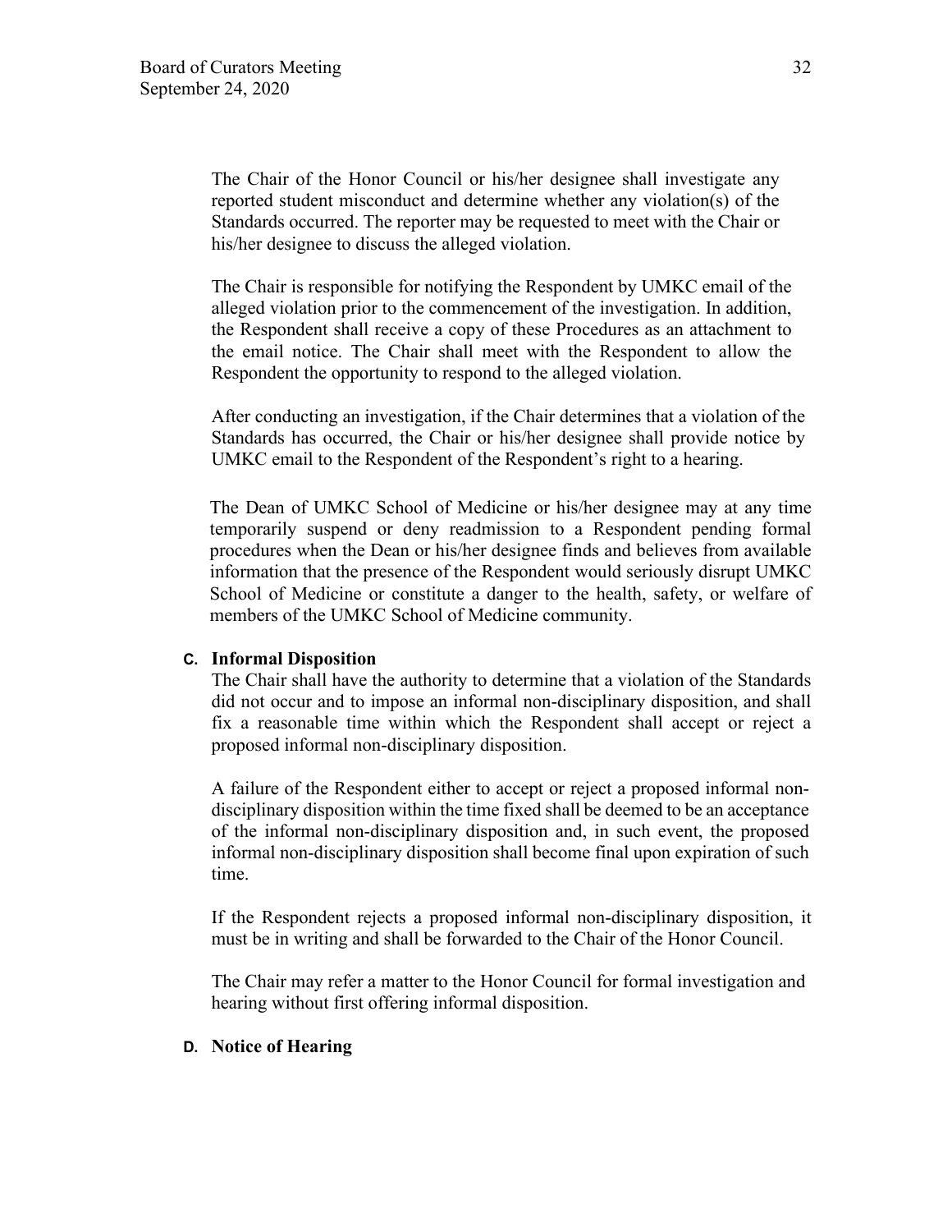The Chair of the Honor Council or his/her designee shall investigate any reported student misconduct and determine whether any violation(s) of the Standards occurred. The reporter may be requested to meet with the Chair or his/her designee to discuss the alleged violation.

The Chair is responsible for notifying the Respondent by UMKC email of the alleged violation prior to the commencement of the investigation. In addition, the Respondent shall receive a copy of these Procedures as an attachment to the email notice. The Chair shall meet with the Respondent to allow the Respondent the opportunity to respond to the alleged violation.

After conducting an investigation, if the Chair determines that a violation of the Standards has occurred, the Chair or his/her designee shall provide notice by UMKC email to the Respondent of the Respondent's right to a hearing.

The Dean of UMKC School of Medicine or his/her designee may at any time temporarily suspend or deny readmission to a Respondent pending formal procedures when the Dean or his/her designee finds and believes from available information that the presence of the Respondent would seriously disrupt UMKC School of Medicine or constitute a danger to the health, safety, or welfare of members of the UMKC School of Medicine community.

**C. Informal Disposition**

The Chair shall have the authority to determine that a violation of the Standards did not occur and to impose an informal non-disciplinary disposition, and shall fix a reasonable time within which the Respondent shall accept or reject a proposed informal non-disciplinary disposition.

A failure of the Respondent either to accept or reject a proposed informal non-disciplinary disposition within the time fixed shall be deemed to be an acceptance of the informal non-disciplinary disposition and, in such event, the proposed informal non-disciplinary disposition shall become final upon expiration of such time.

If the Respondent rejects a proposed informal non-disciplinary disposition, it must be in writing and shall be forwarded to the Chair of the Honor Council.

The Chair may refer a matter to the Honor Council for formal investigation and hearing without first offering informal disposition.

**D. Notice of Hearing**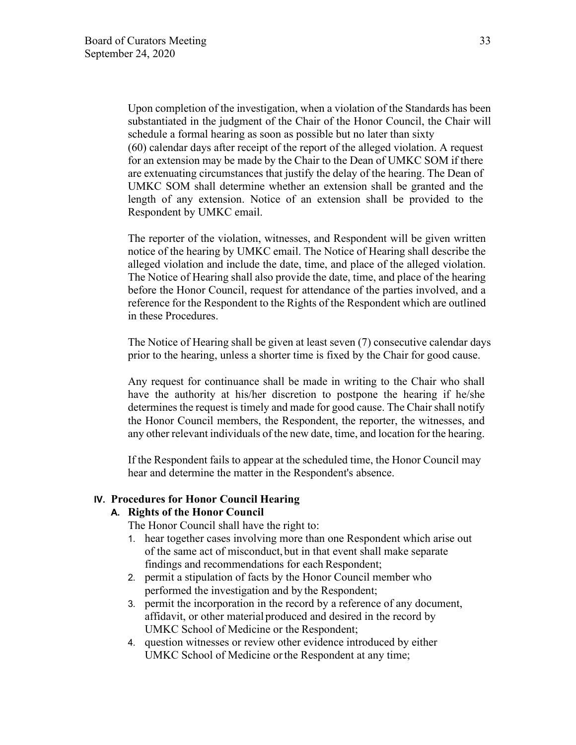Upon completion of the investigation, when a violation of the Standards has been substantiated in the judgment of the Chair of the Honor Council, the Chair will schedule a formal hearing as soon as possible but no later than sixty (60) calendar days after receipt of the report of the alleged violation. A request for an extension may be made by the Chair to the Dean of UMKC SOM if there are extenuating circumstances that justify the delay of the hearing. The Dean of UMKC SOM shall determine whether an extension shall be granted and the length of any extension. Notice of an extension shall be provided to the Respondent by UMKC email.

The reporter of the violation, witnesses, and Respondent will be given written notice of the hearing by UMKC email. The Notice of Hearing shall describe the alleged violation and include the date, time, and place of the alleged violation. The Notice of Hearing shall also provide the date, time, and place of the hearing before the Honor Council, request for attendance of the parties involved, and a reference for the Respondent to the Rights of the Respondent which are outlined in these Procedures.

The Notice of Hearing shall be given at least seven (7) consecutive calendar days prior to the hearing, unless a shorter time is fixed by the Chair for good cause.

Any request for continuance shall be made in writing to the Chair who shall have the authority at his/her discretion to postpone the hearing if he/she determines the request is timely and made for good cause. The Chair shall notify the Honor Council members, the Respondent, the reporter, the witnesses, and any other relevant individuals of the new date, time, and location for the hearing.

If the Respondent fails to appear at the scheduled time, the Honor Council may hear and determine the matter in the Respondent's absence.

## IV. Procedures for Honor Council Hearing

### A. Rights of the Honor Council

The Honor Council shall have the right to:

1. hear together cases involving more than one Respondent which arise out of the same act of misconduct, but in that event shall make separate findings and recommendations for each Respondent;
2. permit a stipulation of facts by the Honor Council member who performed the investigation and by the Respondent;
3. permit the incorporation in the record by a reference of any document, affidavit, or other material produced and desired in the record by UMKC School of Medicine or the Respondent;
4. question witnesses or review other evidence introduced by either UMKC School of Medicine or the Respondent at any time;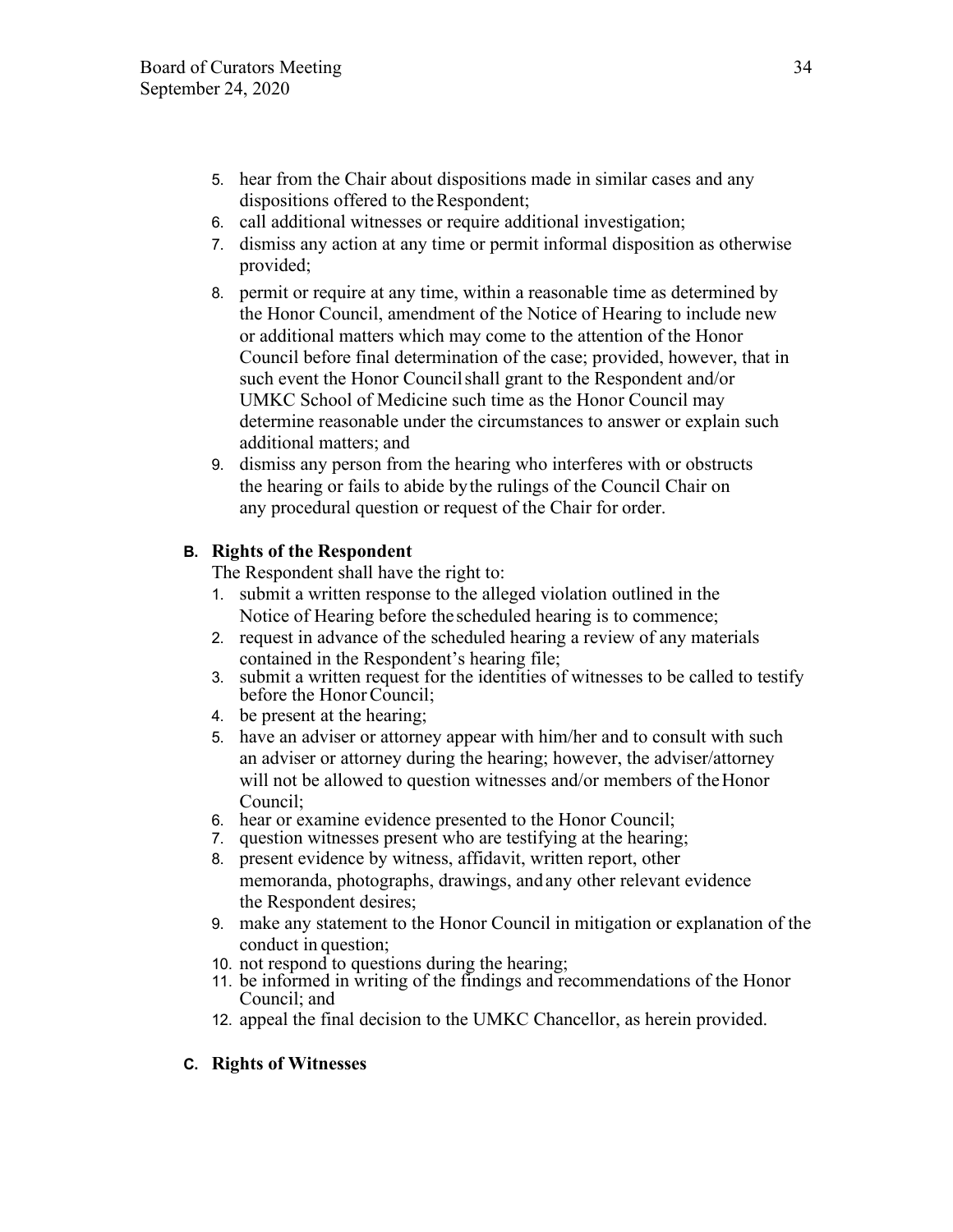5. hear from the Chair about dispositions made in similar cases and any dispositions offered to the Respondent;
6. call additional witnesses or require additional investigation;
7. dismiss any action at any time or permit informal disposition as otherwise provided;
8. permit or require at any time, within a reasonable time as determined by the Honor Council, amendment of the Notice of Hearing to include new or additional matters which may come to the attention of the Honor Council before final determination of the case; provided, however, that in such event the Honor Council shall grant to the Respondent and/or UMKC School of Medicine such time as the Honor Council may determine reasonable under the circumstances to answer or explain such additional matters; and
9. dismiss any person from the hearing who interferes with or obstructs the hearing or fails to abide by the rulings of the Council Chair on any procedural question or request of the Chair for order.

**B. Rights of the Respondent**

The Respondent shall have the right to:

1. submit a written response to the alleged violation outlined in the Notice of Hearing before the scheduled hearing is to commence;
2. request in advance of the scheduled hearing a review of any materials contained in the Respondent's hearing file;
3. submit a written request for the identities of witnesses to be called to testify before the Honor Council;
4. be present at the hearing;
5. have an adviser or attorney appear with him/her and to consult with such an adviser or attorney during the hearing; however, the adviser/attorney will not be allowed to question witnesses and/or members of the Honor Council;
6. hear or examine evidence presented to the Honor Council;
7. question witnesses present who are testifying at the hearing;
8. present evidence by witness, affidavit, written report, other memoranda, photographs, drawings, and any other relevant evidence the Respondent desires;
9. make any statement to the Honor Council in mitigation or explanation of the conduct in question;
10. not respond to questions during the hearing;
11. be informed in writing of the findings and recommendations of the Honor Council; and
12. appeal the final decision to the UMKC Chancellor, as herein provided.

**C. Rights of Witnesses**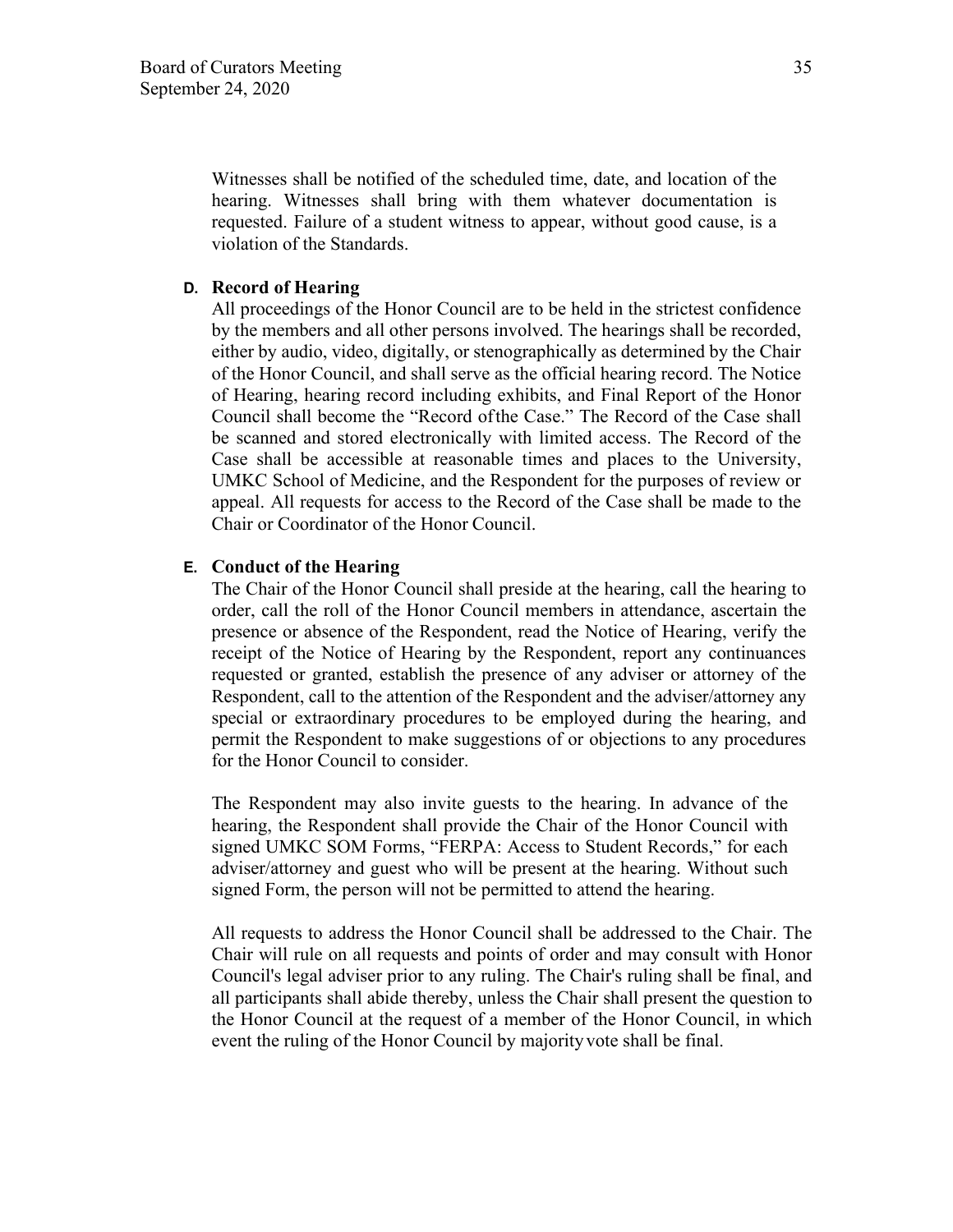Witnesses shall be notified of the scheduled time, date, and location of the hearing. Witnesses shall bring with them whatever documentation is requested. Failure of a student witness to appear, without good cause, is a violation of the Standards.

**D. Record of Hearing**

All proceedings of the Honor Council are to be held in the strictest confidence by the members and all other persons involved. The hearings shall be recorded, either by audio, video, digitally, or stenographically as determined by the Chair of the Honor Council, and shall serve as the official hearing record. The Notice of Hearing, hearing record including exhibits, and Final Report of the Honor Council shall become the "Record of the Case." The Record of the Case shall be scanned and stored electronically with limited access. The Record of the Case shall be accessible at reasonable times and places to the University, UMKC School of Medicine, and the Respondent for the purposes of review or appeal. All requests for access to the Record of the Case shall be made to the Chair or Coordinator of the Honor Council.

**E. Conduct of the Hearing**

The Chair of the Honor Council shall preside at the hearing, call the hearing to order, call the roll of the Honor Council members in attendance, ascertain the presence or absence of the Respondent, read the Notice of Hearing, verify the receipt of the Notice of Hearing by the Respondent, report any continuances requested or granted, establish the presence of any adviser or attorney of the Respondent, call to the attention of the Respondent and the adviser/attorney any special or extraordinary procedures to be employed during the hearing, and permit the Respondent to make suggestions of or objections to any procedures for the Honor Council to consider.

The Respondent may also invite guests to the hearing. In advance of the hearing, the Respondent shall provide the Chair of the Honor Council with signed UMKC SOM Forms, "FERPA: Access to Student Records," for each adviser/attorney and guest who will be present at the hearing. Without such signed Form, the person will not be permitted to attend the hearing.

All requests to address the Honor Council shall be addressed to the Chair. The Chair will rule on all requests and points of order and may consult with Honor Council's legal adviser prior to any ruling. The Chair's ruling shall be final, and all participants shall abide thereby, unless the Chair shall present the question to the Honor Council at the request of a member of the Honor Council, in which event the ruling of the Honor Council by majority vote shall be final.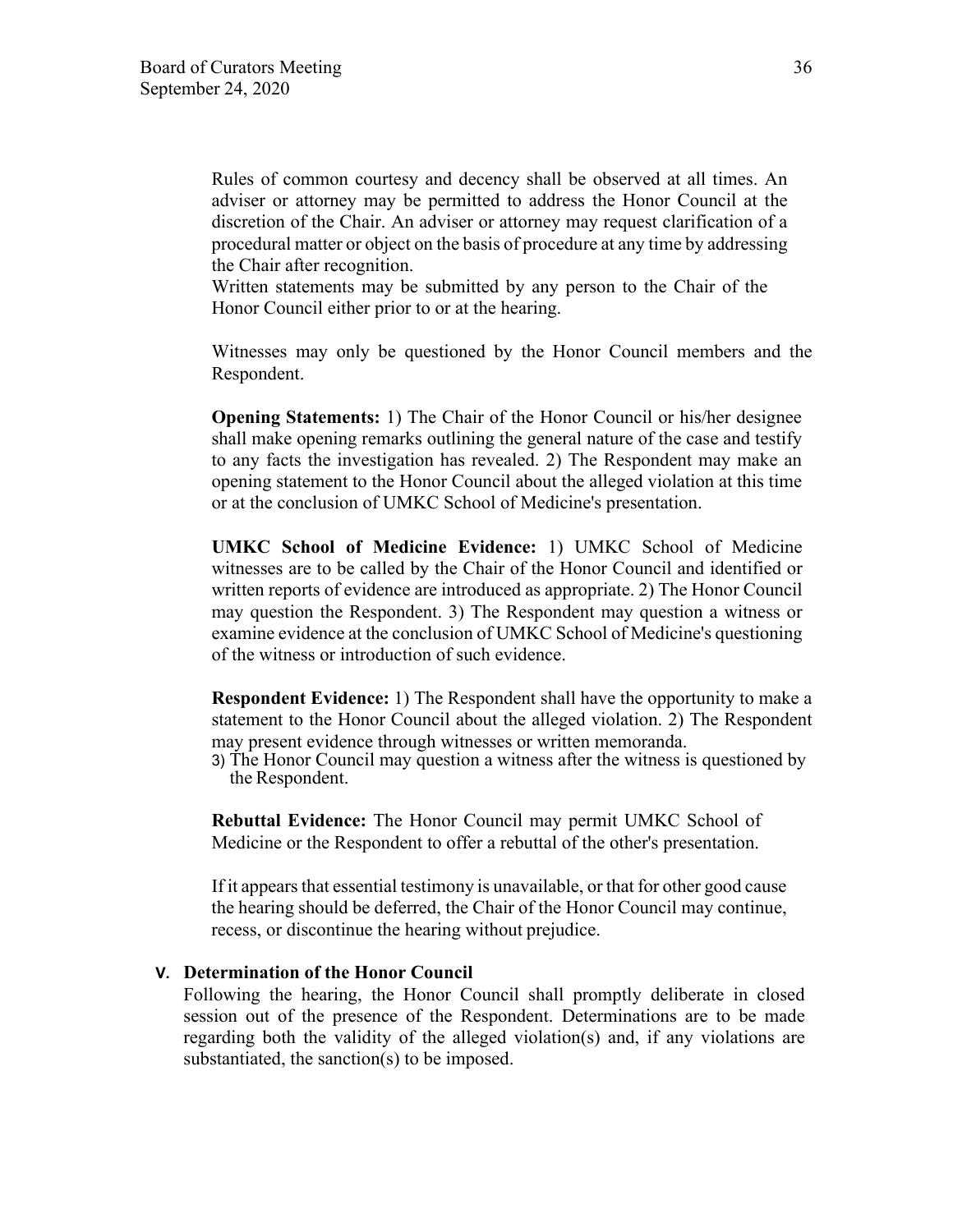Rules of common courtesy and decency shall be observed at all times. An adviser or attorney may be permitted to address the Honor Council at the discretion of the Chair. An adviser or attorney may request clarification of a procedural matter or object on the basis of procedure at any time by addressing the Chair after recognition.
Written statements may be submitted by any person to the Chair of the Honor Council either prior to or at the hearing.

Witnesses may only be questioned by the Honor Council members and the Respondent.

**Opening Statements:** 1) The Chair of the Honor Council or his/her designee shall make opening remarks outlining the general nature of the case and testify to any facts the investigation has revealed. 2) The Respondent may make an opening statement to the Honor Council about the alleged violation at this time or at the conclusion of UMKC School of Medicine's presentation.

**UMKC School of Medicine Evidence:** 1) UMKC School of Medicine witnesses are to be called by the Chair of the Honor Council and identified or written reports of evidence are introduced as appropriate. 2) The Honor Council may question the Respondent. 3) The Respondent may question a witness or examine evidence at the conclusion of UMKC School of Medicine's questioning of the witness or introduction of such evidence.

**Respondent Evidence:** 1) The Respondent shall have the opportunity to make a statement to the Honor Council about the alleged violation. 2) The Respondent may present evidence through witnesses or written memoranda.
3) The Honor Council may question a witness after the witness is questioned by the Respondent.

**Rebuttal Evidence:** The Honor Council may permit UMKC School of Medicine or the Respondent to offer a rebuttal of the other's presentation.

If it appears that essential testimony is unavailable, or that for other good cause the hearing should be deferred, the Chair of the Honor Council may continue, recess, or discontinue the hearing without prejudice.

**V. Determination of the Honor Council**

Following the hearing, the Honor Council shall promptly deliberate in closed session out of the presence of the Respondent. Determinations are to be made regarding both the validity of the alleged violation(s) and, if any violations are substantiated, the sanction(s) to be imposed.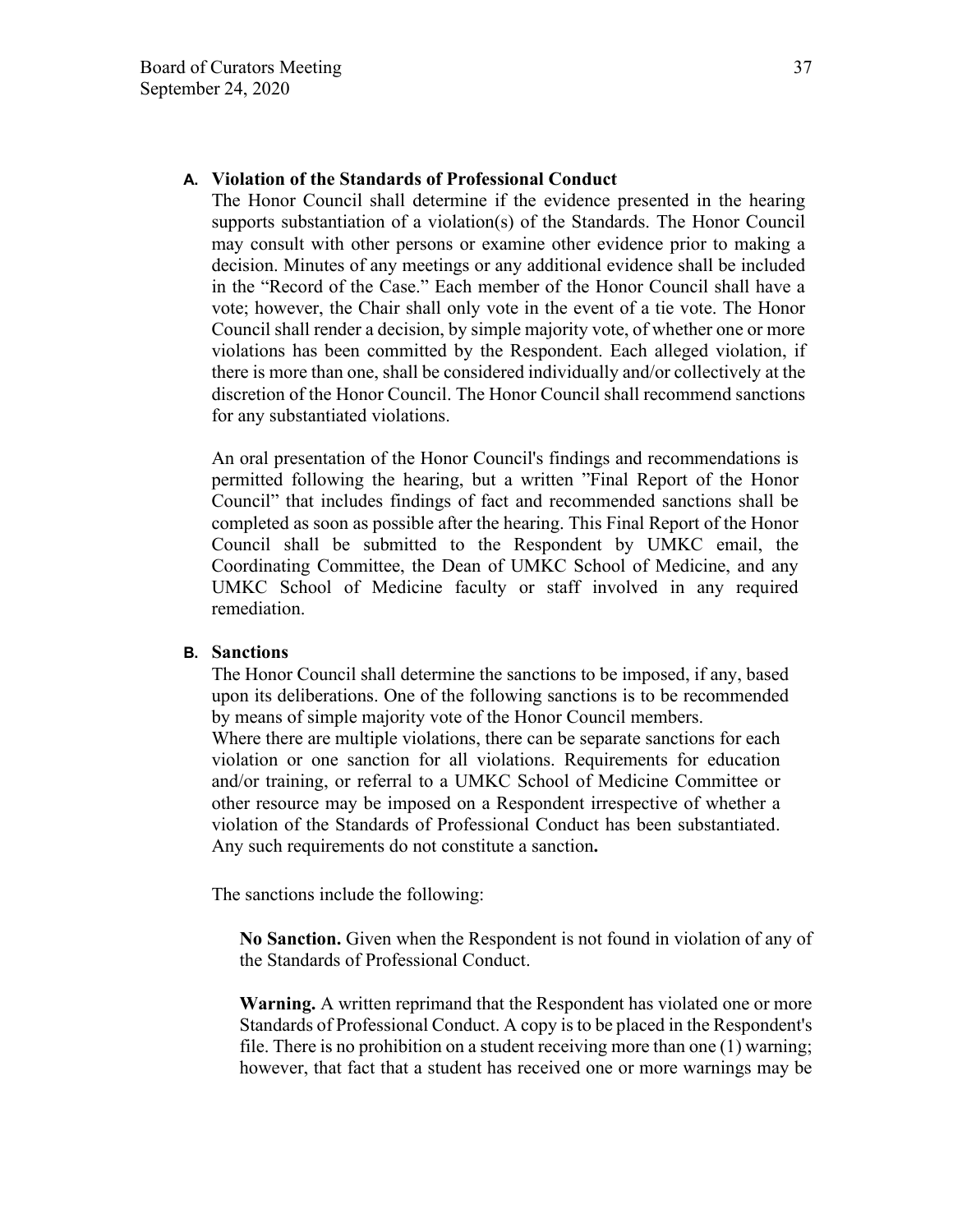**A. Violation of the Standards of Professional Conduct**

The Honor Council shall determine if the evidence presented in the hearing supports substantiation of a violation(s) of the Standards. The Honor Council may consult with other persons or examine other evidence prior to making a decision. Minutes of any meetings or any additional evidence shall be included in the "Record of the Case." Each member of the Honor Council shall have a vote; however, the Chair shall only vote in the event of a tie vote. The Honor Council shall render a decision, by simple majority vote, of whether one or more violations has been committed by the Respondent. Each alleged violation, if there is more than one, shall be considered individually and/or collectively at the discretion of the Honor Council. The Honor Council shall recommend sanctions for any substantiated violations.

An oral presentation of the Honor Council's findings and recommendations is permitted following the hearing, but a written "Final Report of the Honor Council" that includes findings of fact and recommended sanctions shall be completed as soon as possible after the hearing. This Final Report of the Honor Council shall be submitted to the Respondent by UMKC email, the Coordinating Committee, the Dean of UMKC School of Medicine, and any UMKC School of Medicine faculty or staff involved in any required remediation.

**B. Sanctions**

The Honor Council shall determine the sanctions to be imposed, if any, based upon its deliberations. One of the following sanctions is to be recommended by means of simple majority vote of the Honor Council members.
Where there are multiple violations, there can be separate sanctions for each violation or one sanction for all violations. Requirements for education and/or training, or referral to a UMKC School of Medicine Committee or other resource may be imposed on a Respondent irrespective of whether a violation of the Standards of Professional Conduct has been substantiated. Any such requirements do not constitute a sanction**.**

The sanctions include the following:

**No Sanction.** Given when the Respondent is not found in violation of any of the Standards of Professional Conduct.

**Warning.** A written reprimand that the Respondent has violated one or more Standards of Professional Conduct. A copy is to be placed in the Respondent's file. There is no prohibition on a student receiving more than one (1) warning; however, that fact that a student has received one or more warnings may be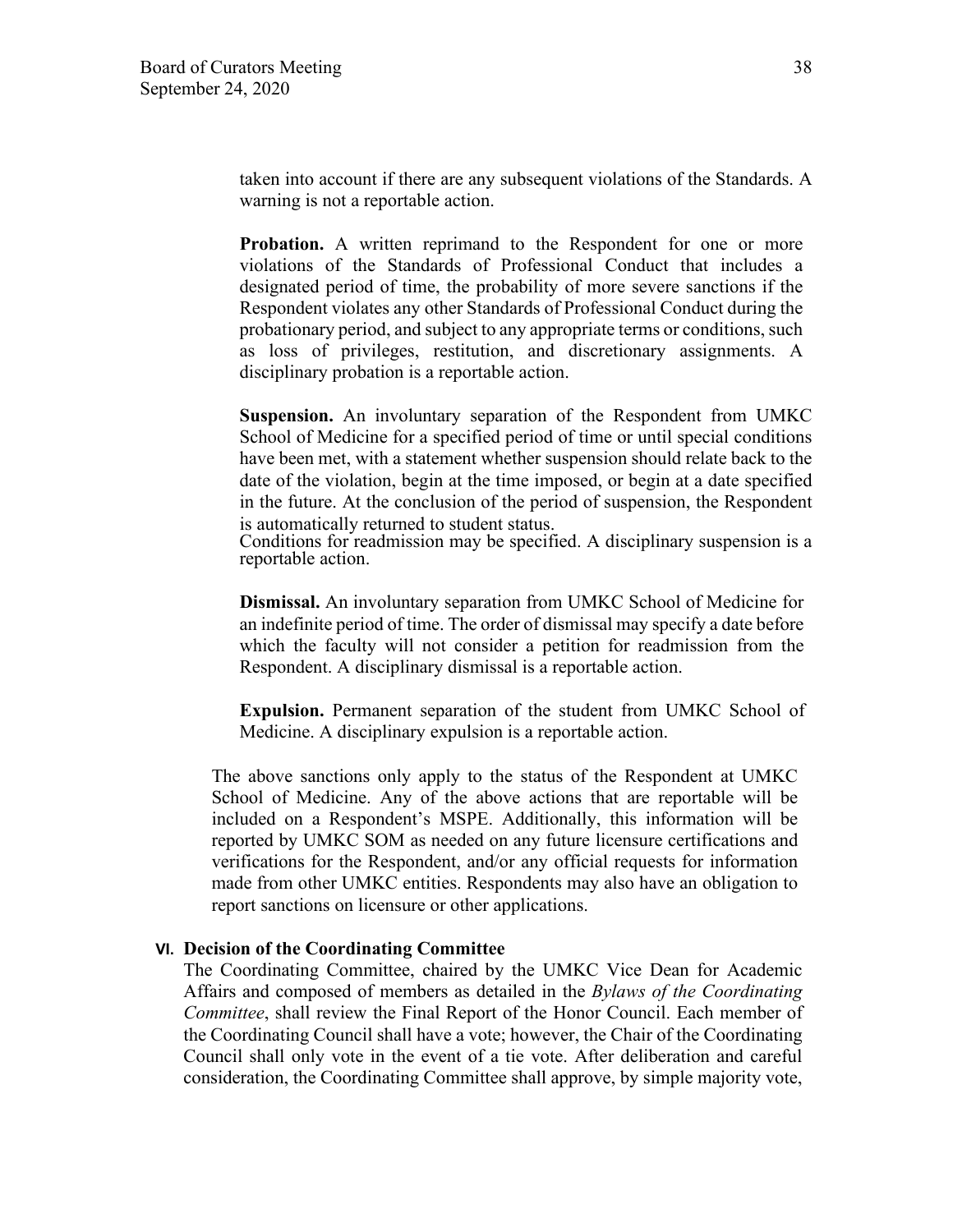taken into account if there are any subsequent violations of the Standards. A warning is not a reportable action.

**Probation.** A written reprimand to the Respondent for one or more violations of the Standards of Professional Conduct that includes a designated period of time, the probability of more severe sanctions if the Respondent violates any other Standards of Professional Conduct during the probationary period, and subject to any appropriate terms or conditions, such as loss of privileges, restitution, and discretionary assignments. A disciplinary probation is a reportable action.

**Suspension.** An involuntary separation of the Respondent from UMKC School of Medicine for a specified period of time or until special conditions have been met, with a statement whether suspension should relate back to the date of the violation, begin at the time imposed, or begin at a date specified in the future. At the conclusion of the period of suspension, the Respondent is automatically returned to student status.
Conditions for readmission may be specified. A disciplinary suspension is a reportable action.

**Dismissal.** An involuntary separation from UMKC School of Medicine for an indefinite period of time. The order of dismissal may specify a date before which the faculty will not consider a petition for readmission from the Respondent. A disciplinary dismissal is a reportable action.

**Expulsion.** Permanent separation of the student from UMKC School of Medicine. A disciplinary expulsion is a reportable action.

The above sanctions only apply to the status of the Respondent at UMKC School of Medicine. Any of the above actions that are reportable will be included on a Respondent's MSPE. Additionally, this information will be reported by UMKC SOM as needed on any future licensure certifications and verifications for the Respondent, and/or any official requests for information made from other UMKC entities. Respondents may also have an obligation to report sanctions on licensure or other applications.

## VI. Decision of the Coordinating Committee

The Coordinating Committee, chaired by the UMKC Vice Dean for Academic Affairs and composed of members as detailed in the *Bylaws of the Coordinating Committee*, shall review the Final Report of the Honor Council. Each member of the Coordinating Council shall have a vote; however, the Chair of the Coordinating Council shall only vote in the event of a tie vote. After deliberation and careful consideration, the Coordinating Committee shall approve, by simple majority vote,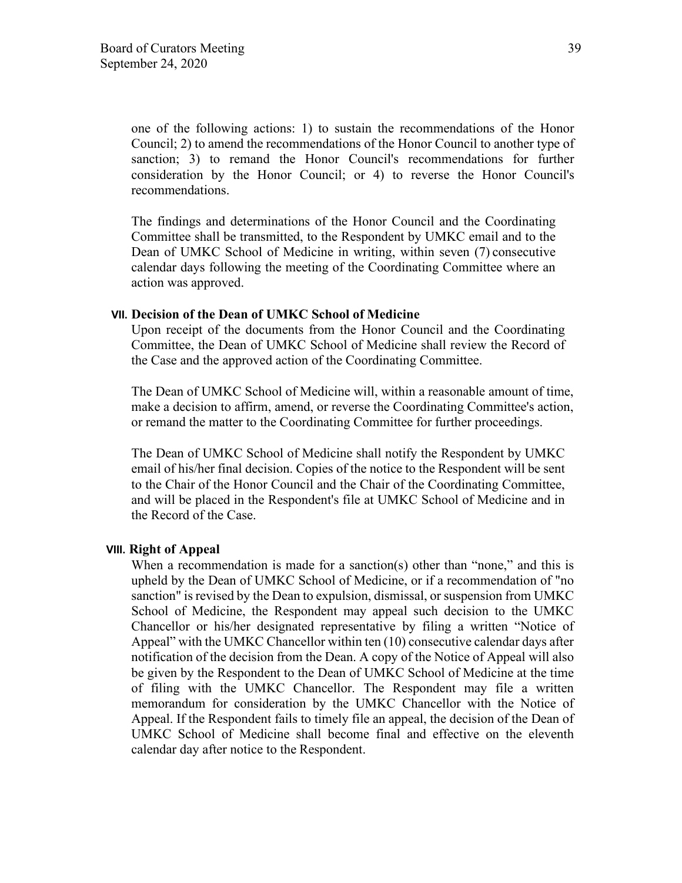one of the following actions: 1) to sustain the recommendations of the Honor Council; 2) to amend the recommendations of the Honor Council to another type of sanction; 3) to remand the Honor Council's recommendations for further consideration by the Honor Council; or 4) to reverse the Honor Council's recommendations.

The findings and determinations of the Honor Council and the Coordinating Committee shall be transmitted, to the Respondent by UMKC email and to the Dean of UMKC School of Medicine in writing, within seven (7) consecutive calendar days following the meeting of the Coordinating Committee where an action was approved.

### VII. Decision of the Dean of UMKC School of Medicine

Upon receipt of the documents from the Honor Council and the Coordinating Committee, the Dean of UMKC School of Medicine shall review the Record of the Case and the approved action of the Coordinating Committee.

The Dean of UMKC School of Medicine will, within a reasonable amount of time, make a decision to affirm, amend, or reverse the Coordinating Committee's action, or remand the matter to the Coordinating Committee for further proceedings.

The Dean of UMKC School of Medicine shall notify the Respondent by UMKC email of his/her final decision. Copies of the notice to the Respondent will be sent to the Chair of the Honor Council and the Chair of the Coordinating Committee, and will be placed in the Respondent's file at UMKC School of Medicine and in the Record of the Case.

### VIII. Right of Appeal

When a recommendation is made for a sanction(s) other than "none," and this is upheld by the Dean of UMKC School of Medicine, or if a recommendation of "no sanction" is revised by the Dean to expulsion, dismissal, or suspension from UMKC School of Medicine, the Respondent may appeal such decision to the UMKC Chancellor or his/her designated representative by filing a written "Notice of Appeal" with the UMKC Chancellor within ten (10) consecutive calendar days after notification of the decision from the Dean. A copy of the Notice of Appeal will also be given by the Respondent to the Dean of UMKC School of Medicine at the time of filing with the UMKC Chancellor. The Respondent may file a written memorandum for consideration by the UMKC Chancellor with the Notice of Appeal. If the Respondent fails to timely file an appeal, the decision of the Dean of UMKC School of Medicine shall become final and effective on the eleventh calendar day after notice to the Respondent.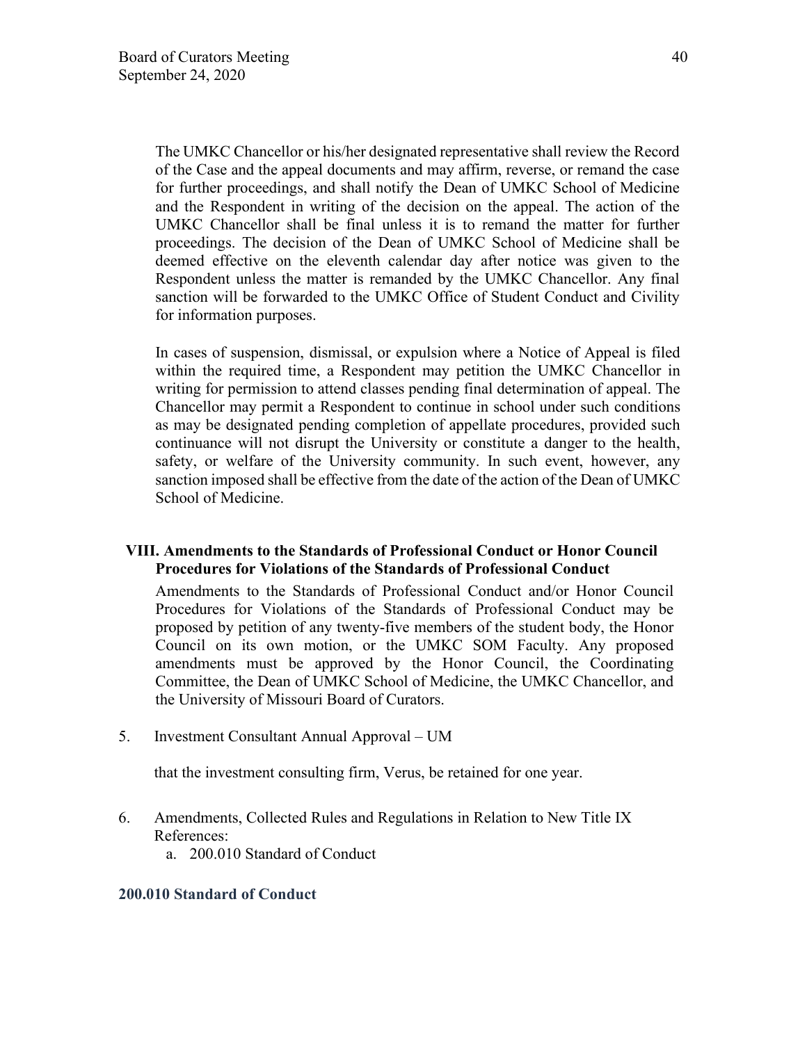The UMKC Chancellor or his/her designated representative shall review the Record of the Case and the appeal documents and may affirm, reverse, or remand the case for further proceedings, and shall notify the Dean of UMKC School of Medicine and the Respondent in writing of the decision on the appeal. The action of the UMKC Chancellor shall be final unless it is to remand the matter for further proceedings. The decision of the Dean of UMKC School of Medicine shall be deemed effective on the eleventh calendar day after notice was given to the Respondent unless the matter is remanded by the UMKC Chancellor. Any final sanction will be forwarded to the UMKC Office of Student Conduct and Civility for information purposes.

In cases of suspension, dismissal, or expulsion where a Notice of Appeal is filed within the required time, a Respondent may petition the UMKC Chancellor in writing for permission to attend classes pending final determination of appeal. The Chancellor may permit a Respondent to continue in school under such conditions as may be designated pending completion of appellate procedures, provided such continuance will not disrupt the University or constitute a danger to the health, safety, or welfare of the University community. In such event, however, any sanction imposed shall be effective from the date of the action of the Dean of UMKC School of Medicine.

**VIII. Amendments to the Standards of Professional Conduct or Honor Council Procedures for Violations of the Standards of Professional Conduct**

Amendments to the Standards of Professional Conduct and/or Honor Council Procedures for Violations of the Standards of Professional Conduct may be proposed by petition of any twenty-five members of the student body, the Honor Council on its own motion, or the UMKC SOM Faculty. Any proposed amendments must be approved by the Honor Council, the Coordinating Committee, the Dean of UMKC School of Medicine, the UMKC Chancellor, and the University of Missouri Board of Curators.

5. Investment Consultant Annual Approval – UM

that the investment consulting firm, Verus, be retained for one year.

6. Amendments, Collected Rules and Regulations in Relation to New Title IX References:
   a. 200.010 Standard of Conduct

**200.010 Standard of Conduct**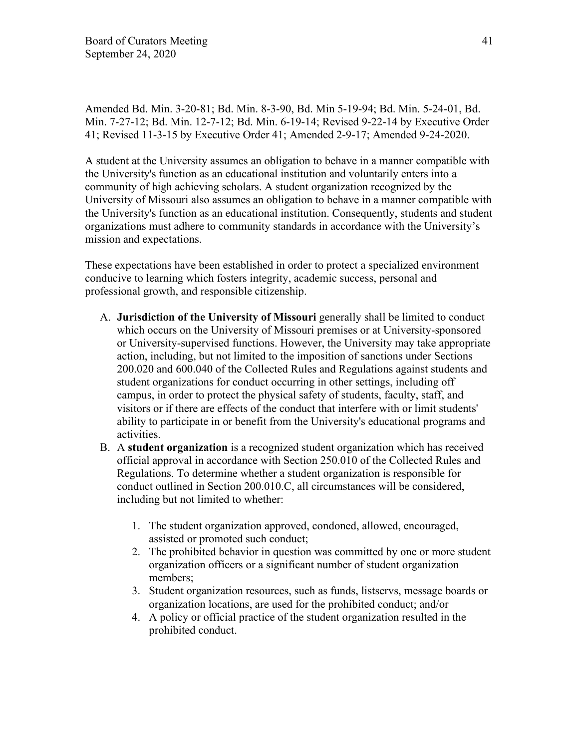Amended Bd. Min. 3-20-81; Bd. Min. 8-3-90, Bd. Min 5-19-94; Bd. Min. 5-24-01, Bd. Min. 7-27-12; Bd. Min. 12-7-12; Bd. Min. 6-19-14; Revised 9-22-14 by Executive Order 41; Revised 11-3-15 by Executive Order 41; Amended 2-9-17; Amended 9-24-2020.

A student at the University assumes an obligation to behave in a manner compatible with the University's function as an educational institution and voluntarily enters into a community of high achieving scholars. A student organization recognized by the University of Missouri also assumes an obligation to behave in a manner compatible with the University's function as an educational institution. Consequently, students and student organizations must adhere to community standards in accordance with the University's mission and expectations.

These expectations have been established in order to protect a specialized environment conducive to learning which fosters integrity, academic success, personal and professional growth, and responsible citizenship.

A. **Jurisdiction of the University of Missouri** generally shall be limited to conduct which occurs on the University of Missouri premises or at University-sponsored or University-supervised functions. However, the University may take appropriate action, including, but not limited to the imposition of sanctions under Sections 200.020 and 600.040 of the Collected Rules and Regulations against students and student organizations for conduct occurring in other settings, including off campus, in order to protect the physical safety of students, faculty, staff, and visitors or if there are effects of the conduct that interfere with or limit students' ability to participate in or benefit from the University's educational programs and activities.
B. A **student organization** is a recognized student organization which has received official approval in accordance with Section 250.010 of the Collected Rules and Regulations. To determine whether a student organization is responsible for conduct outlined in Section 200.010.C, all circumstances will be considered, including but not limited to whether:

    1. The student organization approved, condoned, allowed, encouraged, assisted or promoted such conduct;
    2. The prohibited behavior in question was committed by one or more student organization officers or a significant number of student organization members;
    3. Student organization resources, such as funds, listservs, message boards or organization locations, are used for the prohibited conduct; and/or
    4. A policy or official practice of the student organization resulted in the prohibited conduct.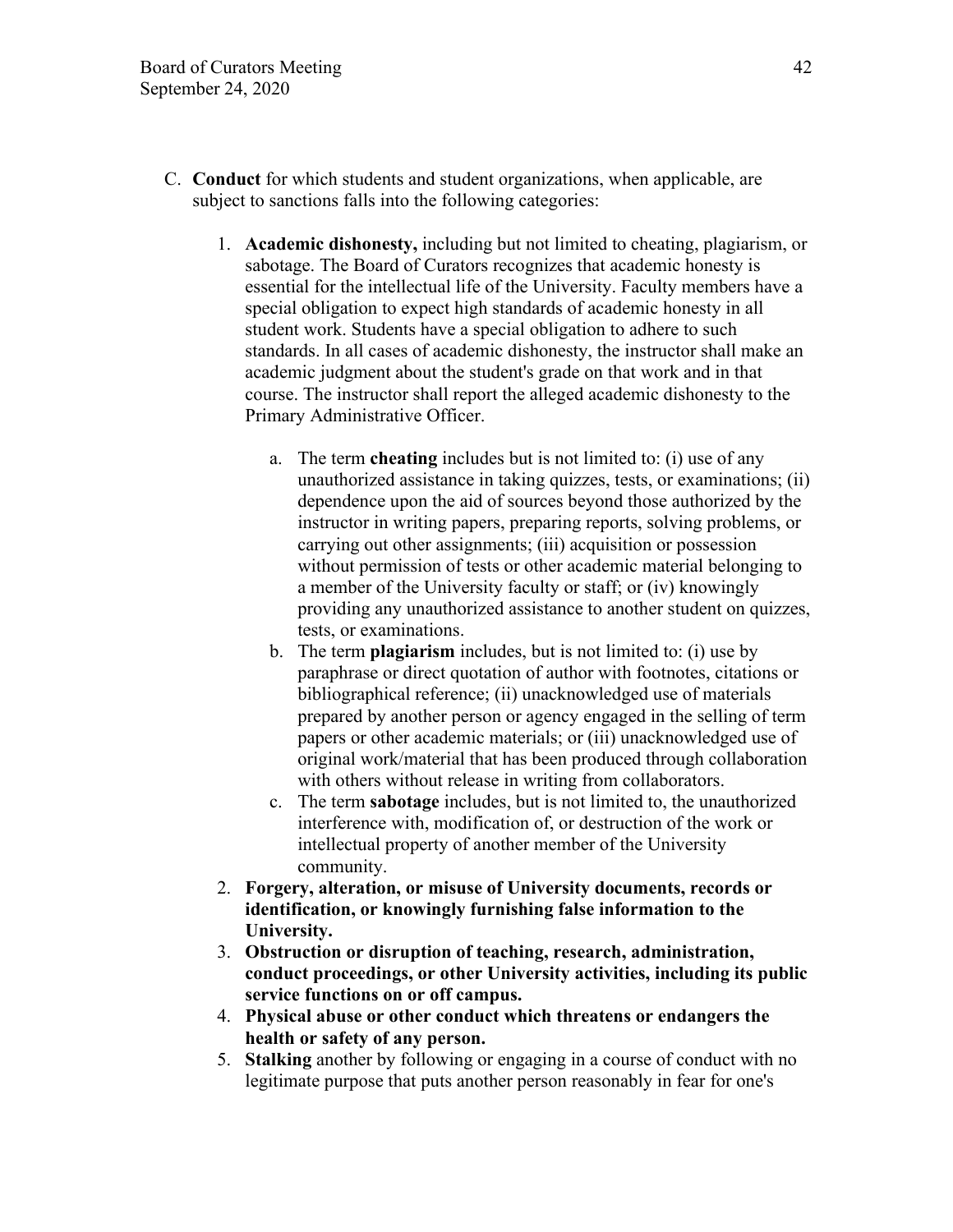C. **Conduct** for which students and student organizations, when applicable, are subject to sanctions falls into the following categories:

1. **Academic dishonesty,** including but not limited to cheating, plagiarism, or sabotage. The Board of Curators recognizes that academic honesty is essential for the intellectual life of the University. Faculty members have a special obligation to expect high standards of academic honesty in all student work. Students have a special obligation to adhere to such standards. In all cases of academic dishonesty, the instructor shall make an academic judgment about the student's grade on that work and in that course. The instructor shall report the alleged academic dishonesty to the Primary Administrative Officer.

    a. The term **cheating** includes but is not limited to: (i) use of any unauthorized assistance in taking quizzes, tests, or examinations; (ii) dependence upon the aid of sources beyond those authorized by the instructor in writing papers, preparing reports, solving problems, or carrying out other assignments; (iii) acquisition or possession without permission of tests or other academic material belonging to a member of the University faculty or staff; or (iv) knowingly providing any unauthorized assistance to another student on quizzes, tests, or examinations.

    b. The term **plagiarism** includes, but is not limited to: (i) use by paraphrase or direct quotation of author with footnotes, citations or bibliographical reference; (ii) unacknowledged use of materials prepared by another person or agency engaged in the selling of term papers or other academic materials; or (iii) unacknowledged use of original work/material that has been produced through collaboration with others without release in writing from collaborators.

    c. The term **sabotage** includes, but is not limited to, the unauthorized interference with, modification of, or destruction of the work or intellectual property of another member of the University community.

2. **Forgery, alteration, or misuse of University documents, records or identification, or knowingly furnishing false information to the University.**

3. **Obstruction or disruption of teaching, research, administration, conduct proceedings, or other University activities, including its public service functions on or off campus.**

4. **Physical abuse or other conduct which threatens or endangers the health or safety of any person.**

5. **Stalking** another by following or engaging in a course of conduct with no legitimate purpose that puts another person reasonably in fear for one's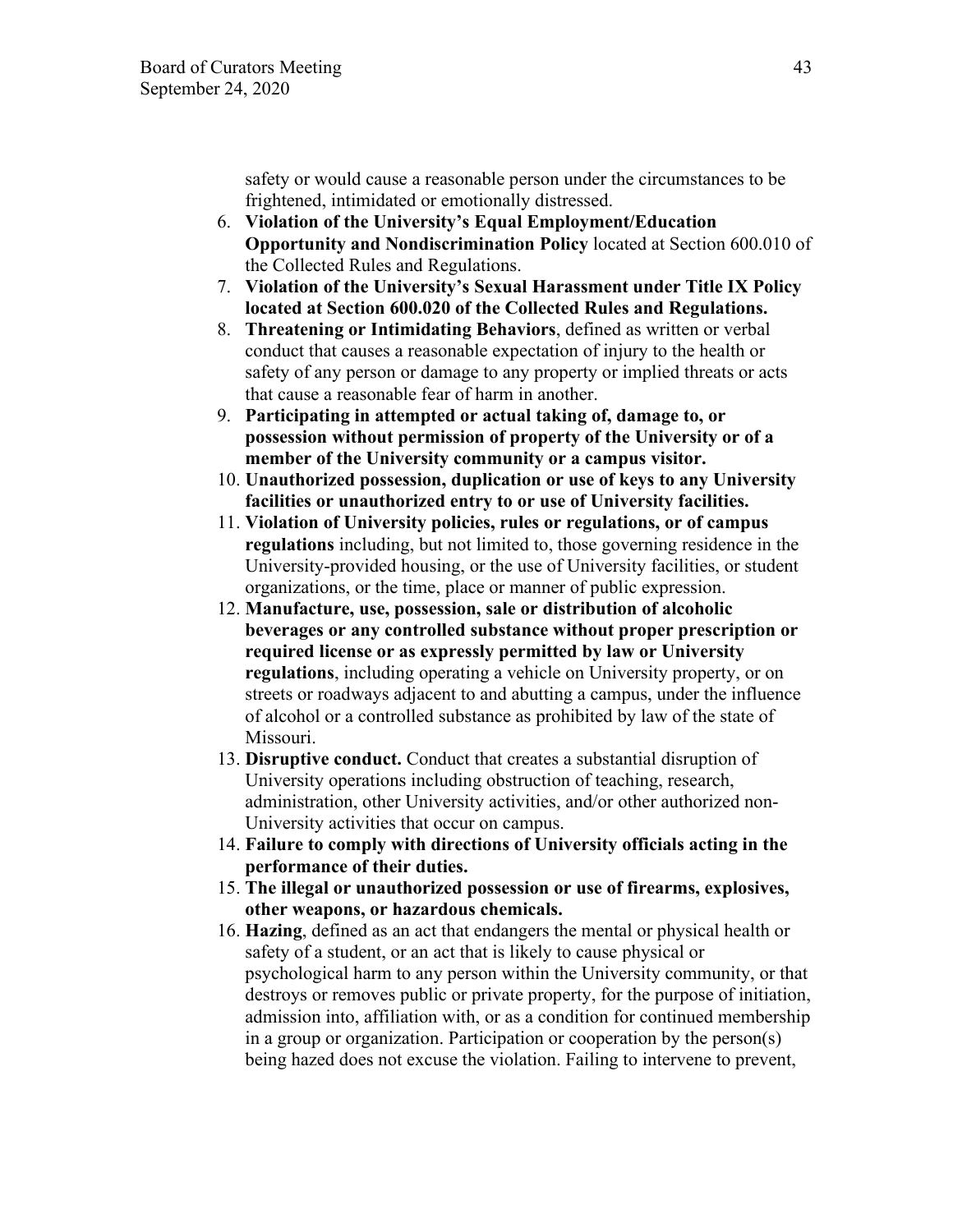safety or would cause a reasonable person under the circumstances to be frightened, intimidated or emotionally distressed.

6. **Violation of the University's Equal Employment/Education Opportunity and Nondiscrimination Policy** located at Section 600.010 of the Collected Rules and Regulations.
7. **Violation of the University's Sexual Harassment under Title IX Policy located at Section 600.020 of the Collected Rules and Regulations.**
8. **Threatening or Intimidating Behaviors**, defined as written or verbal conduct that causes a reasonable expectation of injury to the health or safety of any person or damage to any property or implied threats or acts that cause a reasonable fear of harm in another.
9. **Participating in attempted or actual taking of, damage to, or possession without permission of property of the University or of a member of the University community or a campus visitor.**
10. **Unauthorized possession, duplication or use of keys to any University facilities or unauthorized entry to or use of University facilities.**
11. **Violation of University policies, rules or regulations, or of campus regulations** including, but not limited to, those governing residence in the University-provided housing, or the use of University facilities, or student organizations, or the time, place or manner of public expression.
12. **Manufacture, use, possession, sale or distribution of alcoholic beverages or any controlled substance without proper prescription or required license or as expressly permitted by law or University regulations**, including operating a vehicle on University property, or on streets or roadways adjacent to and abutting a campus, under the influence of alcohol or a controlled substance as prohibited by law of the state of Missouri.
13. **Disruptive conduct.** Conduct that creates a substantial disruption of University operations including obstruction of teaching, research, administration, other University activities, and/or other authorized non-University activities that occur on campus.
14. **Failure to comply with directions of University officials acting in the performance of their duties.**
15. **The illegal or unauthorized possession or use of firearms, explosives, other weapons, or hazardous chemicals.**
16. **Hazing**, defined as an act that endangers the mental or physical health or safety of a student, or an act that is likely to cause physical or psychological harm to any person within the University community, or that destroys or removes public or private property, for the purpose of initiation, admission into, affiliation with, or as a condition for continued membership in a group or organization. Participation or cooperation by the person(s) being hazed does not excuse the violation. Failing to intervene to prevent,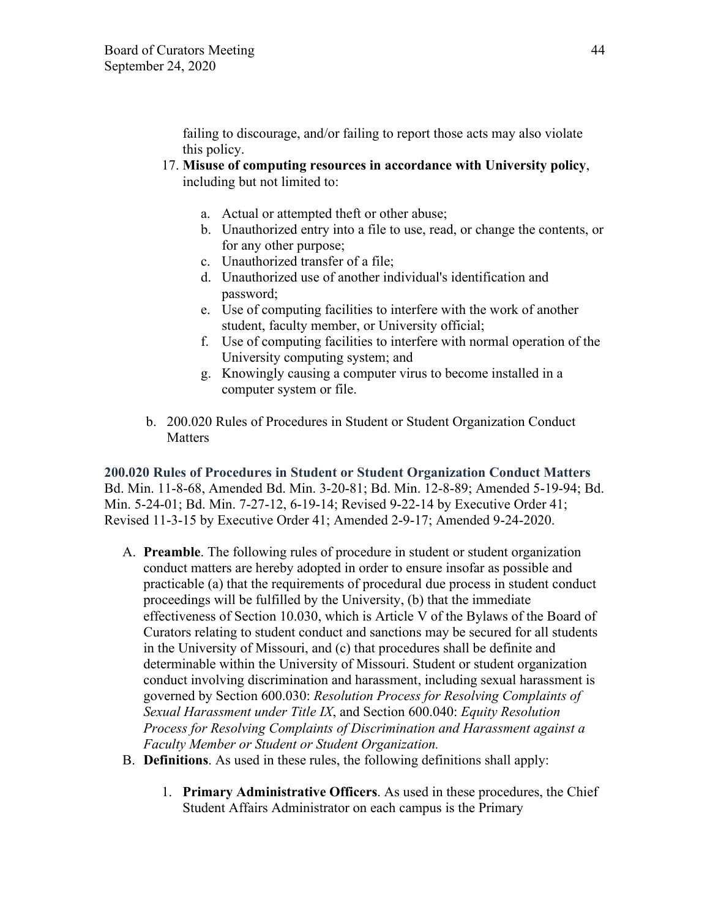failing to discourage, and/or failing to report those acts may also violate this policy.

17. **Misuse of computing resources in accordance with University policy**, including but not limited to:

    a. Actual or attempted theft or other abuse;
    b. Unauthorized entry into a file to use, read, or change the contents, or for any other purpose;
    c. Unauthorized transfer of a file;
    d. Unauthorized use of another individual's identification and password;
    e. Use of computing facilities to interfere with the work of another student, faculty member, or University official;
    f. Use of computing facilities to interfere with normal operation of the University computing system; and
    g. Knowingly causing a computer virus to become installed in a computer system or file.

b. 200.020 Rules of Procedures in Student or Student Organization Conduct Matters

**200.020 Rules of Procedures in Student or Student Organization Conduct Matters**
Bd. Min. 11-8-68, Amended Bd. Min. 3-20-81; Bd. Min. 12-8-89; Amended 5-19-94; Bd. Min. 5-24-01; Bd. Min. 7-27-12, 6-19-14; Revised 9-22-14 by Executive Order 41; Revised 11-3-15 by Executive Order 41; Amended 2-9-17; Amended 9-24-2020.

A. **Preamble**. The following rules of procedure in student or student organization conduct matters are hereby adopted in order to ensure insofar as possible and practicable (a) that the requirements of procedural due process in student conduct proceedings will be fulfilled by the University, (b) that the immediate effectiveness of Section 10.030, which is Article V of the Bylaws of the Board of Curators relating to student conduct and sanctions may be secured for all students in the University of Missouri, and (c) that procedures shall be definite and determinable within the University of Missouri. Student or student organization conduct involving discrimination and harassment, including sexual harassment is governed by Section 600.030: *Resolution Process for Resolving Complaints of Sexual Harassment under Title IX*, and Section 600.040: *Equity Resolution Process for Resolving Complaints of Discrimination and Harassment against a Faculty Member or Student or Student Organization.*

B. **Definitions**. As used in these rules, the following definitions shall apply:

    1. **Primary Administrative Officers**. As used in these procedures, the Chief Student Affairs Administrator on each campus is the Primary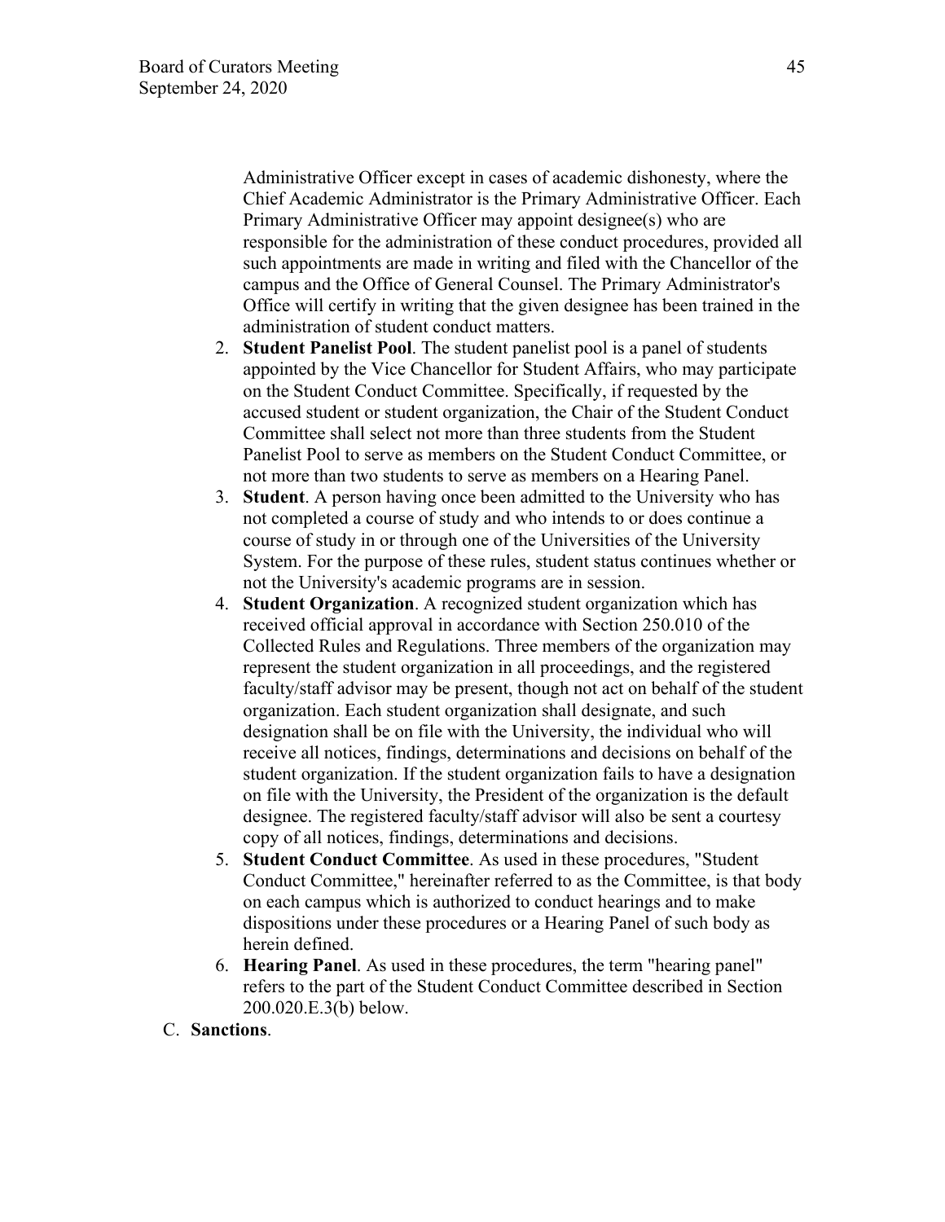Administrative Officer except in cases of academic dishonesty, where the Chief Academic Administrator is the Primary Administrative Officer. Each Primary Administrative Officer may appoint designee(s) who are responsible for the administration of these conduct procedures, provided all such appointments are made in writing and filed with the Chancellor of the campus and the Office of General Counsel. The Primary Administrator's Office will certify in writing that the given designee has been trained in the administration of student conduct matters.

2. **Student Panelist Pool**. The student panelist pool is a panel of students appointed by the Vice Chancellor for Student Affairs, who may participate on the Student Conduct Committee. Specifically, if requested by the accused student or student organization, the Chair of the Student Conduct Committee shall select not more than three students from the Student Panelist Pool to serve as members on the Student Conduct Committee, or not more than two students to serve as members on a Hearing Panel.
3. **Student**. A person having once been admitted to the University who has not completed a course of study and who intends to or does continue a course of study in or through one of the Universities of the University System. For the purpose of these rules, student status continues whether or not the University's academic programs are in session.
4. **Student Organization**. A recognized student organization which has received official approval in accordance with Section 250.010 of the Collected Rules and Regulations. Three members of the organization may represent the student organization in all proceedings, and the registered faculty/staff advisor may be present, though not act on behalf of the student organization. Each student organization shall designate, and such designation shall be on file with the University, the individual who will receive all notices, findings, determinations and decisions on behalf of the student organization. If the student organization fails to have a designation on file with the University, the President of the organization is the default designee. The registered faculty/staff advisor will also be sent a courtesy copy of all notices, findings, determinations and decisions.
5. **Student Conduct Committee**. As used in these procedures, "Student Conduct Committee," hereinafter referred to as the Committee, is that body on each campus which is authorized to conduct hearings and to make dispositions under these procedures or a Hearing Panel of such body as herein defined.
6. **Hearing Panel**. As used in these procedures, the term "hearing panel" refers to the part of the Student Conduct Committee described in Section 200.020.E.3(b) below.

C. **Sanctions**.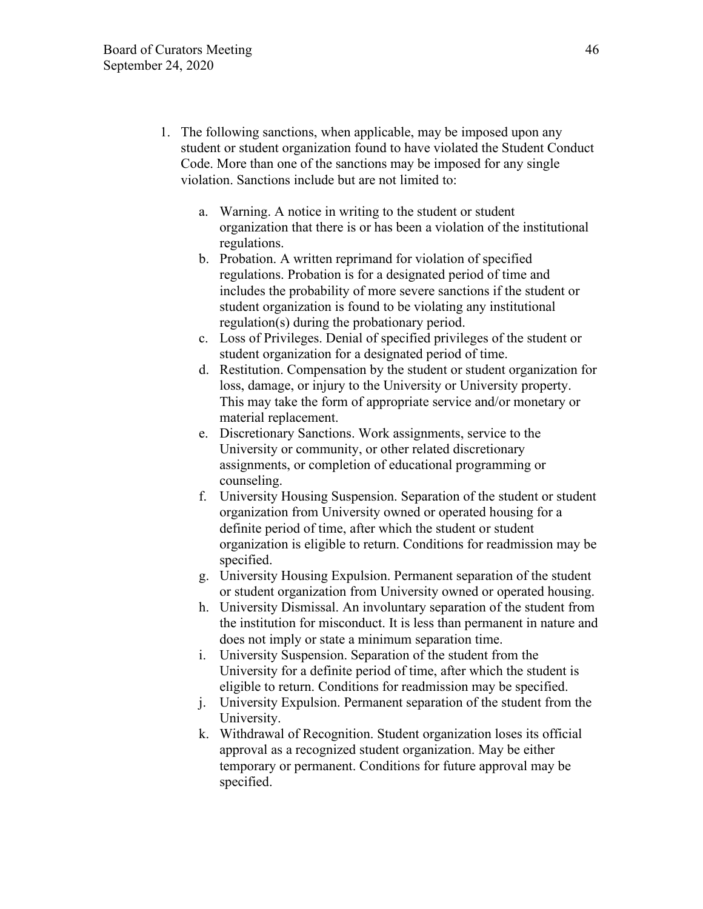1. The following sanctions, when applicable, may be imposed upon any student or student organization found to have violated the Student Conduct Code. More than one of the sanctions may be imposed for any single violation. Sanctions include but are not limited to:

    a. Warning. A notice in writing to the student or student organization that there is or has been a violation of the institutional regulations.
    b. Probation. A written reprimand for violation of specified regulations. Probation is for a designated period of time and includes the probability of more severe sanctions if the student or student organization is found to be violating any institutional regulation(s) during the probationary period.
    c. Loss of Privileges. Denial of specified privileges of the student or student organization for a designated period of time.
    d. Restitution. Compensation by the student or student organization for loss, damage, or injury to the University or University property. This may take the form of appropriate service and/or monetary or material replacement.
    e. Discretionary Sanctions. Work assignments, service to the University or community, or other related discretionary assignments, or completion of educational programming or counseling.
    f. University Housing Suspension. Separation of the student or student organization from University owned or operated housing for a definite period of time, after which the student or student organization is eligible to return. Conditions for readmission may be specified.
    g. University Housing Expulsion. Permanent separation of the student or student organization from University owned or operated housing.
    h. University Dismissal. An involuntary separation of the student from the institution for misconduct. It is less than permanent in nature and does not imply or state a minimum separation time.
    i. University Suspension. Separation of the student from the University for a definite period of time, after which the student is eligible to return. Conditions for readmission may be specified.
    j. University Expulsion. Permanent separation of the student from the University.
    k. Withdrawal of Recognition. Student organization loses its official approval as a recognized student organization. May be either temporary or permanent. Conditions for future approval may be specified.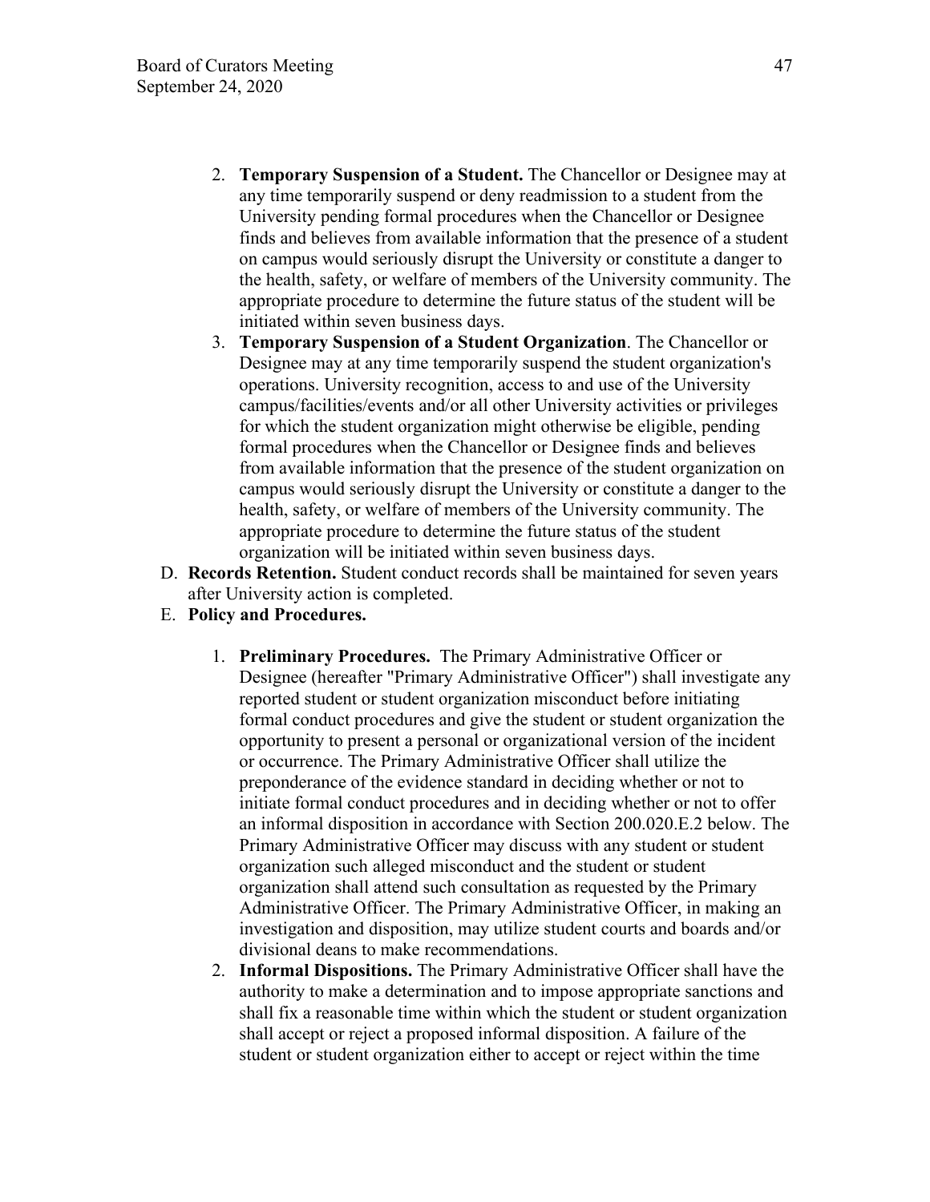2. **Temporary Suspension of a Student.** The Chancellor or Designee may at any time temporarily suspend or deny readmission to a student from the University pending formal procedures when the Chancellor or Designee finds and believes from available information that the presence of a student on campus would seriously disrupt the University or constitute a danger to the health, safety, or welfare of members of the University community. The appropriate procedure to determine the future status of the student will be initiated within seven business days.
3. **Temporary Suspension of a Student Organization**. The Chancellor or Designee may at any time temporarily suspend the student organization's operations. University recognition, access to and use of the University campus/facilities/events and/or all other University activities or privileges for which the student organization might otherwise be eligible, pending formal procedures when the Chancellor or Designee finds and believes from available information that the presence of the student organization on campus would seriously disrupt the University or constitute a danger to the health, safety, or welfare of members of the University community. The appropriate procedure to determine the future status of the student organization will be initiated within seven business days.

D. **Records Retention.** Student conduct records shall be maintained for seven years after University action is completed.

E. **Policy and Procedures.**

1. **Preliminary Procedures.** The Primary Administrative Officer or Designee (hereafter "Primary Administrative Officer") shall investigate any reported student or student organization misconduct before initiating formal conduct procedures and give the student or student organization the opportunity to present a personal or organizational version of the incident or occurrence. The Primary Administrative Officer shall utilize the preponderance of the evidence standard in deciding whether or not to initiate formal conduct procedures and in deciding whether or not to offer an informal disposition in accordance with Section 200.020.E.2 below. The Primary Administrative Officer may discuss with any student or student organization such alleged misconduct and the student or student organization shall attend such consultation as requested by the Primary Administrative Officer. The Primary Administrative Officer, in making an investigation and disposition, may utilize student courts and boards and/or divisional deans to make recommendations.
2. **Informal Dispositions.** The Primary Administrative Officer shall have the authority to make a determination and to impose appropriate sanctions and shall fix a reasonable time within which the student or student organization shall accept or reject a proposed informal disposition. A failure of the student or student organization either to accept or reject within the time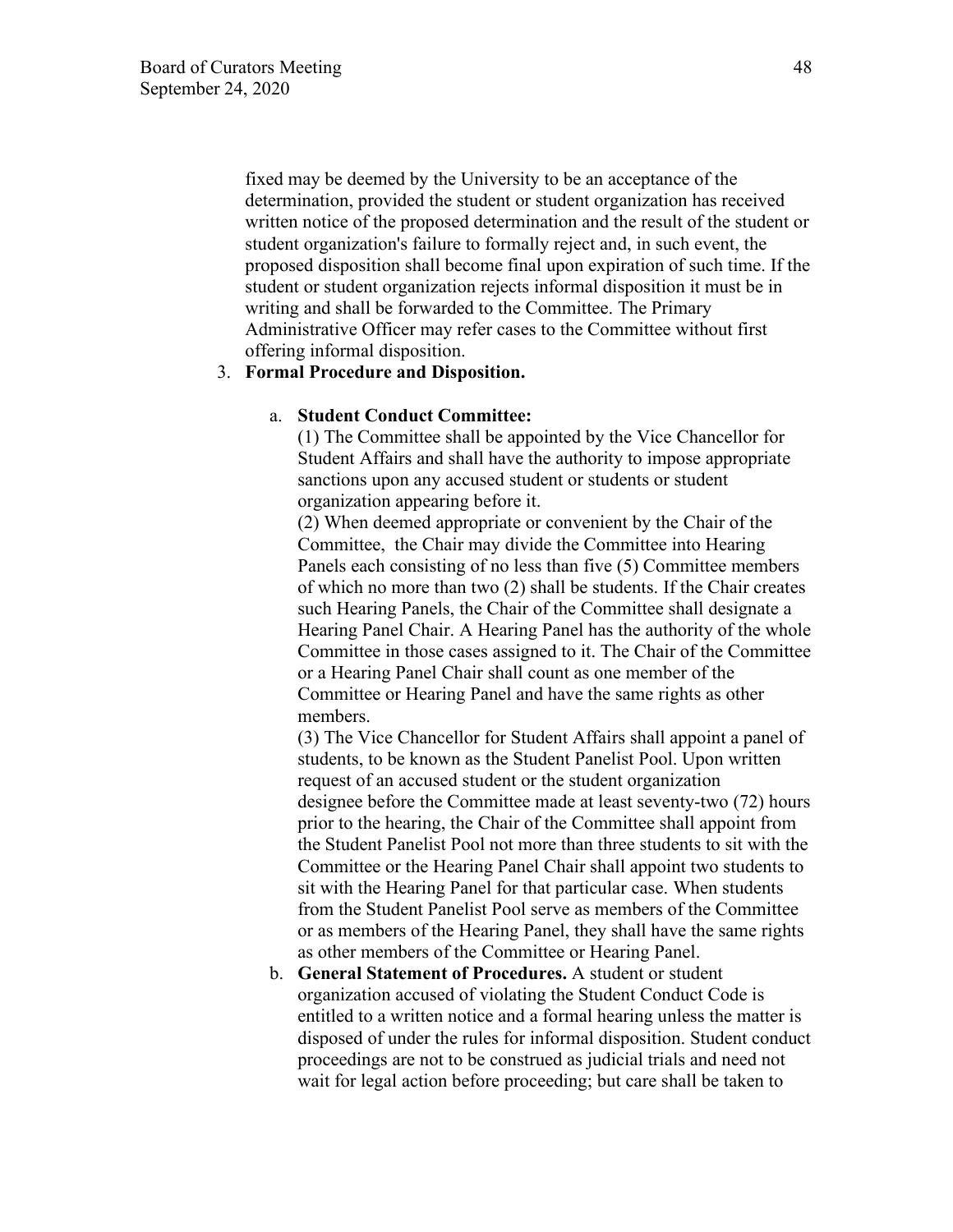fixed may be deemed by the University to be an acceptance of the determination, provided the student or student organization has received written notice of the proposed determination and the result of the student or student organization's failure to formally reject and, in such event, the proposed disposition shall become final upon expiration of such time. If the student or student organization rejects informal disposition it must be in writing and shall be forwarded to the Committee. The Primary Administrative Officer may refer cases to the Committee without first offering informal disposition.

3. **Formal Procedure and Disposition.**

   a. **Student Conduct Committee:**
   (1) The Committee shall be appointed by the Vice Chancellor for Student Affairs and shall have the authority to impose appropriate sanctions upon any accused student or students or student organization appearing before it.
   (2) When deemed appropriate or convenient by the Chair of the Committee, the Chair may divide the Committee into Hearing Panels each consisting of no less than five (5) Committee members of which no more than two (2) shall be students. If the Chair creates such Hearing Panels, the Chair of the Committee shall designate a Hearing Panel Chair. A Hearing Panel has the authority of the whole Committee in those cases assigned to it. The Chair of the Committee or a Hearing Panel Chair shall count as one member of the Committee or Hearing Panel and have the same rights as other members.
   (3) The Vice Chancellor for Student Affairs shall appoint a panel of students, to be known as the Student Panelist Pool. Upon written request of an accused student or the student organization designee before the Committee made at least seventy-two (72) hours prior to the hearing, the Chair of the Committee shall appoint from the Student Panelist Pool not more than three students to sit with the Committee or the Hearing Panel Chair shall appoint two students to sit with the Hearing Panel for that particular case. When students from the Student Panelist Pool serve as members of the Committee or as members of the Hearing Panel, they shall have the same rights as other members of the Committee or Hearing Panel.

   b. **General Statement of Procedures.** A student or student organization accused of violating the Student Conduct Code is entitled to a written notice and a formal hearing unless the matter is disposed of under the rules for informal disposition. Student conduct proceedings are not to be construed as judicial trials and need not wait for legal action before proceeding; but care shall be taken to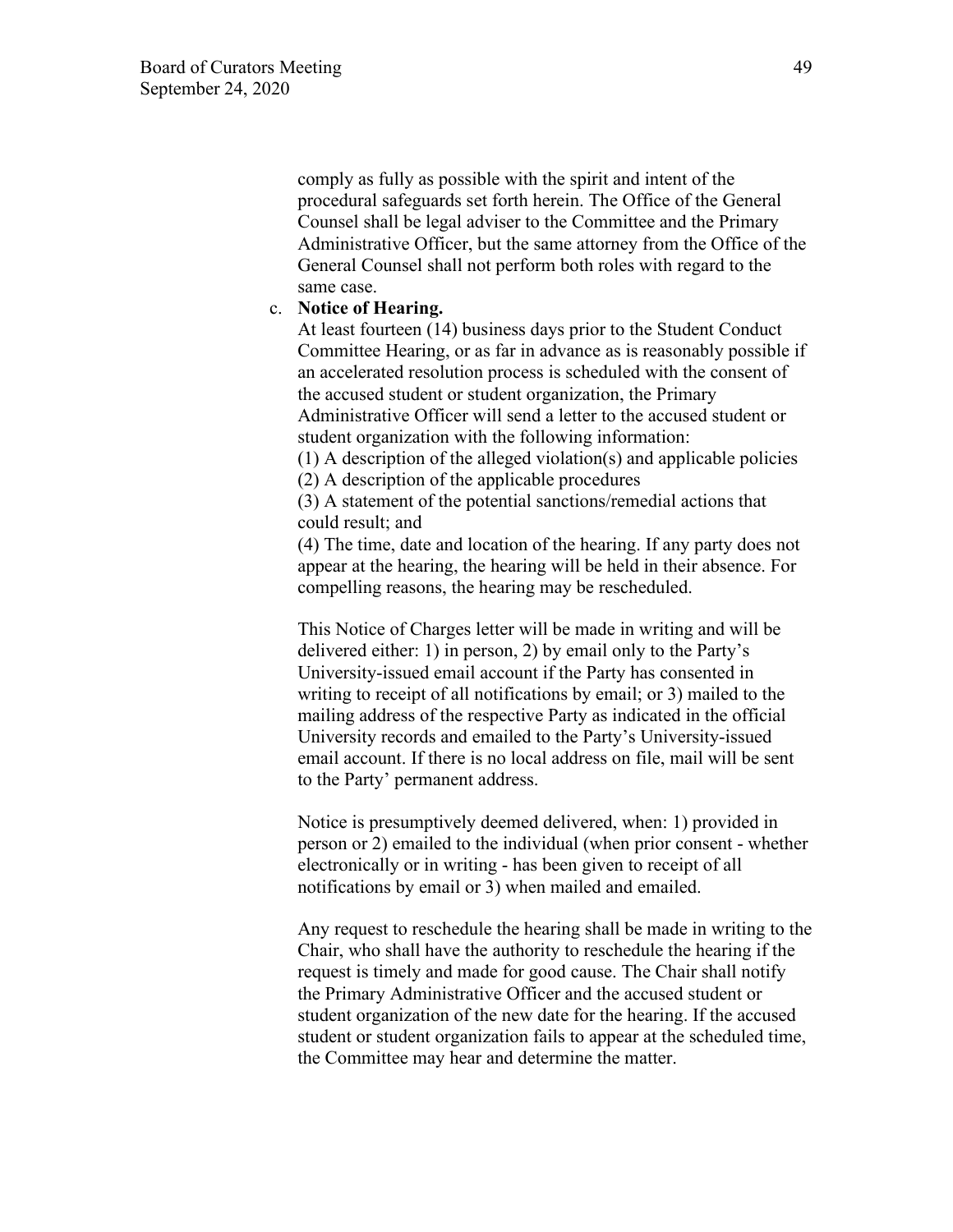comply as fully as possible with the spirit and intent of the procedural safeguards set forth herein. The Office of the General Counsel shall be legal adviser to the Committee and the Primary Administrative Officer, but the same attorney from the Office of the General Counsel shall not perform both roles with regard to the same case.

c. **Notice of Hearing.**

At least fourteen (14) business days prior to the Student Conduct Committee Hearing, or as far in advance as is reasonably possible if an accelerated resolution process is scheduled with the consent of the accused student or student organization, the Primary Administrative Officer will send a letter to the accused student or student organization with the following information:

(1) A description of the alleged violation(s) and applicable policies
(2) A description of the applicable procedures
(3) A statement of the potential sanctions/remedial actions that could result; and
(4) The time, date and location of the hearing. If any party does not appear at the hearing, the hearing will be held in their absence. For compelling reasons, the hearing may be rescheduled.

This Notice of Charges letter will be made in writing and will be delivered either: 1) in person, 2) by email only to the Party's University-issued email account if the Party has consented in writing to receipt of all notifications by email; or 3) mailed to the mailing address of the respective Party as indicated in the official University records and emailed to the Party's University-issued email account. If there is no local address on file, mail will be sent to the Party' permanent address.

Notice is presumptively deemed delivered, when: 1) provided in person or 2) emailed to the individual (when prior consent - whether electronically or in writing - has been given to receipt of all notifications by email or 3) when mailed and emailed.

Any request to reschedule the hearing shall be made in writing to the Chair, who shall have the authority to reschedule the hearing if the request is timely and made for good cause. The Chair shall notify the Primary Administrative Officer and the accused student or student organization of the new date for the hearing. If the accused student or student organization fails to appear at the scheduled time, the Committee may hear and determine the matter.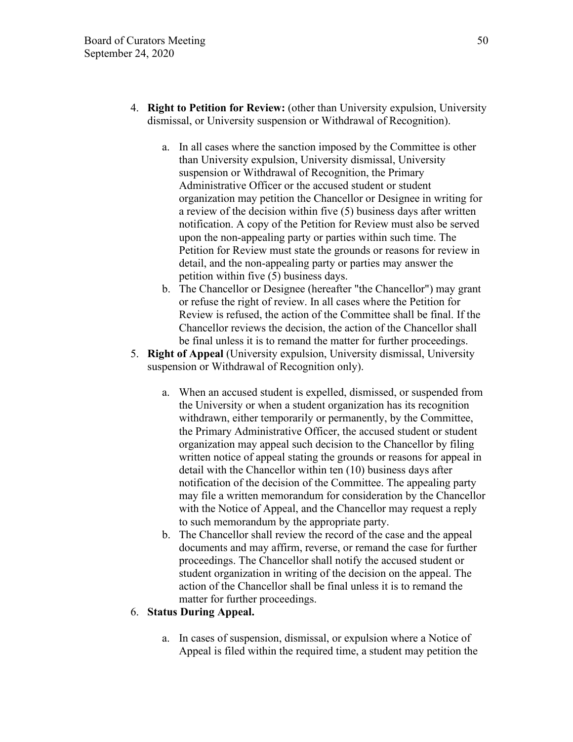4. **Right to Petition for Review:** (other than University expulsion, University dismissal, or University suspension or Withdrawal of Recognition).

    a. In all cases where the sanction imposed by the Committee is other than University expulsion, University dismissal, University suspension or Withdrawal of Recognition, the Primary Administrative Officer or the accused student or student organization may petition the Chancellor or Designee in writing for a review of the decision within five (5) business days after written notification. A copy of the Petition for Review must also be served upon the non-appealing party or parties within such time. The Petition for Review must state the grounds or reasons for review in detail, and the non-appealing party or parties may answer the petition within five (5) business days.
    b. The Chancellor or Designee (hereafter "the Chancellor") may grant or refuse the right of review. In all cases where the Petition for Review is refused, the action of the Committee shall be final. If the Chancellor reviews the decision, the action of the Chancellor shall be final unless it is to remand the matter for further proceedings.

5. **Right of Appeal** (University expulsion, University dismissal, University suspension or Withdrawal of Recognition only).

    a. When an accused student is expelled, dismissed, or suspended from the University or when a student organization has its recognition withdrawn, either temporarily or permanently, by the Committee, the Primary Administrative Officer, the accused student or student organization may appeal such decision to the Chancellor by filing written notice of appeal stating the grounds or reasons for appeal in detail with the Chancellor within ten (10) business days after notification of the decision of the Committee. The appealing party may file a written memorandum for consideration by the Chancellor with the Notice of Appeal, and the Chancellor may request a reply to such memorandum by the appropriate party.
    b. The Chancellor shall review the record of the case and the appeal documents and may affirm, reverse, or remand the case for further proceedings. The Chancellor shall notify the accused student or student organization in writing of the decision on the appeal. The action of the Chancellor shall be final unless it is to remand the matter for further proceedings.

6. **Status During Appeal.**

    a. In cases of suspension, dismissal, or expulsion where a Notice of Appeal is filed within the required time, a student may petition the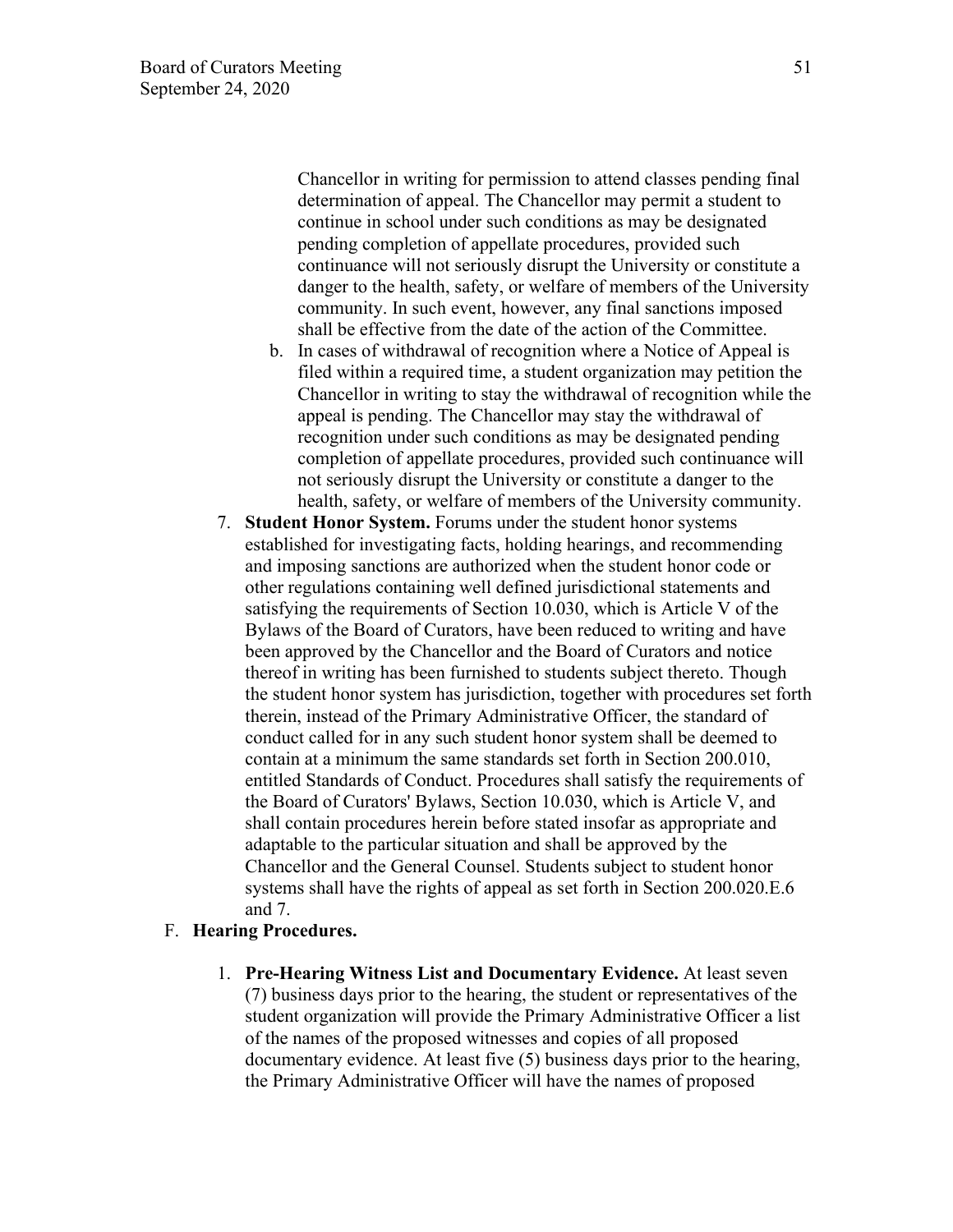Chancellor in writing for permission to attend classes pending final determination of appeal. The Chancellor may permit a student to continue in school under such conditions as may be designated pending completion of appellate procedures, provided such continuance will not seriously disrupt the University or constitute a danger to the health, safety, or welfare of members of the University community. In such event, however, any final sanctions imposed shall be effective from the date of the action of the Committee.

   b. In cases of withdrawal of recognition where a Notice of Appeal is filed within a required time, a student organization may petition the Chancellor in writing to stay the withdrawal of recognition while the appeal is pending. The Chancellor may stay the withdrawal of recognition under such conditions as may be designated pending completion of appellate procedures, provided such continuance will not seriously disrupt the University or constitute a danger to the health, safety, or welfare of members of the University community.

7. **Student Honor System.** Forums under the student honor systems established for investigating facts, holding hearings, and recommending and imposing sanctions are authorized when the student honor code or other regulations containing well defined jurisdictional statements and satisfying the requirements of Section 10.030, which is Article V of the Bylaws of the Board of Curators, have been reduced to writing and have been approved by the Chancellor and the Board of Curators and notice thereof in writing has been furnished to students subject thereto. Though the student honor system has jurisdiction, together with procedures set forth therein, instead of the Primary Administrative Officer, the standard of conduct called for in any such student honor system shall be deemed to contain at a minimum the same standards set forth in Section 200.010, entitled Standards of Conduct. Procedures shall satisfy the requirements of the Board of Curators' Bylaws, Section 10.030, which is Article V, and shall contain procedures herein before stated insofar as appropriate and adaptable to the particular situation and shall be approved by the Chancellor and the General Counsel. Students subject to student honor systems shall have the rights of appeal as set forth in Section 200.020.E.6 and 7.

F. **Hearing Procedures.**

1. **Pre-Hearing Witness List and Documentary Evidence.** At least seven (7) business days prior to the hearing, the student or representatives of the student organization will provide the Primary Administrative Officer a list of the names of the proposed witnesses and copies of all proposed documentary evidence. At least five (5) business days prior to the hearing, the Primary Administrative Officer will have the names of proposed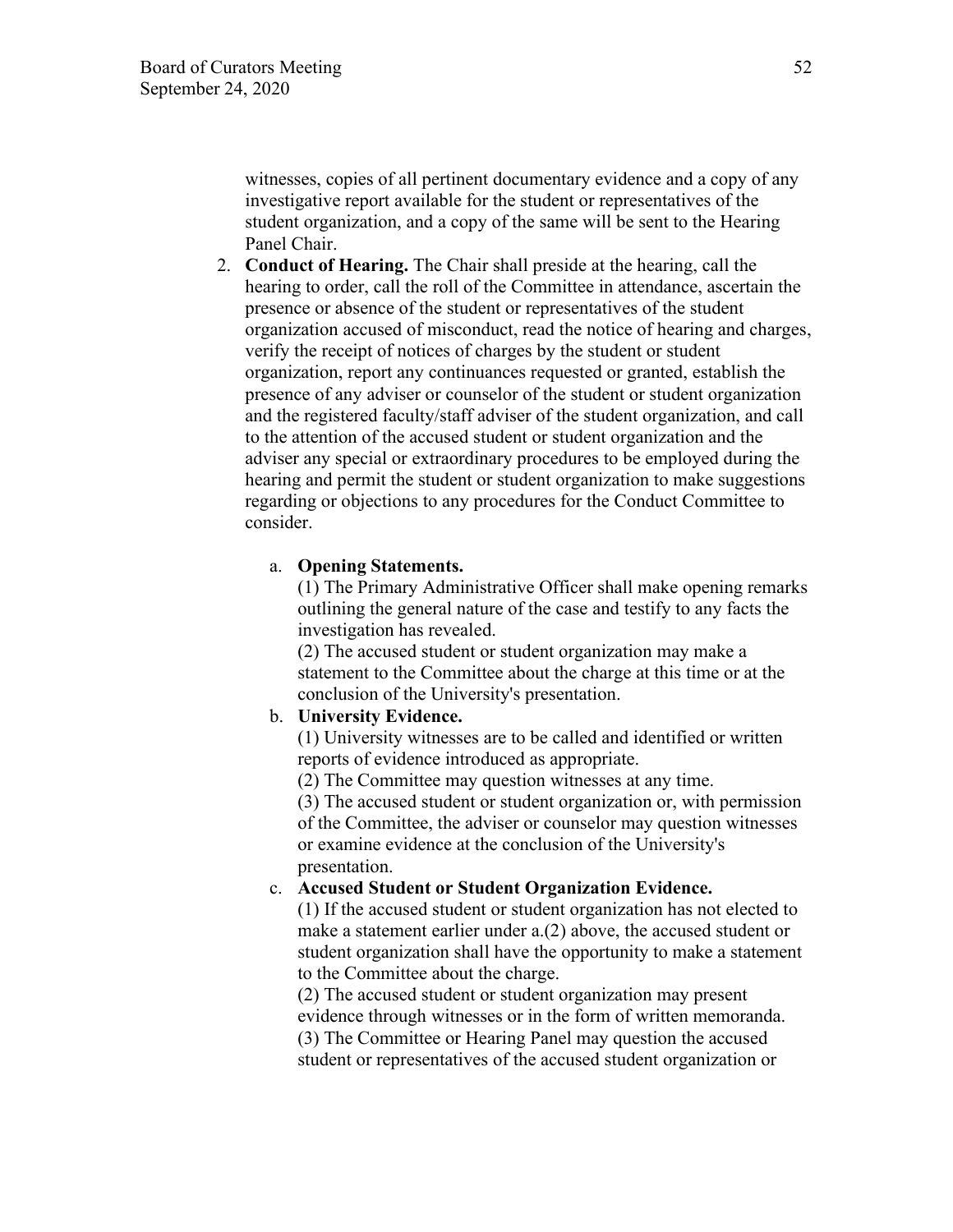witnesses, copies of all pertinent documentary evidence and a copy of any investigative report available for the student or representatives of the student organization, and a copy of the same will be sent to the Hearing Panel Chair.

2. **Conduct of Hearing.** The Chair shall preside at the hearing, call the hearing to order, call the roll of the Committee in attendance, ascertain the presence or absence of the student or representatives of the student organization accused of misconduct, read the notice of hearing and charges, verify the receipt of notices of charges by the student or student organization, report any continuances requested or granted, establish the presence of any adviser or counselor of the student or student organization and the registered faculty/staff adviser of the student organization, and call to the attention of the accused student or student organization and the adviser any special or extraordinary procedures to be employed during the hearing and permit the student or student organization to make suggestions regarding or objections to any procedures for the Conduct Committee to consider.

   a. **Opening Statements.**
      (1) The Primary Administrative Officer shall make opening remarks outlining the general nature of the case and testify to any facts the investigation has revealed.
      (2) The accused student or student organization may make a statement to the Committee about the charge at this time or at the conclusion of the University's presentation.

   b. **University Evidence.**
      (1) University witnesses are to be called and identified or written reports of evidence introduced as appropriate.
      (2) The Committee may question witnesses at any time.
      (3) The accused student or student organization or, with permission of the Committee, the adviser or counselor may question witnesses or examine evidence at the conclusion of the University's presentation.

   c. **Accused Student or Student Organization Evidence.**
      (1) If the accused student or student organization has not elected to make a statement earlier under a.(2) above, the accused student or student organization shall have the opportunity to make a statement to the Committee about the charge.
      (2) The accused student or student organization may present evidence through witnesses or in the form of written memoranda.
      (3) The Committee or Hearing Panel may question the accused student or representatives of the accused student organization or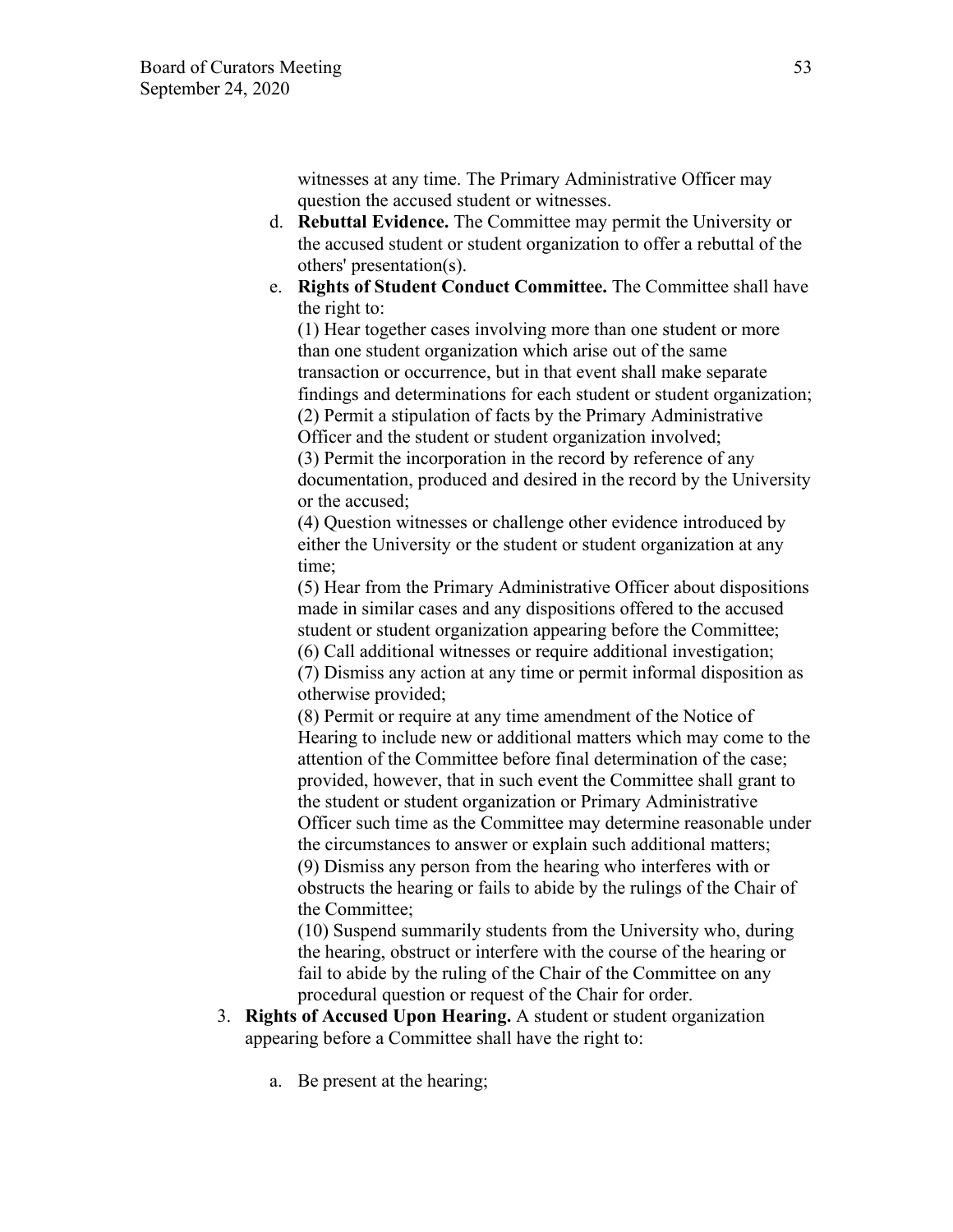witnesses at any time. The Primary Administrative Officer may question the accused student or witnesses.

d. **Rebuttal Evidence.** The Committee may permit the University or the accused student or student organization to offer a rebuttal of the others' presentation(s).

e. **Rights of Student Conduct Committee.** The Committee shall have the right to:

   (1) Hear together cases involving more than one student or more than one student organization which arise out of the same transaction or occurrence, but in that event shall make separate findings and determinations for each student or student organization;

   (2) Permit a stipulation of facts by the Primary Administrative Officer and the student or student organization involved;

   (3) Permit the incorporation in the record by reference of any documentation, produced and desired in the record by the University or the accused;

   (4) Question witnesses or challenge other evidence introduced by either the University or the student or student organization at any time;

   (5) Hear from the Primary Administrative Officer about dispositions made in similar cases and any dispositions offered to the accused student or student organization appearing before the Committee;

   (6) Call additional witnesses or require additional investigation;

   (7) Dismiss any action at any time or permit informal disposition as otherwise provided;

   (8) Permit or require at any time amendment of the Notice of Hearing to include new or additional matters which may come to the attention of the Committee before final determination of the case; provided, however, that in such event the Committee shall grant to the student or student organization or Primary Administrative Officer such time as the Committee may determine reasonable under the circumstances to answer or explain such additional matters;

   (9) Dismiss any person from the hearing who interferes with or obstructs the hearing or fails to abide by the rulings of the Chair of the Committee;

   (10) Suspend summarily students from the University who, during the hearing, obstruct or interfere with the course of the hearing or fail to abide by the ruling of the Chair of the Committee on any procedural question or request of the Chair for order.

3. **Rights of Accused Upon Hearing.** A student or student organization appearing before a Committee shall have the right to:

   a. Be present at the hearing;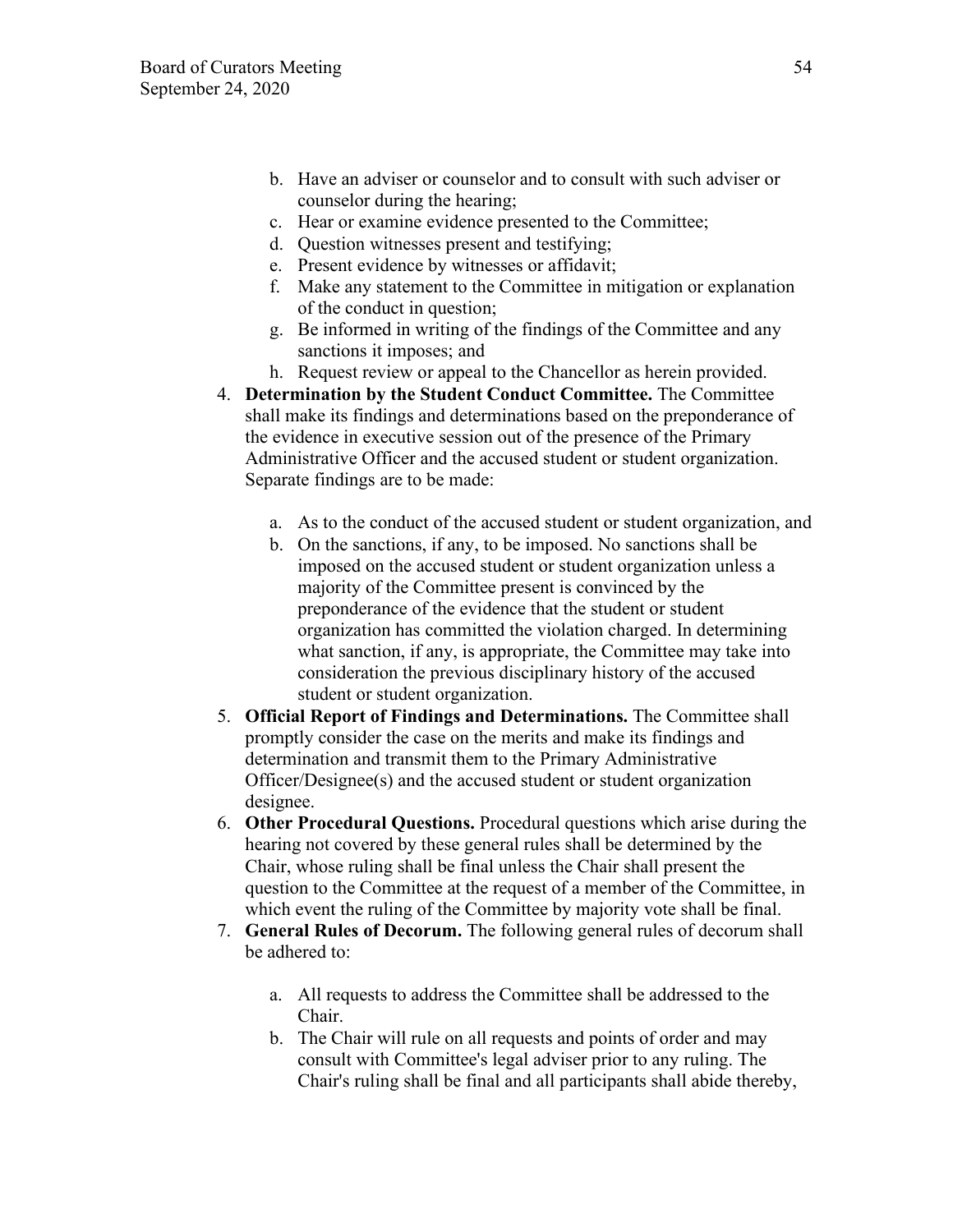b. Have an adviser or counselor and to consult with such adviser or counselor during the hearing;
c. Hear or examine evidence presented to the Committee;
d. Question witnesses present and testifying;
e. Present evidence by witnesses or affidavit;
f. Make any statement to the Committee in mitigation or explanation of the conduct in question;
g. Be informed in writing of the findings of the Committee and any sanctions it imposes; and
h. Request review or appeal to the Chancellor as herein provided.

4. **Determination by the Student Conduct Committee.** The Committee shall make its findings and determinations based on the preponderance of the evidence in executive session out of the presence of the Primary Administrative Officer and the accused student or student organization. Separate findings are to be made:

   a. As to the conduct of the accused student or student organization, and
   b. On the sanctions, if any, to be imposed. No sanctions shall be imposed on the accused student or student organization unless a majority of the Committee present is convinced by the preponderance of the evidence that the student or student organization has committed the violation charged. In determining what sanction, if any, is appropriate, the Committee may take into consideration the previous disciplinary history of the accused student or student organization.

5. **Official Report of Findings and Determinations.** The Committee shall promptly consider the case on the merits and make its findings and determination and transmit them to the Primary Administrative Officer/Designee(s) and the accused student or student organization designee.

6. **Other Procedural Questions.** Procedural questions which arise during the hearing not covered by these general rules shall be determined by the Chair, whose ruling shall be final unless the Chair shall present the question to the Committee at the request of a member of the Committee, in which event the ruling of the Committee by majority vote shall be final.

7. **General Rules of Decorum.** The following general rules of decorum shall be adhered to:

   a. All requests to address the Committee shall be addressed to the Chair.
   b. The Chair will rule on all requests and points of order and may consult with Committee's legal adviser prior to any ruling. The Chair's ruling shall be final and all participants shall abide thereby,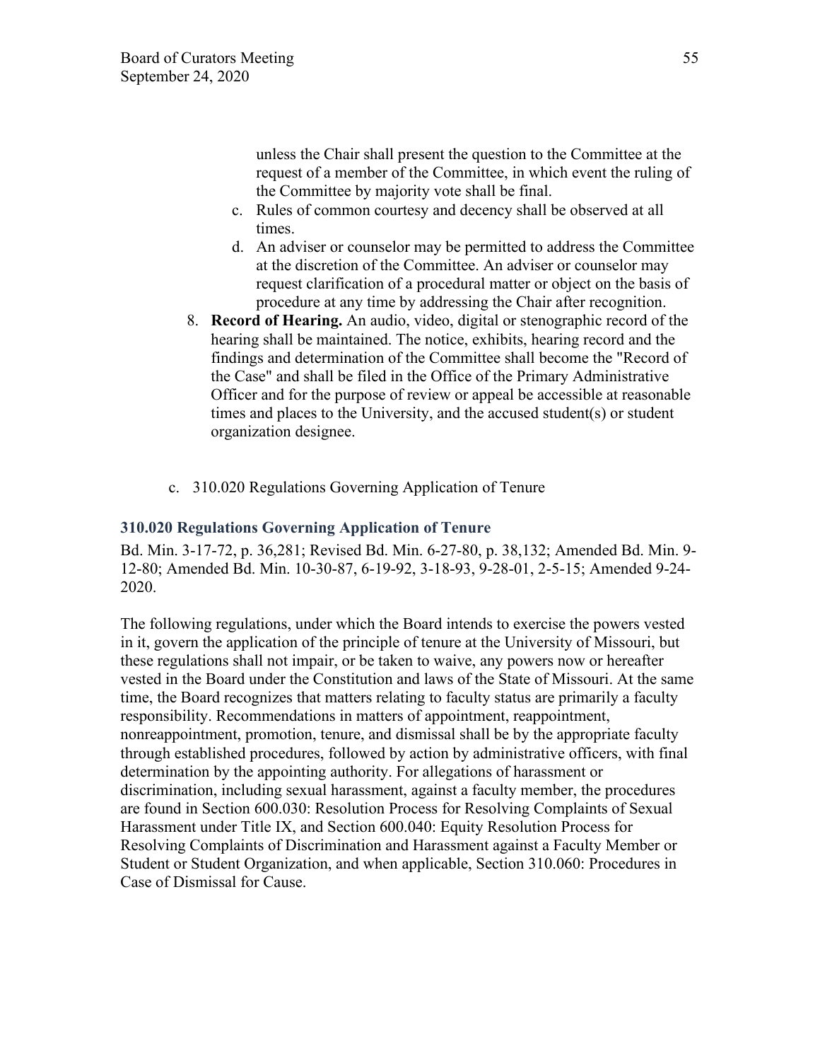unless the Chair shall present the question to the Committee at the request of a member of the Committee, in which event the ruling of the Committee by majority vote shall be final.

   c. Rules of common courtesy and decency shall be observed at all times.
   d. An adviser or counselor may be permitted to address the Committee at the discretion of the Committee. An adviser or counselor may request clarification of a procedural matter or object on the basis of procedure at any time by addressing the Chair after recognition.

8. **Record of Hearing.** An audio, video, digital or stenographic record of the hearing shall be maintained. The notice, exhibits, hearing record and the findings and determination of the Committee shall become the "Record of the Case" and shall be filed in the Office of the Primary Administrative Officer and for the purpose of review or appeal be accessible at reasonable times and places to the University, and the accused student(s) or student organization designee.

c. 310.020 Regulations Governing Application of Tenure

### 310.020 Regulations Governing Application of Tenure

Bd. Min. 3-17-72, p. 36,281; Revised Bd. Min. 6-27-80, p. 38,132; Amended Bd. Min. 9-12-80; Amended Bd. Min. 10-30-87, 6-19-92, 3-18-93, 9-28-01, 2-5-15; Amended 9-24-2020.

The following regulations, under which the Board intends to exercise the powers vested in it, govern the application of the principle of tenure at the University of Missouri, but these regulations shall not impair, or be taken to waive, any powers now or hereafter vested in the Board under the Constitution and laws of the State of Missouri. At the same time, the Board recognizes that matters relating to faculty status are primarily a faculty responsibility. Recommendations in matters of appointment, reappointment, nonreappointment, promotion, tenure, and dismissal shall be by the appropriate faculty through established procedures, followed by action by administrative officers, with final determination by the appointing authority. For allegations of harassment or discrimination, including sexual harassment, against a faculty member, the procedures are found in Section 600.030: Resolution Process for Resolving Complaints of Sexual Harassment under Title IX, and Section 600.040: Equity Resolution Process for Resolving Complaints of Discrimination and Harassment against a Faculty Member or Student or Student Organization, and when applicable, Section 310.060: Procedures in Case of Dismissal for Cause.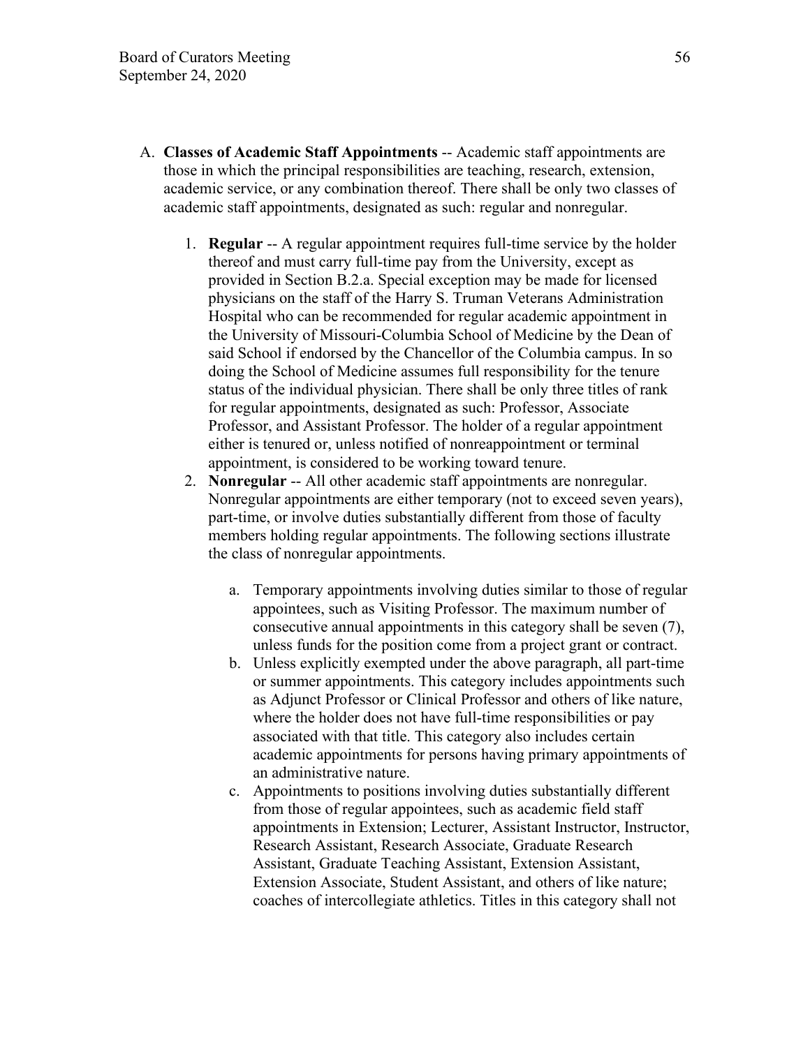A. **Classes of Academic Staff Appointments** -- Academic staff appointments are those in which the principal responsibilities are teaching, research, extension, academic service, or any combination thereof. There shall be only two classes of academic staff appointments, designated as such: regular and nonregular.

   1. **Regular** -- A regular appointment requires full-time service by the holder thereof and must carry full-time pay from the University, except as provided in Section B.2.a. Special exception may be made for licensed physicians on the staff of the Harry S. Truman Veterans Administration Hospital who can be recommended for regular academic appointment in the University of Missouri-Columbia School of Medicine by the Dean of said School if endorsed by the Chancellor of the Columbia campus. In so doing the School of Medicine assumes full responsibility for the tenure status of the individual physician. There shall be only three titles of rank for regular appointments, designated as such: Professor, Associate Professor, and Assistant Professor. The holder of a regular appointment either is tenured or, unless notified of nonreappointment or terminal appointment, is considered to be working toward tenure.
   2. **Nonregular** -- All other academic staff appointments are nonregular. Nonregular appointments are either temporary (not to exceed seven years), part-time, or involve duties substantially different from those of faculty members holding regular appointments. The following sections illustrate the class of nonregular appointments.

      a. Temporary appointments involving duties similar to those of regular appointees, such as Visiting Professor. The maximum number of consecutive annual appointments in this category shall be seven (7), unless funds for the position come from a project grant or contract.

      b. Unless explicitly exempted under the above paragraph, all part-time or summer appointments. This category includes appointments such as Adjunct Professor or Clinical Professor and others of like nature, where the holder does not have full-time responsibilities or pay associated with that title. This category also includes certain academic appointments for persons having primary appointments of an administrative nature.

      c. Appointments to positions involving duties substantially different from those of regular appointees, such as academic field staff appointments in Extension; Lecturer, Assistant Instructor, Instructor, Research Assistant, Research Associate, Graduate Research Assistant, Graduate Teaching Assistant, Extension Assistant, Extension Associate, Student Assistant, and others of like nature; coaches of intercollegiate athletics. Titles in this category shall not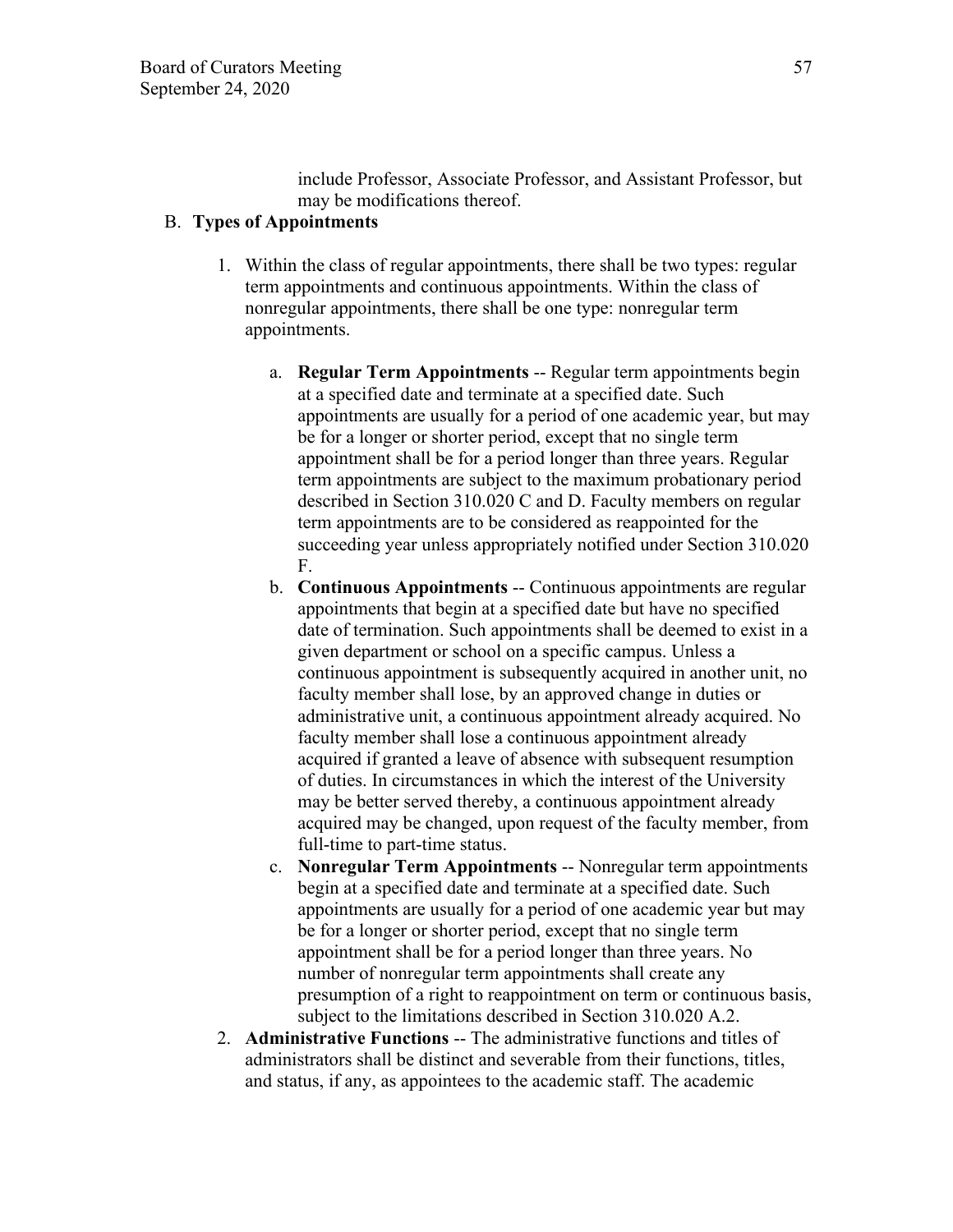include Professor, Associate Professor, and Assistant Professor, but may be modifications thereof.

B. **Types of Appointments**

1. Within the class of regular appointments, there shall be two types: regular term appointments and continuous appointments. Within the class of nonregular appointments, there shall be one type: nonregular term appointments.

    a. **Regular Term Appointments** -- Regular term appointments begin at a specified date and terminate at a specified date. Such appointments are usually for a period of one academic year, but may be for a longer or shorter period, except that no single term appointment shall be for a period longer than three years. Regular term appointments are subject to the maximum probationary period described in Section 310.020 C and D. Faculty members on regular term appointments are to be considered as reappointed for the succeeding year unless appropriately notified under Section 310.020 F.

    b. **Continuous Appointments** -- Continuous appointments are regular appointments that begin at a specified date but have no specified date of termination. Such appointments shall be deemed to exist in a given department or school on a specific campus. Unless a continuous appointment is subsequently acquired in another unit, no faculty member shall lose, by an approved change in duties or administrative unit, a continuous appointment already acquired. No faculty member shall lose a continuous appointment already acquired if granted a leave of absence with subsequent resumption of duties. In circumstances in which the interest of the University may be better served thereby, a continuous appointment already acquired may be changed, upon request of the faculty member, from full-time to part-time status.

    c. **Nonregular Term Appointments** -- Nonregular term appointments begin at a specified date and terminate at a specified date. Such appointments are usually for a period of one academic year but may be for a longer or shorter period, except that no single term appointment shall be for a period longer than three years. No number of nonregular term appointments shall create any presumption of a right to reappointment on term or continuous basis, subject to the limitations described in Section 310.020 A.2.

2. **Administrative Functions** -- The administrative functions and titles of administrators shall be distinct and severable from their functions, titles, and status, if any, as appointees to the academic staff. The academic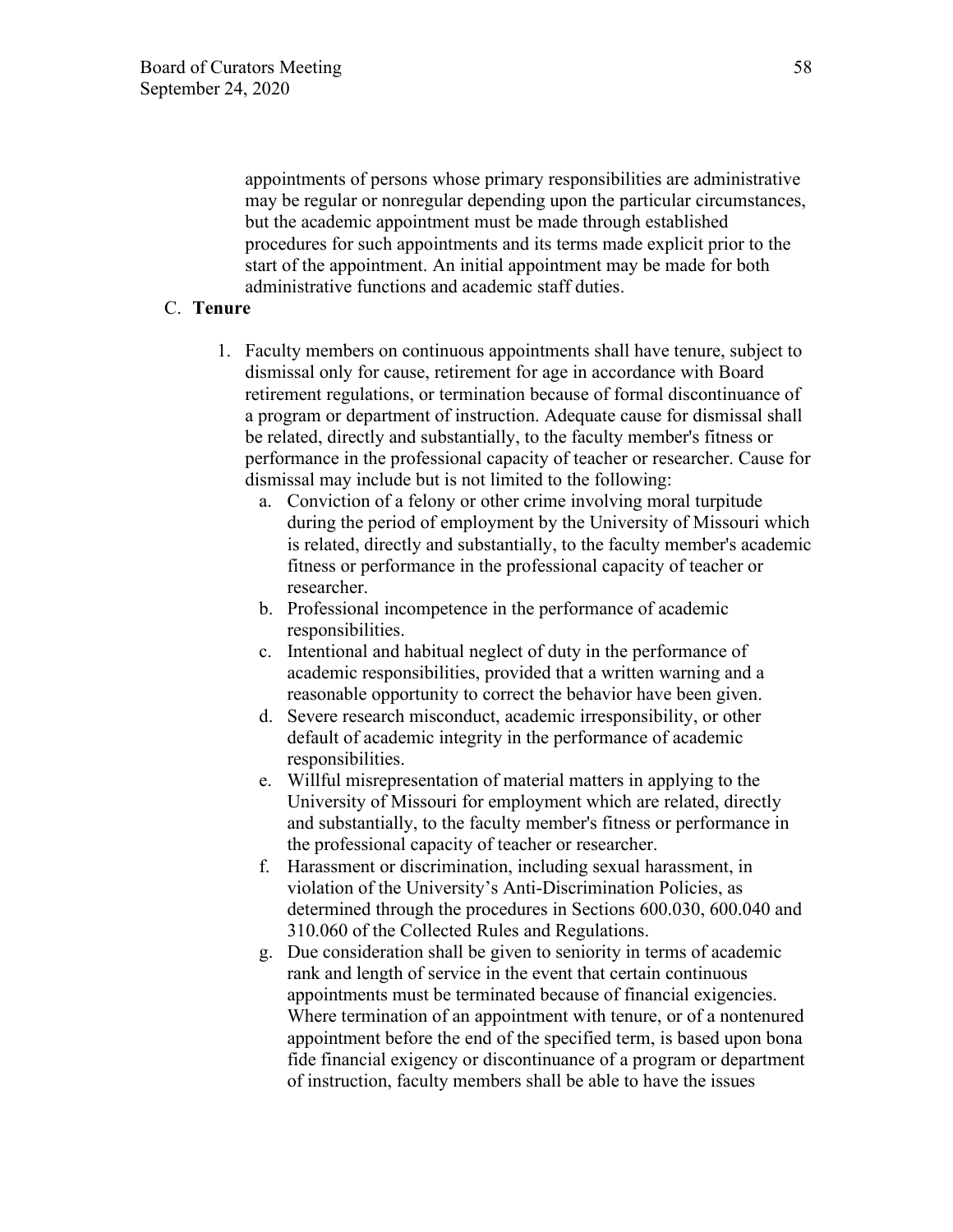appointments of persons whose primary responsibilities are administrative may be regular or nonregular depending upon the particular circumstances, but the academic appointment must be made through established procedures for such appointments and its terms made explicit prior to the start of the appointment. An initial appointment may be made for both administrative functions and academic staff duties.

C. **Tenure**

1. Faculty members on continuous appointments shall have tenure, subject to dismissal only for cause, retirement for age in accordance with Board retirement regulations, or termination because of formal discontinuance of a program or department of instruction. Adequate cause for dismissal shall be related, directly and substantially, to the faculty member's fitness or performance in the professional capacity of teacher or researcher. Cause for dismissal may include but is not limited to the following:
   a. Conviction of a felony or other crime involving moral turpitude during the period of employment by the University of Missouri which is related, directly and substantially, to the faculty member's academic fitness or performance in the professional capacity of teacher or researcher.
   b. Professional incompetence in the performance of academic responsibilities.
   c. Intentional and habitual neglect of duty in the performance of academic responsibilities, provided that a written warning and a reasonable opportunity to correct the behavior have been given.
   d. Severe research misconduct, academic irresponsibility, or other default of academic integrity in the performance of academic responsibilities.
   e. Willful misrepresentation of material matters in applying to the University of Missouri for employment which are related, directly and substantially, to the faculty member's fitness or performance in the professional capacity of teacher or researcher.
   f. Harassment or discrimination, including sexual harassment, in violation of the University's Anti-Discrimination Policies, as determined through the procedures in Sections 600.030, 600.040 and 310.060 of the Collected Rules and Regulations.
   g. Due consideration shall be given to seniority in terms of academic rank and length of service in the event that certain continuous appointments must be terminated because of financial exigencies. Where termination of an appointment with tenure, or of a nontenured appointment before the end of the specified term, is based upon bona fide financial exigency or discontinuance of a program or department of instruction, faculty members shall be able to have the issues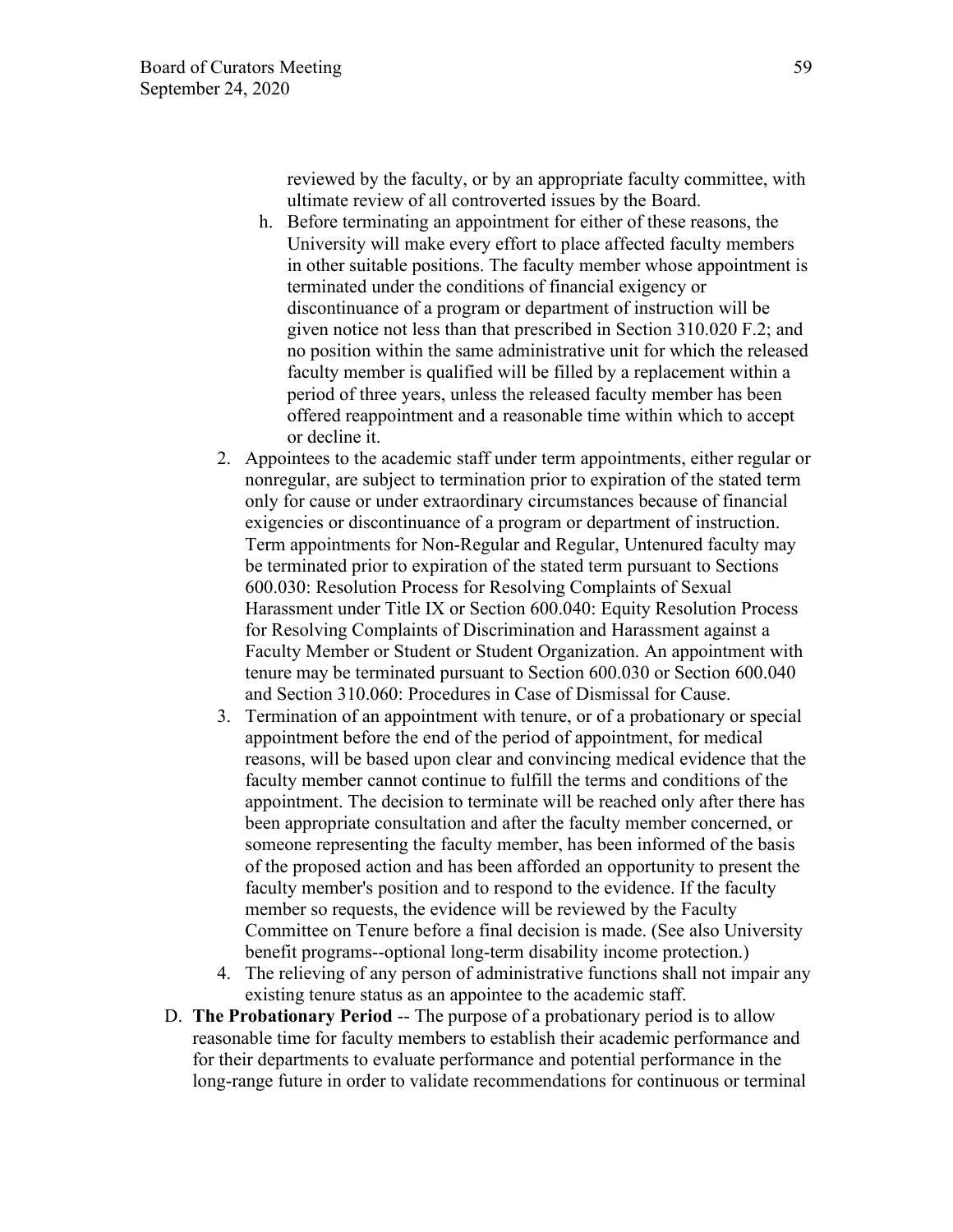reviewed by the faculty, or by an appropriate faculty committee, with ultimate review of all controverted issues by the Board.

   h. Before terminating an appointment for either of these reasons, the University will make every effort to place affected faculty members in other suitable positions. The faculty member whose appointment is terminated under the conditions of financial exigency or discontinuance of a program or department of instruction will be given notice not less than that prescribed in Section 310.020 F.2; and no position within the same administrative unit for which the released faculty member is qualified will be filled by a replacement within a period of three years, unless the released faculty member has been offered reappointment and a reasonable time within which to accept or decline it.

2. Appointees to the academic staff under term appointments, either regular or nonregular, are subject to termination prior to expiration of the stated term only for cause or under extraordinary circumstances because of financial exigencies or discontinuance of a program or department of instruction. Term appointments for Non-Regular and Regular, Untenured faculty may be terminated prior to expiration of the stated term pursuant to Sections 600.030: Resolution Process for Resolving Complaints of Sexual Harassment under Title IX or Section 600.040: Equity Resolution Process for Resolving Complaints of Discrimination and Harassment against a Faculty Member or Student or Student Organization. An appointment with tenure may be terminated pursuant to Section 600.030 or Section 600.040 and Section 310.060: Procedures in Case of Dismissal for Cause.
3. Termination of an appointment with tenure, or of a probationary or special appointment before the end of the period of appointment, for medical reasons, will be based upon clear and convincing medical evidence that the faculty member cannot continue to fulfill the terms and conditions of the appointment. The decision to terminate will be reached only after there has been appropriate consultation and after the faculty member concerned, or someone representing the faculty member, has been informed of the basis of the proposed action and has been afforded an opportunity to present the faculty member's position and to respond to the evidence. If the faculty member so requests, the evidence will be reviewed by the Faculty Committee on Tenure before a final decision is made. (See also University benefit programs--optional long-term disability income protection.)
4. The relieving of any person of administrative functions shall not impair any existing tenure status as an appointee to the academic staff.

D. **The Probationary Period** -- The purpose of a probationary period is to allow reasonable time for faculty members to establish their academic performance and for their departments to evaluate performance and potential performance in the long-range future in order to validate recommendations for continuous or terminal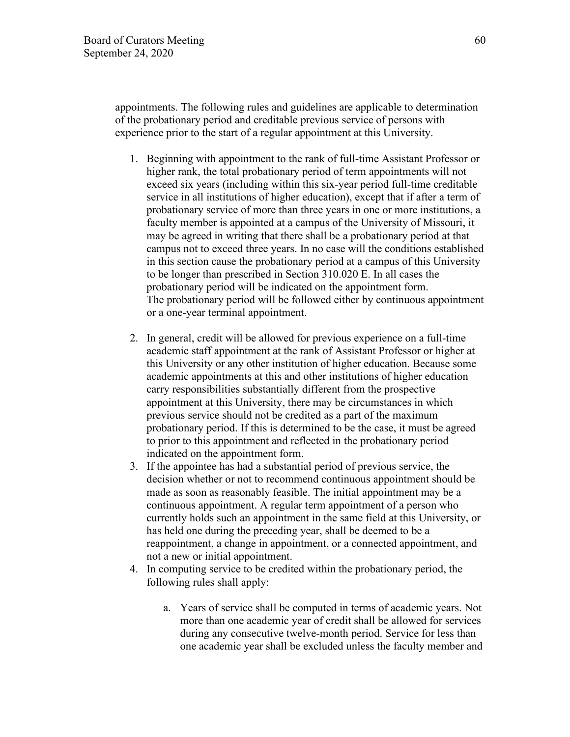appointments. The following rules and guidelines are applicable to determination of the probationary period and creditable previous service of persons with experience prior to the start of a regular appointment at this University.

1. Beginning with appointment to the rank of full-time Assistant Professor or higher rank, the total probationary period of term appointments will not exceed six years (including within this six-year period full-time creditable service in all institutions of higher education), except that if after a term of probationary service of more than three years in one or more institutions, a faculty member is appointed at a campus of the University of Missouri, it may be agreed in writing that there shall be a probationary period at that campus not to exceed three years. In no case will the conditions established in this section cause the probationary period at a campus of this University to be longer than prescribed in Section 310.020 E. In all cases the probationary period will be indicated on the appointment form. The probationary period will be followed either by continuous appointment or a one-year terminal appointment.

2. In general, credit will be allowed for previous experience on a full-time academic staff appointment at the rank of Assistant Professor or higher at this University or any other institution of higher education. Because some academic appointments at this and other institutions of higher education carry responsibilities substantially different from the prospective appointment at this University, there may be circumstances in which previous service should not be credited as a part of the maximum probationary period. If this is determined to be the case, it must be agreed to prior to this appointment and reflected in the probationary period indicated on the appointment form.
3. If the appointee has had a substantial period of previous service, the decision whether or not to recommend continuous appointment should be made as soon as reasonably feasible. The initial appointment may be a continuous appointment. A regular term appointment of a person who currently holds such an appointment in the same field at this University, or has held one during the preceding year, shall be deemed to be a reappointment, a change in appointment, or a connected appointment, and not a new or initial appointment.
4. In computing service to be credited within the probationary period, the following rules shall apply:

    a. Years of service shall be computed in terms of academic years. Not more than one academic year of credit shall be allowed for services during any consecutive twelve-month period. Service for less than one academic year shall be excluded unless the faculty member and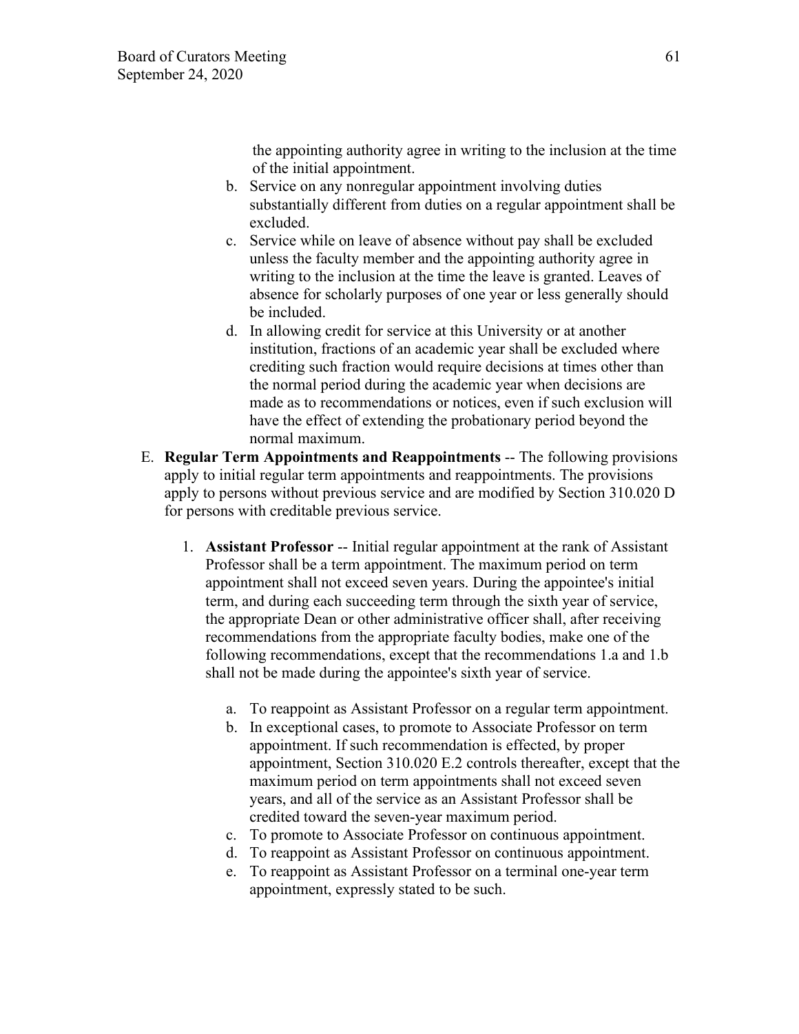the appointing authority agree in writing to the inclusion at the time of the initial appointment.

   b. Service on any nonregular appointment involving duties substantially different from duties on a regular appointment shall be excluded.
   c. Service while on leave of absence without pay shall be excluded unless the faculty member and the appointing authority agree in writing to the inclusion at the time the leave is granted. Leaves of absence for scholarly purposes of one year or less generally should be included.
   d. In allowing credit for service at this University or at another institution, fractions of an academic year shall be excluded where crediting such fraction would require decisions at times other than the normal period during the academic year when decisions are made as to recommendations or notices, even if such exclusion will have the effect of extending the probationary period beyond the normal maximum.

E. **Regular Term Appointments and Reappointments** -- The following provisions apply to initial regular term appointments and reappointments. The provisions apply to persons without previous service and are modified by Section 310.020 D for persons with creditable previous service.

   1. **Assistant Professor** -- Initial regular appointment at the rank of Assistant Professor shall be a term appointment. The maximum period on term appointment shall not exceed seven years. During the appointee's initial term, and during each succeeding term through the sixth year of service, the appropriate Dean or other administrative officer shall, after receiving recommendations from the appropriate faculty bodies, make one of the following recommendations, except that the recommendations 1.a and 1.b shall not be made during the appointee's sixth year of service.

      a. To reappoint as Assistant Professor on a regular term appointment.
      b. In exceptional cases, to promote to Associate Professor on term appointment. If such recommendation is effected, by proper appointment, Section 310.020 E.2 controls thereafter, except that the maximum period on term appointments shall not exceed seven years, and all of the service as an Assistant Professor shall be credited toward the seven-year maximum period.
      c. To promote to Associate Professor on continuous appointment.
      d. To reappoint as Assistant Professor on continuous appointment.
      e. To reappoint as Assistant Professor on a terminal one-year term appointment, expressly stated to be such.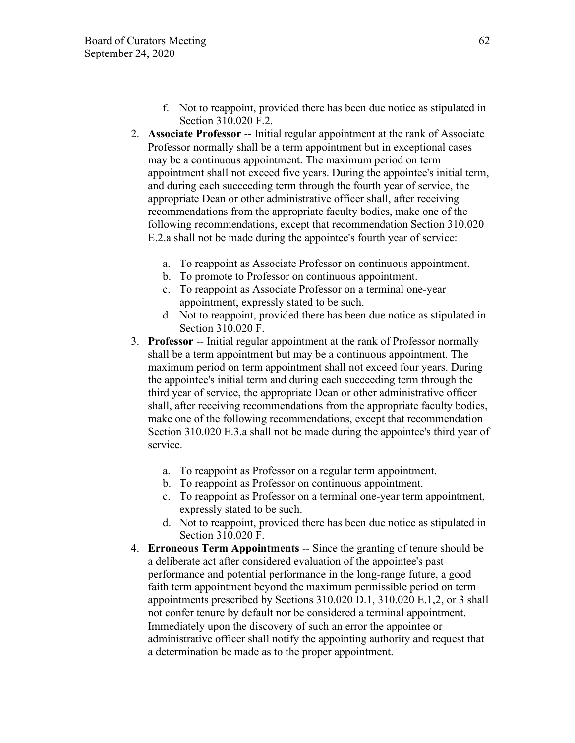f. Not to reappoint, provided there has been due notice as stipulated in Section 310.020 F.2.

2. **Associate Professor** -- Initial regular appointment at the rank of Associate Professor normally shall be a term appointment but in exceptional cases may be a continuous appointment. The maximum period on term appointment shall not exceed five years. During the appointee's initial term, and during each succeeding term through the fourth year of service, the appropriate Dean or other administrative officer shall, after receiving recommendations from the appropriate faculty bodies, make one of the following recommendations, except that recommendation Section 310.020 E.2.a shall not be made during the appointee's fourth year of service:

   a. To reappoint as Associate Professor on continuous appointment.
   b. To promote to Professor on continuous appointment.
   c. To reappoint as Associate Professor on a terminal one-year appointment, expressly stated to be such.
   d. Not to reappoint, provided there has been due notice as stipulated in Section 310.020 F.

3. **Professor** -- Initial regular appointment at the rank of Professor normally shall be a term appointment but may be a continuous appointment. The maximum period on term appointment shall not exceed four years. During the appointee's initial term and during each succeeding term through the third year of service, the appropriate Dean or other administrative officer shall, after receiving recommendations from the appropriate faculty bodies, make one of the following recommendations, except that recommendation Section 310.020 E.3.a shall not be made during the appointee's third year of service.

   a. To reappoint as Professor on a regular term appointment.
   b. To reappoint as Professor on continuous appointment.
   c. To reappoint as Professor on a terminal one-year term appointment, expressly stated to be such.
   d. Not to reappoint, provided there has been due notice as stipulated in Section 310.020 F.

4. **Erroneous Term Appointments** -- Since the granting of tenure should be a deliberate act after considered evaluation of the appointee's past performance and potential performance in the long-range future, a good faith term appointment beyond the maximum permissible period on term appointments prescribed by Sections 310.020 D.1, 310.020 E.1,2, or 3 shall not confer tenure by default nor be considered a terminal appointment. Immediately upon the discovery of such an error the appointee or administrative officer shall notify the appointing authority and request that a determination be made as to the proper appointment.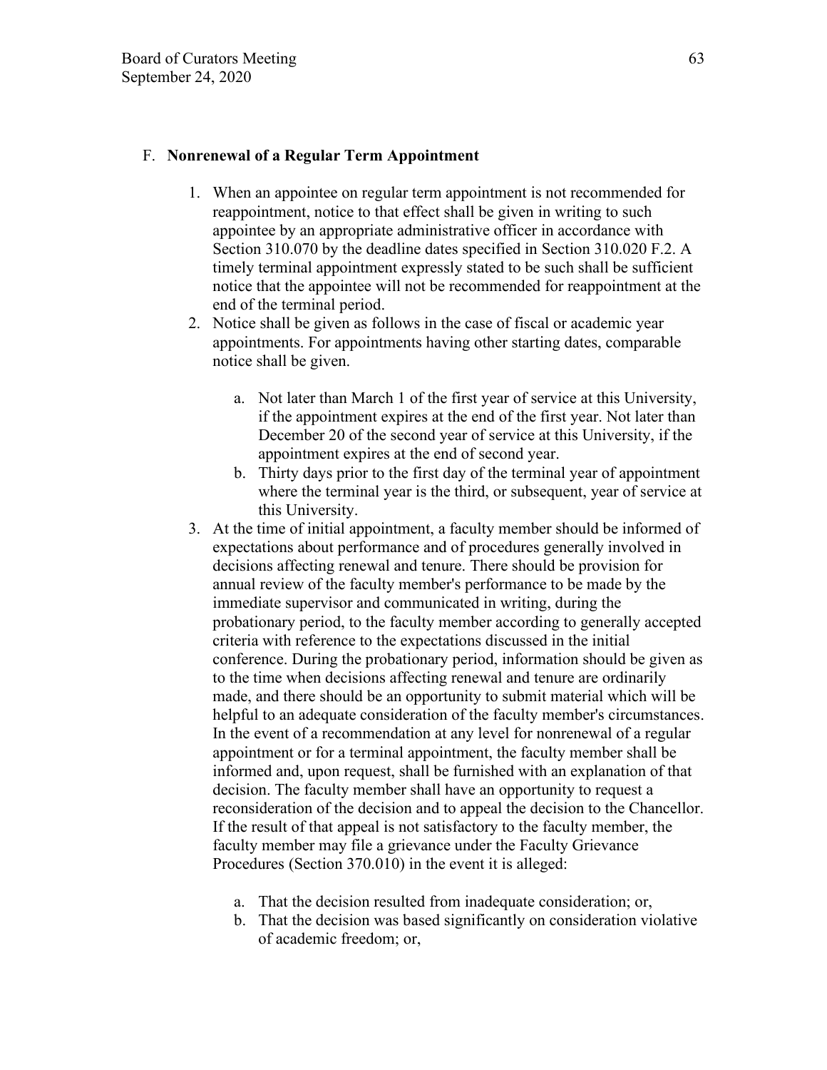F. **Nonrenewal of a Regular Term Appointment**

1. When an appointee on regular term appointment is not recommended for reappointment, notice to that effect shall be given in writing to such appointee by an appropriate administrative officer in accordance with Section 310.070 by the deadline dates specified in Section 310.020 F.2. A timely terminal appointment expressly stated to be such shall be sufficient notice that the appointee will not be recommended for reappointment at the end of the terminal period.
2. Notice shall be given as follows in the case of fiscal or academic year appointments. For appointments having other starting dates, comparable notice shall be given.

   a. Not later than March 1 of the first year of service at this University, if the appointment expires at the end of the first year. Not later than December 20 of the second year of service at this University, if the appointment expires at the end of second year.

   b. Thirty days prior to the first day of the terminal year of appointment where the terminal year is the third, or subsequent, year of service at this University.
3. At the time of initial appointment, a faculty member should be informed of expectations about performance and of procedures generally involved in decisions affecting renewal and tenure. There should be provision for annual review of the faculty member's performance to be made by the immediate supervisor and communicated in writing, during the probationary period, to the faculty member according to generally accepted criteria with reference to the expectations discussed in the initial conference. During the probationary period, information should be given as to the time when decisions affecting renewal and tenure are ordinarily made, and there should be an opportunity to submit material which will be helpful to an adequate consideration of the faculty member's circumstances. In the event of a recommendation at any level for nonrenewal of a regular appointment or for a terminal appointment, the faculty member shall be informed and, upon request, shall be furnished with an explanation of that decision. The faculty member shall have an opportunity to request a reconsideration of the decision and to appeal the decision to the Chancellor. If the result of that appeal is not satisfactory to the faculty member, the faculty member may file a grievance under the Faculty Grievance Procedures (Section 370.010) in the event it is alleged:

   a. That the decision resulted from inadequate consideration; or,

   b. That the decision was based significantly on consideration violative of academic freedom; or,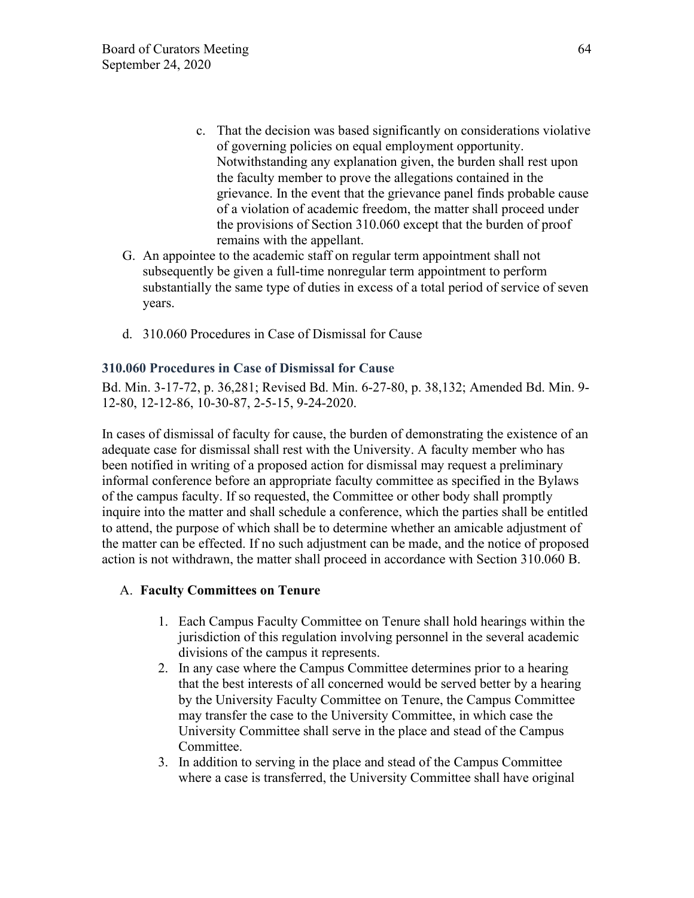c. That the decision was based significantly on considerations violative of governing policies on equal employment opportunity. Notwithstanding any explanation given, the burden shall rest upon the faculty member to prove the allegations contained in the grievance. In the event that the grievance panel finds probable cause of a violation of academic freedom, the matter shall proceed under the provisions of Section 310.060 except that the burden of proof remains with the appellant.

G. An appointee to the academic staff on regular term appointment shall not subsequently be given a full-time nonregular term appointment to perform substantially the same type of duties in excess of a total period of service of seven years.

d. 310.060 Procedures in Case of Dismissal for Cause

### 310.060 Procedures in Case of Dismissal for Cause

Bd. Min. 3-17-72, p. 36,281; Revised Bd. Min. 6-27-80, p. 38,132; Amended Bd. Min. 9-12-80, 12-12-86, 10-30-87, 2-5-15, 9-24-2020.

In cases of dismissal of faculty for cause, the burden of demonstrating the existence of an adequate case for dismissal shall rest with the University. A faculty member who has been notified in writing of a proposed action for dismissal may request a preliminary informal conference before an appropriate faculty committee as specified in the Bylaws of the campus faculty. If so requested, the Committee or other body shall promptly inquire into the matter and shall schedule a conference, which the parties shall be entitled to attend, the purpose of which shall be to determine whether an amicable adjustment of the matter can be effected. If no such adjustment can be made, and the notice of proposed action is not withdrawn, the matter shall proceed in accordance with Section 310.060 B.

A. **Faculty Committees on Tenure**

1. Each Campus Faculty Committee on Tenure shall hold hearings within the jurisdiction of this regulation involving personnel in the several academic divisions of the campus it represents.
2. In any case where the Campus Committee determines prior to a hearing that the best interests of all concerned would be served better by a hearing by the University Faculty Committee on Tenure, the Campus Committee may transfer the case to the University Committee, in which case the University Committee shall serve in the place and stead of the Campus Committee.
3. In addition to serving in the place and stead of the Campus Committee where a case is transferred, the University Committee shall have original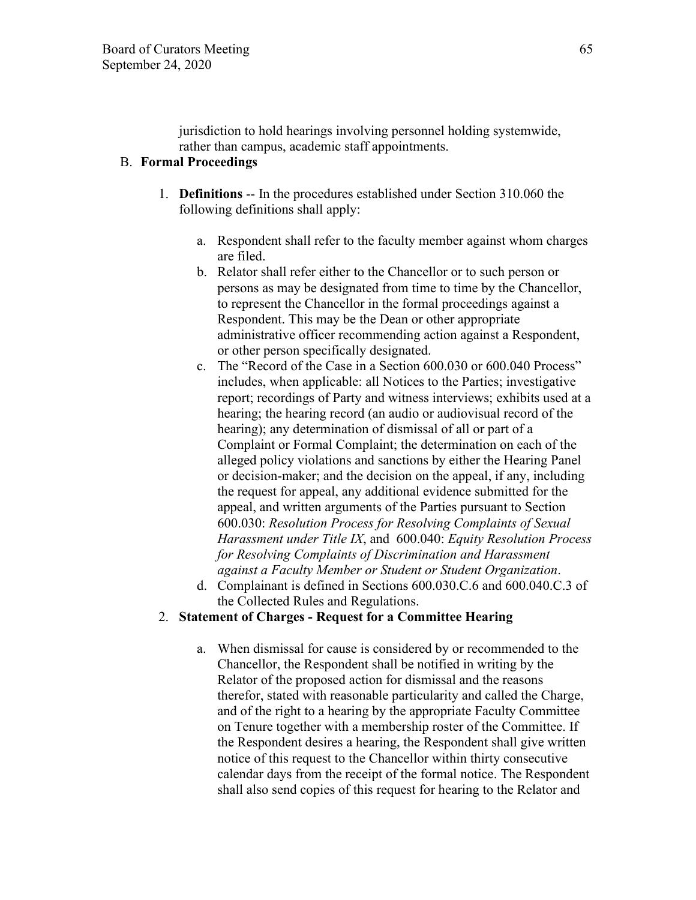jurisdiction to hold hearings involving personnel holding systemwide, rather than campus, academic staff appointments.

B. **Formal Proceedings**

1. **Definitions** -- In the procedures established under Section 310.060 the following definitions shall apply:

    a. Respondent shall refer to the faculty member against whom charges are filed.

    b. Relator shall refer either to the Chancellor or to such person or persons as may be designated from time to time by the Chancellor, to represent the Chancellor in the formal proceedings against a Respondent. This may be the Dean or other appropriate administrative officer recommending action against a Respondent, or other person specifically designated.

    c. The "Record of the Case in a Section 600.030 or 600.040 Process" includes, when applicable: all Notices to the Parties; investigative report; recordings of Party and witness interviews; exhibits used at a hearing; the hearing record (an audio or audiovisual record of the hearing); any determination of dismissal of all or part of a Complaint or Formal Complaint; the determination on each of the alleged policy violations and sanctions by either the Hearing Panel or decision-maker; and the decision on the appeal, if any, including the request for appeal, any additional evidence submitted for the appeal, and written arguments of the Parties pursuant to Section 600.030: *Resolution Process for Resolving Complaints of Sexual Harassment under Title IX*, and 600.040: *Equity Resolution Process for Resolving Complaints of Discrimination and Harassment against a Faculty Member or Student or Student Organization*.

    d. Complainant is defined in Sections 600.030.C.6 and 600.040.C.3 of the Collected Rules and Regulations.

2. **Statement of Charges - Request for a Committee Hearing**

    a. When dismissal for cause is considered by or recommended to the Chancellor, the Respondent shall be notified in writing by the Relator of the proposed action for dismissal and the reasons therefor, stated with reasonable particularity and called the Charge, and of the right to a hearing by the appropriate Faculty Committee on Tenure together with a membership roster of the Committee. If the Respondent desires a hearing, the Respondent shall give written notice of this request to the Chancellor within thirty consecutive calendar days from the receipt of the formal notice. The Respondent shall also send copies of this request for hearing to the Relator and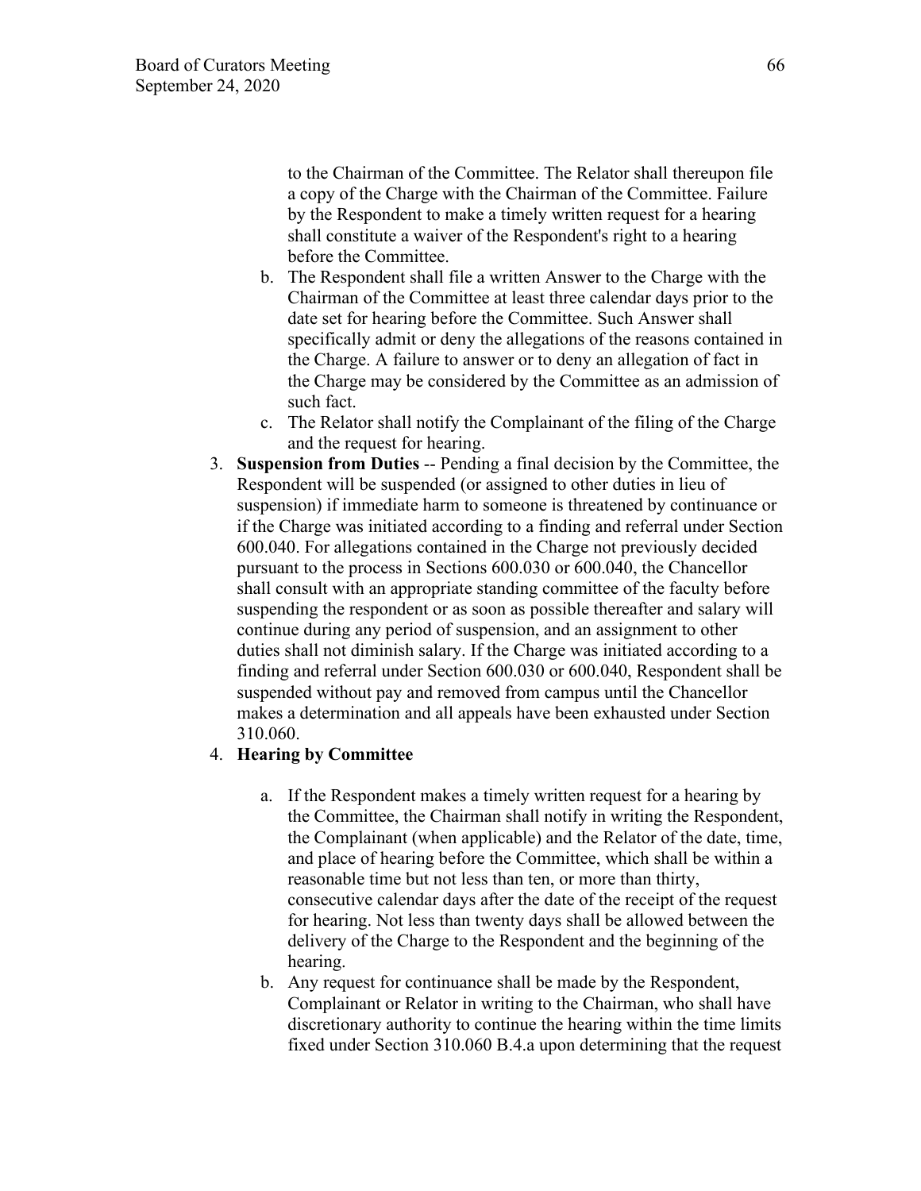to the Chairman of the Committee. The Relator shall thereupon file a copy of the Charge with the Chairman of the Committee. Failure by the Respondent to make a timely written request for a hearing shall constitute a waiver of the Respondent's right to a hearing before the Committee.

b. The Respondent shall file a written Answer to the Charge with the Chairman of the Committee at least three calendar days prior to the date set for hearing before the Committee. Such Answer shall specifically admit or deny the allegations of the reasons contained in the Charge. A failure to answer or to deny an allegation of fact in the Charge may be considered by the Committee as an admission of such fact.

c. The Relator shall notify the Complainant of the filing of the Charge and the request for hearing.

3. **Suspension from Duties** -- Pending a final decision by the Committee, the Respondent will be suspended (or assigned to other duties in lieu of suspension) if immediate harm to someone is threatened by continuance or if the Charge was initiated according to a finding and referral under Section 600.040. For allegations contained in the Charge not previously decided pursuant to the process in Sections 600.030 or 600.040, the Chancellor shall consult with an appropriate standing committee of the faculty before suspending the respondent or as soon as possible thereafter and salary will continue during any period of suspension, and an assignment to other duties shall not diminish salary. If the Charge was initiated according to a finding and referral under Section 600.030 or 600.040, Respondent shall be suspended without pay and removed from campus until the Chancellor makes a determination and all appeals have been exhausted under Section 310.060.

4. **Hearing by Committee**

   a. If the Respondent makes a timely written request for a hearing by the Committee, the Chairman shall notify in writing the Respondent, the Complainant (when applicable) and the Relator of the date, time, and place of hearing before the Committee, which shall be within a reasonable time but not less than ten, or more than thirty, consecutive calendar days after the date of the receipt of the request for hearing. Not less than twenty days shall be allowed between the delivery of the Charge to the Respondent and the beginning of the hearing.

   b. Any request for continuance shall be made by the Respondent, Complainant or Relator in writing to the Chairman, who shall have discretionary authority to continue the hearing within the time limits fixed under Section 310.060 B.4.a upon determining that the request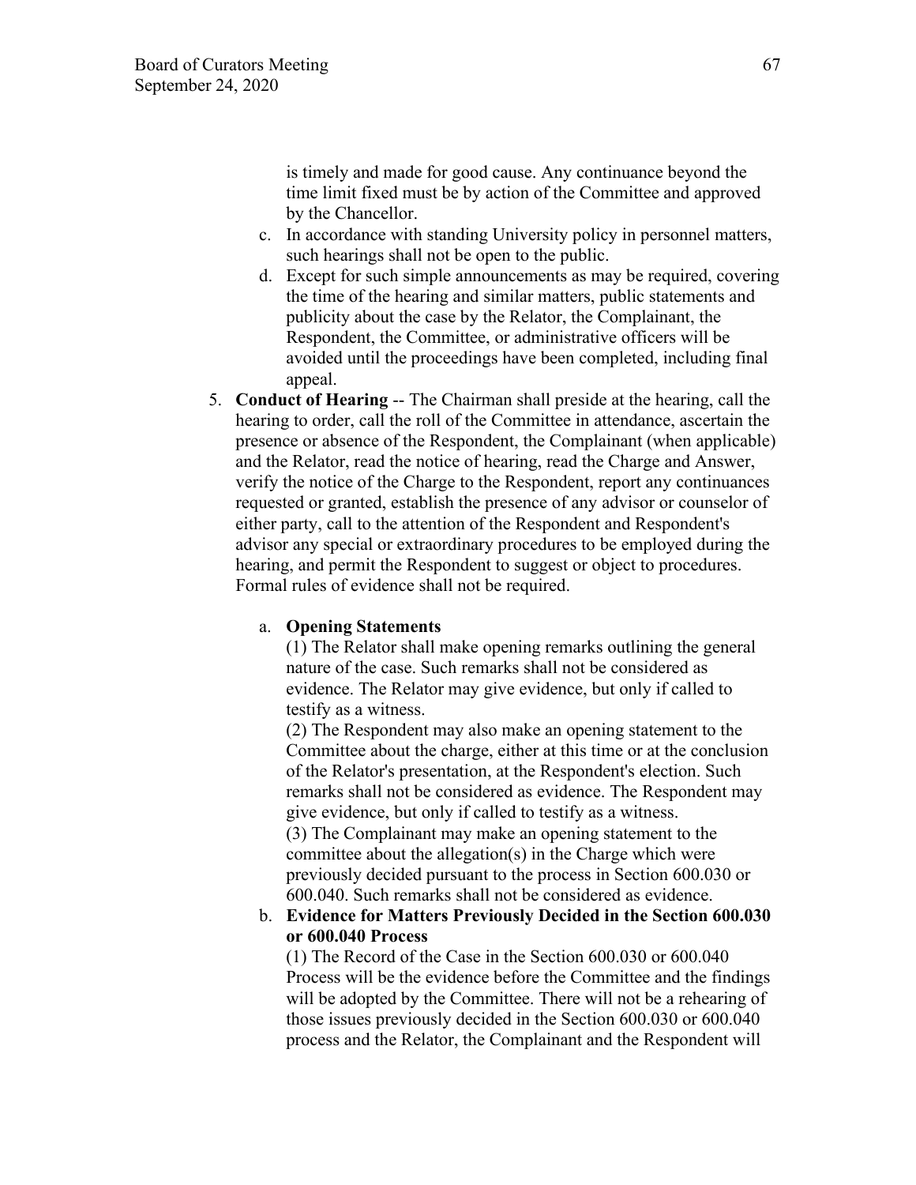is timely and made for good cause. Any continuance beyond the time limit fixed must be by action of the Committee and approved by the Chancellor.

c. In accordance with standing University policy in personnel matters, such hearings shall not be open to the public.

d. Except for such simple announcements as may be required, covering the time of the hearing and similar matters, public statements and publicity about the case by the Relator, the Complainant, the Respondent, the Committee, or administrative officers will be avoided until the proceedings have been completed, including final appeal.

5. **Conduct of Hearing** -- The Chairman shall preside at the hearing, call the hearing to order, call the roll of the Committee in attendance, ascertain the presence or absence of the Respondent, the Complainant (when applicable) and the Relator, read the notice of hearing, read the Charge and Answer, verify the notice of the Charge to the Respondent, report any continuances requested or granted, establish the presence of any advisor or counselor of either party, call to the attention of the Respondent and Respondent's advisor any special or extraordinary procedures to be employed during the hearing, and permit the Respondent to suggest or object to procedures. Formal rules of evidence shall not be required.

   a. **Opening Statements**
   (1) The Relator shall make opening remarks outlining the general nature of the case. Such remarks shall not be considered as evidence. The Relator may give evidence, but only if called to testify as a witness.
   (2) The Respondent may also make an opening statement to the Committee about the charge, either at this time or at the conclusion of the Relator's presentation, at the Respondent's election. Such remarks shall not be considered as evidence. The Respondent may give evidence, but only if called to testify as a witness.
   (3) The Complainant may make an opening statement to the committee about the allegation(s) in the Charge which were previously decided pursuant to the process in Section 600.030 or 600.040. Such remarks shall not be considered as evidence.

   b. **Evidence for Matters Previously Decided in the Section 600.030 or 600.040 Process**
   (1) The Record of the Case in the Section 600.030 or 600.040 Process will be the evidence before the Committee and the findings will be adopted by the Committee. There will not be a rehearing of those issues previously decided in the Section 600.030 or 600.040 process and the Relator, the Complainant and the Respondent will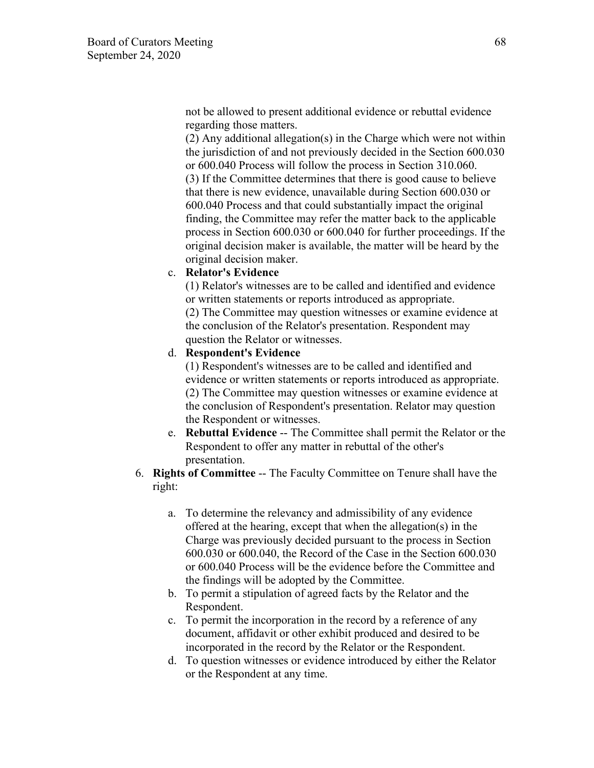not be allowed to present additional evidence or rebuttal evidence regarding those matters.

(2) Any additional allegation(s) in the Charge which were not within the jurisdiction of and not previously decided in the Section 600.030 or 600.040 Process will follow the process in Section 310.060.

(3) If the Committee determines that there is good cause to believe that there is new evidence, unavailable during Section 600.030 or 600.040 Process and that could substantially impact the original finding, the Committee may refer the matter back to the applicable process in Section 600.030 or 600.040 for further proceedings. If the original decision maker is available, the matter will be heard by the original decision maker.

c. **Relator's Evidence**

(1) Relator's witnesses are to be called and identified and evidence or written statements or reports introduced as appropriate.

(2) The Committee may question witnesses or examine evidence at the conclusion of the Relator's presentation. Respondent may question the Relator or witnesses.

d. **Respondent's Evidence**

(1) Respondent's witnesses are to be called and identified and evidence or written statements or reports introduced as appropriate.

(2) The Committee may question witnesses or examine evidence at the conclusion of Respondent's presentation. Relator may question the Respondent or witnesses.

e. **Rebuttal Evidence** -- The Committee shall permit the Relator or the Respondent to offer any matter in rebuttal of the other's presentation.

6. **Rights of Committee** -- The Faculty Committee on Tenure shall have the right:

   a. To determine the relevancy and admissibility of any evidence offered at the hearing, except that when the allegation(s) in the Charge was previously decided pursuant to the process in Section 600.030 or 600.040, the Record of the Case in the Section 600.030 or 600.040 Process will be the evidence before the Committee and the findings will be adopted by the Committee.
   b. To permit a stipulation of agreed facts by the Relator and the Respondent.
   c. To permit the incorporation in the record by a reference of any document, affidavit or other exhibit produced and desired to be incorporated in the record by the Relator or the Respondent.
   d. To question witnesses or evidence introduced by either the Relator or the Respondent at any time.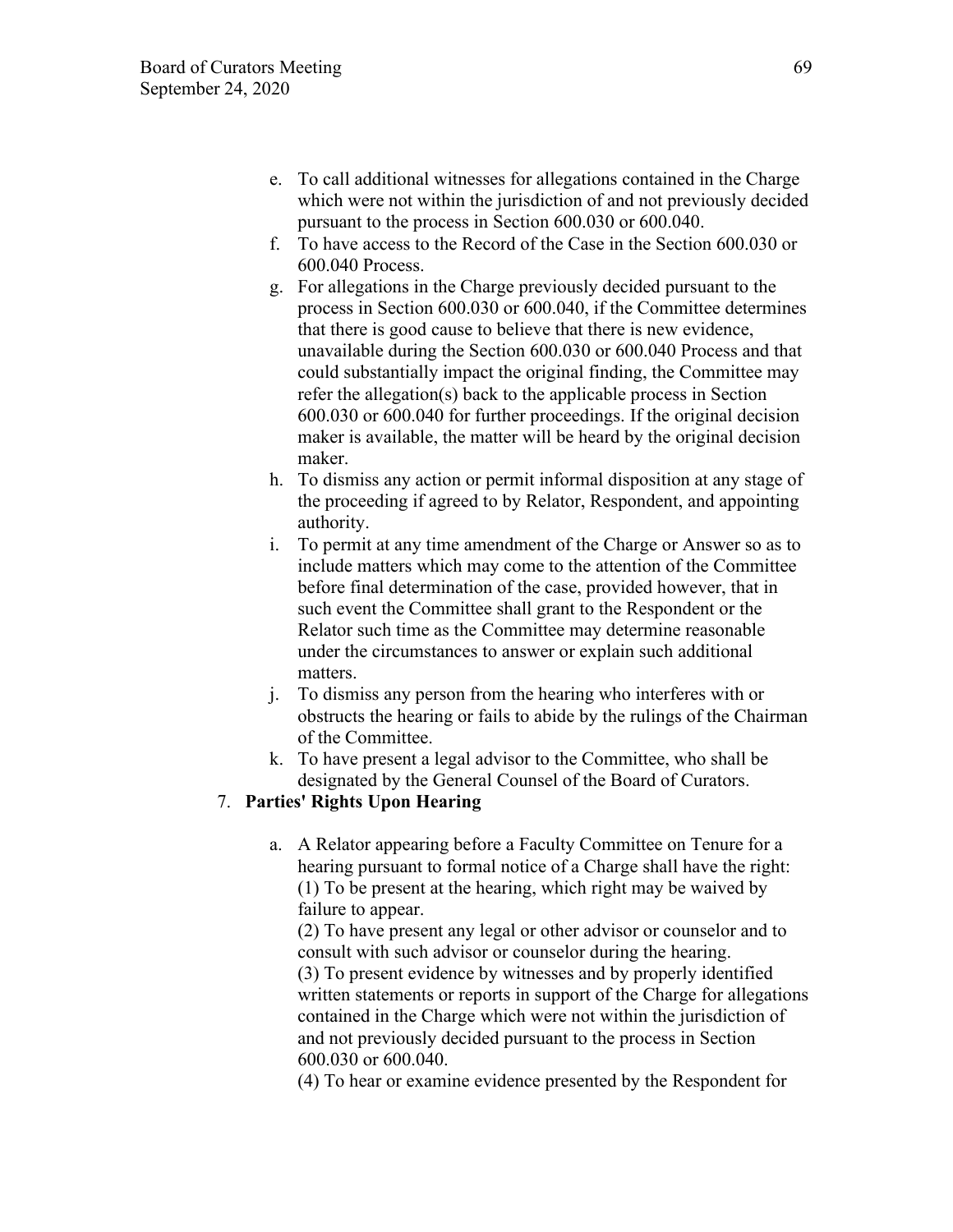e. To call additional witnesses for allegations contained in the Charge which were not within the jurisdiction of and not previously decided pursuant to the process in Section 600.030 or 600.040.
f. To have access to the Record of the Case in the Section 600.030 or 600.040 Process.
g. For allegations in the Charge previously decided pursuant to the process in Section 600.030 or 600.040, if the Committee determines that there is good cause to believe that there is new evidence, unavailable during the Section 600.030 or 600.040 Process and that could substantially impact the original finding, the Committee may refer the allegation(s) back to the applicable process in Section 600.030 or 600.040 for further proceedings. If the original decision maker is available, the matter will be heard by the original decision maker.
h. To dismiss any action or permit informal disposition at any stage of the proceeding if agreed to by Relator, Respondent, and appointing authority.
i. To permit at any time amendment of the Charge or Answer so as to include matters which may come to the attention of the Committee before final determination of the case, provided however, that in such event the Committee shall grant to the Respondent or the Relator such time as the Committee may determine reasonable under the circumstances to answer or explain such additional matters.
j. To dismiss any person from the hearing who interferes with or obstructs the hearing or fails to abide by the rulings of the Chairman of the Committee.
k. To have present a legal advisor to the Committee, who shall be designated by the General Counsel of the Board of Curators.

7. **Parties' Rights Upon Hearing**

   a. A Relator appearing before a Faculty Committee on Tenure for a hearing pursuant to formal notice of a Charge shall have the right:
   (1) To be present at the hearing, which right may be waived by failure to appear.
   (2) To have present any legal or other advisor or counselor and to consult with such advisor or counselor during the hearing.
   (3) To present evidence by witnesses and by properly identified written statements or reports in support of the Charge for allegations contained in the Charge which were not within the jurisdiction of and not previously decided pursuant to the process in Section 600.030 or 600.040.
   (4) To hear or examine evidence presented by the Respondent for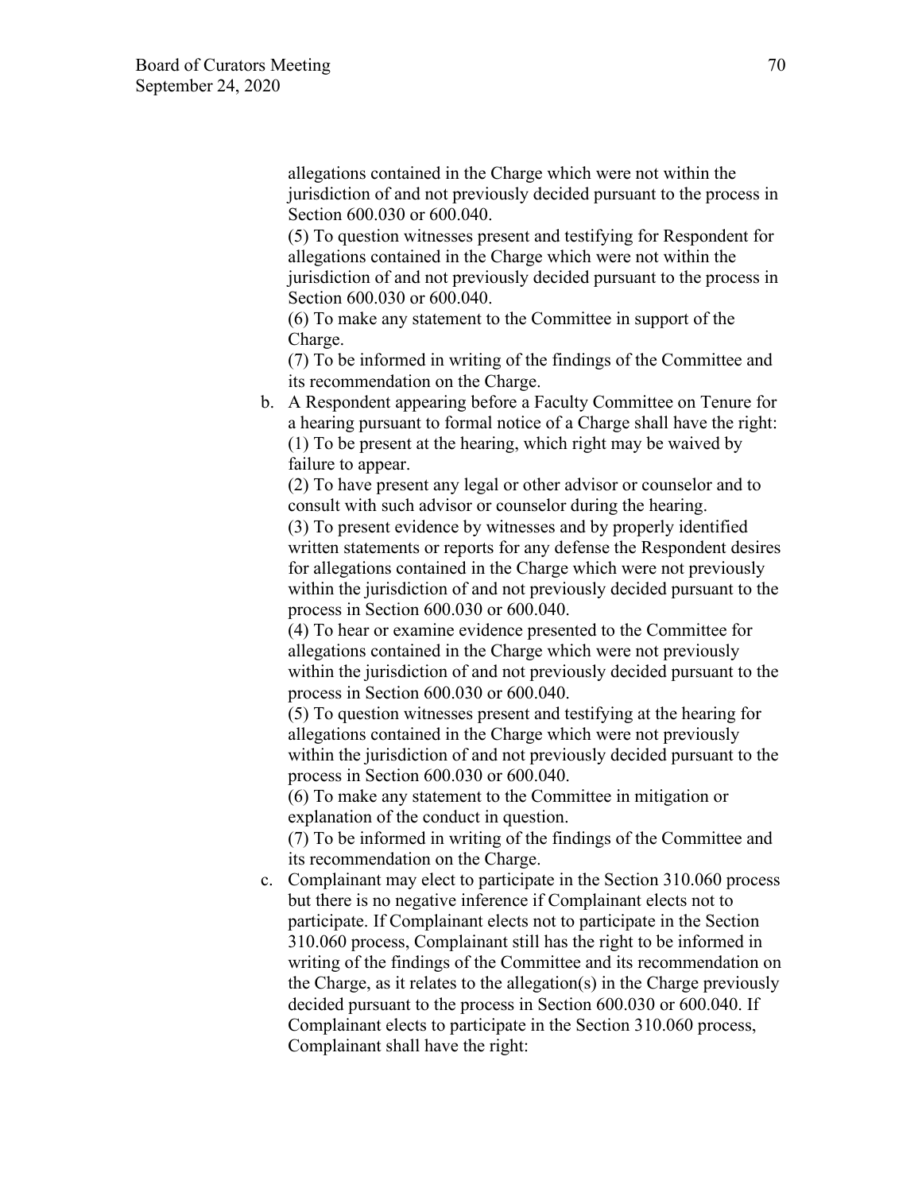allegations contained in the Charge which were not within the jurisdiction of and not previously decided pursuant to the process in Section 600.030 or 600.040.

(5) To question witnesses present and testifying for Respondent for allegations contained in the Charge which were not within the jurisdiction of and not previously decided pursuant to the process in Section 600.030 or 600.040.

(6) To make any statement to the Committee in support of the Charge.

(7) To be informed in writing of the findings of the Committee and its recommendation on the Charge.

b. A Respondent appearing before a Faculty Committee on Tenure for a hearing pursuant to formal notice of a Charge shall have the right:

(1) To be present at the hearing, which right may be waived by failure to appear.

(2) To have present any legal or other advisor or counselor and to consult with such advisor or counselor during the hearing.

(3) To present evidence by witnesses and by properly identified written statements or reports for any defense the Respondent desires for allegations contained in the Charge which were not previously within the jurisdiction of and not previously decided pursuant to the process in Section 600.030 or 600.040.

(4) To hear or examine evidence presented to the Committee for allegations contained in the Charge which were not previously within the jurisdiction of and not previously decided pursuant to the process in Section 600.030 or 600.040.

(5) To question witnesses present and testifying at the hearing for allegations contained in the Charge which were not previously within the jurisdiction of and not previously decided pursuant to the process in Section 600.030 or 600.040.

(6) To make any statement to the Committee in mitigation or explanation of the conduct in question.

(7) To be informed in writing of the findings of the Committee and its recommendation on the Charge.

c. Complainant may elect to participate in the Section 310.060 process but there is no negative inference if Complainant elects not to participate. If Complainant elects not to participate in the Section 310.060 process, Complainant still has the right to be informed in writing of the findings of the Committee and its recommendation on the Charge, as it relates to the allegation(s) in the Charge previously decided pursuant to the process in Section 600.030 or 600.040. If Complainant elects to participate in the Section 310.060 process, Complainant shall have the right: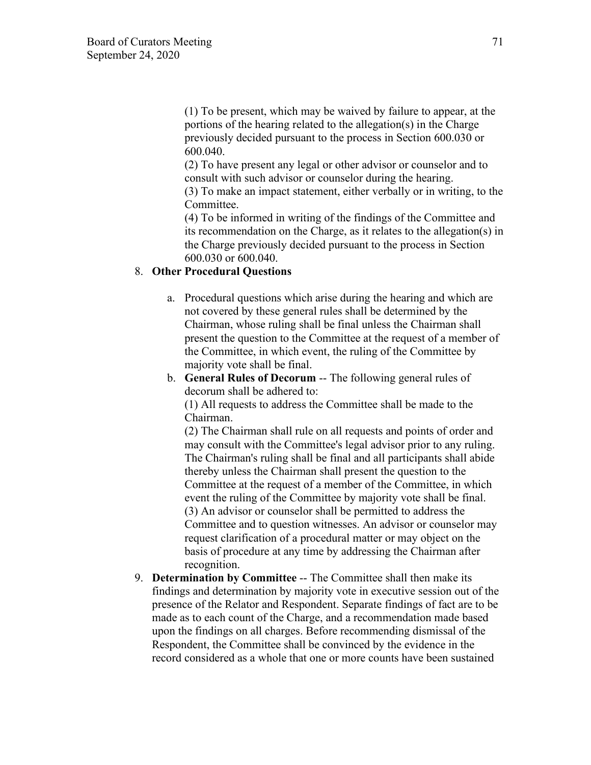(1) To be present, which may be waived by failure to appear, at the portions of the hearing related to the allegation(s) in the Charge previously decided pursuant to the process in Section 600.030 or 600.040.

(2) To have present any legal or other advisor or counselor and to consult with such advisor or counselor during the hearing.

(3) To make an impact statement, either verbally or in writing, to the Committee.

(4) To be informed in writing of the findings of the Committee and its recommendation on the Charge, as it relates to the allegation(s) in the Charge previously decided pursuant to the process in Section 600.030 or 600.040.

8. **Other Procedural Questions**

   a. Procedural questions which arise during the hearing and which are not covered by these general rules shall be determined by the Chairman, whose ruling shall be final unless the Chairman shall present the question to the Committee at the request of a member of the Committee, in which event, the ruling of the Committee by majority vote shall be final.

   b. **General Rules of Decorum** -- The following general rules of decorum shall be adhered to:

      (1) All requests to address the Committee shall be made to the Chairman.

      (2) The Chairman shall rule on all requests and points of order and may consult with the Committee's legal advisor prior to any ruling. The Chairman's ruling shall be final and all participants shall abide thereby unless the Chairman shall present the question to the Committee at the request of a member of the Committee, in which event the ruling of the Committee by majority vote shall be final.

      (3) An advisor or counselor shall be permitted to address the Committee and to question witnesses. An advisor or counselor may request clarification of a procedural matter or may object on the basis of procedure at any time by addressing the Chairman after recognition.

9. **Determination by Committee** -- The Committee shall then make its findings and determination by majority vote in executive session out of the presence of the Relator and Respondent. Separate findings of fact are to be made as to each count of the Charge, and a recommendation made based upon the findings on all charges. Before recommending dismissal of the Respondent, the Committee shall be convinced by the evidence in the record considered as a whole that one or more counts have been sustained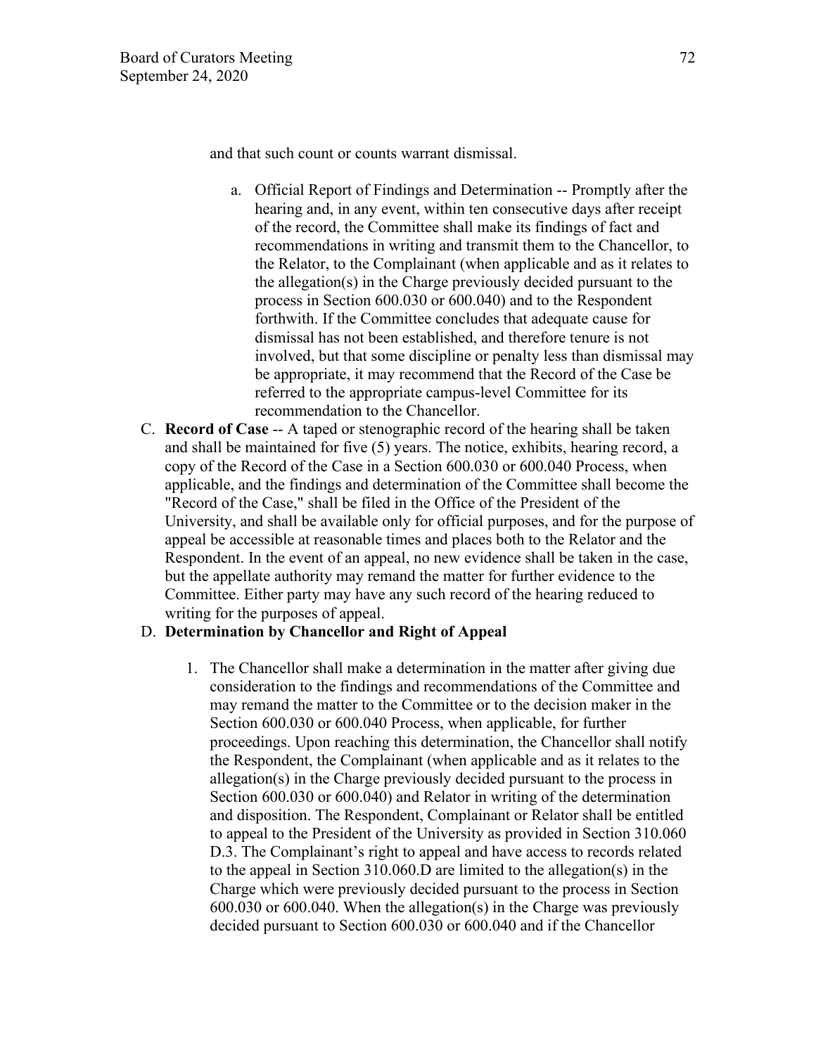and that such count or counts warrant dismissal.

a. Official Report of Findings and Determination -- Promptly after the hearing and, in any event, within ten consecutive days after receipt of the record, the Committee shall make its findings of fact and recommendations in writing and transmit them to the Chancellor, to the Relator, to the Complainant (when applicable and as it relates to the allegation(s) in the Charge previously decided pursuant to the process in Section 600.030 or 600.040) and to the Respondent forthwith. If the Committee concludes that adequate cause for dismissal has not been established, and therefore tenure is not involved, but that some discipline or penalty less than dismissal may be appropriate, it may recommend that the Record of the Case be referred to the appropriate campus-level Committee for its recommendation to the Chancellor.

C. **Record of Case** -- A taped or stenographic record of the hearing shall be taken and shall be maintained for five (5) years. The notice, exhibits, hearing record, a copy of the Record of the Case in a Section 600.030 or 600.040 Process, when applicable, and the findings and determination of the Committee shall become the "Record of the Case," shall be filed in the Office of the President of the University, and shall be available only for official purposes, and for the purpose of appeal be accessible at reasonable times and places both to the Relator and the Respondent. In the event of an appeal, no new evidence shall be taken in the case, but the appellate authority may remand the matter for further evidence to the Committee. Either party may have any such record of the hearing reduced to writing for the purposes of appeal.

D. **Determination by Chancellor and Right of Appeal**

1. The Chancellor shall make a determination in the matter after giving due consideration to the findings and recommendations of the Committee and may remand the matter to the Committee or to the decision maker in the Section 600.030 or 600.040 Process, when applicable, for further proceedings. Upon reaching this determination, the Chancellor shall notify the Respondent, the Complainant (when applicable and as it relates to the allegation(s) in the Charge previously decided pursuant to the process in Section 600.030 or 600.040) and Relator in writing of the determination and disposition. The Respondent, Complainant or Relator shall be entitled to appeal to the President of the University as provided in Section 310.060 D.3. The Complainant's right to appeal and have access to records related to the appeal in Section 310.060.D are limited to the allegation(s) in the Charge which were previously decided pursuant to the process in Section 600.030 or 600.040. When the allegation(s) in the Charge was previously decided pursuant to Section 600.030 or 600.040 and if the Chancellor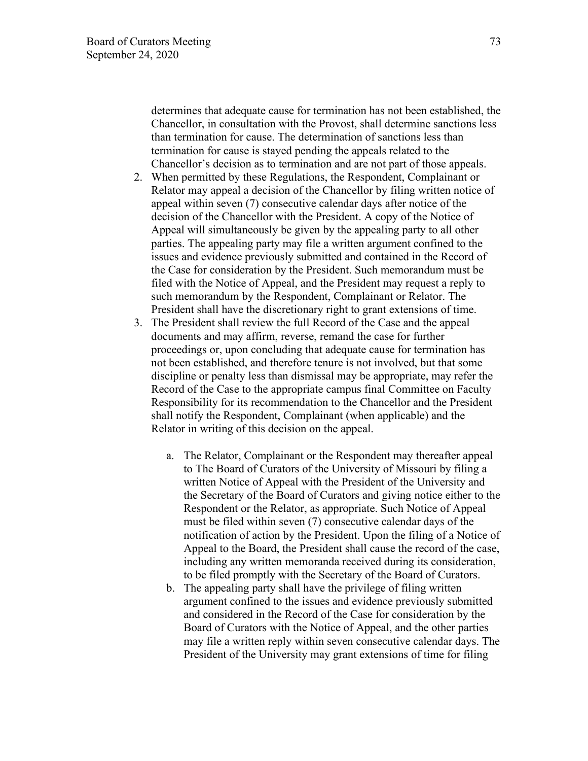determines that adequate cause for termination has not been established, the Chancellor, in consultation with the Provost, shall determine sanctions less than termination for cause. The determination of sanctions less than termination for cause is stayed pending the appeals related to the Chancellor's decision as to termination and are not part of those appeals.

2. When permitted by these Regulations, the Respondent, Complainant or Relator may appeal a decision of the Chancellor by filing written notice of appeal within seven (7) consecutive calendar days after notice of the decision of the Chancellor with the President. A copy of the Notice of Appeal will simultaneously be given by the appealing party to all other parties. The appealing party may file a written argument confined to the issues and evidence previously submitted and contained in the Record of the Case for consideration by the President. Such memorandum must be filed with the Notice of Appeal, and the President may request a reply to such memorandum by the Respondent, Complainant or Relator. The President shall have the discretionary right to grant extensions of time.
3. The President shall review the full Record of the Case and the appeal documents and may affirm, reverse, remand the case for further proceedings or, upon concluding that adequate cause for termination has not been established, and therefore tenure is not involved, but that some discipline or penalty less than dismissal may be appropriate, may refer the Record of the Case to the appropriate campus final Committee on Faculty Responsibility for its recommendation to the Chancellor and the President shall notify the Respondent, Complainant (when applicable) and the Relator in writing of this decision on the appeal.

   a. The Relator, Complainant or the Respondent may thereafter appeal to The Board of Curators of the University of Missouri by filing a written Notice of Appeal with the President of the University and the Secretary of the Board of Curators and giving notice either to the Respondent or the Relator, as appropriate. Such Notice of Appeal must be filed within seven (7) consecutive calendar days of the notification of action by the President. Upon the filing of a Notice of Appeal to the Board, the President shall cause the record of the case, including any written memoranda received during its consideration, to be filed promptly with the Secretary of the Board of Curators.

   b. The appealing party shall have the privilege of filing written argument confined to the issues and evidence previously submitted and considered in the Record of the Case for consideration by the Board of Curators with the Notice of Appeal, and the other parties may file a written reply within seven consecutive calendar days. The President of the University may grant extensions of time for filing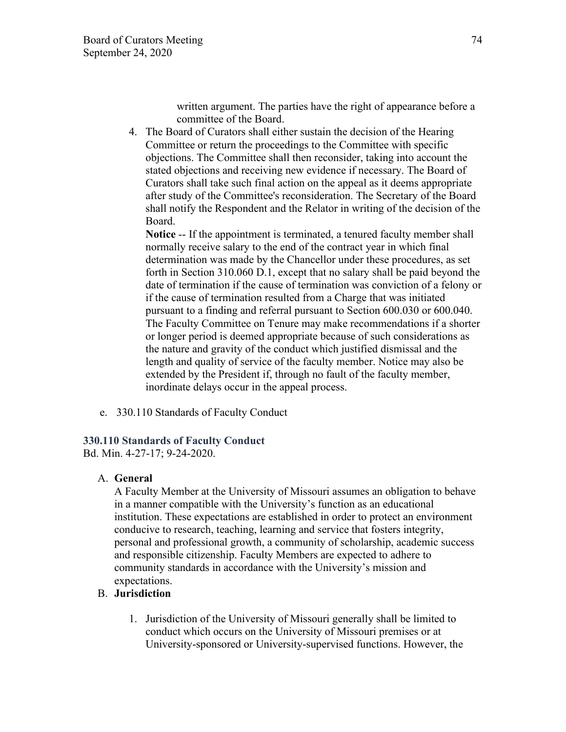written argument. The parties have the right of appearance before a committee of the Board.

4. The Board of Curators shall either sustain the decision of the Hearing Committee or return the proceedings to the Committee with specific objections. The Committee shall then reconsider, taking into account the stated objections and receiving new evidence if necessary. The Board of Curators shall take such final action on the appeal as it deems appropriate after study of the Committee's reconsideration. The Secretary of the Board shall notify the Respondent and the Relator in writing of the decision of the Board.

   **Notice** -- If the appointment is terminated, a tenured faculty member shall normally receive salary to the end of the contract year in which final determination was made by the Chancellor under these procedures, as set forth in Section 310.060 D.1, except that no salary shall be paid beyond the date of termination if the cause of termination was conviction of a felony or if the cause of termination resulted from a Charge that was initiated pursuant to a finding and referral pursuant to Section 600.030 or 600.040. The Faculty Committee on Tenure may make recommendations if a shorter or longer period is deemed appropriate because of such considerations as the nature and gravity of the conduct which justified dismissal and the length and quality of service of the faculty member. Notice may also be extended by the President if, through no fault of the faculty member, inordinate delays occur in the appeal process.

e. 330.110 Standards of Faculty Conduct

### 330.110 Standards of Faculty Conduct

Bd. Min. 4-27-17; 9-24-2020.

A. **General**

   A Faculty Member at the University of Missouri assumes an obligation to behave in a manner compatible with the University's function as an educational institution. These expectations are established in order to protect an environment conducive to research, teaching, learning and service that fosters integrity, personal and professional growth, a community of scholarship, academic success and responsible citizenship. Faculty Members are expected to adhere to community standards in accordance with the University's mission and expectations.

B. **Jurisdiction**

   1. Jurisdiction of the University of Missouri generally shall be limited to conduct which occurs on the University of Missouri premises or at University-sponsored or University-supervised functions. However, the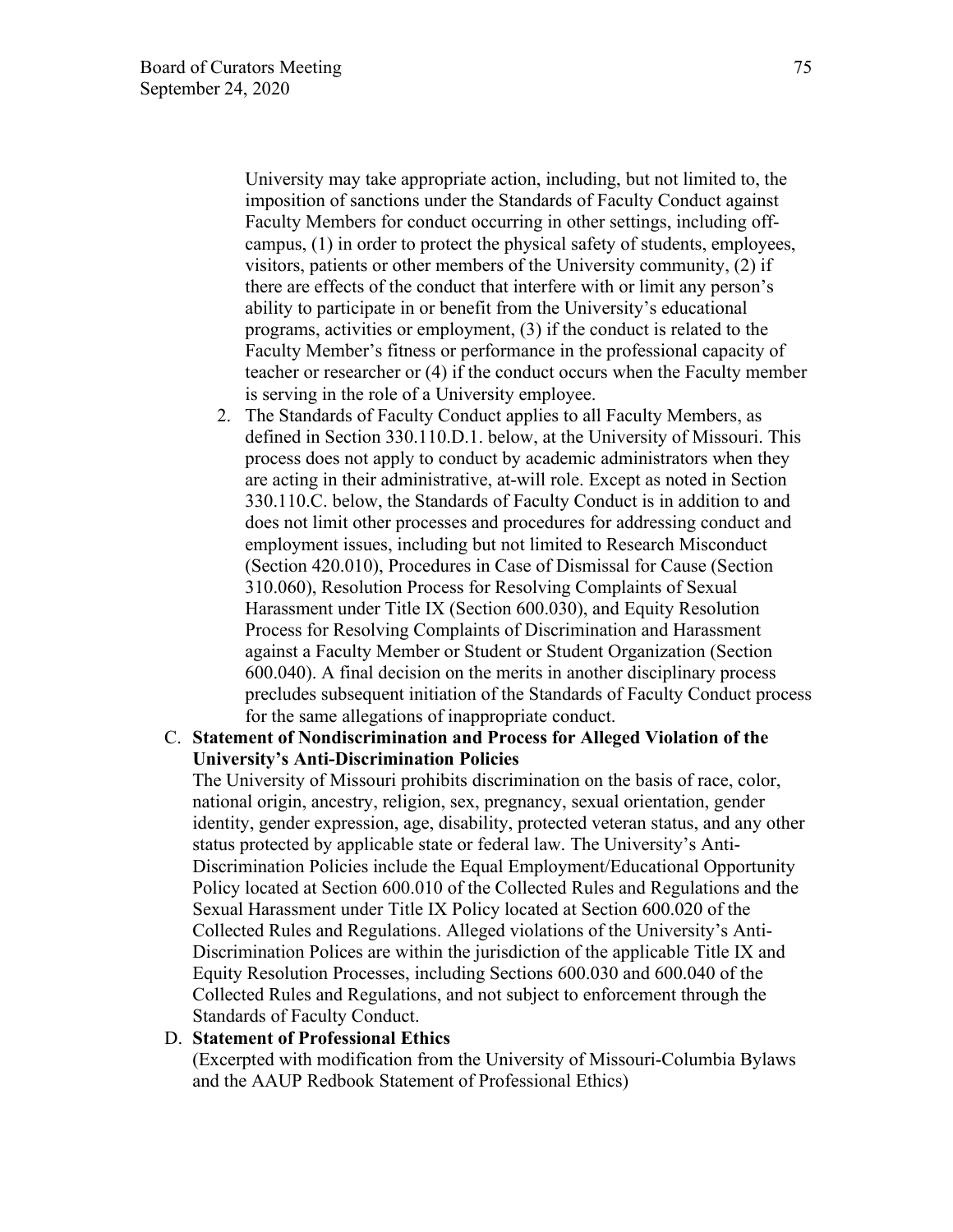University may take appropriate action, including, but not limited to, the imposition of sanctions under the Standards of Faculty Conduct against Faculty Members for conduct occurring in other settings, including off-campus, (1) in order to protect the physical safety of students, employees, visitors, patients or other members of the University community, (2) if there are effects of the conduct that interfere with or limit any person's ability to participate in or benefit from the University's educational programs, activities or employment, (3) if the conduct is related to the Faculty Member's fitness or performance in the professional capacity of teacher or researcher or (4) if the conduct occurs when the Faculty member is serving in the role of a University employee.

2. The Standards of Faculty Conduct applies to all Faculty Members, as defined in Section 330.110.D.1. below, at the University of Missouri. This process does not apply to conduct by academic administrators when they are acting in their administrative, at-will role. Except as noted in Section 330.110.C. below, the Standards of Faculty Conduct is in addition to and does not limit other processes and procedures for addressing conduct and employment issues, including but not limited to Research Misconduct (Section 420.010), Procedures in Case of Dismissal for Cause (Section 310.060), Resolution Process for Resolving Complaints of Sexual Harassment under Title IX (Section 600.030), and Equity Resolution Process for Resolving Complaints of Discrimination and Harassment against a Faculty Member or Student or Student Organization (Section 600.040). A final decision on the merits in another disciplinary process precludes subsequent initiation of the Standards of Faculty Conduct process for the same allegations of inappropriate conduct.

C. **Statement of Nondiscrimination and Process for Alleged Violation of the University's Anti-Discrimination Policies**

The University of Missouri prohibits discrimination on the basis of race, color, national origin, ancestry, religion, sex, pregnancy, sexual orientation, gender identity, gender expression, age, disability, protected veteran status, and any other status protected by applicable state or federal law. The University's Anti-Discrimination Policies include the Equal Employment/Educational Opportunity Policy located at Section 600.010 of the Collected Rules and Regulations and the Sexual Harassment under Title IX Policy located at Section 600.020 of the Collected Rules and Regulations. Alleged violations of the University's Anti-Discrimination Polices are within the jurisdiction of the applicable Title IX and Equity Resolution Processes, including Sections 600.030 and 600.040 of the Collected Rules and Regulations, and not subject to enforcement through the Standards of Faculty Conduct.

D. **Statement of Professional Ethics**

(Excerpted with modification from the University of Missouri-Columbia Bylaws and the AAUP Redbook Statement of Professional Ethics)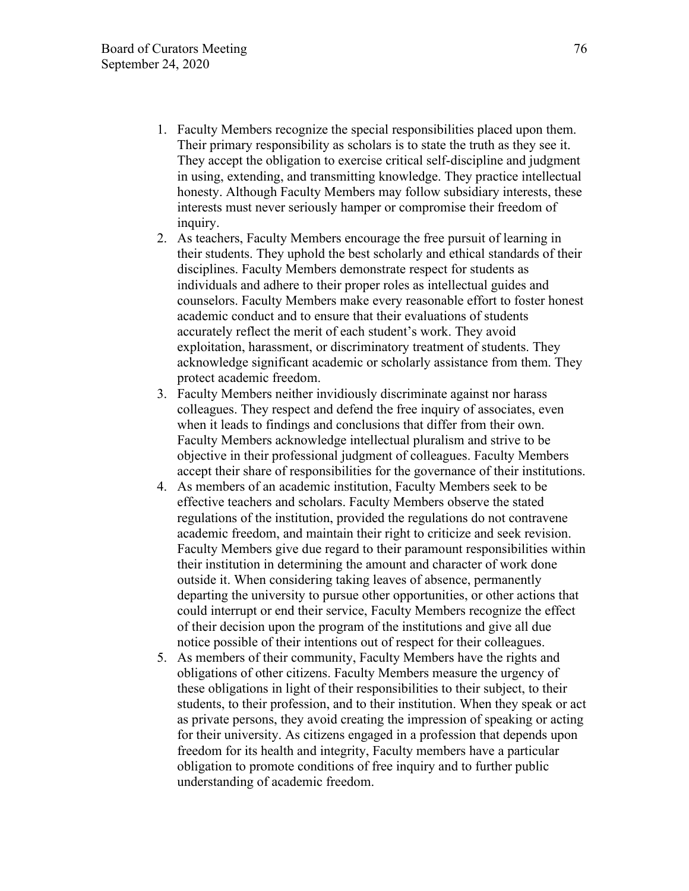1. Faculty Members recognize the special responsibilities placed upon them. Their primary responsibility as scholars is to state the truth as they see it. They accept the obligation to exercise critical self-discipline and judgment in using, extending, and transmitting knowledge. They practice intellectual honesty. Although Faculty Members may follow subsidiary interests, these interests must never seriously hamper or compromise their freedom of inquiry.
2. As teachers, Faculty Members encourage the free pursuit of learning in their students. They uphold the best scholarly and ethical standards of their disciplines. Faculty Members demonstrate respect for students as individuals and adhere to their proper roles as intellectual guides and counselors. Faculty Members make every reasonable effort to foster honest academic conduct and to ensure that their evaluations of students accurately reflect the merit of each student's work. They avoid exploitation, harassment, or discriminatory treatment of students. They acknowledge significant academic or scholarly assistance from them. They protect academic freedom.
3. Faculty Members neither invidiously discriminate against nor harass colleagues. They respect and defend the free inquiry of associates, even when it leads to findings and conclusions that differ from their own. Faculty Members acknowledge intellectual pluralism and strive to be objective in their professional judgment of colleagues. Faculty Members accept their share of responsibilities for the governance of their institutions.
4. As members of an academic institution, Faculty Members seek to be effective teachers and scholars. Faculty Members observe the stated regulations of the institution, provided the regulations do not contravene academic freedom, and maintain their right to criticize and seek revision. Faculty Members give due regard to their paramount responsibilities within their institution in determining the amount and character of work done outside it. When considering taking leaves of absence, permanently departing the university to pursue other opportunities, or other actions that could interrupt or end their service, Faculty Members recognize the effect of their decision upon the program of the institutions and give all due notice possible of their intentions out of respect for their colleagues.
5. As members of their community, Faculty Members have the rights and obligations of other citizens. Faculty Members measure the urgency of these obligations in light of their responsibilities to their subject, to their students, to their profession, and to their institution. When they speak or act as private persons, they avoid creating the impression of speaking or acting for their university. As citizens engaged in a profession that depends upon freedom for its health and integrity, Faculty members have a particular obligation to promote conditions of free inquiry and to further public understanding of academic freedom.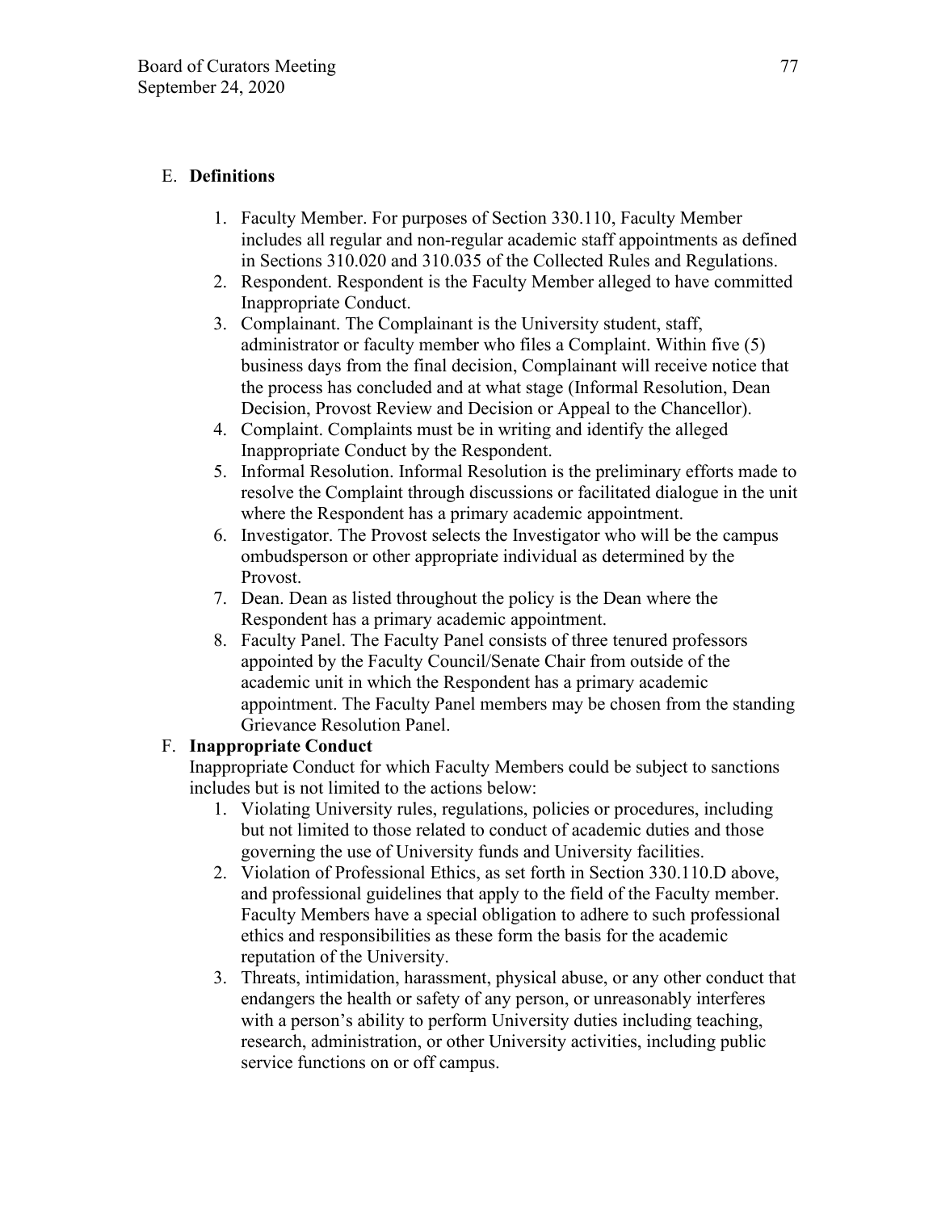E. **Definitions**

1. Faculty Member. For purposes of Section 330.110, Faculty Member includes all regular and non-regular academic staff appointments as defined in Sections 310.020 and 310.035 of the Collected Rules and Regulations.
2. Respondent. Respondent is the Faculty Member alleged to have committed Inappropriate Conduct.
3. Complainant. The Complainant is the University student, staff, administrator or faculty member who files a Complaint. Within five (5) business days from the final decision, Complainant will receive notice that the process has concluded and at what stage (Informal Resolution, Dean Decision, Provost Review and Decision or Appeal to the Chancellor).
4. Complaint. Complaints must be in writing and identify the alleged Inappropriate Conduct by the Respondent.
5. Informal Resolution. Informal Resolution is the preliminary efforts made to resolve the Complaint through discussions or facilitated dialogue in the unit where the Respondent has a primary academic appointment.
6. Investigator. The Provost selects the Investigator who will be the campus ombudsperson or other appropriate individual as determined by the Provost.
7. Dean. Dean as listed throughout the policy is the Dean where the Respondent has a primary academic appointment.
8. Faculty Panel. The Faculty Panel consists of three tenured professors appointed by the Faculty Council/Senate Chair from outside of the academic unit in which the Respondent has a primary academic appointment. The Faculty Panel members may be chosen from the standing Grievance Resolution Panel.

F. **Inappropriate Conduct**

Inappropriate Conduct for which Faculty Members could be subject to sanctions includes but is not limited to the actions below:

1. Violating University rules, regulations, policies or procedures, including but not limited to those related to conduct of academic duties and those governing the use of University funds and University facilities.
2. Violation of Professional Ethics, as set forth in Section 330.110.D above, and professional guidelines that apply to the field of the Faculty member. Faculty Members have a special obligation to adhere to such professional ethics and responsibilities as these form the basis for the academic reputation of the University.
3. Threats, intimidation, harassment, physical abuse, or any other conduct that endangers the health or safety of any person, or unreasonably interferes with a person's ability to perform University duties including teaching, research, administration, or other University activities, including public service functions on or off campus.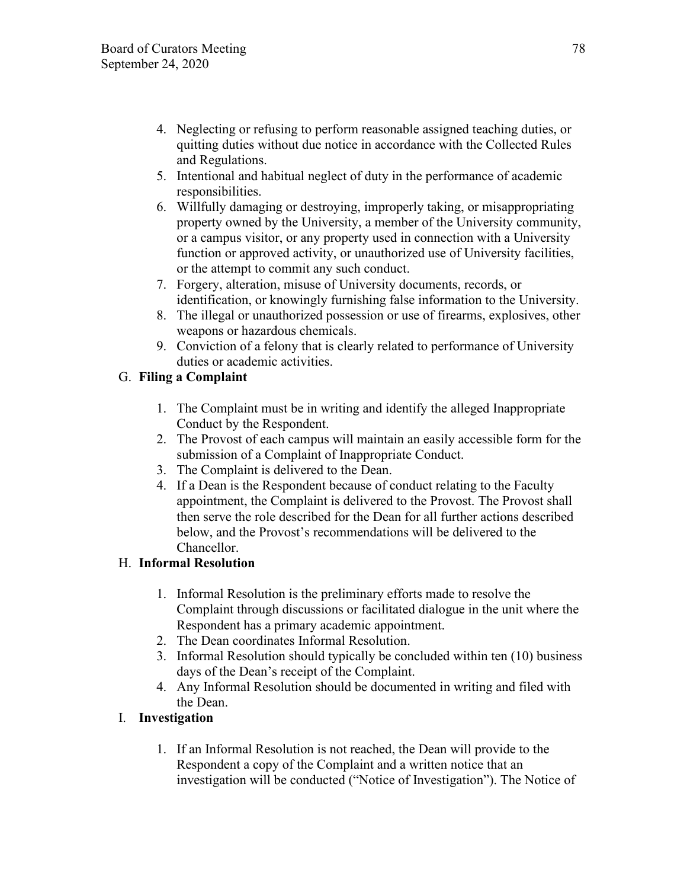4. Neglecting or refusing to perform reasonable assigned teaching duties, or quitting duties without due notice in accordance with the Collected Rules and Regulations.
5. Intentional and habitual neglect of duty in the performance of academic responsibilities.
6. Willfully damaging or destroying, improperly taking, or misappropriating property owned by the University, a member of the University community, or a campus visitor, or any property used in connection with a University function or approved activity, or unauthorized use of University facilities, or the attempt to commit any such conduct.
7. Forgery, alteration, misuse of University documents, records, or identification, or knowingly furnishing false information to the University.
8. The illegal or unauthorized possession or use of firearms, explosives, other weapons or hazardous chemicals.
9. Conviction of a felony that is clearly related to performance of University duties or academic activities.

G. **Filing a Complaint**

1. The Complaint must be in writing and identify the alleged Inappropriate Conduct by the Respondent.
2. The Provost of each campus will maintain an easily accessible form for the submission of a Complaint of Inappropriate Conduct.
3. The Complaint is delivered to the Dean.
4. If a Dean is the Respondent because of conduct relating to the Faculty appointment, the Complaint is delivered to the Provost. The Provost shall then serve the role described for the Dean for all further actions described below, and the Provost's recommendations will be delivered to the Chancellor.

H. **Informal Resolution**

1. Informal Resolution is the preliminary efforts made to resolve the Complaint through discussions or facilitated dialogue in the unit where the Respondent has a primary academic appointment.
2. The Dean coordinates Informal Resolution.
3. Informal Resolution should typically be concluded within ten (10) business days of the Dean's receipt of the Complaint.
4. Any Informal Resolution should be documented in writing and filed with the Dean.

I. **Investigation**

1. If an Informal Resolution is not reached, the Dean will provide to the Respondent a copy of the Complaint and a written notice that an investigation will be conducted ("Notice of Investigation"). The Notice of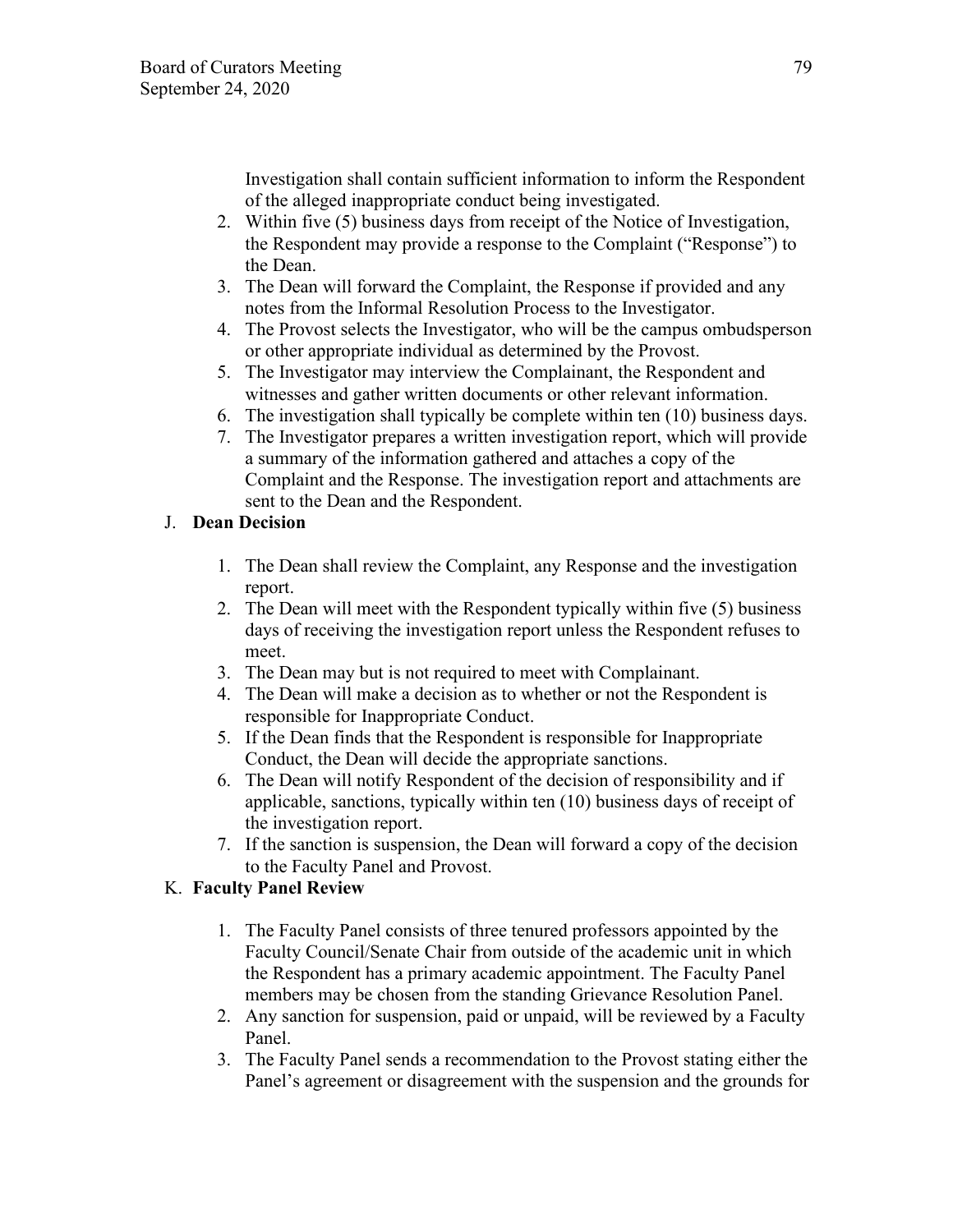Investigation shall contain sufficient information to inform the Respondent of the alleged inappropriate conduct being investigated.

2. Within five (5) business days from receipt of the Notice of Investigation, the Respondent may provide a response to the Complaint ("Response") to the Dean.
3. The Dean will forward the Complaint, the Response if provided and any notes from the Informal Resolution Process to the Investigator.
4. The Provost selects the Investigator, who will be the campus ombudsperson or other appropriate individual as determined by the Provost.
5. The Investigator may interview the Complainant, the Respondent and witnesses and gather written documents or other relevant information.
6. The investigation shall typically be complete within ten (10) business days.
7. The Investigator prepares a written investigation report, which will provide a summary of the information gathered and attaches a copy of the Complaint and the Response. The investigation report and attachments are sent to the Dean and the Respondent.

J. **Dean Decision**

1. The Dean shall review the Complaint, any Response and the investigation report.
2. The Dean will meet with the Respondent typically within five (5) business days of receiving the investigation report unless the Respondent refuses to meet.
3. The Dean may but is not required to meet with Complainant.
4. The Dean will make a decision as to whether or not the Respondent is responsible for Inappropriate Conduct.
5. If the Dean finds that the Respondent is responsible for Inappropriate Conduct, the Dean will decide the appropriate sanctions.
6. The Dean will notify Respondent of the decision of responsibility and if applicable, sanctions, typically within ten (10) business days of receipt of the investigation report.
7. If the sanction is suspension, the Dean will forward a copy of the decision to the Faculty Panel and Provost.

K. **Faculty Panel Review**

1. The Faculty Panel consists of three tenured professors appointed by the Faculty Council/Senate Chair from outside of the academic unit in which the Respondent has a primary academic appointment. The Faculty Panel members may be chosen from the standing Grievance Resolution Panel.
2. Any sanction for suspension, paid or unpaid, will be reviewed by a Faculty Panel.
3. The Faculty Panel sends a recommendation to the Provost stating either the Panel's agreement or disagreement with the suspension and the grounds for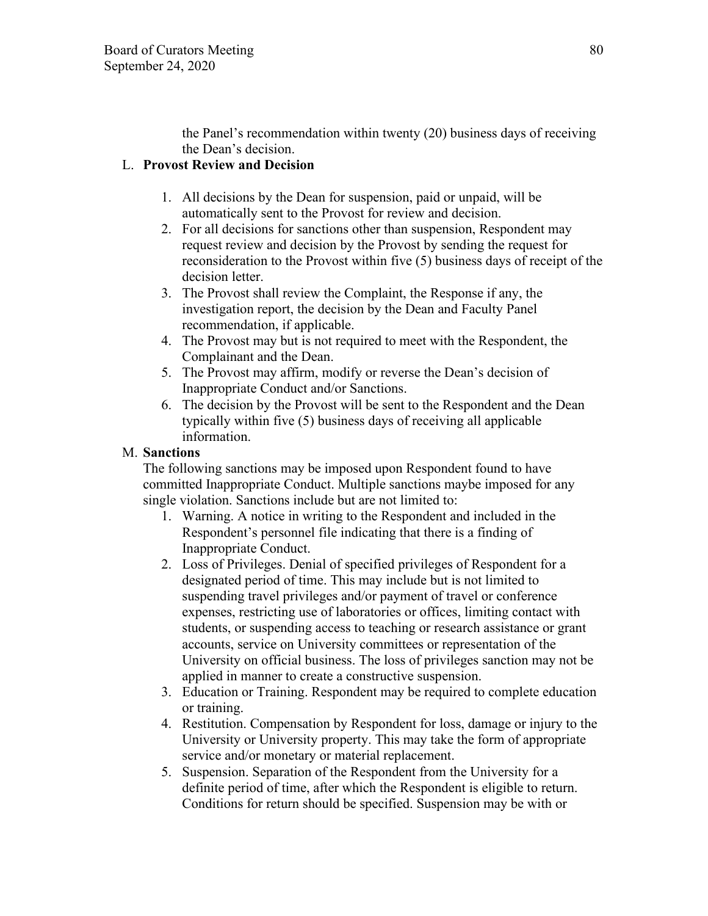the Panel's recommendation within twenty (20) business days of receiving the Dean's decision.

L. **Provost Review and Decision**

1. All decisions by the Dean for suspension, paid or unpaid, will be automatically sent to the Provost for review and decision.
2. For all decisions for sanctions other than suspension, Respondent may request review and decision by the Provost by sending the request for reconsideration to the Provost within five (5) business days of receipt of the decision letter.
3. The Provost shall review the Complaint, the Response if any, the investigation report, the decision by the Dean and Faculty Panel recommendation, if applicable.
4. The Provost may but is not required to meet with the Respondent, the Complainant and the Dean.
5. The Provost may affirm, modify or reverse the Dean's decision of Inappropriate Conduct and/or Sanctions.
6. The decision by the Provost will be sent to the Respondent and the Dean typically within five (5) business days of receiving all applicable information.

M. **Sanctions**

The following sanctions may be imposed upon Respondent found to have committed Inappropriate Conduct. Multiple sanctions maybe imposed for any single violation. Sanctions include but are not limited to:

1. Warning. A notice in writing to the Respondent and included in the Respondent's personnel file indicating that there is a finding of Inappropriate Conduct.
2. Loss of Privileges. Denial of specified privileges of Respondent for a designated period of time. This may include but is not limited to suspending travel privileges and/or payment of travel or conference expenses, restricting use of laboratories or offices, limiting contact with students, or suspending access to teaching or research assistance or grant accounts, service on University committees or representation of the University on official business. The loss of privileges sanction may not be applied in manner to create a constructive suspension.
3. Education or Training. Respondent may be required to complete education or training.
4. Restitution. Compensation by Respondent for loss, damage or injury to the University or University property. This may take the form of appropriate service and/or monetary or material replacement.
5. Suspension. Separation of the Respondent from the University for a definite period of time, after which the Respondent is eligible to return. Conditions for return should be specified. Suspension may be with or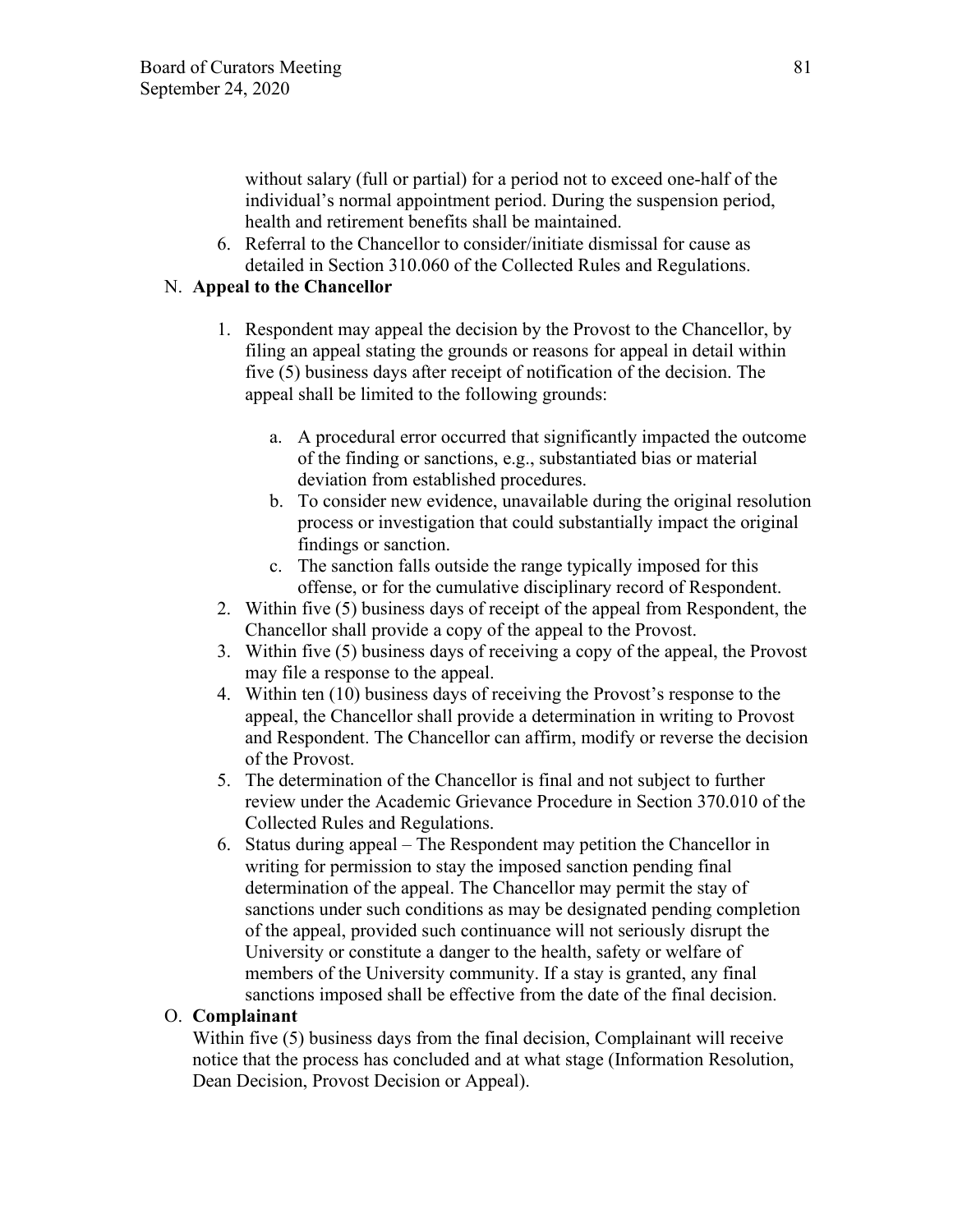without salary (full or partial) for a period not to exceed one-half of the individual's normal appointment period. During the suspension period, health and retirement benefits shall be maintained.

6. Referral to the Chancellor to consider/initiate dismissal for cause as detailed in Section 310.060 of the Collected Rules and Regulations.

N. **Appeal to the Chancellor**

1. Respondent may appeal the decision by the Provost to the Chancellor, by filing an appeal stating the grounds or reasons for appeal in detail within five (5) business days after receipt of notification of the decision. The appeal shall be limited to the following grounds:

    a. A procedural error occurred that significantly impacted the outcome of the finding or sanctions, e.g., substantiated bias or material deviation from established procedures.

    b. To consider new evidence, unavailable during the original resolution process or investigation that could substantially impact the original findings or sanction.

    c. The sanction falls outside the range typically imposed for this offense, or for the cumulative disciplinary record of Respondent.

2. Within five (5) business days of receipt of the appeal from Respondent, the Chancellor shall provide a copy of the appeal to the Provost.
3. Within five (5) business days of receiving a copy of the appeal, the Provost may file a response to the appeal.
4. Within ten (10) business days of receiving the Provost's response to the appeal, the Chancellor shall provide a determination in writing to Provost and Respondent. The Chancellor can affirm, modify or reverse the decision of the Provost.
5. The determination of the Chancellor is final and not subject to further review under the Academic Grievance Procedure in Section 370.010 of the Collected Rules and Regulations.
6. Status during appeal – The Respondent may petition the Chancellor in writing for permission to stay the imposed sanction pending final determination of the appeal. The Chancellor may permit the stay of sanctions under such conditions as may be designated pending completion of the appeal, provided such continuance will not seriously disrupt the University or constitute a danger to the health, safety or welfare of members of the University community. If a stay is granted, any final sanctions imposed shall be effective from the date of the final decision.

O. **Complainant**

Within five (5) business days from the final decision, Complainant will receive notice that the process has concluded and at what stage (Information Resolution, Dean Decision, Provost Decision or Appeal).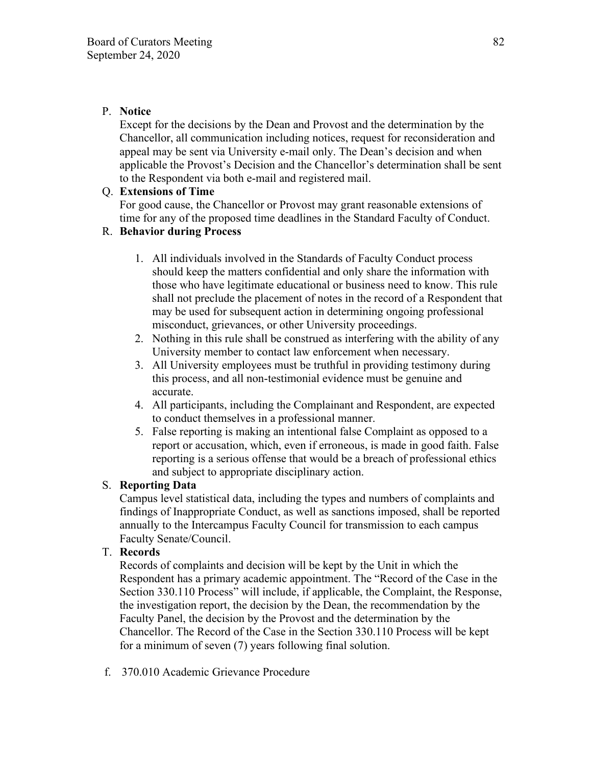P. **Notice**

Except for the decisions by the Dean and Provost and the determination by the Chancellor, all communication including notices, request for reconsideration and appeal may be sent via University e-mail only. The Dean's decision and when applicable the Provost's Decision and the Chancellor's determination shall be sent to the Respondent via both e-mail and registered mail.

Q. **Extensions of Time**

For good cause, the Chancellor or Provost may grant reasonable extensions of time for any of the proposed time deadlines in the Standard Faculty of Conduct.

R. **Behavior during Process**

1. All individuals involved in the Standards of Faculty Conduct process should keep the matters confidential and only share the information with those who have legitimate educational or business need to know. This rule shall not preclude the placement of notes in the record of a Respondent that may be used for subsequent action in determining ongoing professional misconduct, grievances, or other University proceedings.
2. Nothing in this rule shall be construed as interfering with the ability of any University member to contact law enforcement when necessary.
3. All University employees must be truthful in providing testimony during this process, and all non-testimonial evidence must be genuine and accurate.
4. All participants, including the Complainant and Respondent, are expected to conduct themselves in a professional manner.
5. False reporting is making an intentional false Complaint as opposed to a report or accusation, which, even if erroneous, is made in good faith. False reporting is a serious offense that would be a breach of professional ethics and subject to appropriate disciplinary action.

S. **Reporting Data**

Campus level statistical data, including the types and numbers of complaints and findings of Inappropriate Conduct, as well as sanctions imposed, shall be reported annually to the Intercampus Faculty Council for transmission to each campus Faculty Senate/Council.

T. **Records**

Records of complaints and decision will be kept by the Unit in which the Respondent has a primary academic appointment. The "Record of the Case in the Section 330.110 Process" will include, if applicable, the Complaint, the Response, the investigation report, the decision by the Dean, the recommendation by the Faculty Panel, the decision by the Provost and the determination by the Chancellor. The Record of the Case in the Section 330.110 Process will be kept for a minimum of seven (7) years following final solution.

f. 370.010 Academic Grievance Procedure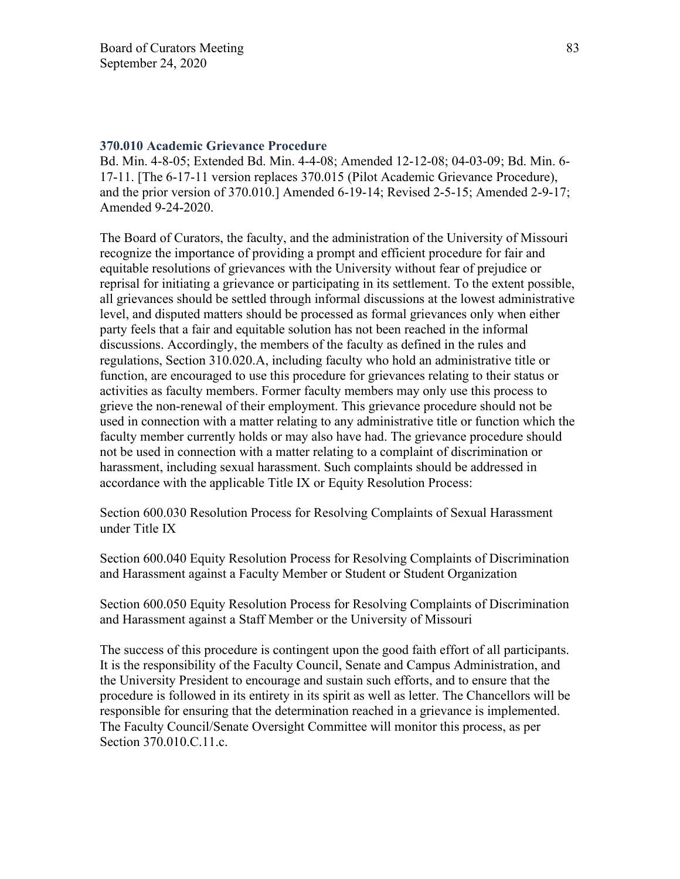### 370.010 Academic Grievance Procedure

Bd. Min. 4-8-05; Extended Bd. Min. 4-4-08; Amended 12-12-08; 04-03-09; Bd. Min. 6-17-11. [The 6-17-11 version replaces 370.015 (Pilot Academic Grievance Procedure), and the prior version of 370.010.] Amended 6-19-14; Revised 2-5-15; Amended 2-9-17; Amended 9-24-2020.

The Board of Curators, the faculty, and the administration of the University of Missouri recognize the importance of providing a prompt and efficient procedure for fair and equitable resolutions of grievances with the University without fear of prejudice or reprisal for initiating a grievance or participating in its settlement. To the extent possible, all grievances should be settled through informal discussions at the lowest administrative level, and disputed matters should be processed as formal grievances only when either party feels that a fair and equitable solution has not been reached in the informal discussions. Accordingly, the members of the faculty as defined in the rules and regulations, Section 310.020.A, including faculty who hold an administrative title or function, are encouraged to use this procedure for grievances relating to their status or activities as faculty members. Former faculty members may only use this process to grieve the non-renewal of their employment. This grievance procedure should not be used in connection with a matter relating to any administrative title or function which the faculty member currently holds or may also have had. The grievance procedure should not be used in connection with a matter relating to a complaint of discrimination or harassment, including sexual harassment. Such complaints should be addressed in accordance with the applicable Title IX or Equity Resolution Process:

Section 600.030 Resolution Process for Resolving Complaints of Sexual Harassment under Title IX

Section 600.040 Equity Resolution Process for Resolving Complaints of Discrimination and Harassment against a Faculty Member or Student or Student Organization

Section 600.050 Equity Resolution Process for Resolving Complaints of Discrimination and Harassment against a Staff Member or the University of Missouri

The success of this procedure is contingent upon the good faith effort of all participants. It is the responsibility of the Faculty Council, Senate and Campus Administration, and the University President to encourage and sustain such efforts, and to ensure that the procedure is followed in its entirety in its spirit as well as letter. The Chancellors will be responsible for ensuring that the determination reached in a grievance is implemented. The Faculty Council/Senate Oversight Committee will monitor this process, as per Section 370.010.C.11.c.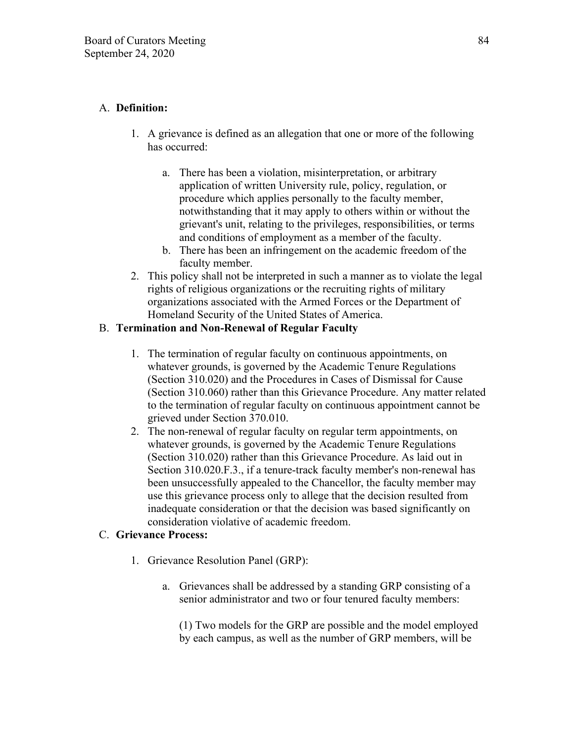A. **Definition:**

   1. A grievance is defined as an allegation that one or more of the following has occurred:

      a. There has been a violation, misinterpretation, or arbitrary application of written University rule, policy, regulation, or procedure which applies personally to the faculty member, notwithstanding that it may apply to others within or without the grievant's unit, relating to the privileges, responsibilities, or terms and conditions of employment as a member of the faculty.
      b. There has been an infringement on the academic freedom of the faculty member.

   2. This policy shall not be interpreted in such a manner as to violate the legal rights of religious organizations or the recruiting rights of military organizations associated with the Armed Forces or the Department of Homeland Security of the United States of America.

B. **Termination and Non-Renewal of Regular Faculty**

   1. The termination of regular faculty on continuous appointments, on whatever grounds, is governed by the Academic Tenure Regulations (Section 310.020) and the Procedures in Cases of Dismissal for Cause (Section 310.060) rather than this Grievance Procedure. Any matter related to the termination of regular faculty on continuous appointment cannot be grieved under Section 370.010.
   2. The non-renewal of regular faculty on regular term appointments, on whatever grounds, is governed by the Academic Tenure Regulations (Section 310.020) rather than this Grievance Procedure. As laid out in Section 310.020.F.3., if a tenure-track faculty member's non-renewal has been unsuccessfully appealed to the Chancellor, the faculty member may use this grievance process only to allege that the decision resulted from inadequate consideration or that the decision was based significantly on consideration violative of academic freedom.

C. **Grievance Process:**

   1. Grievance Resolution Panel (GRP):

      a. Grievances shall be addressed by a standing GRP consisting of a senior administrator and two or four tenured faculty members:

         (1) Two models for the GRP are possible and the model employed by each campus, as well as the number of GRP members, will be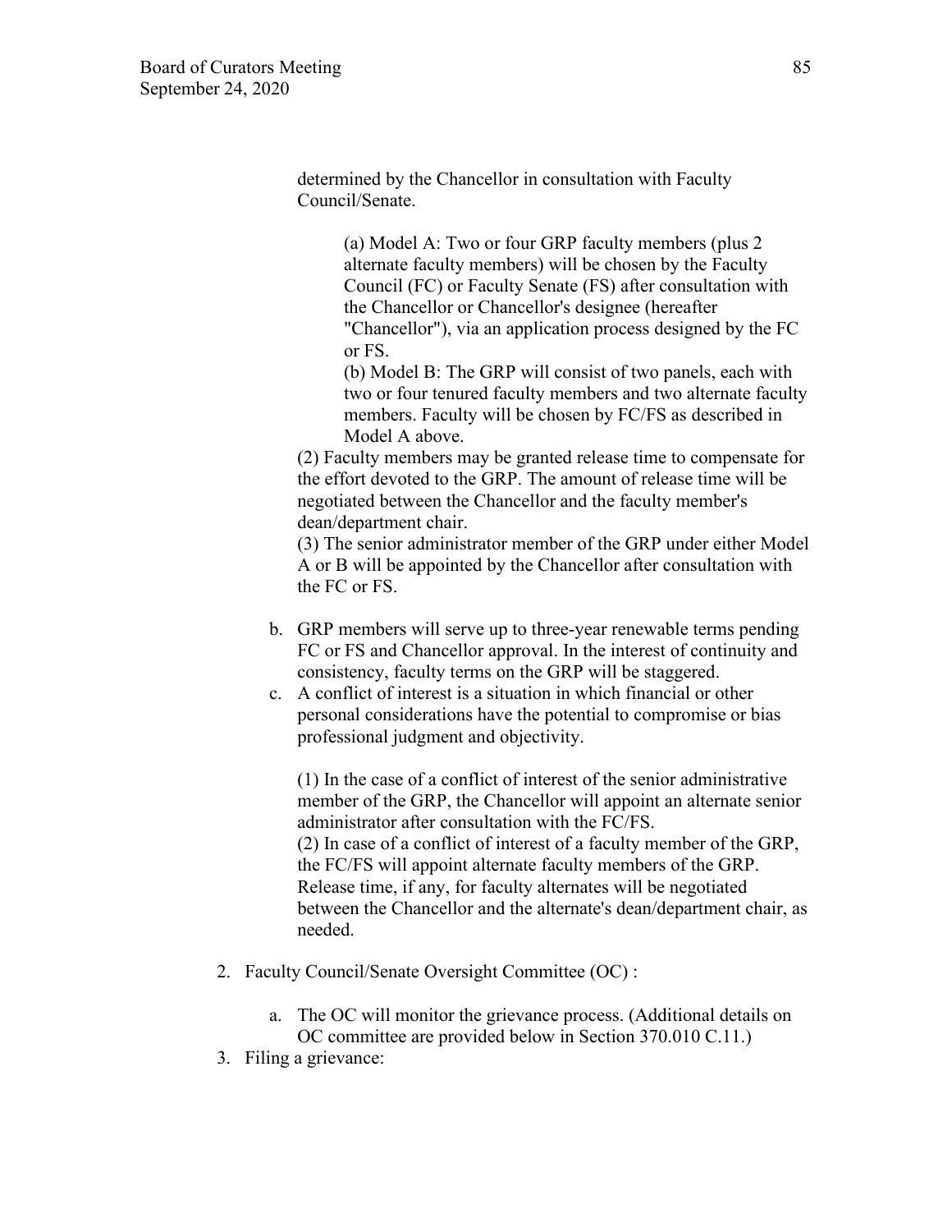determined by the Chancellor in consultation with Faculty Council/Senate.

(a) Model A: Two or four GRP faculty members (plus 2 alternate faculty members) will be chosen by the Faculty Council (FC) or Faculty Senate (FS) after consultation with the Chancellor or Chancellor's designee (hereafter "Chancellor"), via an application process designed by the FC or FS.
(b) Model B: The GRP will consist of two panels, each with two or four tenured faculty members and two alternate faculty members. Faculty will be chosen by FC/FS as described in Model A above.

(2) Faculty members may be granted release time to compensate for the effort devoted to the GRP. The amount of release time will be negotiated between the Chancellor and the faculty member's dean/department chair.
(3) The senior administrator member of the GRP under either Model A or B will be appointed by the Chancellor after consultation with the FC or FS.

b. GRP members will serve up to three-year renewable terms pending FC or FS and Chancellor approval. In the interest of continuity and consistency, faculty terms on the GRP will be staggered.
c. A conflict of interest is a situation in which financial or other personal considerations have the potential to compromise or bias professional judgment and objectivity.

(1) In the case of a conflict of interest of the senior administrative member of the GRP, the Chancellor will appoint an alternate senior administrator after consultation with the FC/FS.
(2) In case of a conflict of interest of a faculty member of the GRP, the FC/FS will appoint alternate faculty members of the GRP. Release time, if any, for faculty alternates will be negotiated between the Chancellor and the alternate's dean/department chair, as needed.

2. Faculty Council/Senate Oversight Committee (OC) :

   a. The OC will monitor the grievance process. (Additional details on OC committee are provided below in Section 370.010 C.11.)

3. Filing a grievance: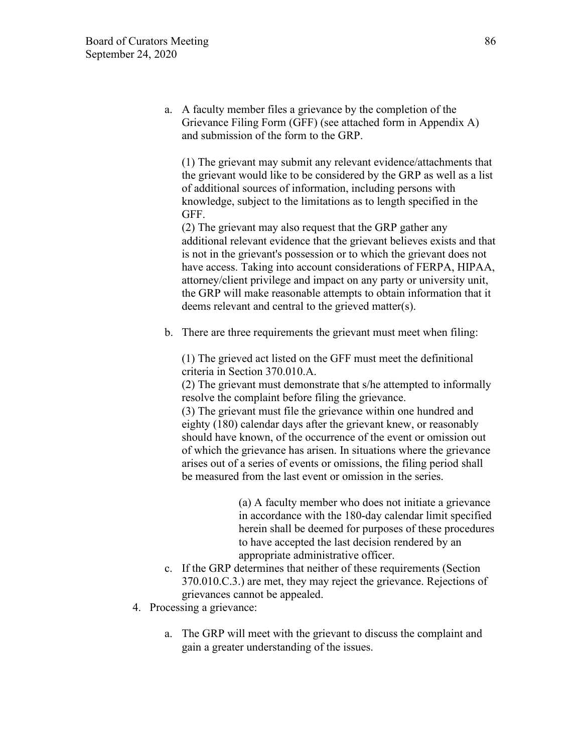a. A faculty member files a grievance by the completion of the Grievance Filing Form (GFF) (see attached form in Appendix A) and submission of the form to the GRP.

   (1) The grievant may submit any relevant evidence/attachments that the grievant would like to be considered by the GRP as well as a list of additional sources of information, including persons with knowledge, subject to the limitations as to length specified in the GFF.
   (2) The grievant may also request that the GRP gather any additional relevant evidence that the grievant believes exists and that is not in the grievant's possession or to which the grievant does not have access. Taking into account considerations of FERPA, HIPAA, attorney/client privilege and impact on any party or university unit, the GRP will make reasonable attempts to obtain information that it deems relevant and central to the grieved matter(s).

b. There are three requirements the grievant must meet when filing:

   (1) The grieved act listed on the GFF must meet the definitional criteria in Section 370.010.A.
   (2) The grievant must demonstrate that s/he attempted to informally resolve the complaint before filing the grievance.
   (3) The grievant must file the grievance within one hundred and eighty (180) calendar days after the grievant knew, or reasonably should have known, of the occurrence of the event or omission out of which the grievance has arisen. In situations where the grievance arises out of a series of events or omissions, the filing period shall be measured from the last event or omission in the series.

      (a) A faculty member who does not initiate a grievance in accordance with the 180-day calendar limit specified herein shall be deemed for purposes of these procedures to have accepted the last decision rendered by an appropriate administrative officer.

c. If the GRP determines that neither of these requirements (Section 370.010.C.3.) are met, they may reject the grievance. Rejections of grievances cannot be appealed.

4. Processing a grievance:

   a. The GRP will meet with the grievant to discuss the complaint and gain a greater understanding of the issues.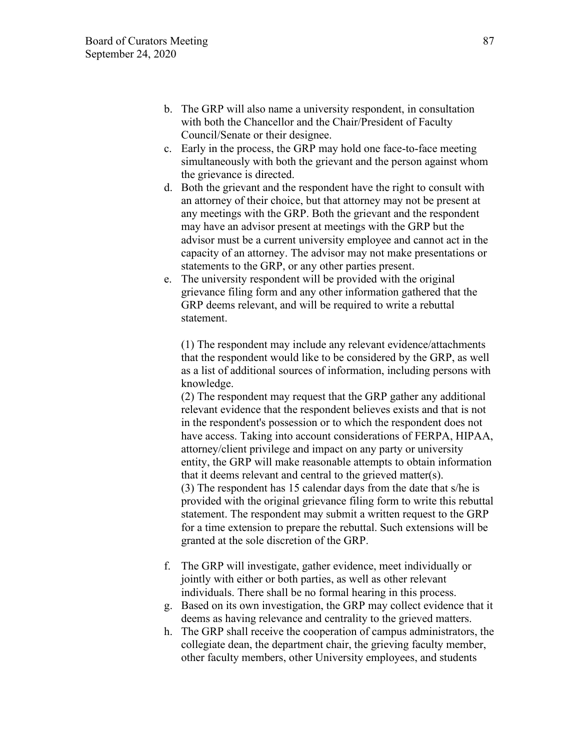b. The GRP will also name a university respondent, in consultation with both the Chancellor and the Chair/President of Faculty Council/Senate or their designee.
c. Early in the process, the GRP may hold one face-to-face meeting simultaneously with both the grievant and the person against whom the grievance is directed.
d. Both the grievant and the respondent have the right to consult with an attorney of their choice, but that attorney may not be present at any meetings with the GRP. Both the grievant and the respondent may have an advisor present at meetings with the GRP but the advisor must be a current university employee and cannot act in the capacity of an attorney. The advisor may not make presentations or statements to the GRP, or any other parties present.
e. The university respondent will be provided with the original grievance filing form and any other information gathered that the GRP deems relevant, and will be required to write a rebuttal statement.

   (1) The respondent may include any relevant evidence/attachments that the respondent would like to be considered by the GRP, as well as a list of additional sources of information, including persons with knowledge.
   (2) The respondent may request that the GRP gather any additional relevant evidence that the respondent believes exists and that is not in the respondent's possession or to which the respondent does not have access. Taking into account considerations of FERPA, HIPAA, attorney/client privilege and impact on any party or university entity, the GRP will make reasonable attempts to obtain information that it deems relevant and central to the grieved matter(s).
   (3) The respondent has 15 calendar days from the date that s/he is provided with the original grievance filing form to write this rebuttal statement. The respondent may submit a written request to the GRP for a time extension to prepare the rebuttal. Such extensions will be granted at the sole discretion of the GRP.

f. The GRP will investigate, gather evidence, meet individually or jointly with either or both parties, as well as other relevant individuals. There shall be no formal hearing in this process.
g. Based on its own investigation, the GRP may collect evidence that it deems as having relevance and centrality to the grieved matters.
h. The GRP shall receive the cooperation of campus administrators, the collegiate dean, the department chair, the grieving faculty member, other faculty members, other University employees, and students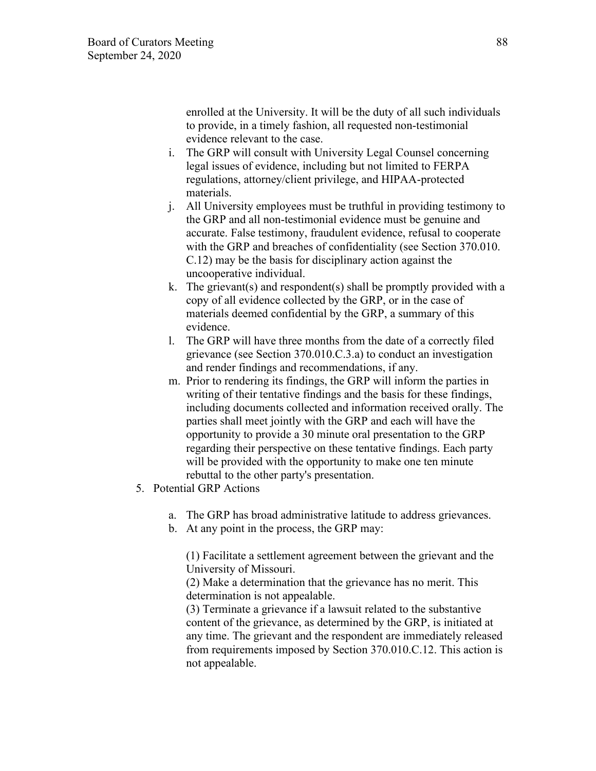enrolled at the University. It will be the duty of all such individuals to provide, in a timely fashion, all requested non-testimonial evidence relevant to the case.

i. The GRP will consult with University Legal Counsel concerning legal issues of evidence, including but not limited to FERPA regulations, attorney/client privilege, and HIPAA-protected materials.

j. All University employees must be truthful in providing testimony to the GRP and all non-testimonial evidence must be genuine and accurate. False testimony, fraudulent evidence, refusal to cooperate with the GRP and breaches of confidentiality (see Section 370.010.C.12) may be the basis for disciplinary action against the uncooperative individual.

k. The grievant(s) and respondent(s) shall be promptly provided with a copy of all evidence collected by the GRP, or in the case of materials deemed confidential by the GRP, a summary of this evidence.

l. The GRP will have three months from the date of a correctly filed grievance (see Section 370.010.C.3.a) to conduct an investigation and render findings and recommendations, if any.

m. Prior to rendering its findings, the GRP will inform the parties in writing of their tentative findings and the basis for these findings, including documents collected and information received orally. The parties shall meet jointly with the GRP and each will have the opportunity to provide a 30 minute oral presentation to the GRP regarding their perspective on these tentative findings. Each party will be provided with the opportunity to make one ten minute rebuttal to the other party's presentation.

5. Potential GRP Actions

   a. The GRP has broad administrative latitude to address grievances.

   b. At any point in the process, the GRP may:

      (1) Facilitate a settlement agreement between the grievant and the University of Missouri.

      (2) Make a determination that the grievance has no merit. This determination is not appealable.

      (3) Terminate a grievance if a lawsuit related to the substantive content of the grievance, as determined by the GRP, is initiated at any time. The grievant and the respondent are immediately released from requirements imposed by Section 370.010.C.12. This action is not appealable.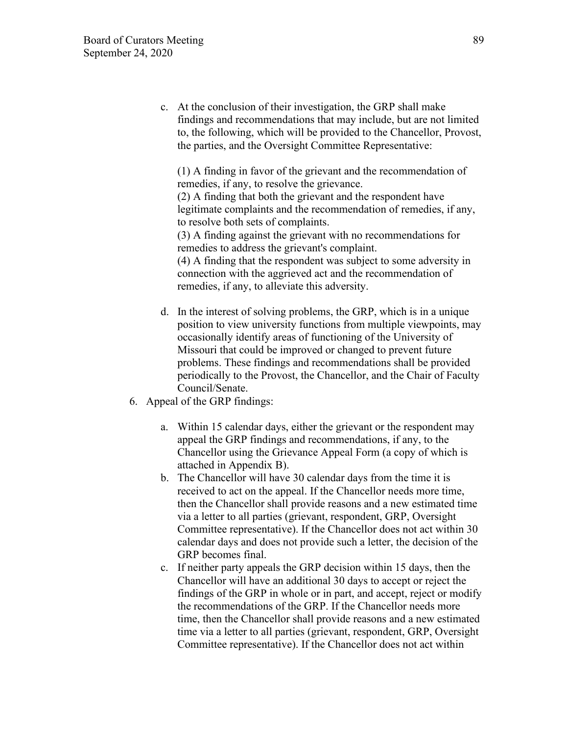c. At the conclusion of their investigation, the GRP shall make findings and recommendations that may include, but are not limited to, the following, which will be provided to the Chancellor, Provost, the parties, and the Oversight Committee Representative:

   (1) A finding in favor of the grievant and the recommendation of remedies, if any, to resolve the grievance.
   (2) A finding that both the grievant and the respondent have legitimate complaints and the recommendation of remedies, if any, to resolve both sets of complaints.
   (3) A finding against the grievant with no recommendations for remedies to address the grievant's complaint.
   (4) A finding that the respondent was subject to some adversity in connection with the aggrieved act and the recommendation of remedies, if any, to alleviate this adversity.

d. In the interest of solving problems, the GRP, which is in a unique position to view university functions from multiple viewpoints, may occasionally identify areas of functioning of the University of Missouri that could be improved or changed to prevent future problems. These findings and recommendations shall be provided periodically to the Provost, the Chancellor, and the Chair of Faculty Council/Senate.

6. Appeal of the GRP findings:

   a. Within 15 calendar days, either the grievant or the respondent may appeal the GRP findings and recommendations, if any, to the Chancellor using the Grievance Appeal Form (a copy of which is attached in Appendix B).
   b. The Chancellor will have 30 calendar days from the time it is received to act on the appeal. If the Chancellor needs more time, then the Chancellor shall provide reasons and a new estimated time via a letter to all parties (grievant, respondent, GRP, Oversight Committee representative). If the Chancellor does not act within 30 calendar days and does not provide such a letter, the decision of the GRP becomes final.
   c. If neither party appeals the GRP decision within 15 days, then the Chancellor will have an additional 30 days to accept or reject the findings of the GRP in whole or in part, and accept, reject or modify the recommendations of the GRP. If the Chancellor needs more time, then the Chancellor shall provide reasons and a new estimated time via a letter to all parties (grievant, respondent, GRP, Oversight Committee representative). If the Chancellor does not act within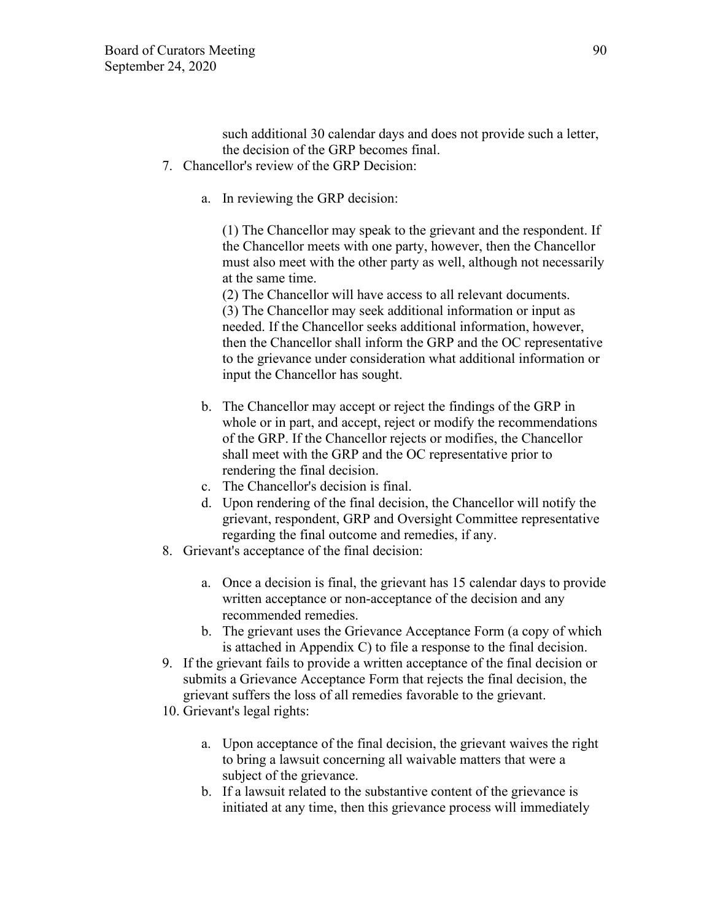such additional 30 calendar days and does not provide such a letter, the decision of the GRP becomes final.

7. Chancellor's review of the GRP Decision:

   a. In reviewing the GRP decision:

      (1) The Chancellor may speak to the grievant and the respondent. If the Chancellor meets with one party, however, then the Chancellor must also meet with the other party as well, although not necessarily at the same time.
      (2) The Chancellor will have access to all relevant documents.
      (3) The Chancellor may seek additional information or input as needed. If the Chancellor seeks additional information, however, then the Chancellor shall inform the GRP and the OC representative to the grievance under consideration what additional information or input the Chancellor has sought.

   b. The Chancellor may accept or reject the findings of the GRP in whole or in part, and accept, reject or modify the recommendations of the GRP. If the Chancellor rejects or modifies, the Chancellor shall meet with the GRP and the OC representative prior to rendering the final decision.
   c. The Chancellor's decision is final.
   d. Upon rendering of the final decision, the Chancellor will notify the grievant, respondent, GRP and Oversight Committee representative regarding the final outcome and remedies, if any.

8. Grievant's acceptance of the final decision:

   a. Once a decision is final, the grievant has 15 calendar days to provide written acceptance or non-acceptance of the decision and any recommended remedies.
   b. The grievant uses the Grievance Acceptance Form (a copy of which is attached in Appendix C) to file a response to the final decision.

9. If the grievant fails to provide a written acceptance of the final decision or submits a Grievance Acceptance Form that rejects the final decision, the grievant suffers the loss of all remedies favorable to the grievant.

10. Grievant's legal rights:

    a. Upon acceptance of the final decision, the grievant waives the right to bring a lawsuit concerning all waivable matters that were a subject of the grievance.
    b. If a lawsuit related to the substantive content of the grievance is initiated at any time, then this grievance process will immediately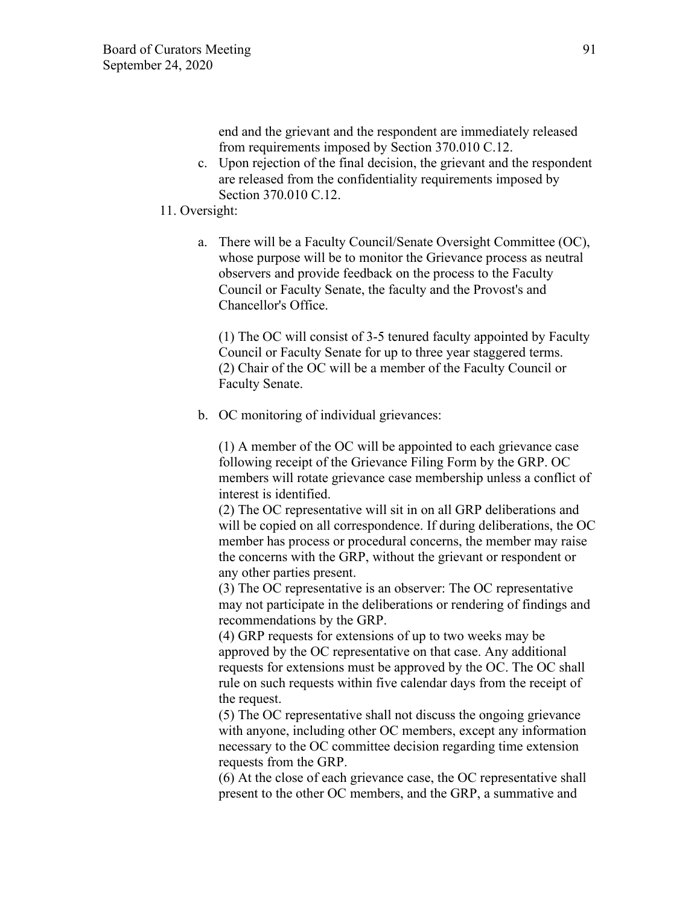end and the grievant and the respondent are immediately released from requirements imposed by Section 370.010 C.12.

c. Upon rejection of the final decision, the grievant and the respondent are released from the confidentiality requirements imposed by Section 370.010 C.12.

11. Oversight:

   a. There will be a Faculty Council/Senate Oversight Committee (OC), whose purpose will be to monitor the Grievance process as neutral observers and provide feedback on the process to the Faculty Council or Faculty Senate, the faculty and the Provost's and Chancellor's Office.

      (1) The OC will consist of 3-5 tenured faculty appointed by Faculty Council or Faculty Senate for up to three year staggered terms.
      (2) Chair of the OC will be a member of the Faculty Council or Faculty Senate.

   b. OC monitoring of individual grievances:

      (1) A member of the OC will be appointed to each grievance case following receipt of the Grievance Filing Form by the GRP. OC members will rotate grievance case membership unless a conflict of interest is identified.
      (2) The OC representative will sit in on all GRP deliberations and will be copied on all correspondence. If during deliberations, the OC member has process or procedural concerns, the member may raise the concerns with the GRP, without the grievant or respondent or any other parties present.
      (3) The OC representative is an observer: The OC representative may not participate in the deliberations or rendering of findings and recommendations by the GRP.
      (4) GRP requests for extensions of up to two weeks may be approved by the OC representative on that case. Any additional requests for extensions must be approved by the OC. The OC shall rule on such requests within five calendar days from the receipt of the request.
      (5) The OC representative shall not discuss the ongoing grievance with anyone, including other OC members, except any information necessary to the OC committee decision regarding time extension requests from the GRP.
      (6) At the close of each grievance case, the OC representative shall present to the other OC members, and the GRP, a summative and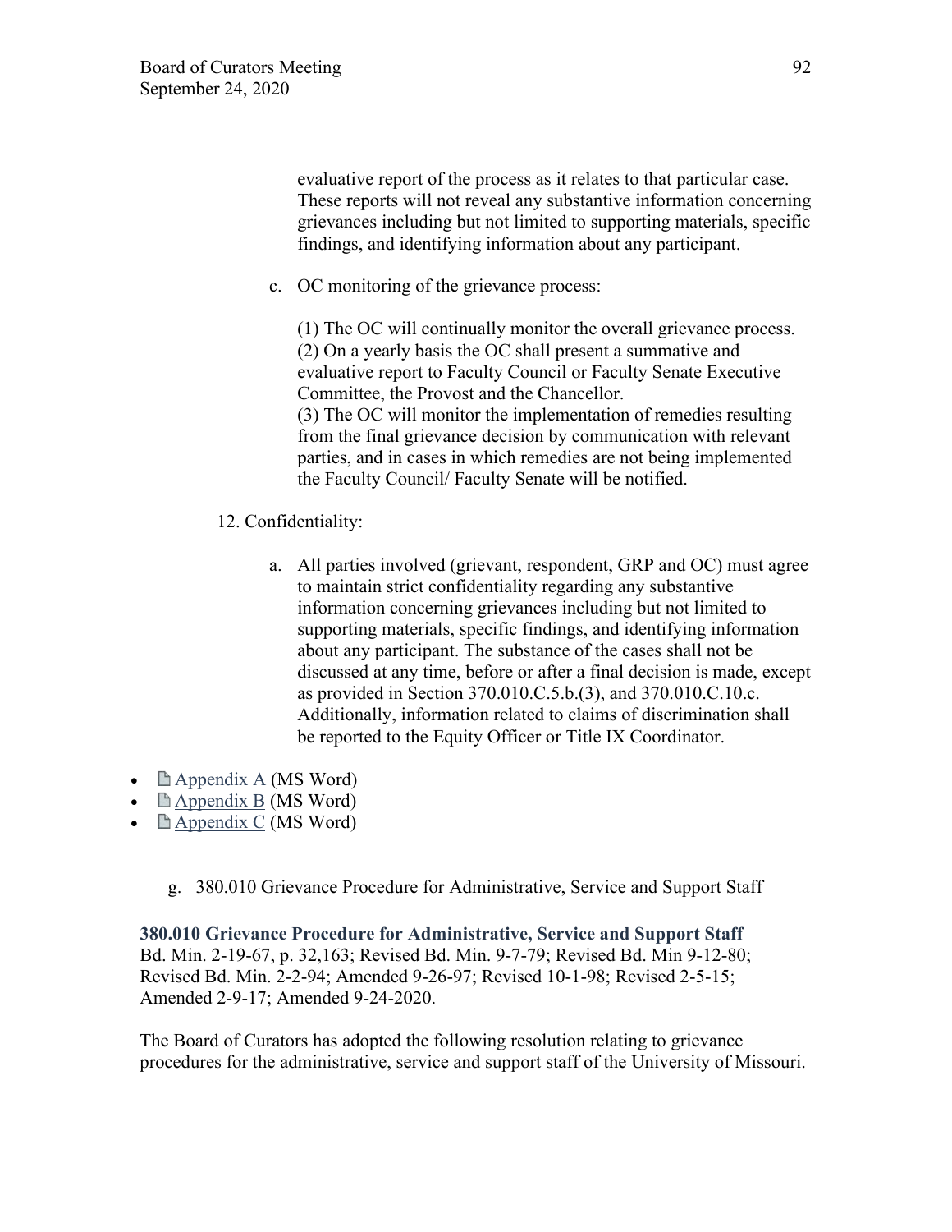evaluative report of the process as it relates to that particular case. These reports will not reveal any substantive information concerning grievances including but not limited to supporting materials, specific findings, and identifying information about any participant.

c. OC monitoring of the grievance process:

(1) The OC will continually monitor the overall grievance process.
(2) On a yearly basis the OC shall present a summative and evaluative report to Faculty Council or Faculty Senate Executive Committee, the Provost and the Chancellor.
(3) The OC will monitor the implementation of remedies resulting from the final grievance decision by communication with relevant parties, and in cases in which remedies are not being implemented the Faculty Council/ Faculty Senate will be notified.

12. Confidentiality:

a. All parties involved (grievant, respondent, GRP and OC) must agree to maintain strict confidentiality regarding any substantive information concerning grievances including but not limited to supporting materials, specific findings, and identifying information about any participant. The substance of the cases shall not be discussed at any time, before or after a final decision is made, except as provided in Section 370.010.C.5.b.(3), and 370.010.C.10.c. Additionally, information related to claims of discrimination shall be reported to the Equity Officer or Title IX Coordinator.

- Appendix A (MS Word)
- Appendix B (MS Word)
- Appendix C (MS Word)

g. 380.010 Grievance Procedure for Administrative, Service and Support Staff

**380.010 Grievance Procedure for Administrative, Service and Support Staff**
Bd. Min. 2-19-67, p. 32,163; Revised Bd. Min. 9-7-79; Revised Bd. Min 9-12-80; Revised Bd. Min. 2-2-94; Amended 9-26-97; Revised 10-1-98; Revised 2-5-15; Amended 2-9-17; Amended 9-24-2020.

The Board of Curators has adopted the following resolution relating to grievance procedures for the administrative, service and support staff of the University of Missouri.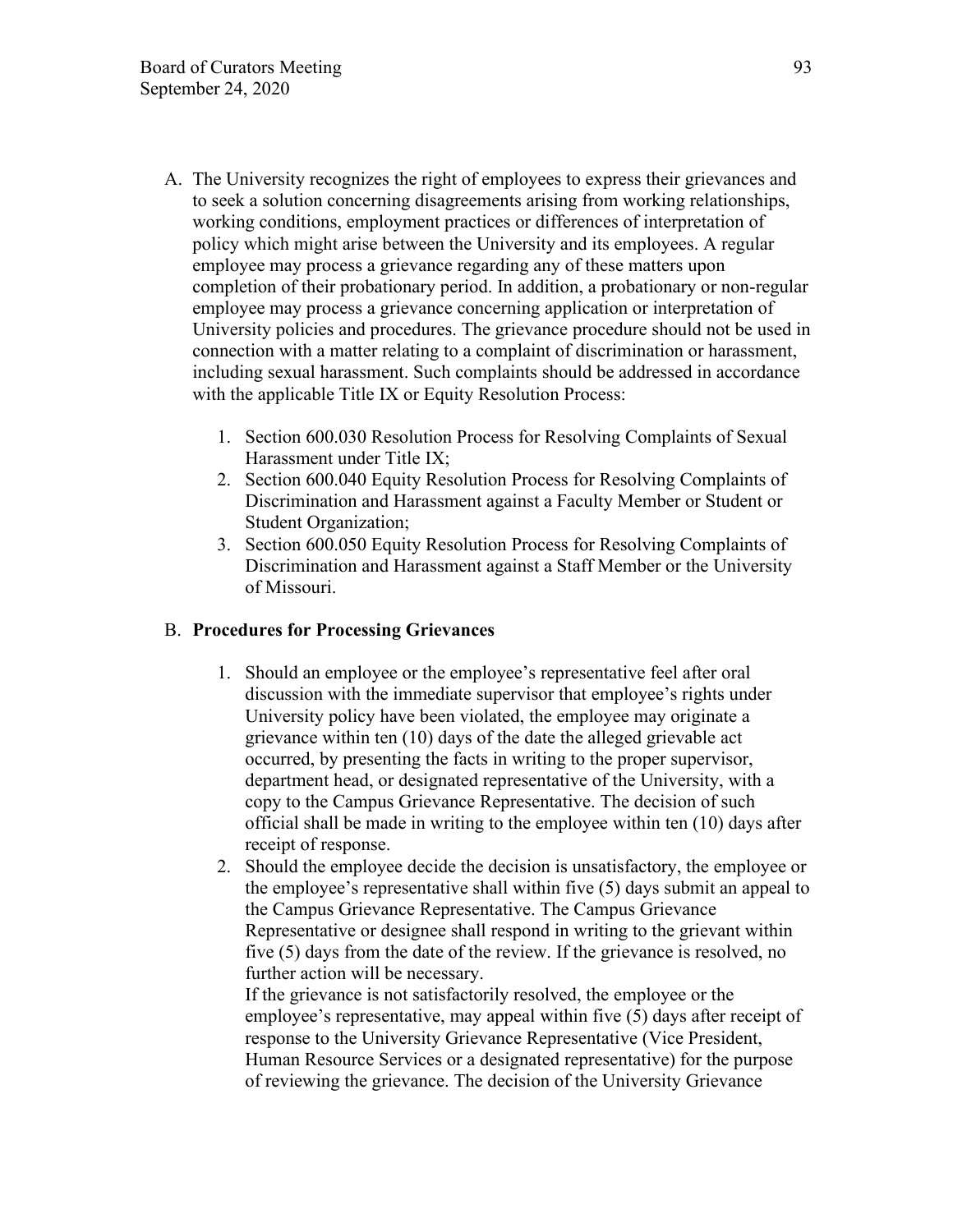A. The University recognizes the right of employees to express their grievances and to seek a solution concerning disagreements arising from working relationships, working conditions, employment practices or differences of interpretation of policy which might arise between the University and its employees. A regular employee may process a grievance regarding any of these matters upon completion of their probationary period. In addition, a probationary or non-regular employee may process a grievance concerning application or interpretation of University policies and procedures. The grievance procedure should not be used in connection with a matter relating to a complaint of discrimination or harassment, including sexual harassment. Such complaints should be addressed in accordance with the applicable Title IX or Equity Resolution Process:

   1. Section 600.030 Resolution Process for Resolving Complaints of Sexual Harassment under Title IX;
   2. Section 600.040 Equity Resolution Process for Resolving Complaints of Discrimination and Harassment against a Faculty Member or Student or Student Organization;
   3. Section 600.050 Equity Resolution Process for Resolving Complaints of Discrimination and Harassment against a Staff Member or the University of Missouri.

B. **Procedures for Processing Grievances**

   1. Should an employee or the employee's representative feel after oral discussion with the immediate supervisor that employee's rights under University policy have been violated, the employee may originate a grievance within ten (10) days of the date the alleged grievable act occurred, by presenting the facts in writing to the proper supervisor, department head, or designated representative of the University, with a copy to the Campus Grievance Representative. The decision of such official shall be made in writing to the employee within ten (10) days after receipt of response.
   2. Should the employee decide the decision is unsatisfactory, the employee or the employee's representative shall within five (5) days submit an appeal to the Campus Grievance Representative. The Campus Grievance Representative or designee shall respond in writing to the grievant within five (5) days from the date of the review. If the grievance is resolved, no further action will be necessary.
   
      If the grievance is not satisfactorily resolved, the employee or the employee's representative, may appeal within five (5) days after receipt of response to the University Grievance Representative (Vice President, Human Resource Services or a designated representative) for the purpose of reviewing the grievance. The decision of the University Grievance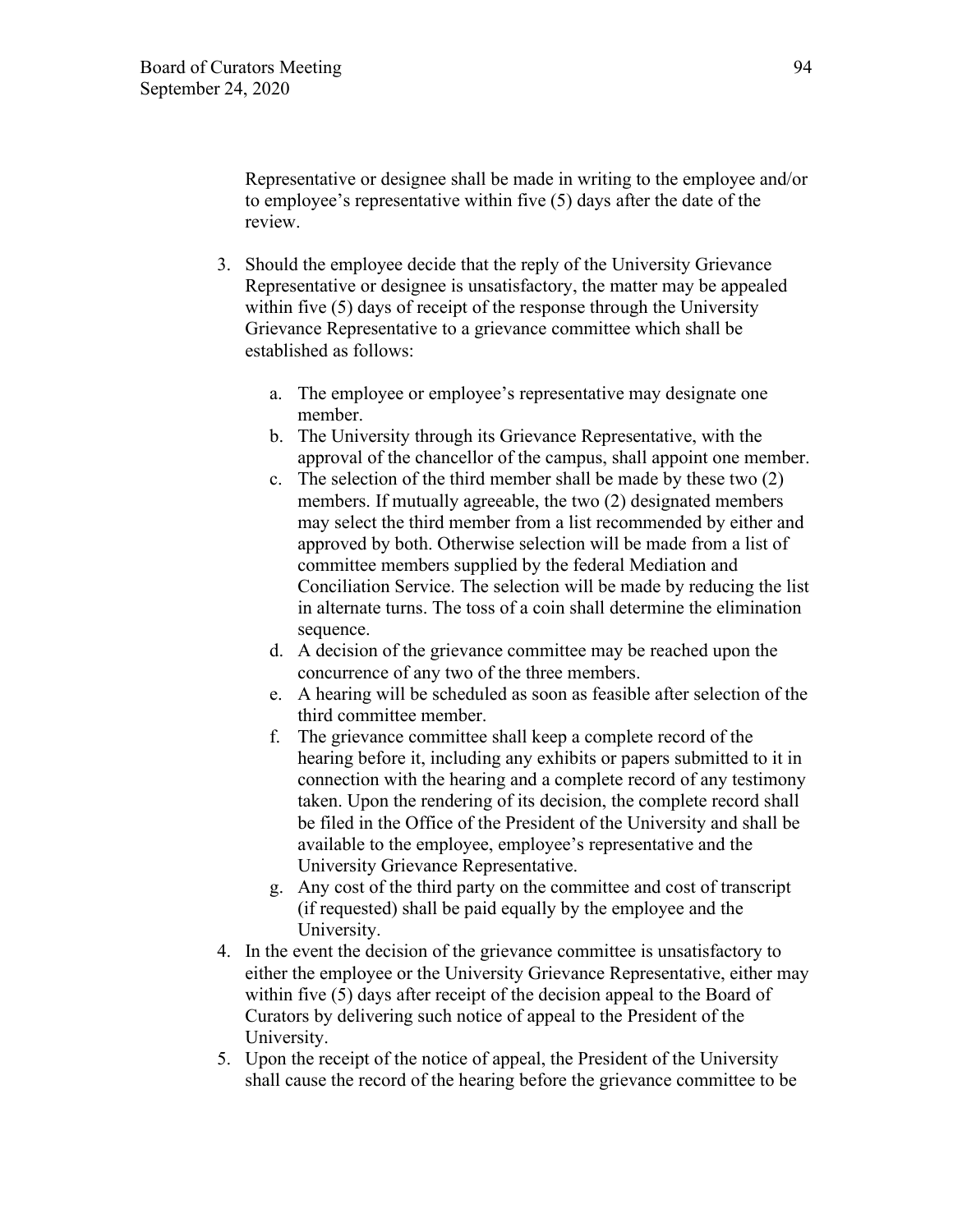Representative or designee shall be made in writing to the employee and/or to employee's representative within five (5) days after the date of the review.

3. Should the employee decide that the reply of the University Grievance Representative or designee is unsatisfactory, the matter may be appealed within five (5) days of receipt of the response through the University Grievance Representative to a grievance committee which shall be established as follows:

    a. The employee or employee's representative may designate one member.
    b. The University through its Grievance Representative, with the approval of the chancellor of the campus, shall appoint one member.
    c. The selection of the third member shall be made by these two (2) members. If mutually agreeable, the two (2) designated members may select the third member from a list recommended by either and approved by both. Otherwise selection will be made from a list of committee members supplied by the federal Mediation and Conciliation Service. The selection will be made by reducing the list in alternate turns. The toss of a coin shall determine the elimination sequence.
    d. A decision of the grievance committee may be reached upon the concurrence of any two of the three members.
    e. A hearing will be scheduled as soon as feasible after selection of the third committee member.
    f. The grievance committee shall keep a complete record of the hearing before it, including any exhibits or papers submitted to it in connection with the hearing and a complete record of any testimony taken. Upon the rendering of its decision, the complete record shall be filed in the Office of the President of the University and shall be available to the employee, employee's representative and the University Grievance Representative.
    g. Any cost of the third party on the committee and cost of transcript (if requested) shall be paid equally by the employee and the University.
4. In the event the decision of the grievance committee is unsatisfactory to either the employee or the University Grievance Representative, either may within five (5) days after receipt of the decision appeal to the Board of Curators by delivering such notice of appeal to the President of the University.
5. Upon the receipt of the notice of appeal, the President of the University shall cause the record of the hearing before the grievance committee to be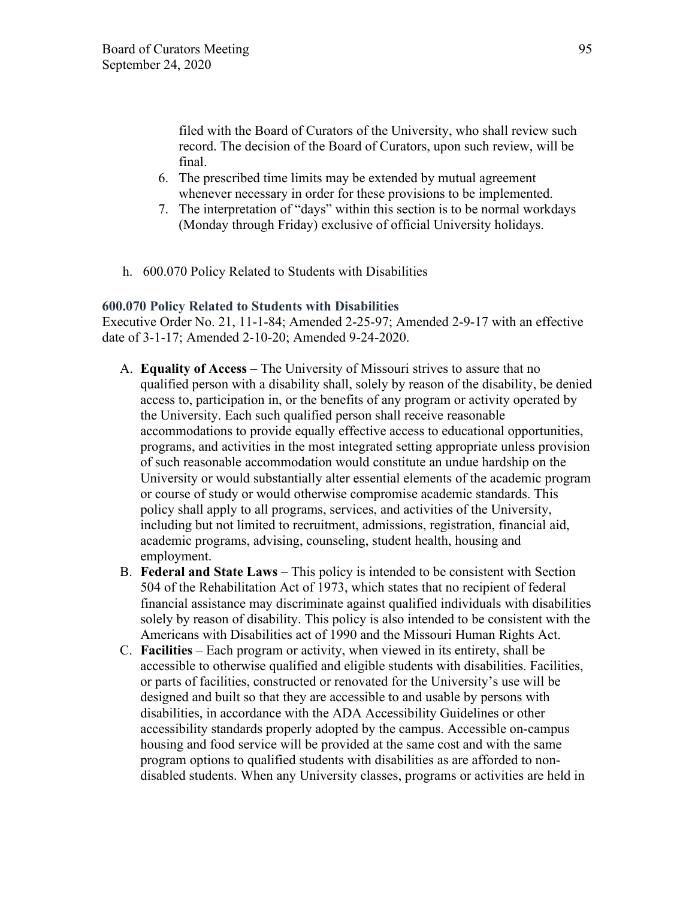filed with the Board of Curators of the University, who shall review such record. The decision of the Board of Curators, upon such review, will be final.

6. The prescribed time limits may be extended by mutual agreement whenever necessary in order for these provisions to be implemented.
7. The interpretation of "days" within this section is to be normal workdays (Monday through Friday) exclusive of official University holidays.

h. 600.070 Policy Related to Students with Disabilities

### 600.070 Policy Related to Students with Disabilities

Executive Order No. 21, 11-1-84; Amended 2-25-97; Amended 2-9-17 with an effective date of 3-1-17; Amended 2-10-20; Amended 9-24-2020.

A. **Equality of Access** – The University of Missouri strives to assure that no qualified person with a disability shall, solely by reason of the disability, be denied access to, participation in, or the benefits of any program or activity operated by the University. Each such qualified person shall receive reasonable accommodations to provide equally effective access to educational opportunities, programs, and activities in the most integrated setting appropriate unless provision of such reasonable accommodation would constitute an undue hardship on the University or would substantially alter essential elements of the academic program or course of study or would otherwise compromise academic standards. This policy shall apply to all programs, services, and activities of the University, including but not limited to recruitment, admissions, registration, financial aid, academic programs, advising, counseling, student health, housing and employment.

B. **Federal and State Laws** – This policy is intended to be consistent with Section 504 of the Rehabilitation Act of 1973, which states that no recipient of federal financial assistance may discriminate against qualified individuals with disabilities solely by reason of disability. This policy is also intended to be consistent with the Americans with Disabilities act of 1990 and the Missouri Human Rights Act.

C. **Facilities** – Each program or activity, when viewed in its entirety, shall be accessible to otherwise qualified and eligible students with disabilities. Facilities, or parts of facilities, constructed or renovated for the University's use will be designed and built so that they are accessible to and usable by persons with disabilities, in accordance with the ADA Accessibility Guidelines or other accessibility standards properly adopted by the campus. Accessible on-campus housing and food service will be provided at the same cost and with the same program options to qualified students with disabilities as are afforded to non-disabled students. When any University classes, programs or activities are held in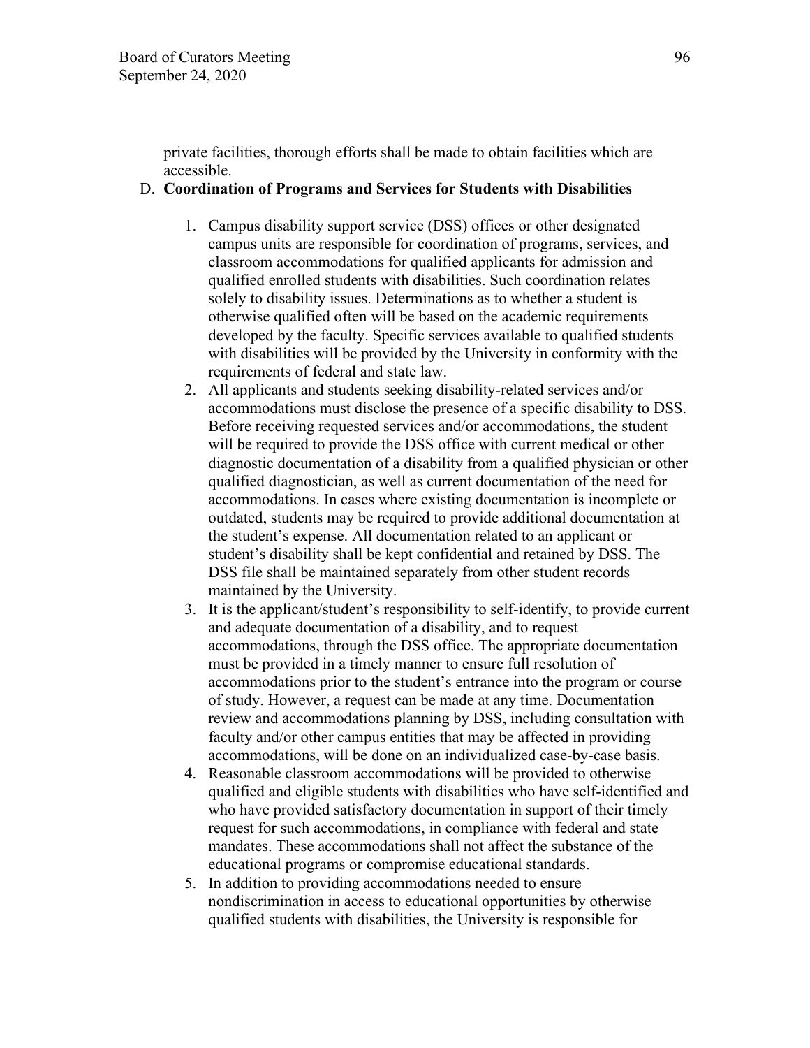private facilities, thorough efforts shall be made to obtain facilities which are accessible.

D. **Coordination of Programs and Services for Students with Disabilities**

1. Campus disability support service (DSS) offices or other designated campus units are responsible for coordination of programs, services, and classroom accommodations for qualified applicants for admission and qualified enrolled students with disabilities. Such coordination relates solely to disability issues. Determinations as to whether a student is otherwise qualified often will be based on the academic requirements developed by the faculty. Specific services available to qualified students with disabilities will be provided by the University in conformity with the requirements of federal and state law.
2. All applicants and students seeking disability-related services and/or accommodations must disclose the presence of a specific disability to DSS. Before receiving requested services and/or accommodations, the student will be required to provide the DSS office with current medical or other diagnostic documentation of a disability from a qualified physician or other qualified diagnostician, as well as current documentation of the need for accommodations. In cases where existing documentation is incomplete or outdated, students may be required to provide additional documentation at the student's expense. All documentation related to an applicant or student's disability shall be kept confidential and retained by DSS. The DSS file shall be maintained separately from other student records maintained by the University.
3. It is the applicant/student's responsibility to self-identify, to provide current and adequate documentation of a disability, and to request accommodations, through the DSS office. The appropriate documentation must be provided in a timely manner to ensure full resolution of accommodations prior to the student's entrance into the program or course of study. However, a request can be made at any time. Documentation review and accommodations planning by DSS, including consultation with faculty and/or other campus entities that may be affected in providing accommodations, will be done on an individualized case-by-case basis.
4. Reasonable classroom accommodations will be provided to otherwise qualified and eligible students with disabilities who have self-identified and who have provided satisfactory documentation in support of their timely request for such accommodations, in compliance with federal and state mandates. These accommodations shall not affect the substance of the educational programs or compromise educational standards.
5. In addition to providing accommodations needed to ensure nondiscrimination in access to educational opportunities by otherwise qualified students with disabilities, the University is responsible for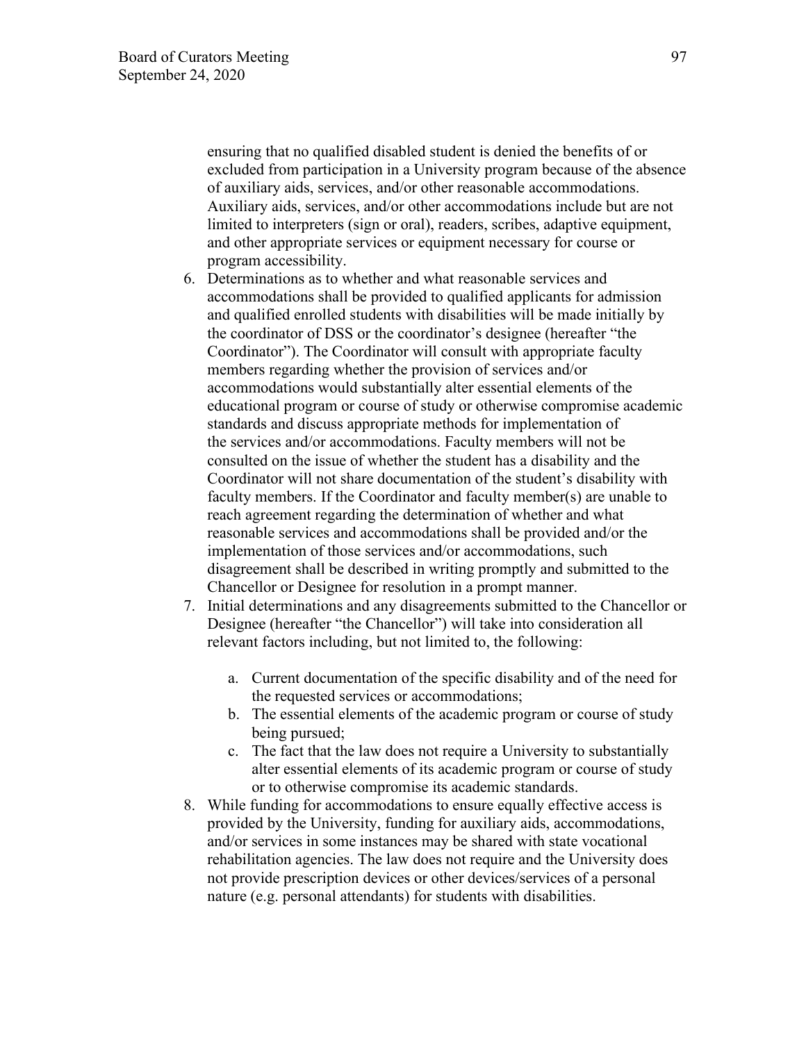ensuring that no qualified disabled student is denied the benefits of or excluded from participation in a University program because of the absence of auxiliary aids, services, and/or other reasonable accommodations. Auxiliary aids, services, and/or other accommodations include but are not limited to interpreters (sign or oral), readers, scribes, adaptive equipment, and other appropriate services or equipment necessary for course or program accessibility.

6. Determinations as to whether and what reasonable services and accommodations shall be provided to qualified applicants for admission and qualified enrolled students with disabilities will be made initially by the coordinator of DSS or the coordinator's designee (hereafter "the Coordinator"). The Coordinator will consult with appropriate faculty members regarding whether the provision of services and/or accommodations would substantially alter essential elements of the educational program or course of study or otherwise compromise academic standards and discuss appropriate methods for implementation of the services and/or accommodations. Faculty members will not be consulted on the issue of whether the student has a disability and the Coordinator will not share documentation of the student's disability with faculty members. If the Coordinator and faculty member(s) are unable to reach agreement regarding the determination of whether and what reasonable services and accommodations shall be provided and/or the implementation of those services and/or accommodations, such disagreement shall be described in writing promptly and submitted to the Chancellor or Designee for resolution in a prompt manner.
7. Initial determinations and any disagreements submitted to the Chancellor or Designee (hereafter "the Chancellor") will take into consideration all relevant factors including, but not limited to, the following:
   a. Current documentation of the specific disability and of the need for the requested services or accommodations;
   b. The essential elements of the academic program or course of study being pursued;
   c. The fact that the law does not require a University to substantially alter essential elements of its academic program or course of study or to otherwise compromise its academic standards.
8. While funding for accommodations to ensure equally effective access is provided by the University, funding for auxiliary aids, accommodations, and/or services in some instances may be shared with state vocational rehabilitation agencies. The law does not require and the University does not provide prescription devices or other devices/services of a personal nature (e.g. personal attendants) for students with disabilities.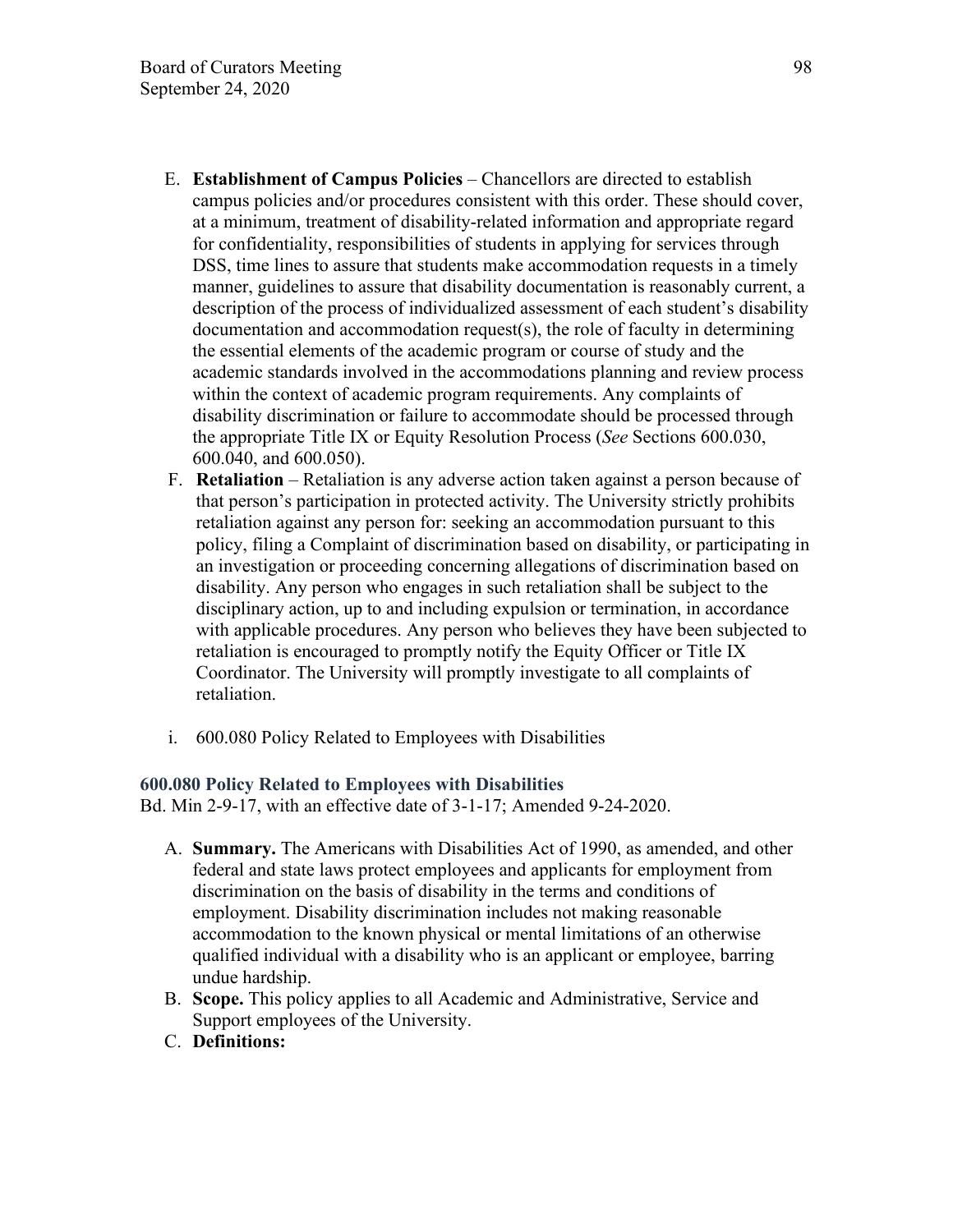E. **Establishment of Campus Policies** – Chancellors are directed to establish campus policies and/or procedures consistent with this order. These should cover, at a minimum, treatment of disability-related information and appropriate regard for confidentiality, responsibilities of students in applying for services through DSS, time lines to assure that students make accommodation requests in a timely manner, guidelines to assure that disability documentation is reasonably current, a description of the process of individualized assessment of each student's disability documentation and accommodation request(s), the role of faculty in determining the essential elements of the academic program or course of study and the academic standards involved in the accommodations planning and review process within the context of academic program requirements. Any complaints of disability discrimination or failure to accommodate should be processed through the appropriate Title IX or Equity Resolution Process (*See* Sections 600.030, 600.040, and 600.050).

F. **Retaliation** – Retaliation is any adverse action taken against a person because of that person's participation in protected activity. The University strictly prohibits retaliation against any person for: seeking an accommodation pursuant to this policy, filing a Complaint of discrimination based on disability, or participating in an investigation or proceeding concerning allegations of discrimination based on disability. Any person who engages in such retaliation shall be subject to the disciplinary action, up to and including expulsion or termination, in accordance with applicable procedures. Any person who believes they have been subjected to retaliation is encouraged to promptly notify the Equity Officer or Title IX Coordinator. The University will promptly investigate to all complaints of retaliation.

i. 600.080 Policy Related to Employees with Disabilities

### 600.080 Policy Related to Employees with Disabilities

Bd. Min 2-9-17, with an effective date of 3-1-17; Amended 9-24-2020.

A. **Summary.** The Americans with Disabilities Act of 1990, as amended, and other federal and state laws protect employees and applicants for employment from discrimination on the basis of disability in the terms and conditions of employment. Disability discrimination includes not making reasonable accommodation to the known physical or mental limitations of an otherwise qualified individual with a disability who is an applicant or employee, barring undue hardship.

B. **Scope.** This policy applies to all Academic and Administrative, Service and Support employees of the University.

C. **Definitions:**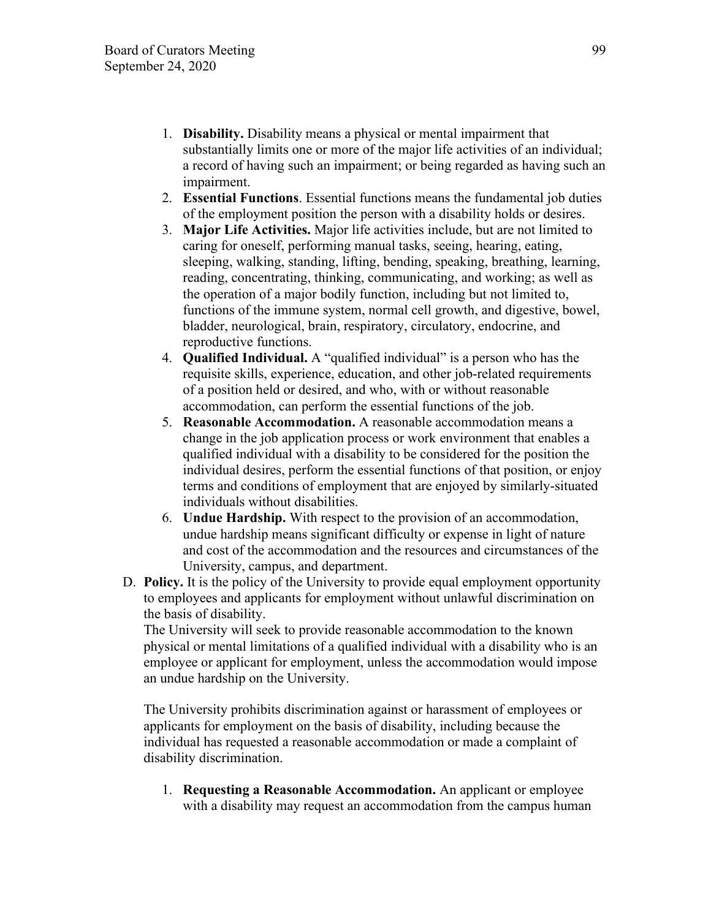1. **Disability.** Disability means a physical or mental impairment that substantially limits one or more of the major life activities of an individual; a record of having such an impairment; or being regarded as having such an impairment.
2. **Essential Functions**. Essential functions means the fundamental job duties of the employment position the person with a disability holds or desires.
3. **Major Life Activities.** Major life activities include, but are not limited to caring for oneself, performing manual tasks, seeing, hearing, eating, sleeping, walking, standing, lifting, bending, speaking, breathing, learning, reading, concentrating, thinking, communicating, and working; as well as the operation of a major bodily function, including but not limited to, functions of the immune system, normal cell growth, and digestive, bowel, bladder, neurological, brain, respiratory, circulatory, endocrine, and reproductive functions.
4. **Qualified Individual.** A "qualified individual" is a person who has the requisite skills, experience, education, and other job-related requirements of a position held or desired, and who, with or without reasonable accommodation, can perform the essential functions of the job.
5. **Reasonable Accommodation.** A reasonable accommodation means a change in the job application process or work environment that enables a qualified individual with a disability to be considered for the position the individual desires, perform the essential functions of that position, or enjoy terms and conditions of employment that are enjoyed by similarly-situated individuals without disabilities.
6. **Undue Hardship.** With respect to the provision of an accommodation, undue hardship means significant difficulty or expense in light of nature and cost of the accommodation and the resources and circumstances of the University, campus, and department.

D. **Policy.** It is the policy of the University to provide equal employment opportunity to employees and applicants for employment without unlawful discrimination on the basis of disability.

The University will seek to provide reasonable accommodation to the known physical or mental limitations of a qualified individual with a disability who is an employee or applicant for employment, unless the accommodation would impose an undue hardship on the University.

The University prohibits discrimination against or harassment of employees or applicants for employment on the basis of disability, including because the individual has requested a reasonable accommodation or made a complaint of disability discrimination.

1. **Requesting a Reasonable Accommodation.** An applicant or employee with a disability may request an accommodation from the campus human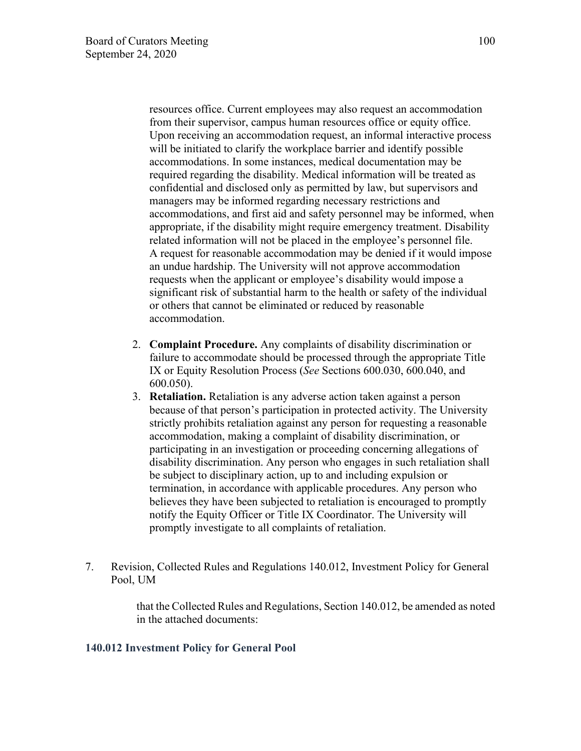resources office. Current employees may also request an accommodation from their supervisor, campus human resources office or equity office. Upon receiving an accommodation request, an informal interactive process will be initiated to clarify the workplace barrier and identify possible accommodations. In some instances, medical documentation may be required regarding the disability. Medical information will be treated as confidential and disclosed only as permitted by law, but supervisors and managers may be informed regarding necessary restrictions and accommodations, and first aid and safety personnel may be informed, when appropriate, if the disability might require emergency treatment. Disability related information will not be placed in the employee's personnel file. A request for reasonable accommodation may be denied if it would impose an undue hardship. The University will not approve accommodation requests when the applicant or employee's disability would impose a significant risk of substantial harm to the health or safety of the individual or others that cannot be eliminated or reduced by reasonable accommodation.

2. **Complaint Procedure.** Any complaints of disability discrimination or failure to accommodate should be processed through the appropriate Title IX or Equity Resolution Process (*See* Sections 600.030, 600.040, and 600.050).
3. **Retaliation.** Retaliation is any adverse action taken against a person because of that person's participation in protected activity. The University strictly prohibits retaliation against any person for requesting a reasonable accommodation, making a complaint of disability discrimination, or participating in an investigation or proceeding concerning allegations of disability discrimination. Any person who engages in such retaliation shall be subject to disciplinary action, up to and including expulsion or termination, in accordance with applicable procedures. Any person who believes they have been subjected to retaliation is encouraged to promptly notify the Equity Officer or Title IX Coordinator. The University will promptly investigate to all complaints of retaliation.

7. Revision, Collected Rules and Regulations 140.012, Investment Policy for General Pool, UM

that the Collected Rules and Regulations, Section 140.012, be amended as noted in the attached documents:

### 140.012 Investment Policy for General Pool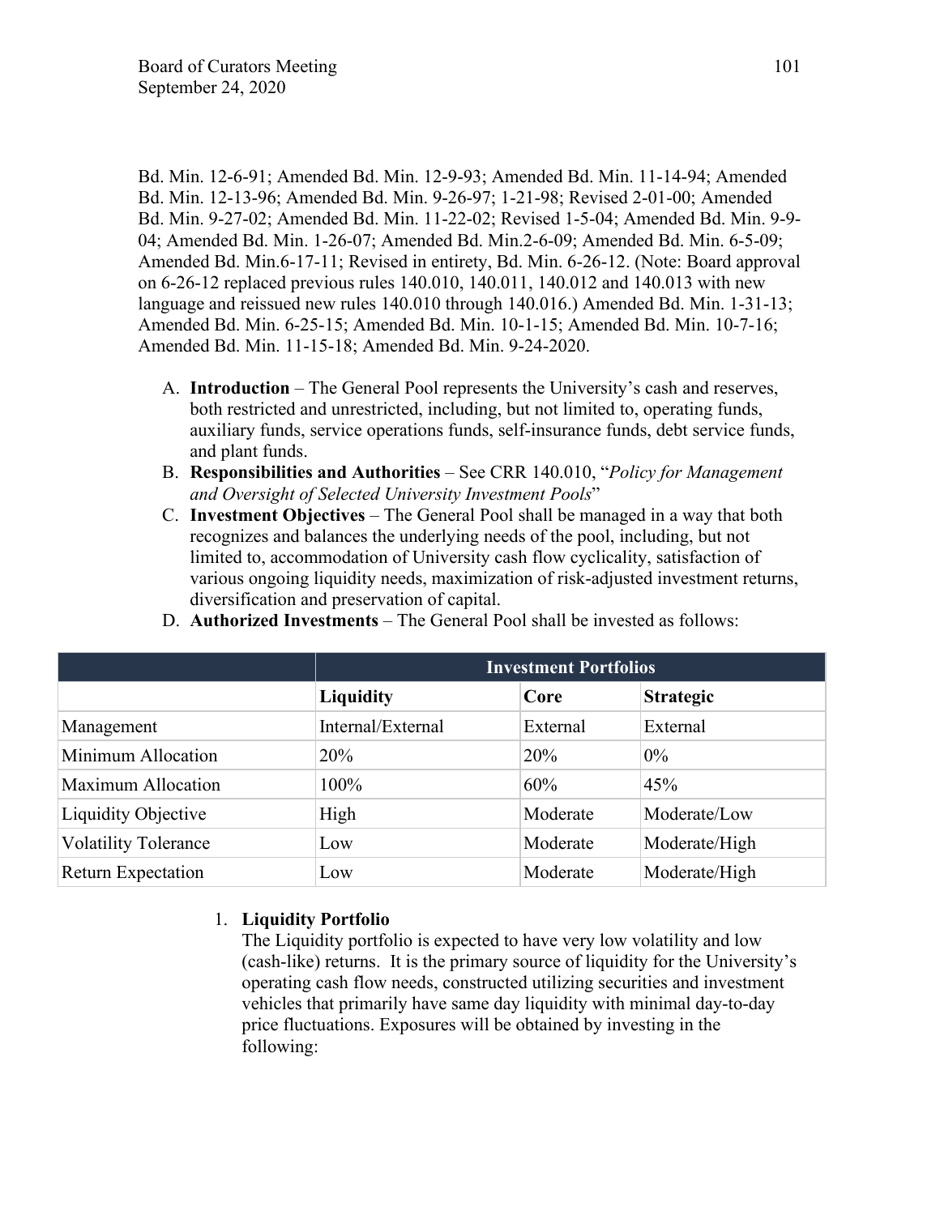Bd. Min. 12-6-91; Amended Bd. Min. 12-9-93; Amended Bd. Min. 11-14-94; Amended Bd. Min. 12-13-96; Amended Bd. Min. 9-26-97; 1-21-98; Revised 2-01-00; Amended Bd. Min. 9-27-02; Amended Bd. Min. 11-22-02; Revised 1-5-04; Amended Bd. Min. 9-9-04; Amended Bd. Min. 1-26-07; Amended Bd. Min.2-6-09; Amended Bd. Min. 6-5-09; Amended Bd. Min.6-17-11; Revised in entirety, Bd. Min. 6-26-12. (Note: Board approval on 6-26-12 replaced previous rules 140.010, 140.011, 140.012 and 140.013 with new language and reissued new rules 140.010 through 140.016.) Amended Bd. Min. 1-31-13; Amended Bd. Min. 6-25-15; Amended Bd. Min. 10-1-15; Amended Bd. Min. 10-7-16; Amended Bd. Min. 11-15-18; Amended Bd. Min. 9-24-2020.

A. **Introduction** – The General Pool represents the University's cash and reserves, both restricted and unrestricted, including, but not limited to, operating funds, auxiliary funds, service operations funds, self-insurance funds, debt service funds, and plant funds.
B. **Responsibilities and Authorities** – See CRR 140.010, "*Policy for Management and Oversight of Selected University Investment Pools*"
C. **Investment Objectives** – The General Pool shall be managed in a way that both recognizes and balances the underlying needs of the pool, including, but not limited to, accommodation of University cash flow cyclicality, satisfaction of various ongoing liquidity needs, maximization of risk-adjusted investment returns, diversification and preservation of capital.
D. **Authorized Investments** – The General Pool shall be invested as follows:

| | **Investment Portfolios** | | |
|---|---|---|---|
| | **Liquidity** | **Core** | **Strategic** |
| Management | Internal/External | External | External |
| Minimum Allocation | 20% | 20% | 0% |
| Maximum Allocation | 100% | 60% | 45% |
| Liquidity Objective | High | Moderate | Moderate/Low |
| Volatility Tolerance | Low | Moderate | Moderate/High |
| Return Expectation | Low | Moderate | Moderate/High |

1. **Liquidity Portfolio**
   The Liquidity portfolio is expected to have very low volatility and low (cash-like) returns. It is the primary source of liquidity for the University's operating cash flow needs, constructed utilizing securities and investment vehicles that primarily have same day liquidity with minimal day-to-day price fluctuations. Exposures will be obtained by investing in the following: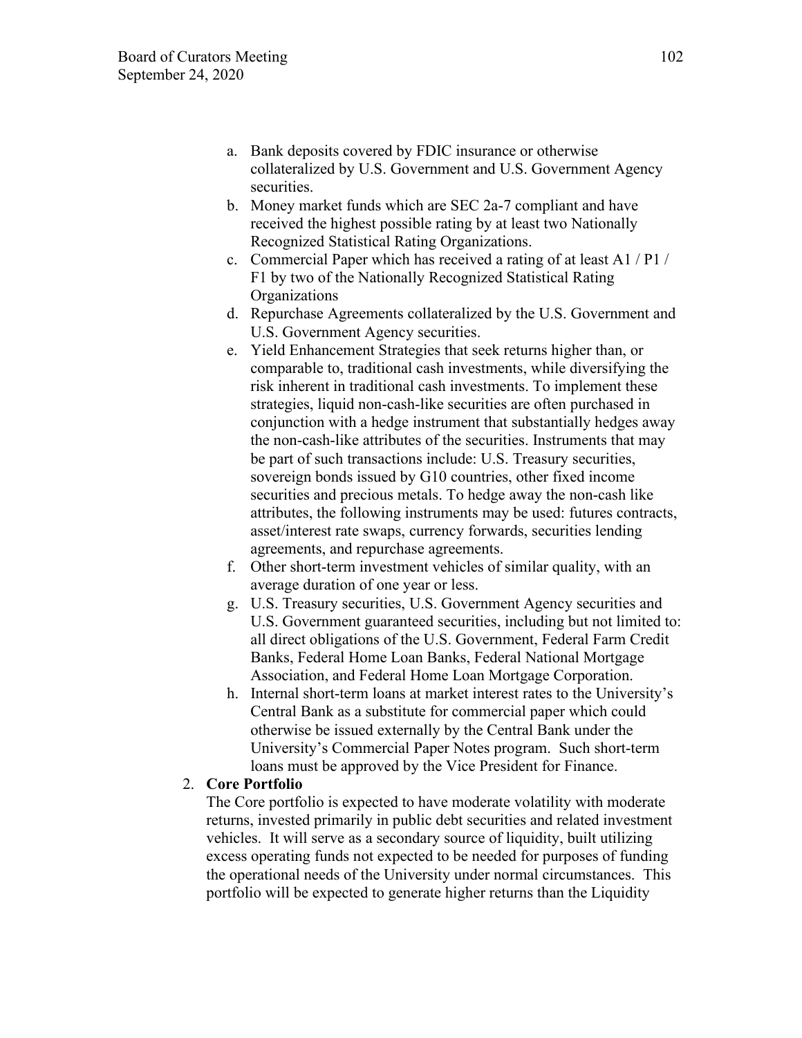a. Bank deposits covered by FDIC insurance or otherwise collateralized by U.S. Government and U.S. Government Agency securities.
b. Money market funds which are SEC 2a-7 compliant and have received the highest possible rating by at least two Nationally Recognized Statistical Rating Organizations.
c. Commercial Paper which has received a rating of at least A1 / P1 / F1 by two of the Nationally Recognized Statistical Rating Organizations
d. Repurchase Agreements collateralized by the U.S. Government and U.S. Government Agency securities.
e. Yield Enhancement Strategies that seek returns higher than, or comparable to, traditional cash investments, while diversifying the risk inherent in traditional cash investments. To implement these strategies, liquid non-cash-like securities are often purchased in conjunction with a hedge instrument that substantially hedges away the non-cash-like attributes of the securities. Instruments that may be part of such transactions include: U.S. Treasury securities, sovereign bonds issued by G10 countries, other fixed income securities and precious metals. To hedge away the non-cash like attributes, the following instruments may be used: futures contracts, asset/interest rate swaps, currency forwards, securities lending agreements, and repurchase agreements.
f. Other short-term investment vehicles of similar quality, with an average duration of one year or less.
g. U.S. Treasury securities, U.S. Government Agency securities and U.S. Government guaranteed securities, including but not limited to: all direct obligations of the U.S. Government, Federal Farm Credit Banks, Federal Home Loan Banks, Federal National Mortgage Association, and Federal Home Loan Mortgage Corporation.
h. Internal short-term loans at market interest rates to the University's Central Bank as a substitute for commercial paper which could otherwise be issued externally by the Central Bank under the University's Commercial Paper Notes program. Such short-term loans must be approved by the Vice President for Finance.

2. **Core Portfolio**

The Core portfolio is expected to have moderate volatility with moderate returns, invested primarily in public debt securities and related investment vehicles. It will serve as a secondary source of liquidity, built utilizing excess operating funds not expected to be needed for purposes of funding the operational needs of the University under normal circumstances. This portfolio will be expected to generate higher returns than the Liquidity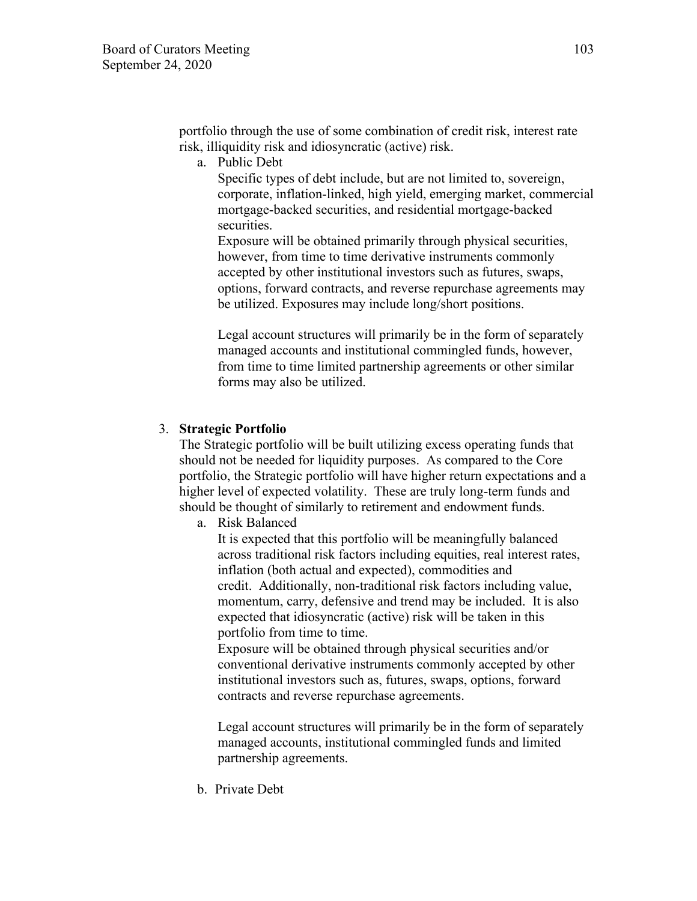portfolio through the use of some combination of credit risk, interest rate risk, illiquidity risk and idiosyncratic (active) risk.

a. Public Debt

   Specific types of debt include, but are not limited to, sovereign, corporate, inflation-linked, high yield, emerging market, commercial mortgage-backed securities, and residential mortgage-backed securities.

   Exposure will be obtained primarily through physical securities, however, from time to time derivative instruments commonly accepted by other institutional investors such as futures, swaps, options, forward contracts, and reverse repurchase agreements may be utilized. Exposures may include long/short positions.

   Legal account structures will primarily be in the form of separately managed accounts and institutional commingled funds, however, from time to time limited partnership agreements or other similar forms may also be utilized.

3. **Strategic Portfolio**

   The Strategic portfolio will be built utilizing excess operating funds that should not be needed for liquidity purposes. As compared to the Core portfolio, the Strategic portfolio will have higher return expectations and a higher level of expected volatility. These are truly long-term funds and should be thought of similarly to retirement and endowment funds.

   a. Risk Balanced

      It is expected that this portfolio will be meaningfully balanced across traditional risk factors including equities, real interest rates, inflation (both actual and expected), commodities and credit. Additionally, non-traditional risk factors including value, momentum, carry, defensive and trend may be included. It is also expected that idiosyncratic (active) risk will be taken in this portfolio from time to time.

      Exposure will be obtained through physical securities and/or conventional derivative instruments commonly accepted by other institutional investors such as, futures, swaps, options, forward contracts and reverse repurchase agreements.

      Legal account structures will primarily be in the form of separately managed accounts, institutional commingled funds and limited partnership agreements.

   b. Private Debt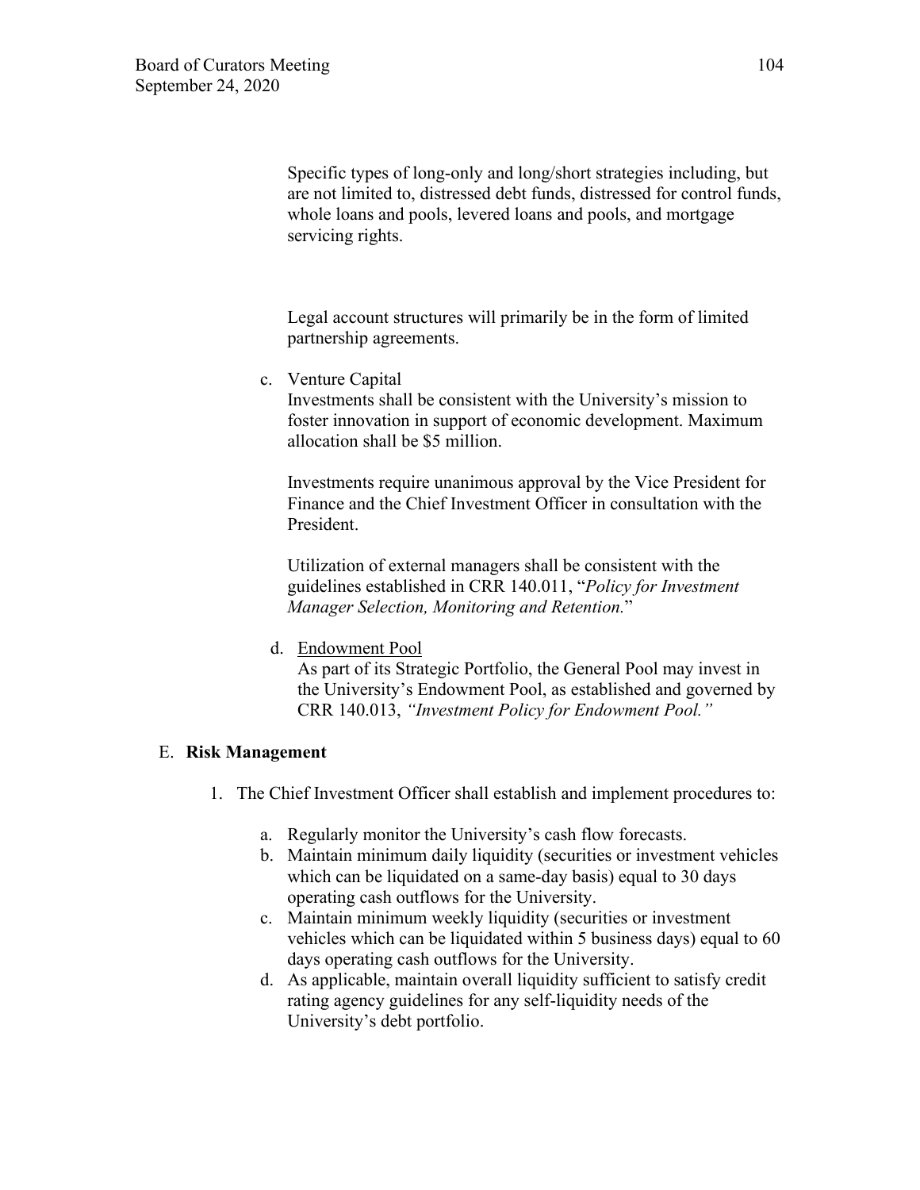Specific types of long-only and long/short strategies including, but are not limited to, distressed debt funds, distressed for control funds, whole loans and pools, levered loans and pools, and mortgage servicing rights.

Legal account structures will primarily be in the form of limited partnership agreements.

c. Venture Capital

   Investments shall be consistent with the University's mission to foster innovation in support of economic development. Maximum allocation shall be $5 million.

   Investments require unanimous approval by the Vice President for Finance and the Chief Investment Officer in consultation with the President.

   Utilization of external managers shall be consistent with the guidelines established in CRR 140.011, "*Policy for Investment Manager Selection, Monitoring and Retention.*"

d. Endowment Pool

   As part of its Strategic Portfolio, the General Pool may invest in the University's Endowment Pool, as established and governed by CRR 140.013, *"Investment Policy for Endowment Pool."*

## E. Risk Management

1. The Chief Investment Officer shall establish and implement procedures to:

   a. Regularly monitor the University's cash flow forecasts.
   b. Maintain minimum daily liquidity (securities or investment vehicles which can be liquidated on a same-day basis) equal to 30 days operating cash outflows for the University.
   c. Maintain minimum weekly liquidity (securities or investment vehicles which can be liquidated within 5 business days) equal to 60 days operating cash outflows for the University.
   d. As applicable, maintain overall liquidity sufficient to satisfy credit rating agency guidelines for any self-liquidity needs of the University's debt portfolio.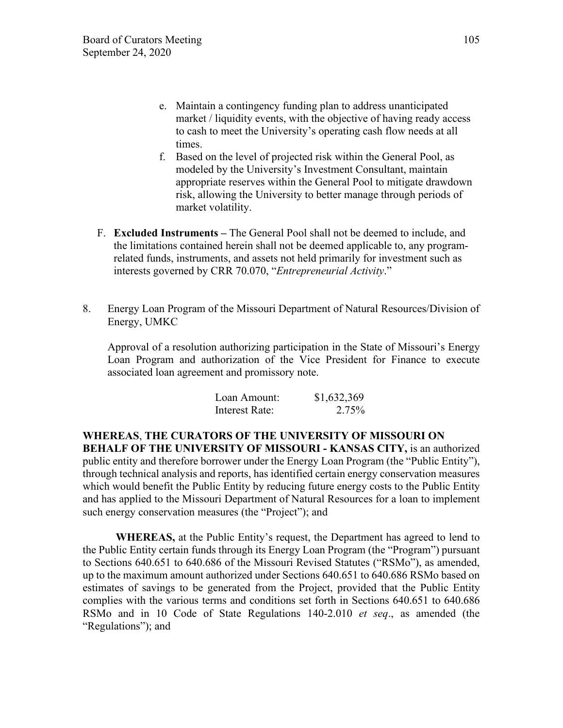e. Maintain a contingency funding plan to address unanticipated market / liquidity events, with the objective of having ready access to cash to meet the University's operating cash flow needs at all times.
f. Based on the level of projected risk within the General Pool, as modeled by the University's Investment Consultant, maintain appropriate reserves within the General Pool to mitigate drawdown risk, allowing the University to better manage through periods of market volatility.

F. **Excluded Instruments –** The General Pool shall not be deemed to include, and the limitations contained herein shall not be deemed applicable to, any program-related funds, instruments, and assets not held primarily for investment such as interests governed by CRR 70.070, "*Entrepreneurial Activity*."

8. Energy Loan Program of the Missouri Department of Natural Resources/Division of Energy, UMKC

Approval of a resolution authorizing participation in the State of Missouri's Energy Loan Program and authorization of the Vice President for Finance to execute associated loan agreement and promissory note.

| | |
|---|---|
| Loan Amount: | $1,632,369 |
| Interest Rate: | 2.75% |

**WHEREAS**, **THE CURATORS OF THE UNIVERSITY OF MISSOURI ON BEHALF OF THE UNIVERSITY OF MISSOURI - KANSAS CITY,** is an authorized public entity and therefore borrower under the Energy Loan Program (the "Public Entity"), through technical analysis and reports, has identified certain energy conservation measures which would benefit the Public Entity by reducing future energy costs to the Public Entity and has applied to the Missouri Department of Natural Resources for a loan to implement such energy conservation measures (the "Project"); and

**WHEREAS,** at the Public Entity's request, the Department has agreed to lend to the Public Entity certain funds through its Energy Loan Program (the "Program") pursuant to Sections 640.651 to 640.686 of the Missouri Revised Statutes ("RSMo"), as amended, up to the maximum amount authorized under Sections 640.651 to 640.686 RSMo based on estimates of savings to be generated from the Project, provided that the Public Entity complies with the various terms and conditions set forth in Sections 640.651 to 640.686 RSMo and in 10 Code of State Regulations 140-2.010 *et seq*., as amended (the "Regulations"); and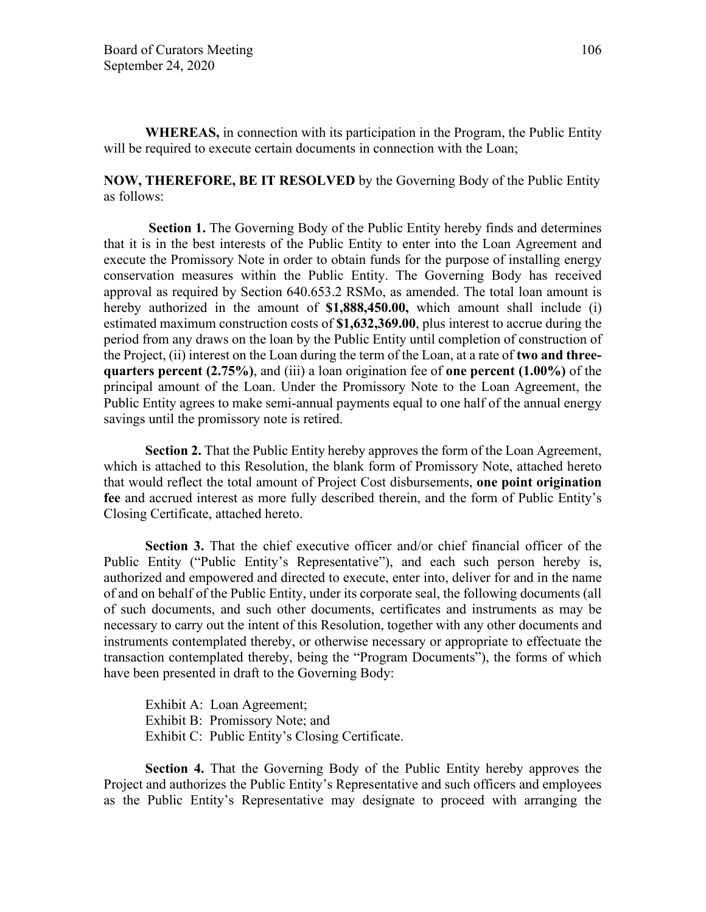**WHEREAS,** in connection with its participation in the Program, the Public Entity will be required to execute certain documents in connection with the Loan;

**NOW, THEREFORE, BE IT RESOLVED** by the Governing Body of the Public Entity as follows:

**Section 1.** The Governing Body of the Public Entity hereby finds and determines that it is in the best interests of the Public Entity to enter into the Loan Agreement and execute the Promissory Note in order to obtain funds for the purpose of installing energy conservation measures within the Public Entity. The Governing Body has received approval as required by Section 640.653.2 RSMo, as amended. The total loan amount is hereby authorized in the amount of **$1,888,450.00,** which amount shall include (i) estimated maximum construction costs of **$1,632,369.00**, plus interest to accrue during the period from any draws on the loan by the Public Entity until completion of construction of the Project, (ii) interest on the Loan during the term of the Loan, at a rate of **two and three-quarters percent (2.75%)**, and (iii) a loan origination fee of **one percent (1.00%)** of the principal amount of the Loan. Under the Promissory Note to the Loan Agreement, the Public Entity agrees to make semi-annual payments equal to one half of the annual energy savings until the promissory note is retired.

**Section 2.** That the Public Entity hereby approves the form of the Loan Agreement, which is attached to this Resolution, the blank form of Promissory Note, attached hereto that would reflect the total amount of Project Cost disbursements, **one point origination fee** and accrued interest as more fully described therein, and the form of Public Entity's Closing Certificate, attached hereto.

**Section 3.** That the chief executive officer and/or chief financial officer of the Public Entity ("Public Entity's Representative"), and each such person hereby is, authorized and empowered and directed to execute, enter into, deliver for and in the name of and on behalf of the Public Entity, under its corporate seal, the following documents (all of such documents, and such other documents, certificates and instruments as may be necessary to carry out the intent of this Resolution, together with any other documents and instruments contemplated thereby, or otherwise necessary or appropriate to effectuate the transaction contemplated thereby, being the "Program Documents"), the forms of which have been presented in draft to the Governing Body:

Exhibit A: Loan Agreement;
Exhibit B: Promissory Note; and
Exhibit C: Public Entity's Closing Certificate.

**Section 4.** That the Governing Body of the Public Entity hereby approves the Project and authorizes the Public Entity's Representative and such officers and employees as the Public Entity's Representative may designate to proceed with arranging the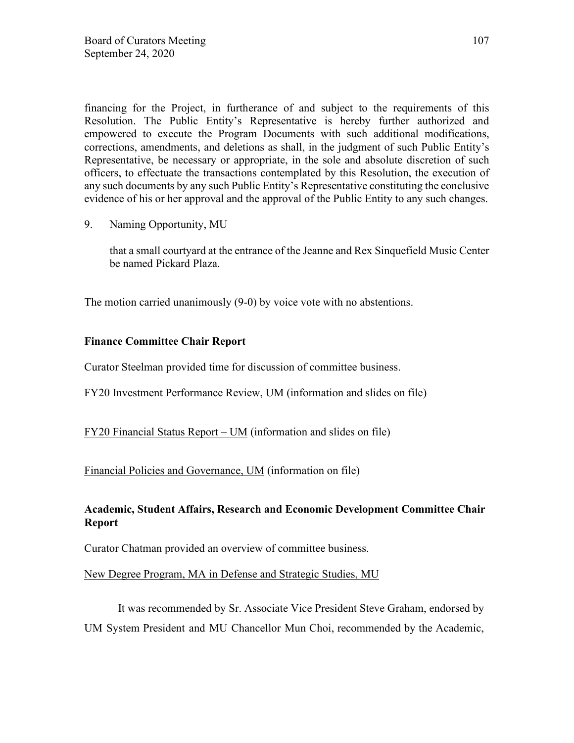financing for the Project, in furtherance of and subject to the requirements of this Resolution. The Public Entity's Representative is hereby further authorized and empowered to execute the Program Documents with such additional modifications, corrections, amendments, and deletions as shall, in the judgment of such Public Entity's Representative, be necessary or appropriate, in the sole and absolute discretion of such officers, to effectuate the transactions contemplated by this Resolution, the execution of any such documents by any such Public Entity's Representative constituting the conclusive evidence of his or her approval and the approval of the Public Entity to any such changes.

9. Naming Opportunity, MU

   that a small courtyard at the entrance of the Jeanne and Rex Sinquefield Music Center be named Pickard Plaza.

The motion carried unanimously (9-0) by voice vote with no abstentions.

**Finance Committee Chair Report**

Curator Steelman provided time for discussion of committee business.

<u>FY20 Investment Performance Review, UM</u> (information and slides on file)

<u>FY20 Financial Status Report – UM</u> (information and slides on file)

<u>Financial Policies and Governance, UM</u> (information on file)

**Academic, Student Affairs, Research and Economic Development Committee Chair Report**

Curator Chatman provided an overview of committee business.

<u>New Degree Program, MA in Defense and Strategic Studies, MU</u>

It was recommended by Sr. Associate Vice President Steve Graham, endorsed by UM System President and MU Chancellor Mun Choi, recommended by the Academic,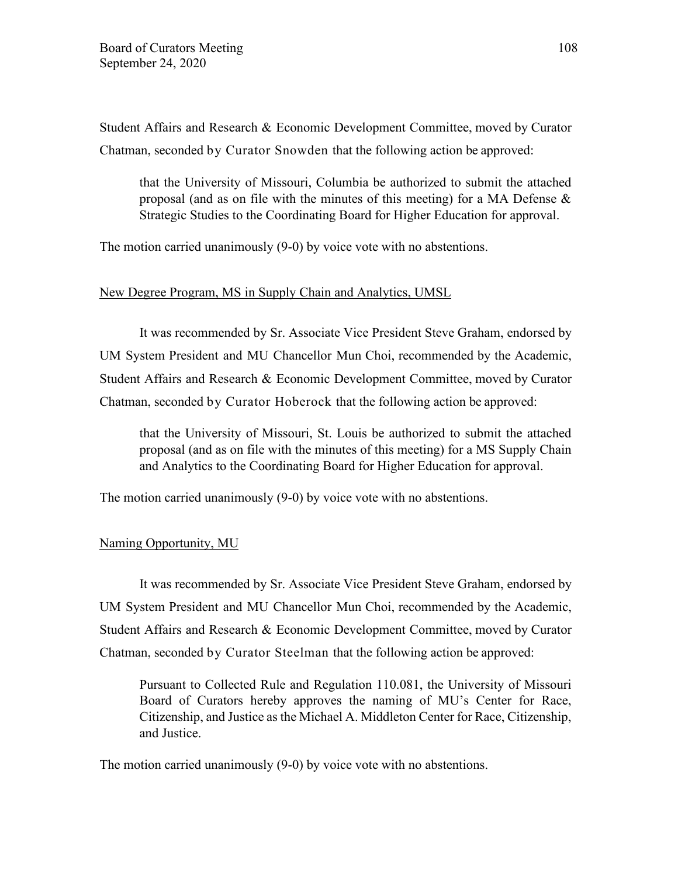Student Affairs and Research & Economic Development Committee, moved by Curator Chatman, seconded by Curator Snowden that the following action be approved:

> that the University of Missouri, Columbia be authorized to submit the attached proposal (and as on file with the minutes of this meeting) for a MA Defense & Strategic Studies to the Coordinating Board for Higher Education for approval.

The motion carried unanimously (9-0) by voice vote with no abstentions.

New Degree Program, MS in Supply Chain and Analytics, UMSL

It was recommended by Sr. Associate Vice President Steve Graham, endorsed by UM System President and MU Chancellor Mun Choi, recommended by the Academic, Student Affairs and Research & Economic Development Committee, moved by Curator Chatman, seconded by Curator Hoberock that the following action be approved:

> that the University of Missouri, St. Louis be authorized to submit the attached proposal (and as on file with the minutes of this meeting) for a MS Supply Chain and Analytics to the Coordinating Board for Higher Education for approval.

The motion carried unanimously (9-0) by voice vote with no abstentions.

Naming Opportunity, MU

It was recommended by Sr. Associate Vice President Steve Graham, endorsed by UM System President and MU Chancellor Mun Choi, recommended by the Academic, Student Affairs and Research & Economic Development Committee, moved by Curator Chatman, seconded by Curator Steelman that the following action be approved:

> Pursuant to Collected Rule and Regulation 110.081, the University of Missouri Board of Curators hereby approves the naming of MU's Center for Race, Citizenship, and Justice as the Michael A. Middleton Center for Race, Citizenship, and Justice.

The motion carried unanimously (9-0) by voice vote with no abstentions.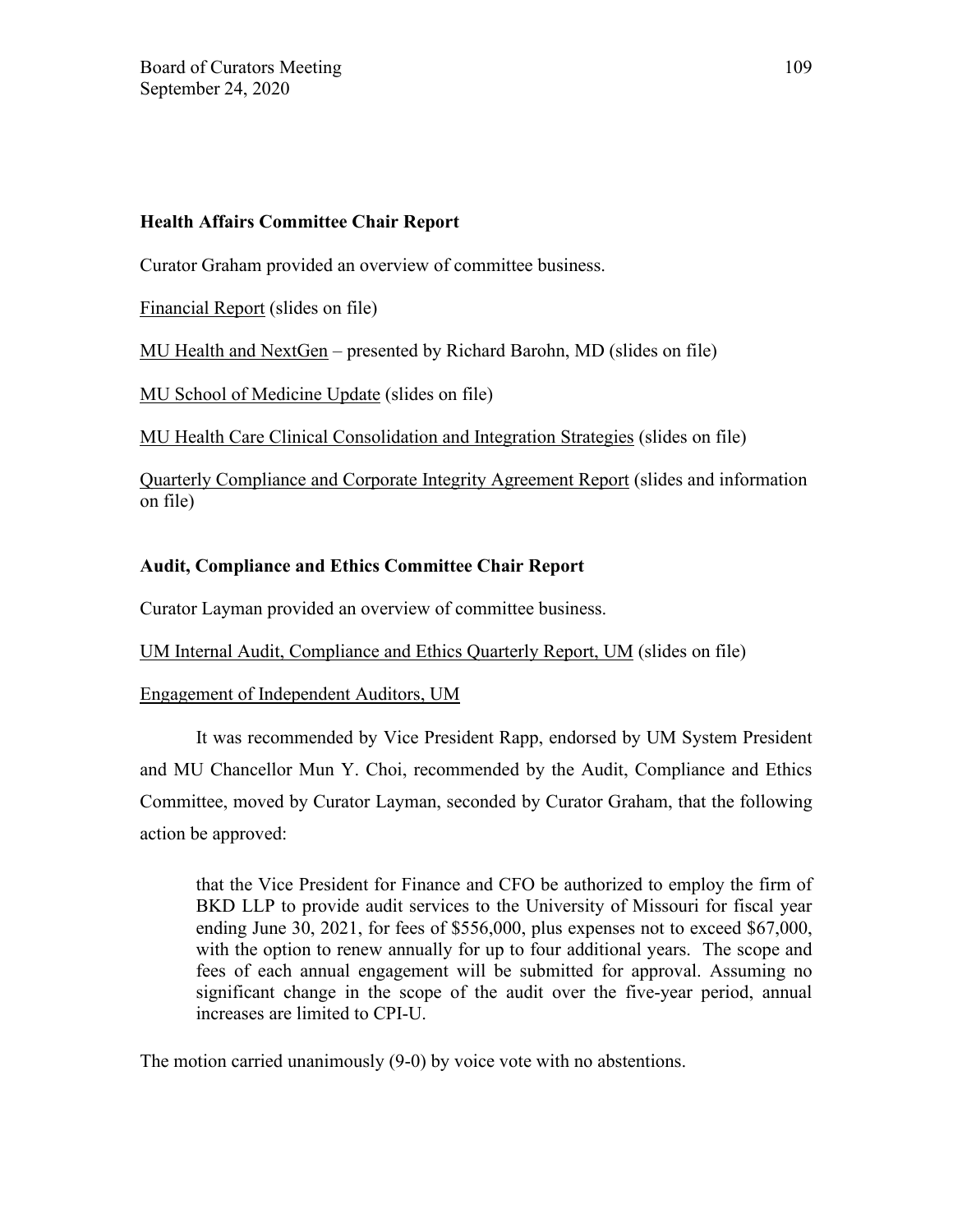**Health Affairs Committee Chair Report**

Curator Graham provided an overview of committee business.

Financial Report (slides on file)

MU Health and NextGen – presented by Richard Barohn, MD (slides on file)

MU School of Medicine Update (slides on file)

MU Health Care Clinical Consolidation and Integration Strategies (slides on file)

Quarterly Compliance and Corporate Integrity Agreement Report (slides and information on file)

**Audit, Compliance and Ethics Committee Chair Report**

Curator Layman provided an overview of committee business.

UM Internal Audit, Compliance and Ethics Quarterly Report, UM (slides on file)

Engagement of Independent Auditors, UM

It was recommended by Vice President Rapp, endorsed by UM System President and MU Chancellor Mun Y. Choi, recommended by the Audit, Compliance and Ethics Committee, moved by Curator Layman, seconded by Curator Graham, that the following action be approved:

> that the Vice President for Finance and CFO be authorized to employ the firm of BKD LLP to provide audit services to the University of Missouri for fiscal year ending June 30, 2021, for fees of $556,000, plus expenses not to exceed $67,000, with the option to renew annually for up to four additional years. The scope and fees of each annual engagement will be submitted for approval. Assuming no significant change in the scope of the audit over the five-year period, annual increases are limited to CPI-U.

The motion carried unanimously (9-0) by voice vote with no abstentions.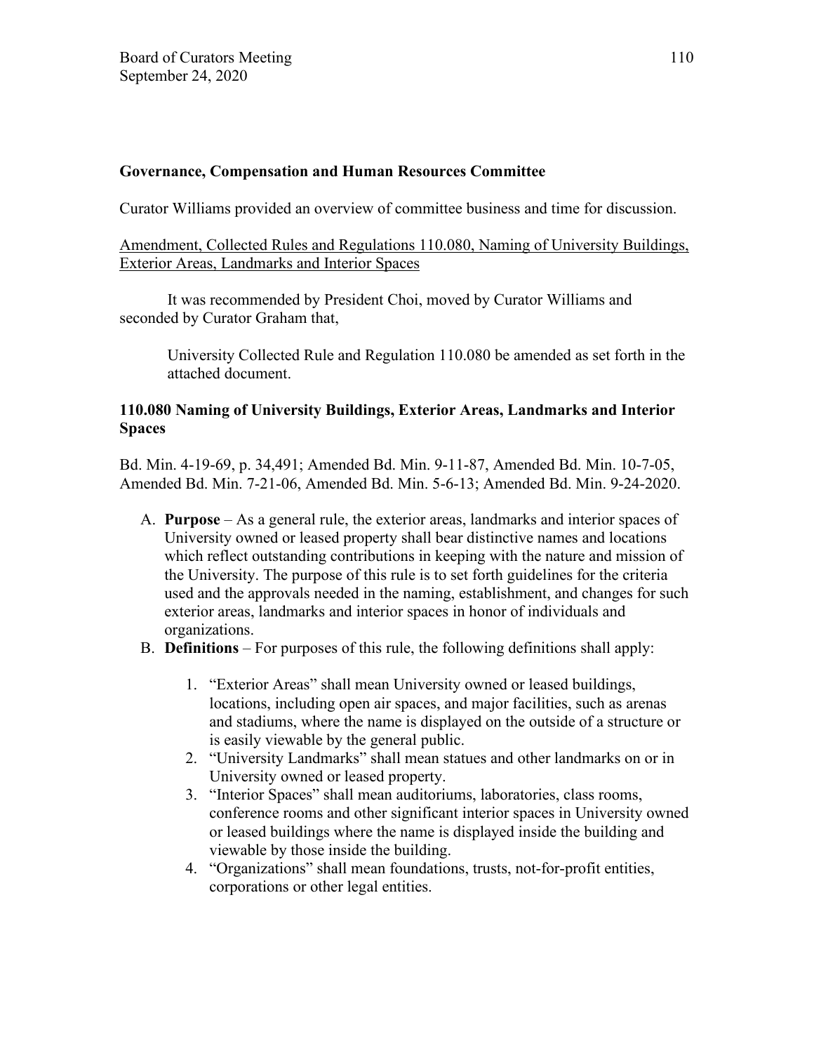**Governance, Compensation and Human Resources Committee**

Curator Williams provided an overview of committee business and time for discussion.

Amendment, Collected Rules and Regulations 110.080, Naming of University Buildings, Exterior Areas, Landmarks and Interior Spaces

It was recommended by President Choi, moved by Curator Williams and seconded by Curator Graham that,

> University Collected Rule and Regulation 110.080 be amended as set forth in the attached document.

**110.080 Naming of University Buildings, Exterior Areas, Landmarks and Interior Spaces**

Bd. Min. 4-19-69, p. 34,491; Amended Bd. Min. 9-11-87, Amended Bd. Min. 10-7-05, Amended Bd. Min. 7-21-06, Amended Bd. Min. 5-6-13; Amended Bd. Min. 9-24-2020.

A. **Purpose** – As a general rule, the exterior areas, landmarks and interior spaces of University owned or leased property shall bear distinctive names and locations which reflect outstanding contributions in keeping with the nature and mission of the University. The purpose of this rule is to set forth guidelines for the criteria used and the approvals needed in the naming, establishment, and changes for such exterior areas, landmarks and interior spaces in honor of individuals and organizations.

B. **Definitions** – For purposes of this rule, the following definitions shall apply:

   1. "Exterior Areas" shall mean University owned or leased buildings, locations, including open air spaces, and major facilities, such as arenas and stadiums, where the name is displayed on the outside of a structure or is easily viewable by the general public.
   2. "University Landmarks" shall mean statues and other landmarks on or in University owned or leased property.
   3. "Interior Spaces" shall mean auditoriums, laboratories, class rooms, conference rooms and other significant interior spaces in University owned or leased buildings where the name is displayed inside the building and viewable by those inside the building.
   4. "Organizations" shall mean foundations, trusts, not-for-profit entities, corporations or other legal entities.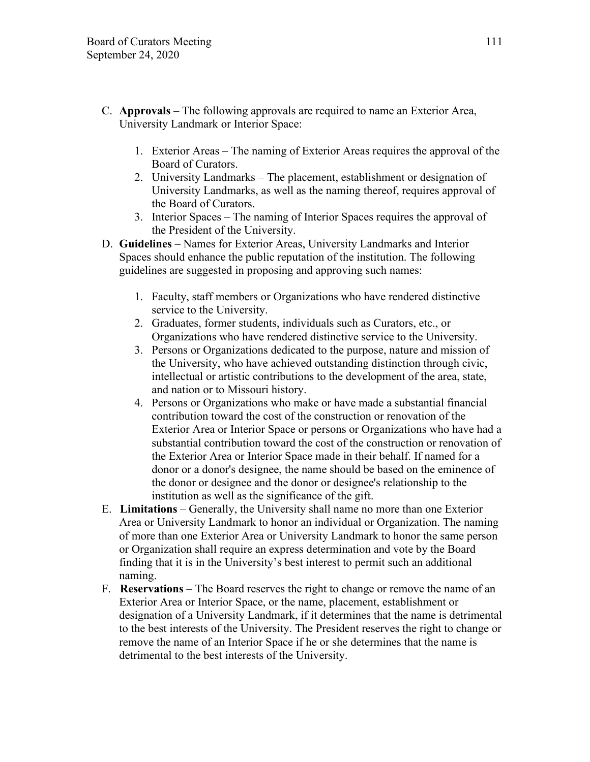C. **Approvals** – The following approvals are required to name an Exterior Area, University Landmark or Interior Space:

   1. Exterior Areas – The naming of Exterior Areas requires the approval of the Board of Curators.
   2. University Landmarks – The placement, establishment or designation of University Landmarks, as well as the naming thereof, requires approval of the Board of Curators.
   3. Interior Spaces – The naming of Interior Spaces requires the approval of the President of the University.

D. **Guidelines** – Names for Exterior Areas, University Landmarks and Interior Spaces should enhance the public reputation of the institution. The following guidelines are suggested in proposing and approving such names:

   1. Faculty, staff members or Organizations who have rendered distinctive service to the University.
   2. Graduates, former students, individuals such as Curators, etc., or Organizations who have rendered distinctive service to the University.
   3. Persons or Organizations dedicated to the purpose, nature and mission of the University, who have achieved outstanding distinction through civic, intellectual or artistic contributions to the development of the area, state, and nation or to Missouri history.
   4. Persons or Organizations who make or have made a substantial financial contribution toward the cost of the construction or renovation of the Exterior Area or Interior Space or persons or Organizations who have had a substantial contribution toward the cost of the construction or renovation of the Exterior Area or Interior Space made in their behalf. If named for a donor or a donor's designee, the name should be based on the eminence of the donor or designee and the donor or designee's relationship to the institution as well as the significance of the gift.

E. **Limitations** – Generally, the University shall name no more than one Exterior Area or University Landmark to honor an individual or Organization. The naming of more than one Exterior Area or University Landmark to honor the same person or Organization shall require an express determination and vote by the Board finding that it is in the University's best interest to permit such an additional naming.

F. **Reservations** – The Board reserves the right to change or remove the name of an Exterior Area or Interior Space, or the name, placement, establishment or designation of a University Landmark, if it determines that the name is detrimental to the best interests of the University. The President reserves the right to change or remove the name of an Interior Space if he or she determines that the name is detrimental to the best interests of the University.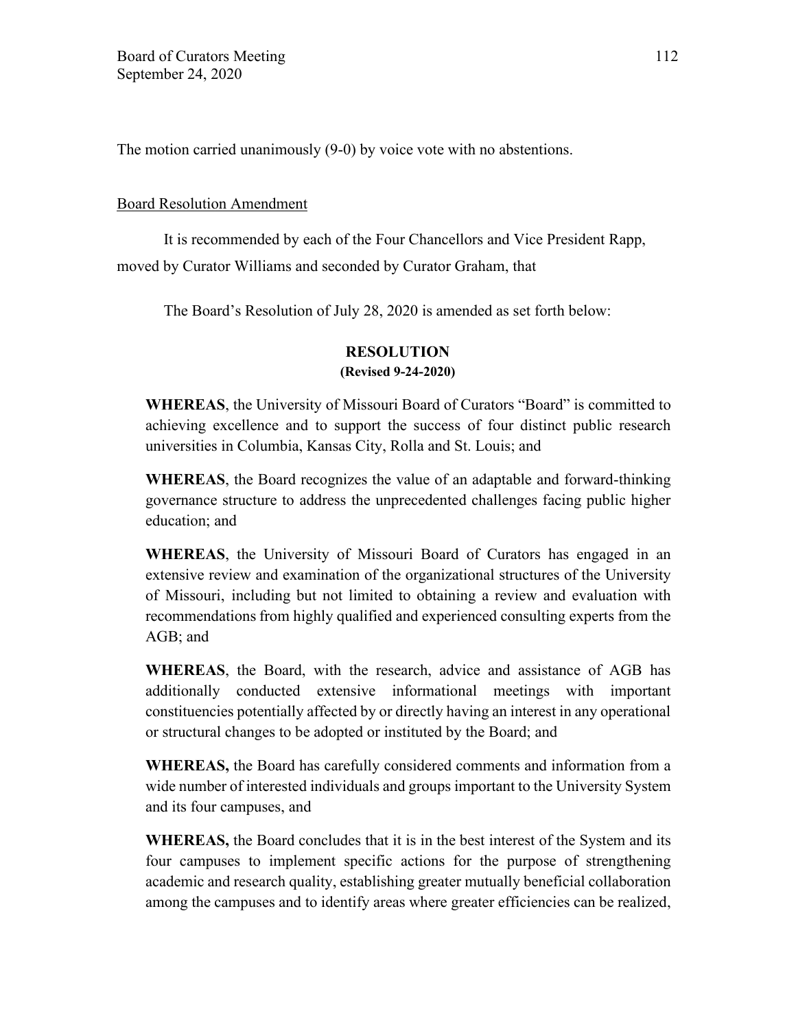The motion carried unanimously (9-0) by voice vote with no abstentions.

Board Resolution Amendment

It is recommended by each of the Four Chancellors and Vice President Rapp, moved by Curator Williams and seconded by Curator Graham, that

The Board's Resolution of July 28, 2020 is amended as set forth below:

**RESOLUTION**
**(Revised 9-24-2020)**

**WHEREAS**, the University of Missouri Board of Curators "Board" is committed to achieving excellence and to support the success of four distinct public research universities in Columbia, Kansas City, Rolla and St. Louis; and

**WHEREAS**, the Board recognizes the value of an adaptable and forward-thinking governance structure to address the unprecedented challenges facing public higher education; and

**WHEREAS**, the University of Missouri Board of Curators has engaged in an extensive review and examination of the organizational structures of the University of Missouri, including but not limited to obtaining a review and evaluation with recommendations from highly qualified and experienced consulting experts from the AGB; and

**WHEREAS**, the Board, with the research, advice and assistance of AGB has additionally conducted extensive informational meetings with important constituencies potentially affected by or directly having an interest in any operational or structural changes to be adopted or instituted by the Board; and

**WHEREAS,** the Board has carefully considered comments and information from a wide number of interested individuals and groups important to the University System and its four campuses, and

**WHEREAS,** the Board concludes that it is in the best interest of the System and its four campuses to implement specific actions for the purpose of strengthening academic and research quality, establishing greater mutually beneficial collaboration among the campuses and to identify areas where greater efficiencies can be realized,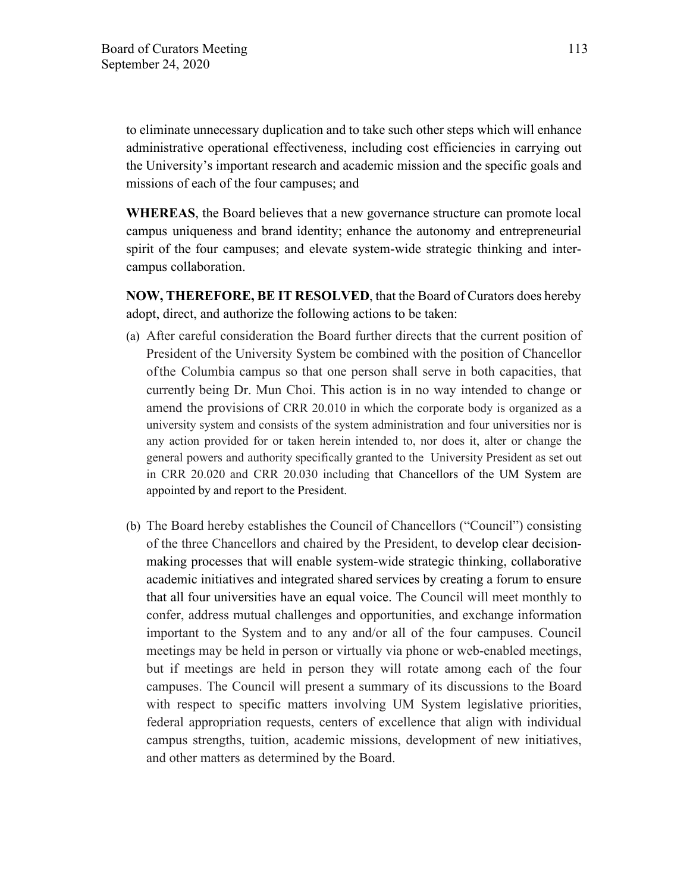to eliminate unnecessary duplication and to take such other steps which will enhance administrative operational effectiveness, including cost efficiencies in carrying out the University's important research and academic mission and the specific goals and missions of each of the four campuses; and

**WHEREAS**, the Board believes that a new governance structure can promote local campus uniqueness and brand identity; enhance the autonomy and entrepreneurial spirit of the four campuses; and elevate system-wide strategic thinking and inter-campus collaboration.

**NOW, THEREFORE, BE IT RESOLVED**, that the Board of Curators does hereby adopt, direct, and authorize the following actions to be taken:

(a) After careful consideration the Board further directs that the current position of President of the University System be combined with the position of Chancellor of the Columbia campus so that one person shall serve in both capacities, that currently being Dr. Mun Choi. This action is in no way intended to change or amend the provisions of CRR 20.010 in which the corporate body is organized as a university system and consists of the system administration and four universities nor is any action provided for or taken herein intended to, nor does it, alter or change the general powers and authority specifically granted to the University President as set out in CRR 20.020 and CRR 20.030 including that Chancellors of the UM System are appointed by and report to the President.

(b) The Board hereby establishes the Council of Chancellors ("Council") consisting of the three Chancellors and chaired by the President, to develop clear decision-making processes that will enable system-wide strategic thinking, collaborative academic initiatives and integrated shared services by creating a forum to ensure that all four universities have an equal voice. The Council will meet monthly to confer, address mutual challenges and opportunities, and exchange information important to the System and to any and/or all of the four campuses. Council meetings may be held in person or virtually via phone or web-enabled meetings, but if meetings are held in person they will rotate among each of the four campuses. The Council will present a summary of its discussions to the Board with respect to specific matters involving UM System legislative priorities, federal appropriation requests, centers of excellence that align with individual campus strengths, tuition, academic missions, development of new initiatives, and other matters as determined by the Board.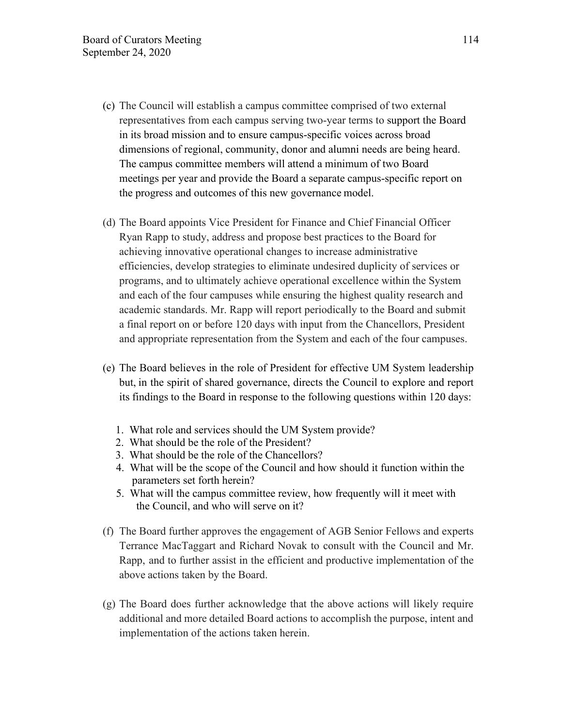(c) The Council will establish a campus committee comprised of two external representatives from each campus serving two-year terms to support the Board in its broad mission and to ensure campus-specific voices across broad dimensions of regional, community, donor and alumni needs are being heard. The campus committee members will attend a minimum of two Board meetings per year and provide the Board a separate campus-specific report on the progress and outcomes of this new governance model.

(d) The Board appoints Vice President for Finance and Chief Financial Officer Ryan Rapp to study, address and propose best practices to the Board for achieving innovative operational changes to increase administrative efficiencies, develop strategies to eliminate undesired duplicity of services or programs, and to ultimately achieve operational excellence within the System and each of the four campuses while ensuring the highest quality research and academic standards. Mr. Rapp will report periodically to the Board and submit a final report on or before 120 days with input from the Chancellors, President and appropriate representation from the System and each of the four campuses.

(e) The Board believes in the role of President for effective UM System leadership but, in the spirit of shared governance, directs the Council to explore and report its findings to the Board in response to the following questions within 120 days:

1. What role and services should the UM System provide?
2. What should be the role of the President?
3. What should be the role of the Chancellors?
4. What will be the scope of the Council and how should it function within the parameters set forth herein?
5. What will the campus committee review, how frequently will it meet with the Council, and who will serve on it?

(f) The Board further approves the engagement of AGB Senior Fellows and experts Terrance MacTaggart and Richard Novak to consult with the Council and Mr. Rapp, and to further assist in the efficient and productive implementation of the above actions taken by the Board.

(g) The Board does further acknowledge that the above actions will likely require additional and more detailed Board actions to accomplish the purpose, intent and implementation of the actions taken herein.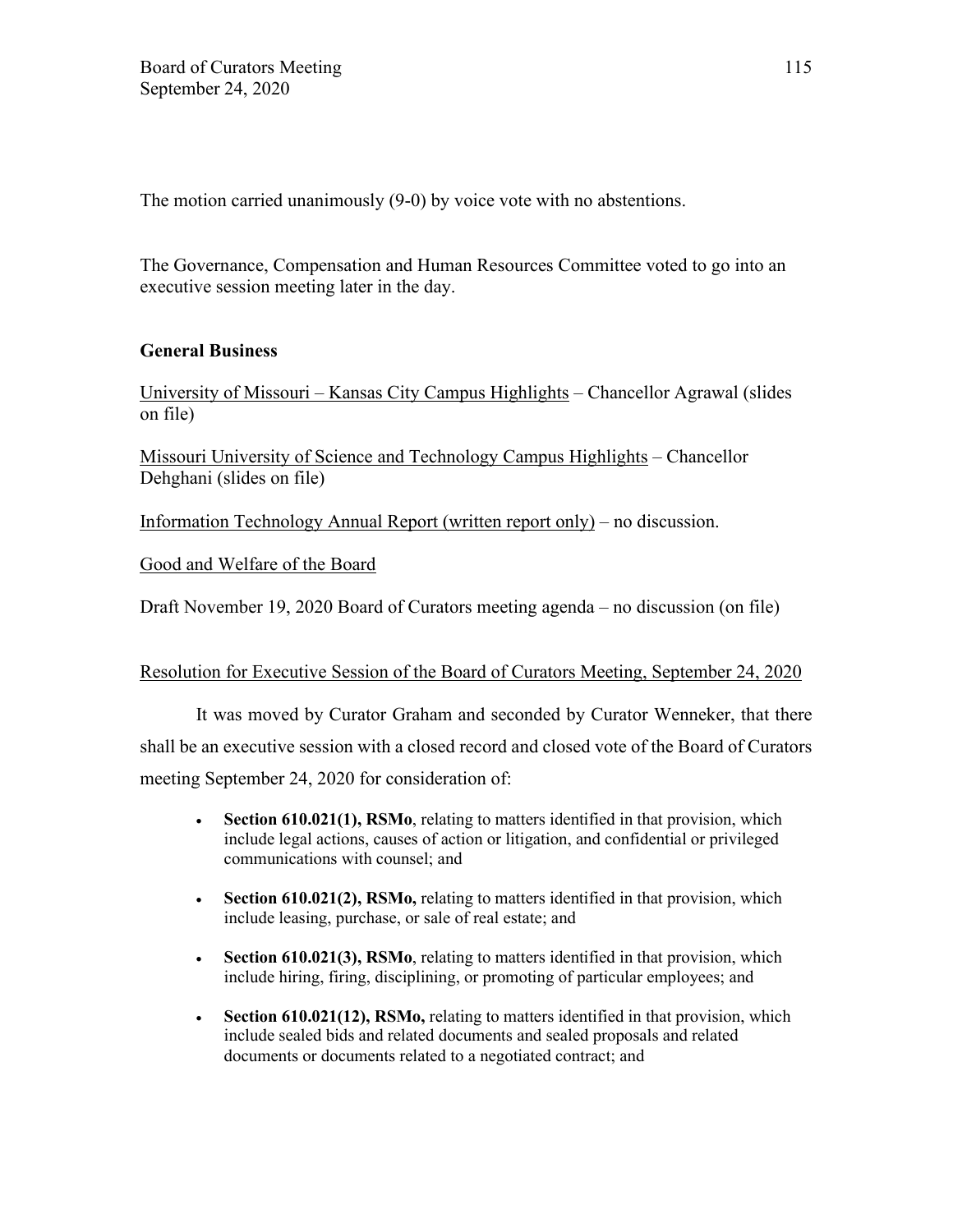The motion carried unanimously (9-0) by voice vote with no abstentions.

The Governance, Compensation and Human Resources Committee voted to go into an executive session meeting later in the day.

**General Business**

University of Missouri – Kansas City Campus Highlights – Chancellor Agrawal (slides on file)

Missouri University of Science and Technology Campus Highlights – Chancellor Dehghani (slides on file)

Information Technology Annual Report (written report only) – no discussion.

Good and Welfare of the Board

Draft November 19, 2020 Board of Curators meeting agenda – no discussion (on file)

Resolution for Executive Session of the Board of Curators Meeting, September 24, 2020

It was moved by Curator Graham and seconded by Curator Wenneker, that there shall be an executive session with a closed record and closed vote of the Board of Curators meeting September 24, 2020 for consideration of:

- **Section 610.021(1), RSMo**, relating to matters identified in that provision, which include legal actions, causes of action or litigation, and confidential or privileged communications with counsel; and
- **Section 610.021(2), RSMo,** relating to matters identified in that provision, which include leasing, purchase, or sale of real estate; and
- **Section 610.021(3), RSMo**, relating to matters identified in that provision, which include hiring, firing, disciplining, or promoting of particular employees; and
- **Section 610.021(12), RSMo,** relating to matters identified in that provision, which include sealed bids and related documents and sealed proposals and related documents or documents related to a negotiated contract; and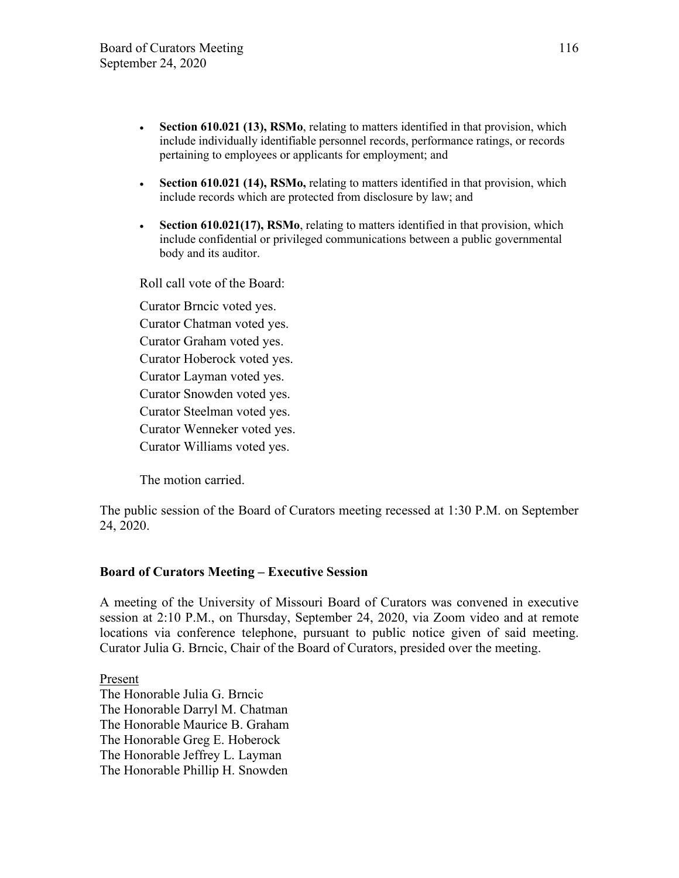- **Section 610.021 (13), RSMo**, relating to matters identified in that provision, which include individually identifiable personnel records, performance ratings, or records pertaining to employees or applicants for employment; and
- **Section 610.021 (14), RSMo,** relating to matters identified in that provision, which include records which are protected from disclosure by law; and
- **Section 610.021(17), RSMo**, relating to matters identified in that provision, which include confidential or privileged communications between a public governmental body and its auditor.

Roll call vote of the Board:

Curator Brncic voted yes.
Curator Chatman voted yes.
Curator Graham voted yes.
Curator Hoberock voted yes.
Curator Layman voted yes.
Curator Snowden voted yes.
Curator Steelman voted yes.
Curator Wenneker voted yes.
Curator Williams voted yes.

The motion carried.

The public session of the Board of Curators meeting recessed at 1:30 P.M. on September 24, 2020.

**Board of Curators Meeting – Executive Session**

A meeting of the University of Missouri Board of Curators was convened in executive session at 2:10 P.M., on Thursday, September 24, 2020, via Zoom video and at remote locations via conference telephone, pursuant to public notice given of said meeting. Curator Julia G. Brncic, Chair of the Board of Curators, presided over the meeting.

Present
The Honorable Julia G. Brncic
The Honorable Darryl M. Chatman
The Honorable Maurice B. Graham
The Honorable Greg E. Hoberock
The Honorable Jeffrey L. Layman
The Honorable Phillip H. Snowden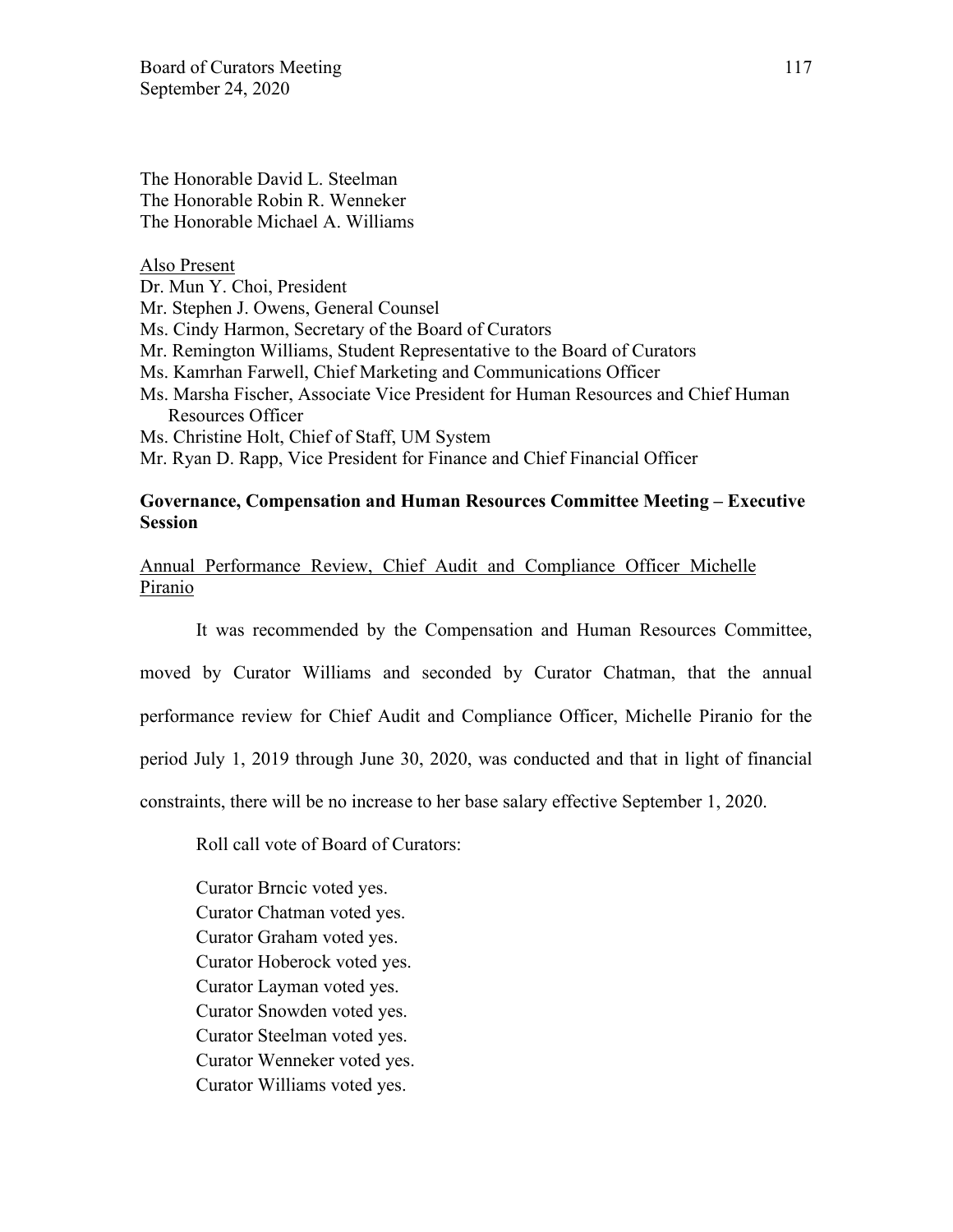The Honorable David L. Steelman
The Honorable Robin R. Wenneker
The Honorable Michael A. Williams

Also Present
Dr. Mun Y. Choi, President
Mr. Stephen J. Owens, General Counsel
Ms. Cindy Harmon, Secretary of the Board of Curators
Mr. Remington Williams, Student Representative to the Board of Curators
Ms. Kamrhan Farwell, Chief Marketing and Communications Officer
Ms. Marsha Fischer, Associate Vice President for Human Resources and Chief Human Resources Officer
Ms. Christine Holt, Chief of Staff, UM System
Mr. Ryan D. Rapp, Vice President for Finance and Chief Financial Officer

**Governance, Compensation and Human Resources Committee Meeting – Executive Session**

Annual Performance Review, Chief Audit and Compliance Officer Michelle Piranio

It was recommended by the Compensation and Human Resources Committee, moved by Curator Williams and seconded by Curator Chatman, that the annual performance review for Chief Audit and Compliance Officer, Michelle Piranio for the period July 1, 2019 through June 30, 2020, was conducted and that in light of financial constraints, there will be no increase to her base salary effective September 1, 2020.

Roll call vote of Board of Curators:

Curator Brncic voted yes.
Curator Chatman voted yes.
Curator Graham voted yes.
Curator Hoberock voted yes.
Curator Layman voted yes.
Curator Snowden voted yes.
Curator Steelman voted yes.
Curator Wenneker voted yes.
Curator Williams voted yes.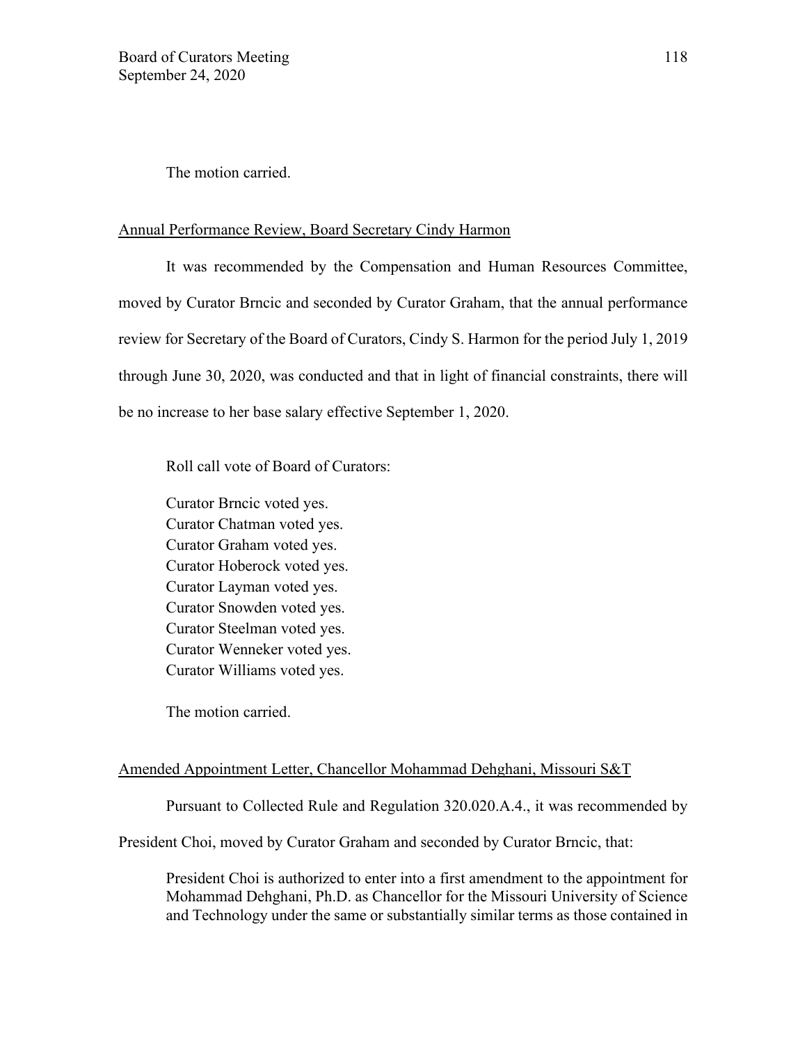The motion carried.

Annual Performance Review, Board Secretary Cindy Harmon

It was recommended by the Compensation and Human Resources Committee, moved by Curator Brncic and seconded by Curator Graham, that the annual performance review for Secretary of the Board of Curators, Cindy S. Harmon for the period July 1, 2019 through June 30, 2020, was conducted and that in light of financial constraints, there will be no increase to her base salary effective September 1, 2020.

Roll call vote of Board of Curators:

Curator Brncic voted yes.
Curator Chatman voted yes.
Curator Graham voted yes.
Curator Hoberock voted yes.
Curator Layman voted yes.
Curator Snowden voted yes.
Curator Steelman voted yes.
Curator Wenneker voted yes.
Curator Williams voted yes.

The motion carried.

Amended Appointment Letter, Chancellor Mohammad Dehghani, Missouri S&T

Pursuant to Collected Rule and Regulation 320.020.A.4., it was recommended by President Choi, moved by Curator Graham and seconded by Curator Brncic, that:

> President Choi is authorized to enter into a first amendment to the appointment for Mohammad Dehghani, Ph.D. as Chancellor for the Missouri University of Science and Technology under the same or substantially similar terms as those contained in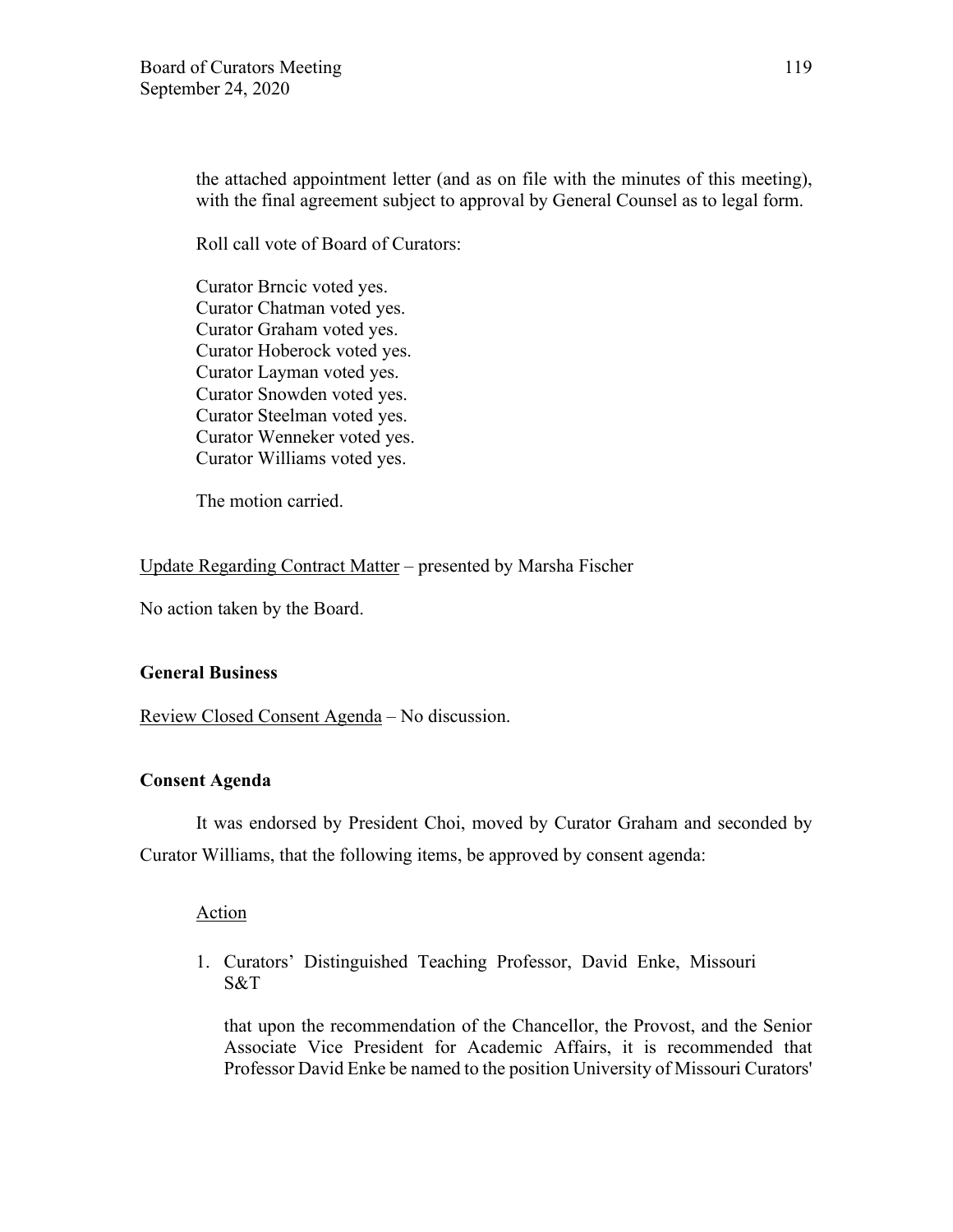the attached appointment letter (and as on file with the minutes of this meeting), with the final agreement subject to approval by General Counsel as to legal form.

Roll call vote of Board of Curators:

Curator Brncic voted yes.
Curator Chatman voted yes.
Curator Graham voted yes.
Curator Hoberock voted yes.
Curator Layman voted yes.
Curator Snowden voted yes.
Curator Steelman voted yes.
Curator Wenneker voted yes.
Curator Williams voted yes.

The motion carried.

Update Regarding Contract Matter – presented by Marsha Fischer

No action taken by the Board.

**General Business**

Review Closed Consent Agenda – No discussion.

**Consent Agenda**

It was endorsed by President Choi, moved by Curator Graham and seconded by Curator Williams, that the following items, be approved by consent agenda:

Action

1. Curators' Distinguished Teaching Professor, David Enke, Missouri S&T

   that upon the recommendation of the Chancellor, the Provost, and the Senior Associate Vice President for Academic Affairs, it is recommended that Professor David Enke be named to the position University of Missouri Curators'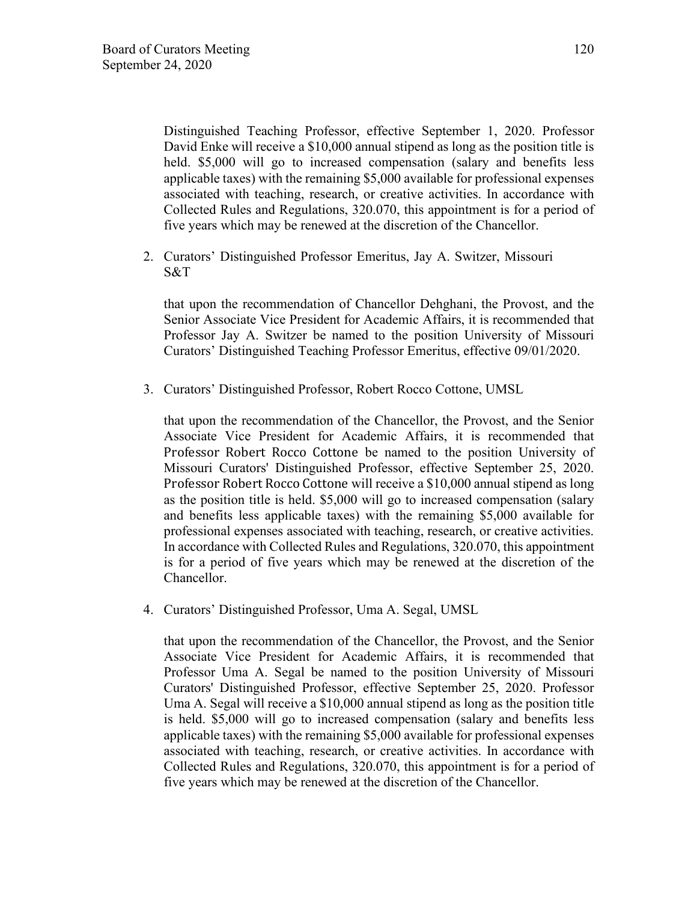Distinguished Teaching Professor, effective September 1, 2020. Professor David Enke will receive a $10,000 annual stipend as long as the position title is held. $5,000 will go to increased compensation (salary and benefits less applicable taxes) with the remaining $5,000 available for professional expenses associated with teaching, research, or creative activities. In accordance with Collected Rules and Regulations, 320.070, this appointment is for a period of five years which may be renewed at the discretion of the Chancellor.

2. Curators' Distinguished Professor Emeritus, Jay A. Switzer, Missouri S&T

   that upon the recommendation of Chancellor Dehghani, the Provost, and the Senior Associate Vice President for Academic Affairs, it is recommended that Professor Jay A. Switzer be named to the position University of Missouri Curators' Distinguished Teaching Professor Emeritus, effective 09/01/2020.

3. Curators' Distinguished Professor, Robert Rocco Cottone, UMSL

   that upon the recommendation of the Chancellor, the Provost, and the Senior Associate Vice President for Academic Affairs, it is recommended that Professor Robert Rocco Cottone be named to the position University of Missouri Curators' Distinguished Professor, effective September 25, 2020. Professor Robert Rocco Cottone will receive a $10,000 annual stipend as long as the position title is held. $5,000 will go to increased compensation (salary and benefits less applicable taxes) with the remaining $5,000 available for professional expenses associated with teaching, research, or creative activities. In accordance with Collected Rules and Regulations, 320.070, this appointment is for a period of five years which may be renewed at the discretion of the Chancellor.

4. Curators' Distinguished Professor, Uma A. Segal, UMSL

   that upon the recommendation of the Chancellor, the Provost, and the Senior Associate Vice President for Academic Affairs, it is recommended that Professor Uma A. Segal be named to the position University of Missouri Curators' Distinguished Professor, effective September 25, 2020. Professor Uma A. Segal will receive a $10,000 annual stipend as long as the position title is held. $5,000 will go to increased compensation (salary and benefits less applicable taxes) with the remaining $5,000 available for professional expenses associated with teaching, research, or creative activities. In accordance with Collected Rules and Regulations, 320.070, this appointment is for a period of five years which may be renewed at the discretion of the Chancellor.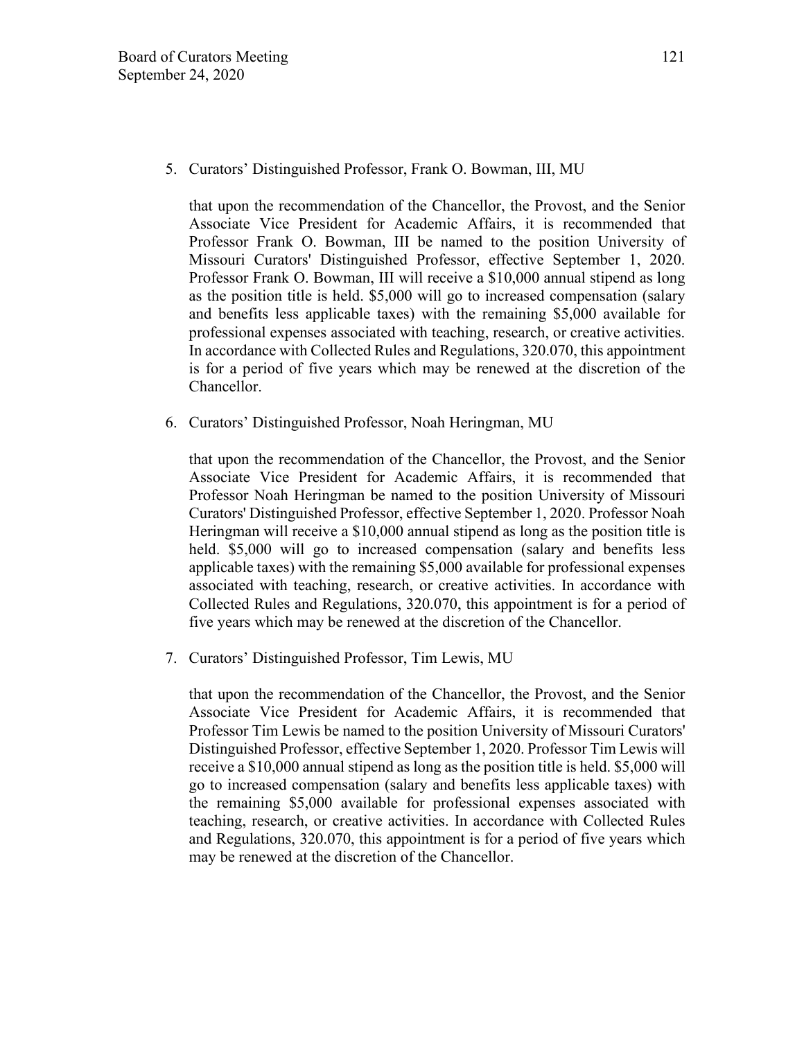5. Curators' Distinguished Professor, Frank O. Bowman, III, MU

   that upon the recommendation of the Chancellor, the Provost, and the Senior Associate Vice President for Academic Affairs, it is recommended that Professor Frank O. Bowman, III be named to the position University of Missouri Curators' Distinguished Professor, effective September 1, 2020. Professor Frank O. Bowman, III will receive a $10,000 annual stipend as long as the position title is held. $5,000 will go to increased compensation (salary and benefits less applicable taxes) with the remaining $5,000 available for professional expenses associated with teaching, research, or creative activities. In accordance with Collected Rules and Regulations, 320.070, this appointment is for a period of five years which may be renewed at the discretion of the Chancellor.

6. Curators' Distinguished Professor, Noah Heringman, MU

   that upon the recommendation of the Chancellor, the Provost, and the Senior Associate Vice President for Academic Affairs, it is recommended that Professor Noah Heringman be named to the position University of Missouri Curators' Distinguished Professor, effective September 1, 2020. Professor Noah Heringman will receive a $10,000 annual stipend as long as the position title is held. $5,000 will go to increased compensation (salary and benefits less applicable taxes) with the remaining $5,000 available for professional expenses associated with teaching, research, or creative activities. In accordance with Collected Rules and Regulations, 320.070, this appointment is for a period of five years which may be renewed at the discretion of the Chancellor.

7. Curators' Distinguished Professor, Tim Lewis, MU

   that upon the recommendation of the Chancellor, the Provost, and the Senior Associate Vice President for Academic Affairs, it is recommended that Professor Tim Lewis be named to the position University of Missouri Curators' Distinguished Professor, effective September 1, 2020. Professor Tim Lewis will receive a $10,000 annual stipend as long as the position title is held. $5,000 will go to increased compensation (salary and benefits less applicable taxes) with the remaining $5,000 available for professional expenses associated with teaching, research, or creative activities. In accordance with Collected Rules and Regulations, 320.070, this appointment is for a period of five years which may be renewed at the discretion of the Chancellor.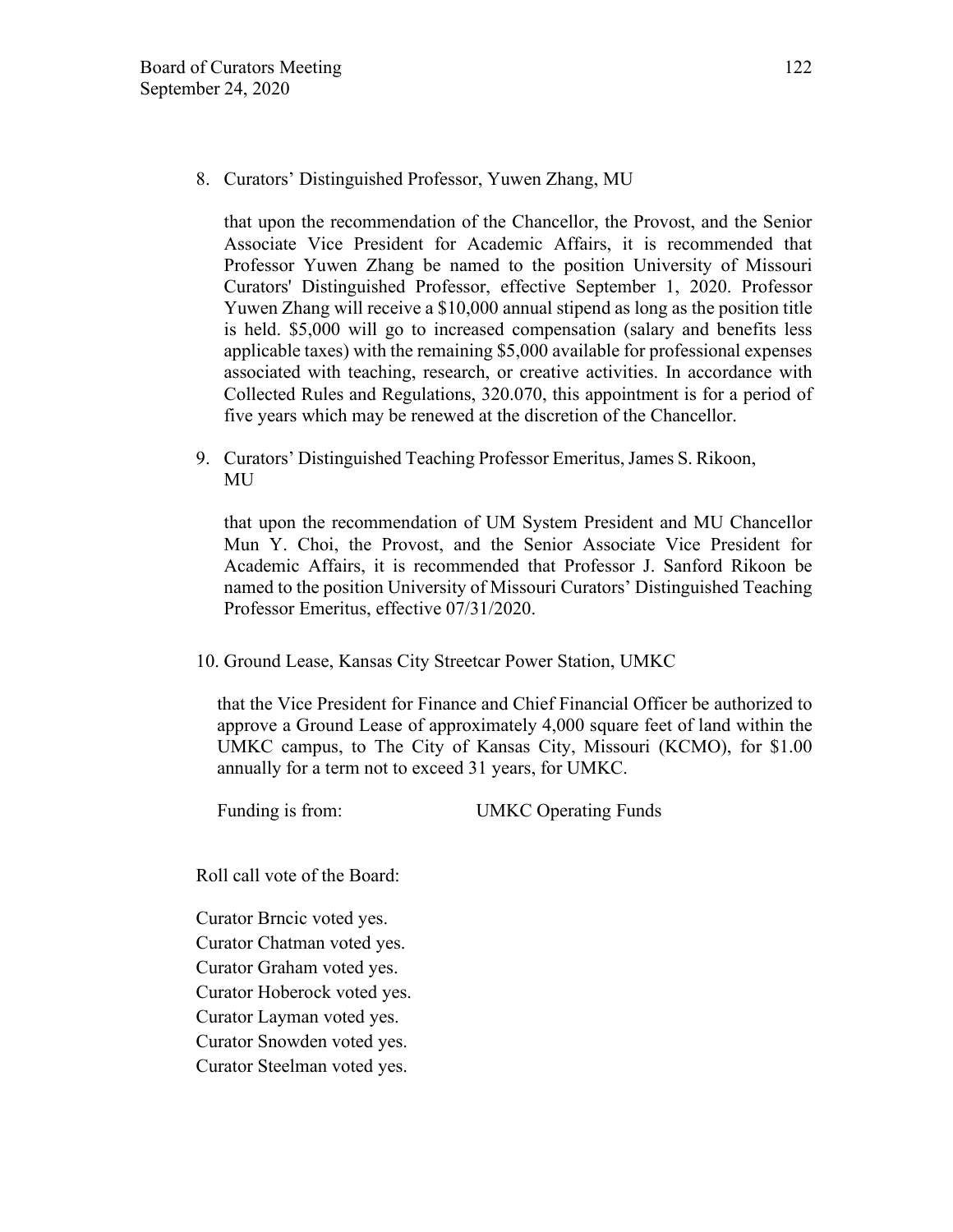8. Curators' Distinguished Professor, Yuwen Zhang, MU

   that upon the recommendation of the Chancellor, the Provost, and the Senior Associate Vice President for Academic Affairs, it is recommended that Professor Yuwen Zhang be named to the position University of Missouri Curators' Distinguished Professor, effective September 1, 2020. Professor Yuwen Zhang will receive a $10,000 annual stipend as long as the position title is held. $5,000 will go to increased compensation (salary and benefits less applicable taxes) with the remaining $5,000 available for professional expenses associated with teaching, research, or creative activities. In accordance with Collected Rules and Regulations, 320.070, this appointment is for a period of five years which may be renewed at the discretion of the Chancellor.

9. Curators' Distinguished Teaching Professor Emeritus, James S. Rikoon, MU

   that upon the recommendation of UM System President and MU Chancellor Mun Y. Choi, the Provost, and the Senior Associate Vice President for Academic Affairs, it is recommended that Professor J. Sanford Rikoon be named to the position University of Missouri Curators' Distinguished Teaching Professor Emeritus, effective 07/31/2020.

10. Ground Lease, Kansas City Streetcar Power Station, UMKC

    that the Vice President for Finance and Chief Financial Officer be authorized to approve a Ground Lease of approximately 4,000 square feet of land within the UMKC campus, to The City of Kansas City, Missouri (KCMO), for $1.00 annually for a term not to exceed 31 years, for UMKC.

    Funding is from: UMKC Operating Funds

Roll call vote of the Board:

Curator Brncic voted yes.
Curator Chatman voted yes.
Curator Graham voted yes.
Curator Hoberock voted yes.
Curator Layman voted yes.
Curator Snowden voted yes.
Curator Steelman voted yes.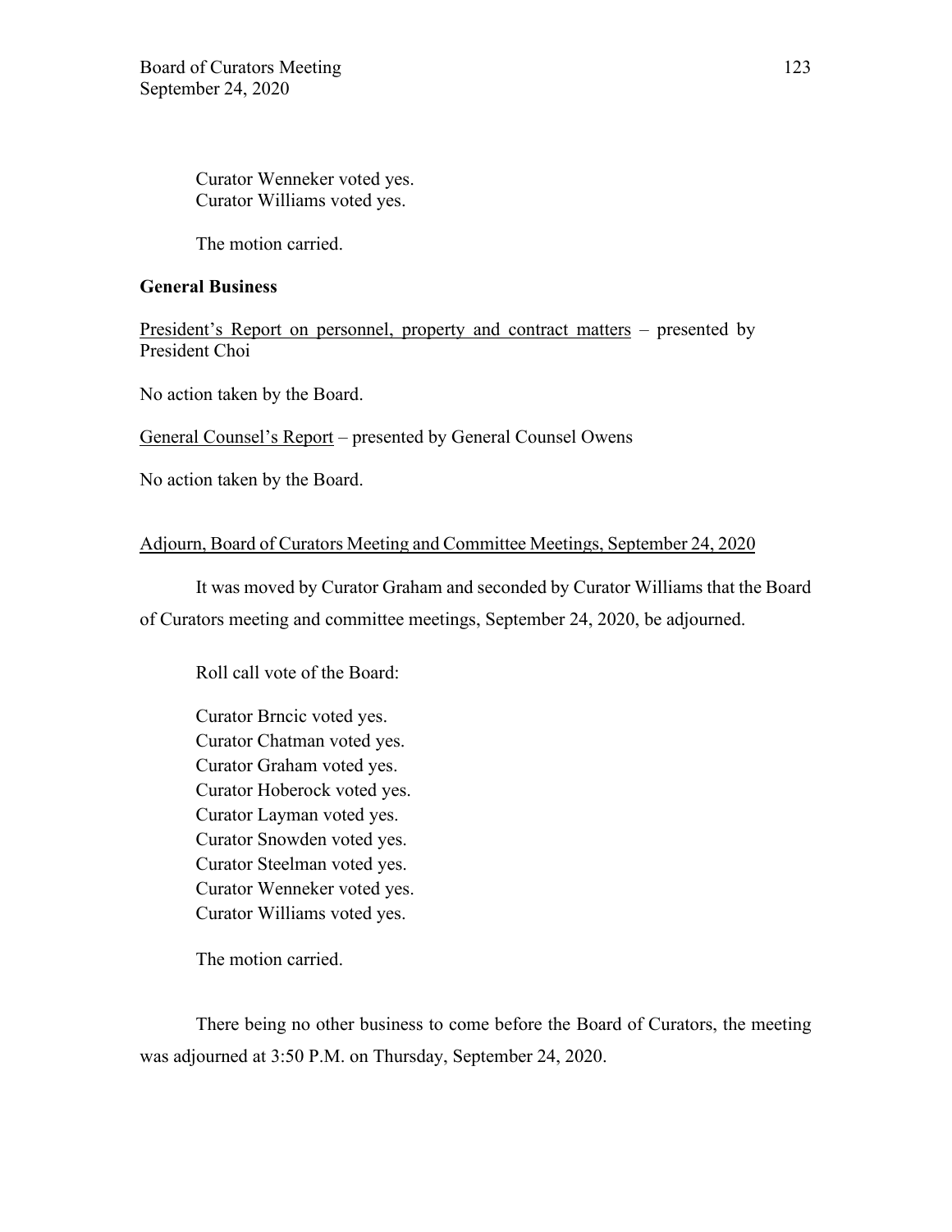Curator Wenneker voted yes.
Curator Williams voted yes.

The motion carried.

**General Business**

President's Report on personnel, property and contract matters – presented by President Choi

No action taken by the Board.

General Counsel's Report – presented by General Counsel Owens

No action taken by the Board.

Adjourn, Board of Curators Meeting and Committee Meetings, September 24, 2020

It was moved by Curator Graham and seconded by Curator Williams that the Board of Curators meeting and committee meetings, September 24, 2020, be adjourned.

Roll call vote of the Board:

Curator Brncic voted yes.
Curator Chatman voted yes.
Curator Graham voted yes.
Curator Hoberock voted yes.
Curator Layman voted yes.
Curator Snowden voted yes.
Curator Steelman voted yes.
Curator Wenneker voted yes.
Curator Williams voted yes.

The motion carried.

There being no other business to come before the Board of Curators, the meeting was adjourned at 3:50 P.M. on Thursday, September 24, 2020.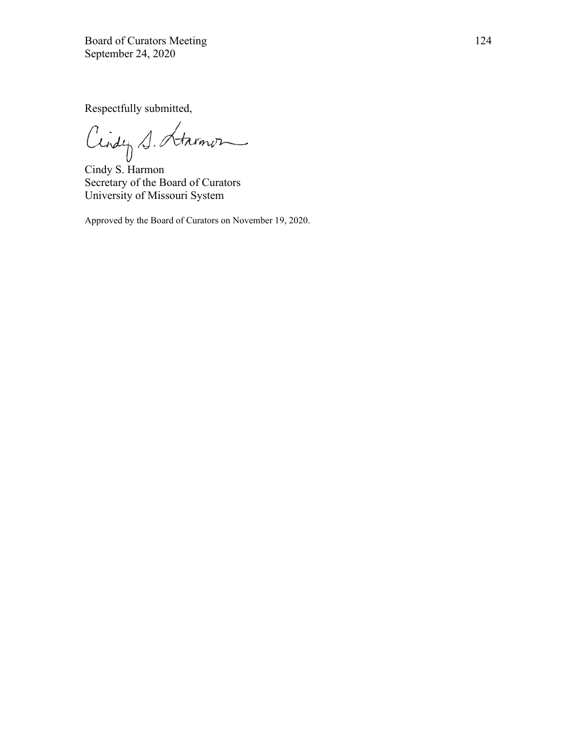Respectfully submitted,

Cindy S. Harmon
Secretary of the Board of Curators
University of Missouri System

Approved by the Board of Curators on November 19, 2020.